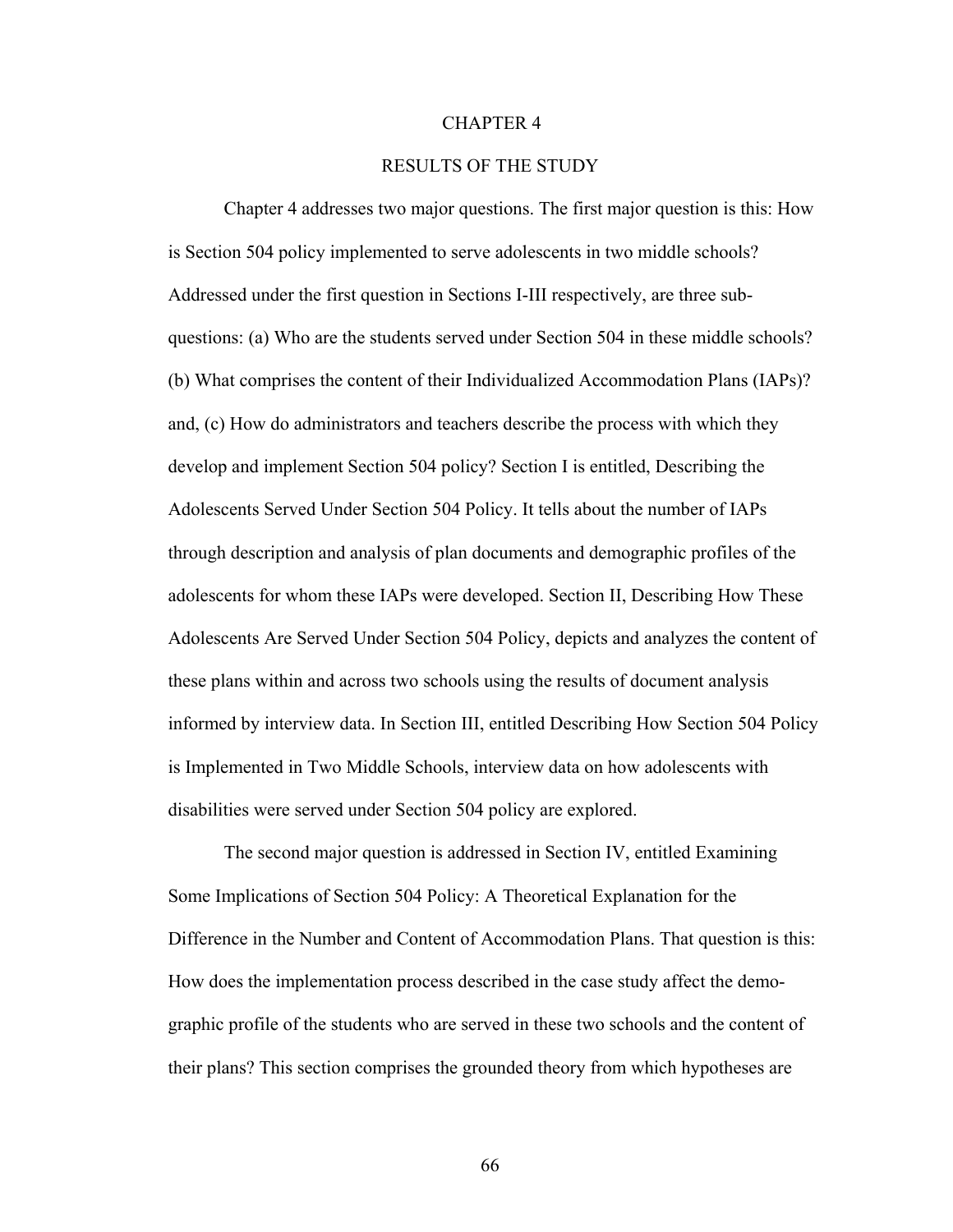# CHAPTER 4

## RESULTS OF THE STUDY

Chapter 4 addresses two major questions. The first major question is this: How is Section 504 policy implemented to serve adolescents in two middle schools? Addressed under the first question in Sections I-III respectively, are three sub-questions: (a) Who are the students served under Section 504 in these middle schools? (b) What comprises the content of their Individualized Accommodation Plans (IAPs)? and, (c) How do administrators and teachers describe the process with which they develop and implement Section 504 policy? Section I is entitled, Describing the Adolescents Served Under Section 504 Policy. It tells about the number of IAPs through description and analysis of plan documents and demographic profiles of the adolescents for whom these IAPs were developed. Section II, Describing How These Adolescents Are Served Under Section 504 Policy, depicts and analyzes the content of these plans within and across two schools using the results of document analysis informed by interview data. In Section III, entitled Describing How Section 504 Policy is Implemented in Two Middle Schools, interview data on how adolescents with disabilities were served under Section 504 policy are explored.

The second major question is addressed in Section IV, entitled Examining Some Implications of Section 504 Policy: A Theoretical Explanation for the Difference in the Number and Content of Accommodation Plans. That question is this: How does the implementation process described in the case study affect the demographic profile of the students who are served in these two schools and the content of their plans? This section comprises the grounded theory from which hypotheses are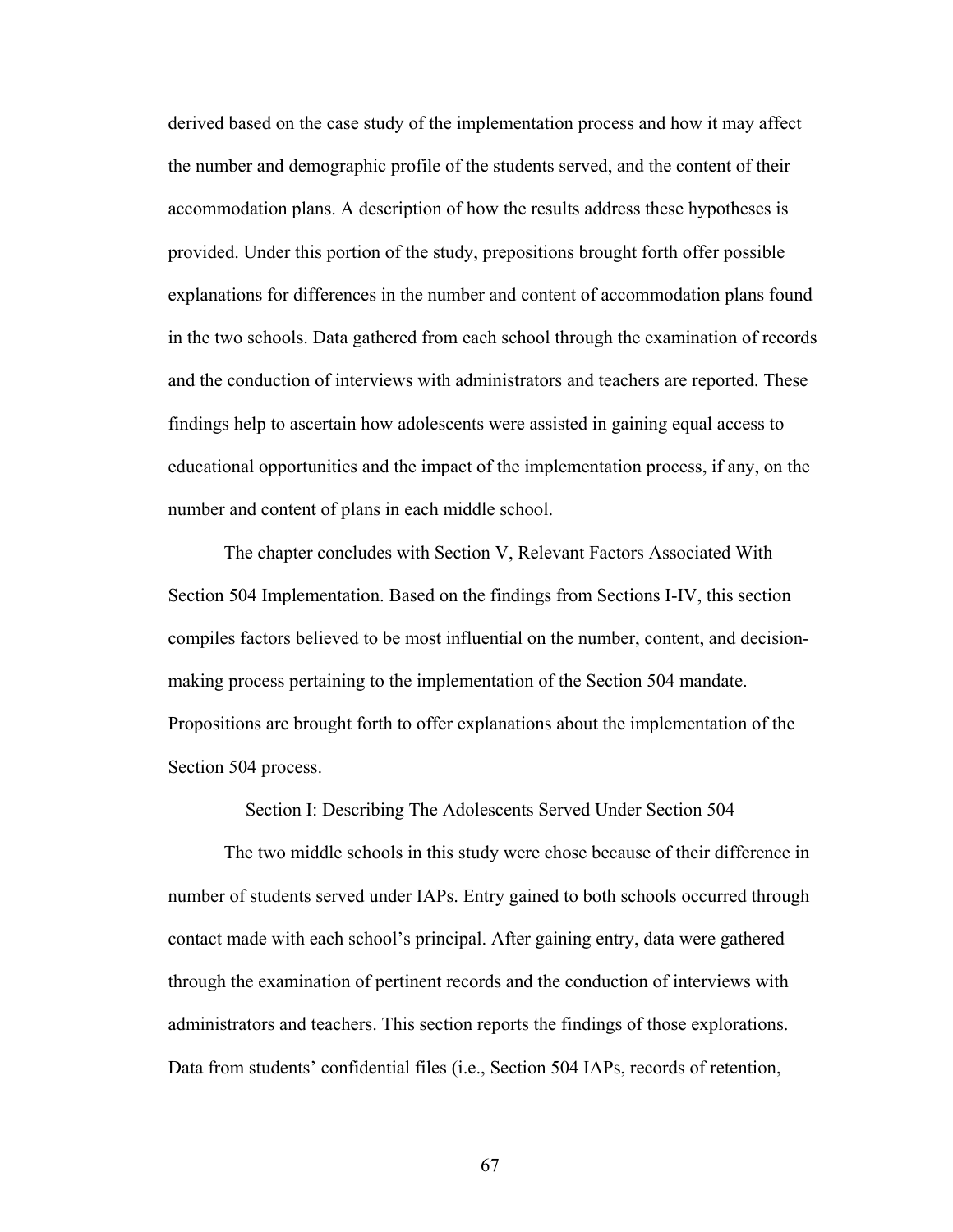derived based on the case study of the implementation process and how it may affect the number and demographic profile of the students served, and the content of their accommodation plans. A description of how the results address these hypotheses is provided. Under this portion of the study, prepositions brought forth offer possible explanations for differences in the number and content of accommodation plans found in the two schools. Data gathered from each school through the examination of records and the conduction of interviews with administrators and teachers are reported. These findings help to ascertain how adolescents were assisted in gaining equal access to educational opportunities and the impact of the implementation process, if any, on the number and content of plans in each middle school.

The chapter concludes with Section V, Relevant Factors Associated With Section 504 Implementation. Based on the findings from Sections I-IV, this section compiles factors believed to be most influential on the number, content, and decision-making process pertaining to the implementation of the Section 504 mandate. Propositions are brought forth to offer explanations about the implementation of the Section 504 process.

## Section I: Describing The Adolescents Served Under Section 504

The two middle schools in this study were chose because of their difference in number of students served under IAPs. Entry gained to both schools occurred through contact made with each school's principal. After gaining entry, data were gathered through the examination of pertinent records and the conduction of interviews with administrators and teachers. This section reports the findings of those explorations. Data from students' confidential files (i.e., Section 504 IAPs, records of retention,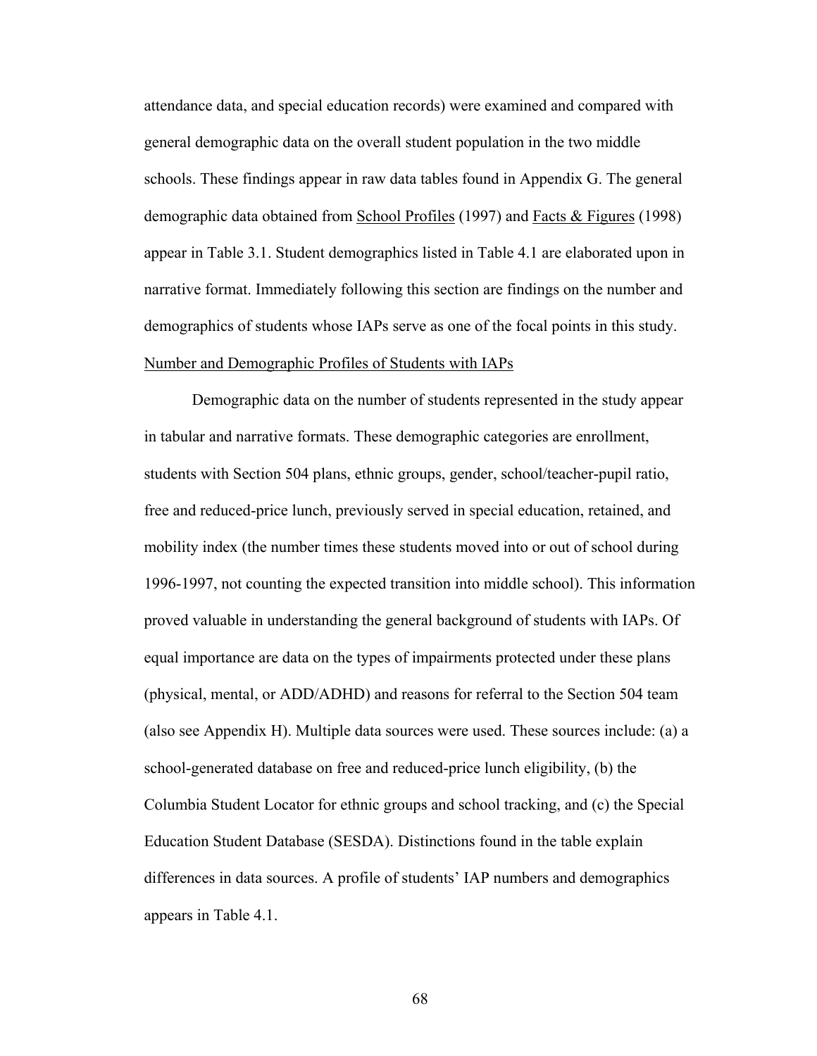attendance data, and special education records) were examined and compared with general demographic data on the overall student population in the two middle schools. These findings appear in raw data tables found in Appendix G. The general demographic data obtained from School Profiles (1997) and Facts & Figures (1998) appear in Table 3.1. Student demographics listed in Table 4.1 are elaborated upon in narrative format. Immediately following this section are findings on the number and demographics of students whose IAPs serve as one of the focal points in this study.

## Number and Demographic Profiles of Students with IAPs

Demographic data on the number of students represented in the study appear in tabular and narrative formats. These demographic categories are enrollment, students with Section 504 plans, ethnic groups, gender, school/teacher-pupil ratio, free and reduced-price lunch, previously served in special education, retained, and mobility index (the number times these students moved into or out of school during 1996-1997, not counting the expected transition into middle school). This information proved valuable in understanding the general background of students with IAPs. Of equal importance are data on the types of impairments protected under these plans (physical, mental, or ADD/ADHD) and reasons for referral to the Section 504 team (also see Appendix H). Multiple data sources were used. These sources include: (a) a school-generated database on free and reduced-price lunch eligibility, (b) the Columbia Student Locator for ethnic groups and school tracking, and (c) the Special Education Student Database (SESDA). Distinctions found in the table explain differences in data sources. A profile of students' IAP numbers and demographics appears in Table 4.1.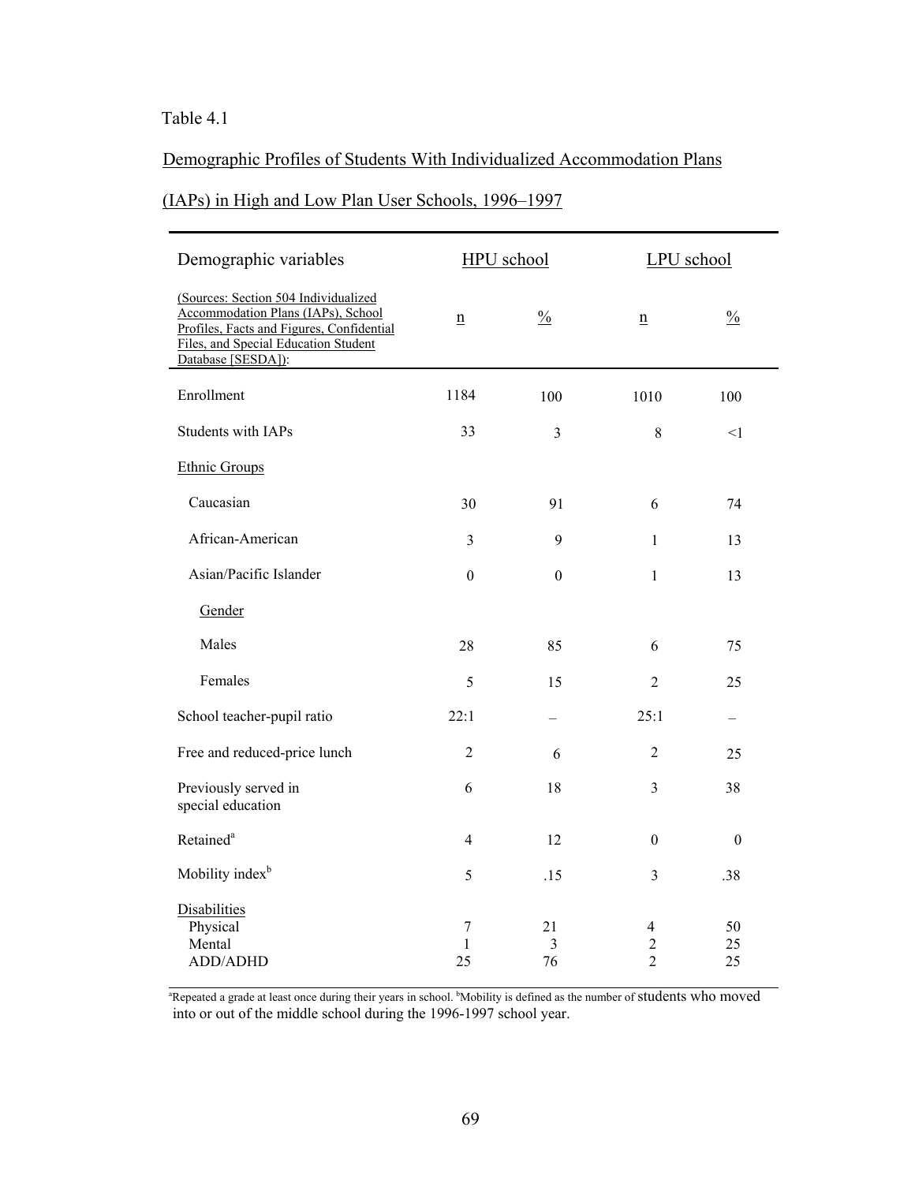Table 4.1

Demographic Profiles of Students With Individualized Accommodation Plans (IAPs) in High and Low Plan User Schools, 1996–1997

| Demographic variables | HPU school | | LPU school | |
|---|---|---|---|---|
| (Sources: Section 504 Individualized Accommodation Plans (IAPs), School Profiles, Facts and Figures, Confidential Files, and Special Education Student Database [SESDA]): | n | % | n | % |
| Enrollment | 1184 | 100 | 1010 | 100 |
| Students with IAPs | 33 | 3 | 8 | <1 |
| Ethnic Groups | | | | |
| Caucasian | 30 | 91 | 6 | 74 |
| African-American | 3 | 9 | 1 | 13 |
| Asian/Pacific Islander | 0 | 0 | 1 | 13 |
| Gender | | | | |
| Males | 28 | 85 | 6 | 75 |
| Females | 5 | 15 | 2 | 25 |
| School teacher-pupil ratio | 22:1 | – | 25:1 | – |
| Free and reduced-price lunch | 2 | 6 | 2 | 25 |
| Previously served in special education | 6 | 18 | 3 | 38 |
| Retained[a] | 4 | 12 | 0 | 0 |
| Mobility index[b] | 5 | .15 | 3 | .38 |
| Disabilities | | | | |
| Physical | 7 | 21 | 4 | 50 |
| Mental | 1 | 3 | 2 | 25 |
| ADD/ADHD | 25 | 76 | 2 | 25 |

[a]Repeated a grade at least once during their years in school. [b]Mobility is defined as the number of students who moved into or out of the middle school during the 1996-1997 school year.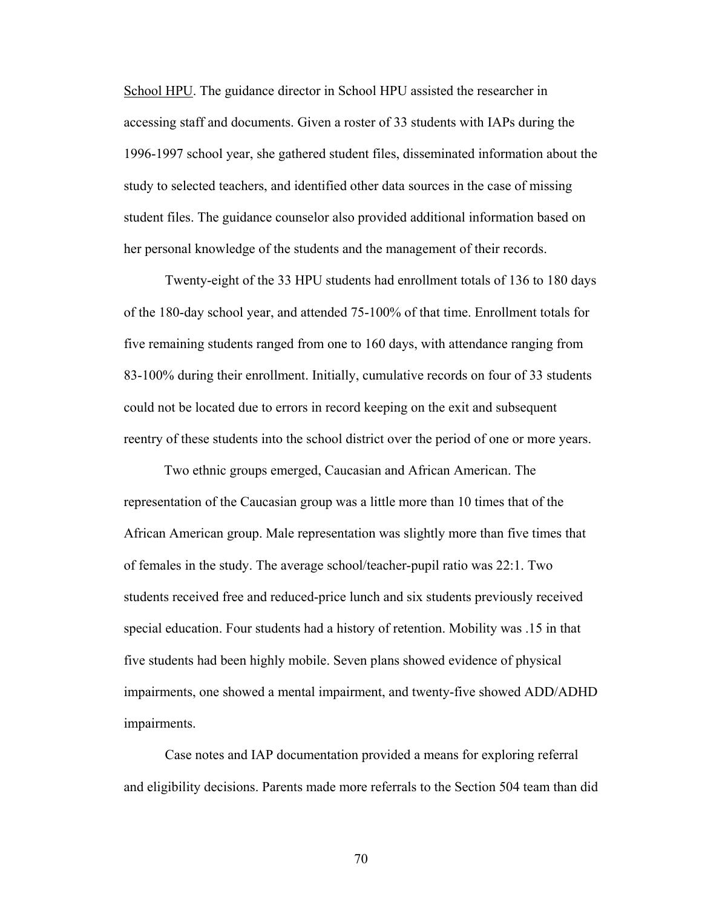<u>School HPU</u>. The guidance director in School HPU assisted the researcher in accessing staff and documents. Given a roster of 33 students with IAPs during the 1996-1997 school year, she gathered student files, disseminated information about the study to selected teachers, and identified other data sources in the case of missing student files. The guidance counselor also provided additional information based on her personal knowledge of the students and the management of their records.

Twenty-eight of the 33 HPU students had enrollment totals of 136 to 180 days of the 180-day school year, and attended 75-100% of that time. Enrollment totals for five remaining students ranged from one to 160 days, with attendance ranging from 83-100% during their enrollment. Initially, cumulative records on four of 33 students could not be located due to errors in record keeping on the exit and subsequent reentry of these students into the school district over the period of one or more years.

Two ethnic groups emerged, Caucasian and African American. The representation of the Caucasian group was a little more than 10 times that of the African American group. Male representation was slightly more than five times that of females in the study. The average school/teacher-pupil ratio was 22:1. Two students received free and reduced-price lunch and six students previously received special education. Four students had a history of retention. Mobility was .15 in that five students had been highly mobile. Seven plans showed evidence of physical impairments, one showed a mental impairment, and twenty-five showed ADD/ADHD impairments.

Case notes and IAP documentation provided a means for exploring referral and eligibility decisions. Parents made more referrals to the Section 504 team than did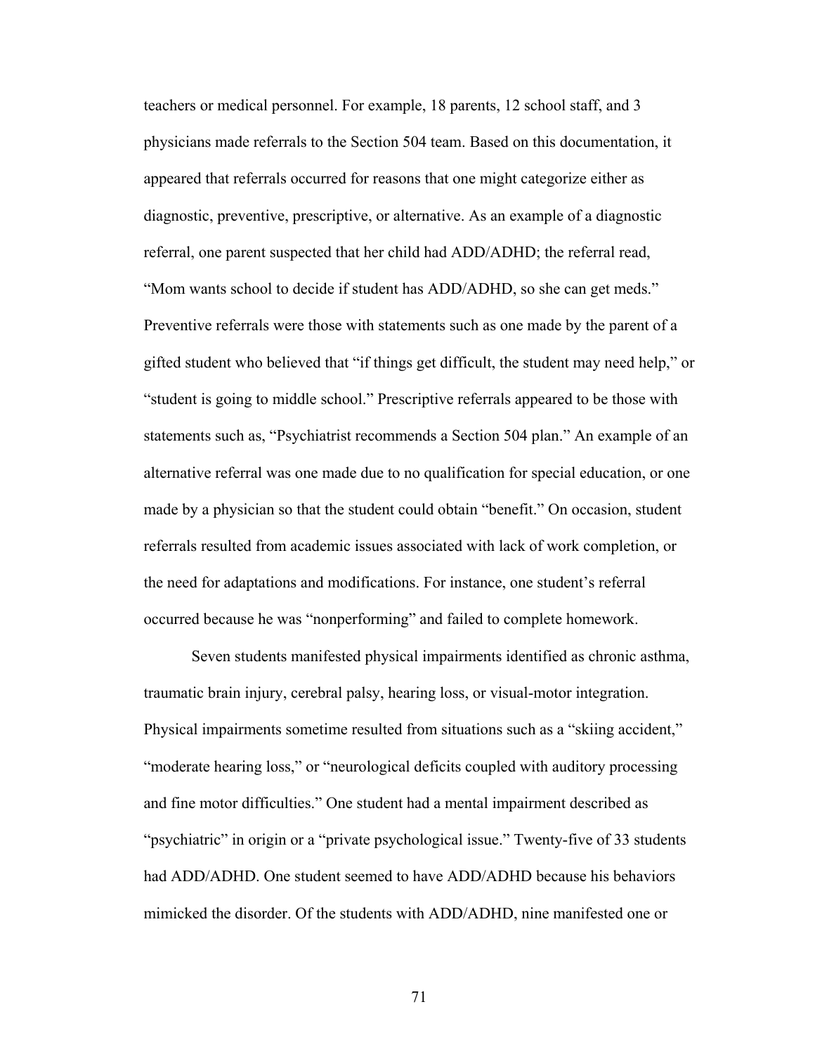teachers or medical personnel. For example, 18 parents, 12 school staff, and 3 physicians made referrals to the Section 504 team. Based on this documentation, it appeared that referrals occurred for reasons that one might categorize either as diagnostic, preventive, prescriptive, or alternative. As an example of a diagnostic referral, one parent suspected that her child had ADD/ADHD; the referral read, "Mom wants school to decide if student has ADD/ADHD, so she can get meds." Preventive referrals were those with statements such as one made by the parent of a gifted student who believed that "if things get difficult, the student may need help," or "student is going to middle school." Prescriptive referrals appeared to be those with statements such as, "Psychiatrist recommends a Section 504 plan." An example of an alternative referral was one made due to no qualification for special education, or one made by a physician so that the student could obtain "benefit." On occasion, student referrals resulted from academic issues associated with lack of work completion, or the need for adaptations and modifications. For instance, one student's referral occurred because he was "nonperforming" and failed to complete homework.

Seven students manifested physical impairments identified as chronic asthma, traumatic brain injury, cerebral palsy, hearing loss, or visual-motor integration. Physical impairments sometime resulted from situations such as a "skiing accident," "moderate hearing loss," or "neurological deficits coupled with auditory processing and fine motor difficulties." One student had a mental impairment described as "psychiatric" in origin or a "private psychological issue." Twenty-five of 33 students had ADD/ADHD. One student seemed to have ADD/ADHD because his behaviors mimicked the disorder. Of the students with ADD/ADHD, nine manifested one or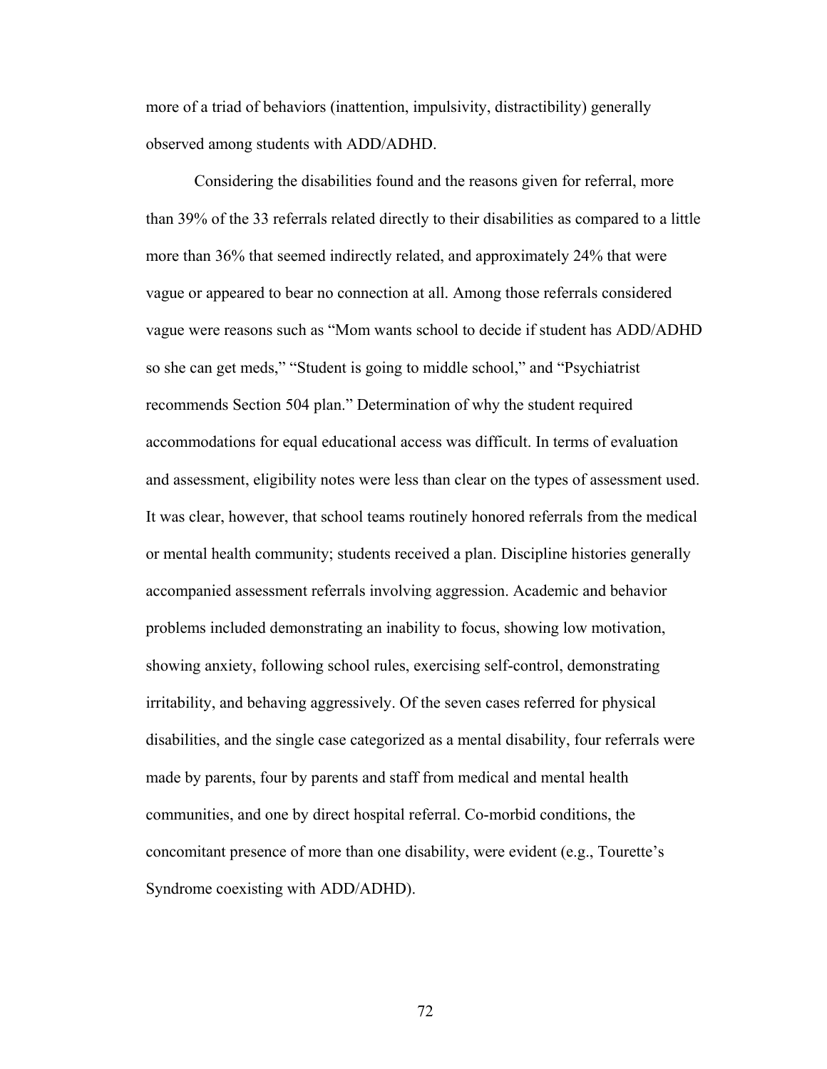more of a triad of behaviors (inattention, impulsivity, distractibility) generally observed among students with ADD/ADHD.

Considering the disabilities found and the reasons given for referral, more than 39% of the 33 referrals related directly to their disabilities as compared to a little more than 36% that seemed indirectly related, and approximately 24% that were vague or appeared to bear no connection at all. Among those referrals considered vague were reasons such as "Mom wants school to decide if student has ADD/ADHD so she can get meds," "Student is going to middle school," and "Psychiatrist recommends Section 504 plan." Determination of why the student required accommodations for equal educational access was difficult. In terms of evaluation and assessment, eligibility notes were less than clear on the types of assessment used. It was clear, however, that school teams routinely honored referrals from the medical or mental health community; students received a plan. Discipline histories generally accompanied assessment referrals involving aggression. Academic and behavior problems included demonstrating an inability to focus, showing low motivation, showing anxiety, following school rules, exercising self-control, demonstrating irritability, and behaving aggressively. Of the seven cases referred for physical disabilities, and the single case categorized as a mental disability, four referrals were made by parents, four by parents and staff from medical and mental health communities, and one by direct hospital referral. Co-morbid conditions, the concomitant presence of more than one disability, were evident (e.g., Tourette's Syndrome coexisting with ADD/ADHD).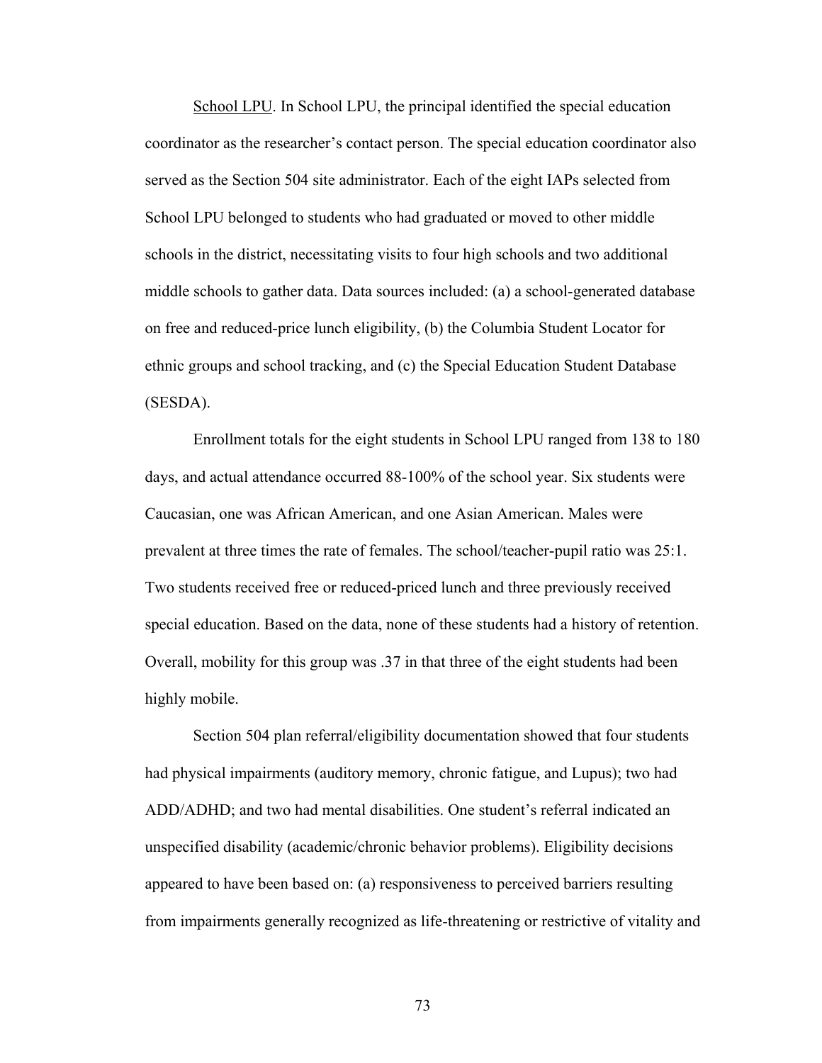School LPU. In School LPU, the principal identified the special education coordinator as the researcher's contact person. The special education coordinator also served as the Section 504 site administrator. Each of the eight IAPs selected from School LPU belonged to students who had graduated or moved to other middle schools in the district, necessitating visits to four high schools and two additional middle schools to gather data. Data sources included: (a) a school-generated database on free and reduced-price lunch eligibility, (b) the Columbia Student Locator for ethnic groups and school tracking, and (c) the Special Education Student Database (SESDA).

Enrollment totals for the eight students in School LPU ranged from 138 to 180 days, and actual attendance occurred 88-100% of the school year. Six students were Caucasian, one was African American, and one Asian American. Males were prevalent at three times the rate of females. The school/teacher-pupil ratio was 25:1. Two students received free or reduced-priced lunch and three previously received special education. Based on the data, none of these students had a history of retention. Overall, mobility for this group was .37 in that three of the eight students had been highly mobile.

Section 504 plan referral/eligibility documentation showed that four students had physical impairments (auditory memory, chronic fatigue, and Lupus); two had ADD/ADHD; and two had mental disabilities. One student's referral indicated an unspecified disability (academic/chronic behavior problems). Eligibility decisions appeared to have been based on: (a) responsiveness to perceived barriers resulting from impairments generally recognized as life-threatening or restrictive of vitality and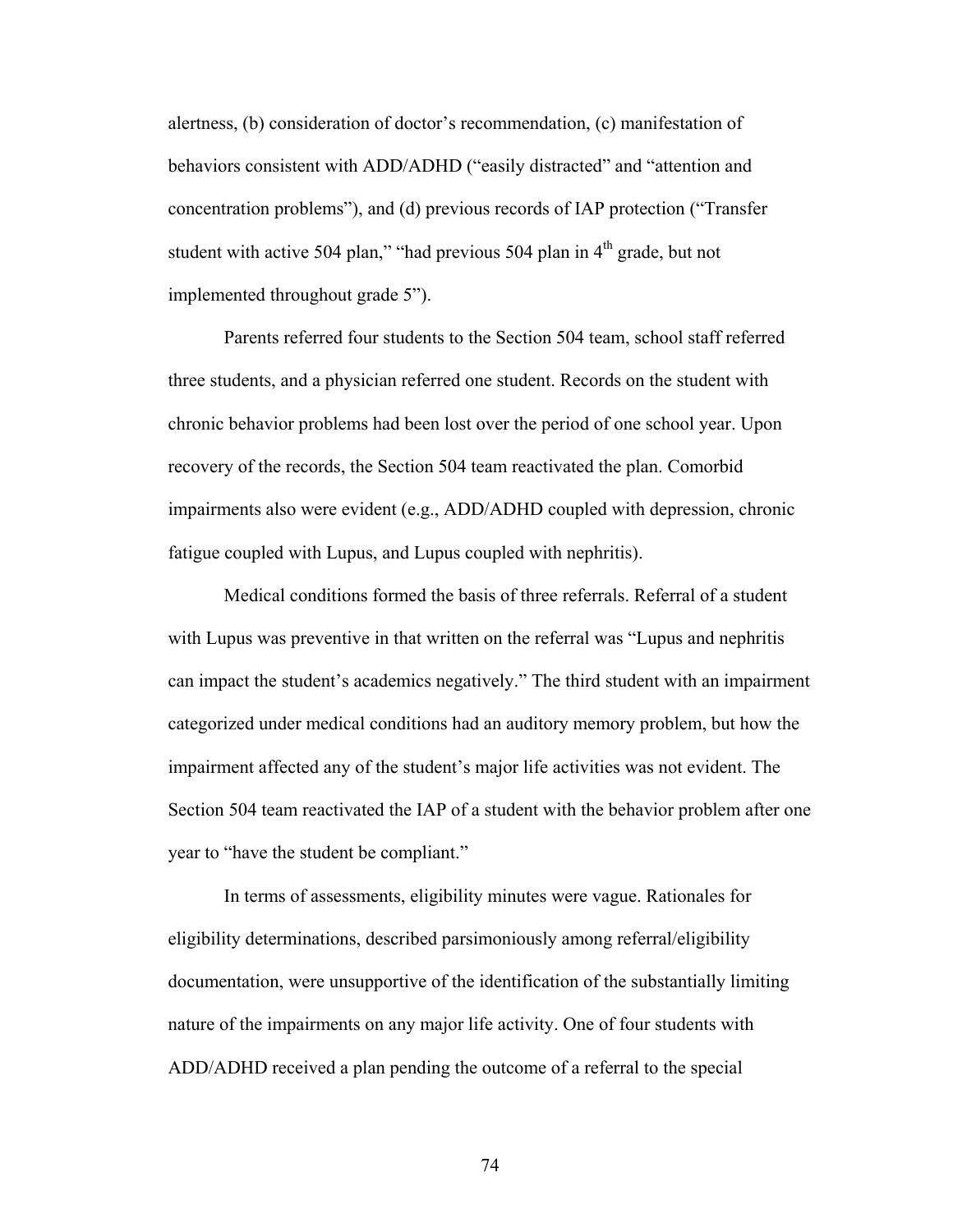alertness, (b) consideration of doctor's recommendation, (c) manifestation of behaviors consistent with ADD/ADHD ("easily distracted" and "attention and concentration problems"), and (d) previous records of IAP protection ("Transfer student with active 504 plan," "had previous 504 plan in 4th grade, but not implemented throughout grade 5").

Parents referred four students to the Section 504 team, school staff referred three students, and a physician referred one student. Records on the student with chronic behavior problems had been lost over the period of one school year. Upon recovery of the records, the Section 504 team reactivated the plan. Comorbid impairments also were evident (e.g., ADD/ADHD coupled with depression, chronic fatigue coupled with Lupus, and Lupus coupled with nephritis).

Medical conditions formed the basis of three referrals. Referral of a student with Lupus was preventive in that written on the referral was "Lupus and nephritis can impact the student's academics negatively." The third student with an impairment categorized under medical conditions had an auditory memory problem, but how the impairment affected any of the student's major life activities was not evident. The Section 504 team reactivated the IAP of a student with the behavior problem after one year to "have the student be compliant."

In terms of assessments, eligibility minutes were vague. Rationales for eligibility determinations, described parsimoniously among referral/eligibility documentation, were unsupportive of the identification of the substantially limiting nature of the impairments on any major life activity. One of four students with ADD/ADHD received a plan pending the outcome of a referral to the special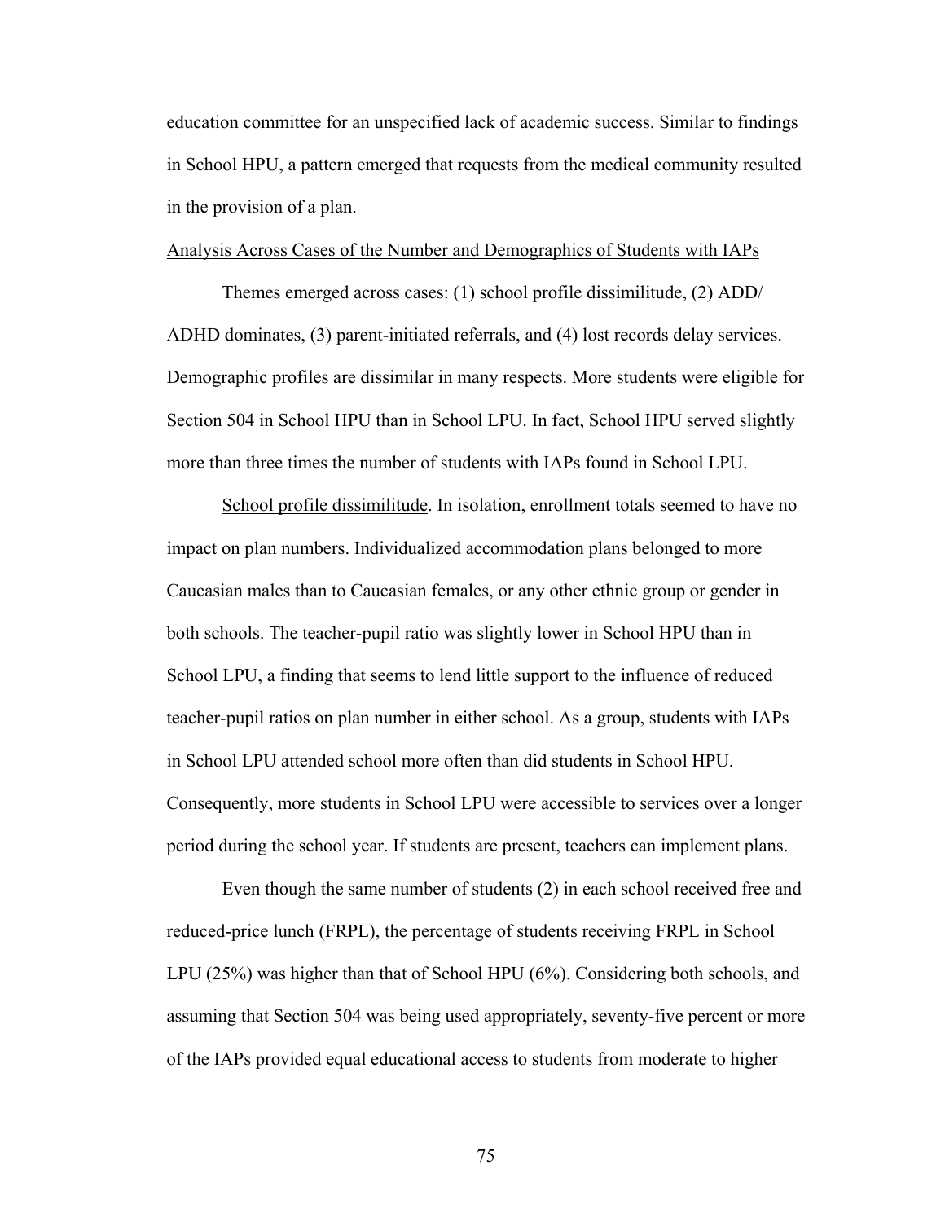education committee for an unspecified lack of academic success. Similar to findings in School HPU, a pattern emerged that requests from the medical community resulted in the provision of a plan.

### Analysis Across Cases of the Number and Demographics of Students with IAPs

Themes emerged across cases: (1) school profile dissimilitude, (2) ADD/ ADHD dominates, (3) parent-initiated referrals, and (4) lost records delay services. Demographic profiles are dissimilar in many respects. More students were eligible for Section 504 in School HPU than in School LPU. In fact, School HPU served slightly more than three times the number of students with IAPs found in School LPU.

School profile dissimilitude. In isolation, enrollment totals seemed to have no impact on plan numbers. Individualized accommodation plans belonged to more Caucasian males than to Caucasian females, or any other ethnic group or gender in both schools. The teacher-pupil ratio was slightly lower in School HPU than in School LPU, a finding that seems to lend little support to the influence of reduced teacher-pupil ratios on plan number in either school. As a group, students with IAPs in School LPU attended school more often than did students in School HPU. Consequently, more students in School LPU were accessible to services over a longer period during the school year. If students are present, teachers can implement plans.

Even though the same number of students (2) in each school received free and reduced-price lunch (FRPL), the percentage of students receiving FRPL in School LPU (25%) was higher than that of School HPU (6%). Considering both schools, and assuming that Section 504 was being used appropriately, seventy-five percent or more of the IAPs provided equal educational access to students from moderate to higher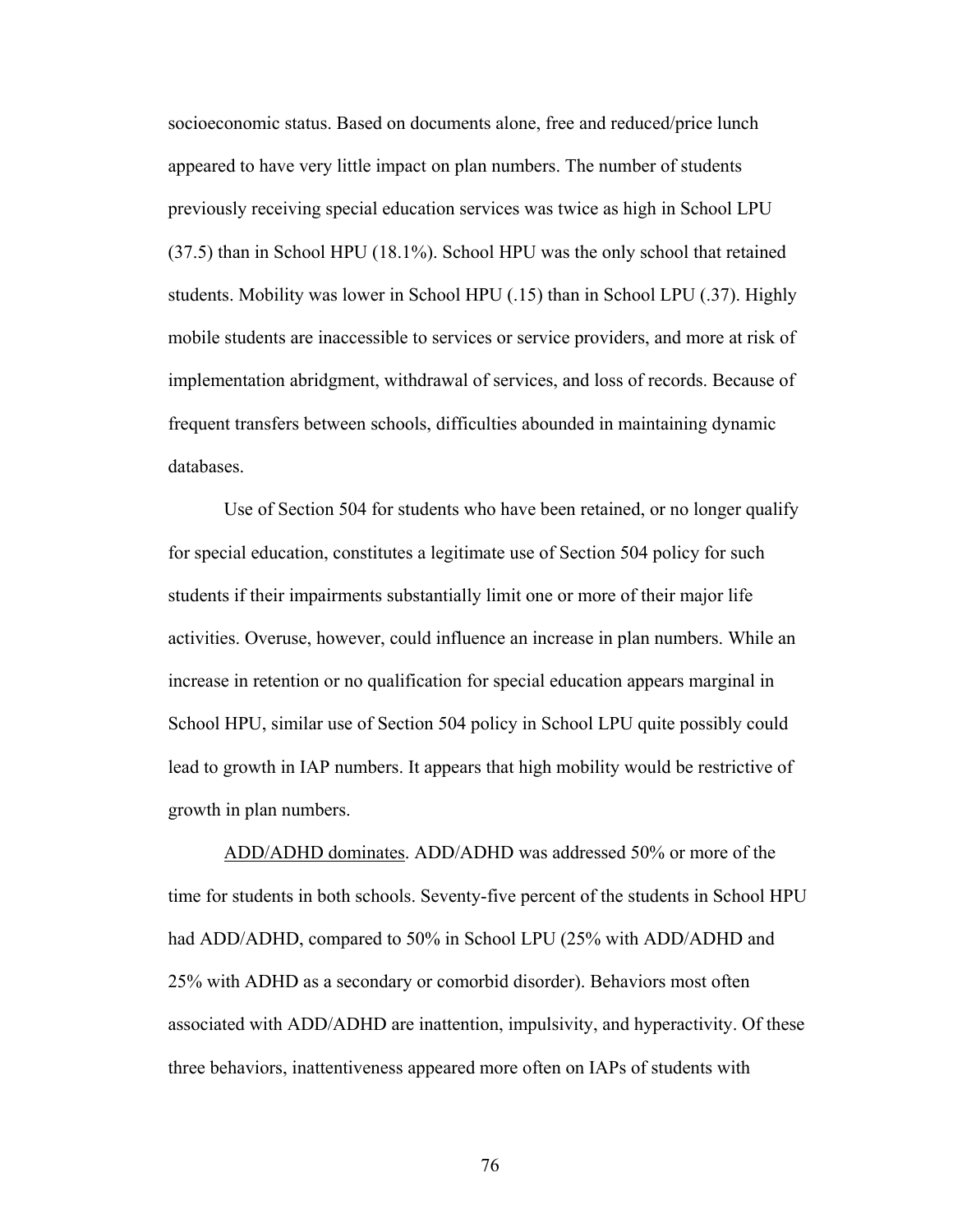socioeconomic status. Based on documents alone, free and reduced/price lunch appeared to have very little impact on plan numbers. The number of students previously receiving special education services was twice as high in School LPU (37.5) than in School HPU (18.1%). School HPU was the only school that retained students. Mobility was lower in School HPU (.15) than in School LPU (.37). Highly mobile students are inaccessible to services or service providers, and more at risk of implementation abridgment, withdrawal of services, and loss of records. Because of frequent transfers between schools, difficulties abounded in maintaining dynamic databases.

Use of Section 504 for students who have been retained, or no longer qualify for special education, constitutes a legitimate use of Section 504 policy for such students if their impairments substantially limit one or more of their major life activities. Overuse, however, could influence an increase in plan numbers. While an increase in retention or no qualification for special education appears marginal in School HPU, similar use of Section 504 policy in School LPU quite possibly could lead to growth in IAP numbers. It appears that high mobility would be restrictive of growth in plan numbers.

<u>ADD/ADHD dominates</u>. ADD/ADHD was addressed 50% or more of the time for students in both schools. Seventy-five percent of the students in School HPU had ADD/ADHD, compared to 50% in School LPU (25% with ADD/ADHD and 25% with ADHD as a secondary or comorbid disorder). Behaviors most often associated with ADD/ADHD are inattention, impulsivity, and hyperactivity. Of these three behaviors, inattentiveness appeared more often on IAPs of students with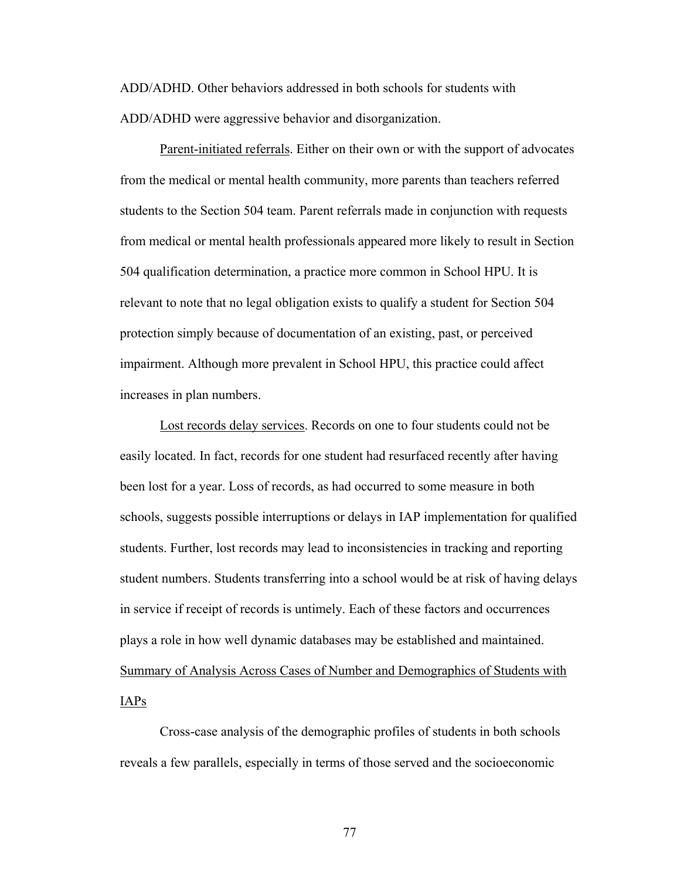ADD/ADHD. Other behaviors addressed in both schools for students with ADD/ADHD were aggressive behavior and disorganization.

Parent-initiated referrals. Either on their own or with the support of advocates from the medical or mental health community, more parents than teachers referred students to the Section 504 team. Parent referrals made in conjunction with requests from medical or mental health professionals appeared more likely to result in Section 504 qualification determination, a practice more common in School HPU. It is relevant to note that no legal obligation exists to qualify a student for Section 504 protection simply because of documentation of an existing, past, or perceived impairment. Although more prevalent in School HPU, this practice could affect increases in plan numbers.

Lost records delay services. Records on one to four students could not be easily located. In fact, records for one student had resurfaced recently after having been lost for a year. Loss of records, as had occurred to some measure in both schools, suggests possible interruptions or delays in IAP implementation for qualified students. Further, lost records may lead to inconsistencies in tracking and reporting student numbers. Students transferring into a school would be at risk of having delays in service if receipt of records is untimely. Each of these factors and occurrences plays a role in how well dynamic databases may be established and maintained.

### Summary of Analysis Across Cases of Number and Demographics of Students with IAPs

Cross-case analysis of the demographic profiles of students in both schools reveals a few parallels, especially in terms of those served and the socioeconomic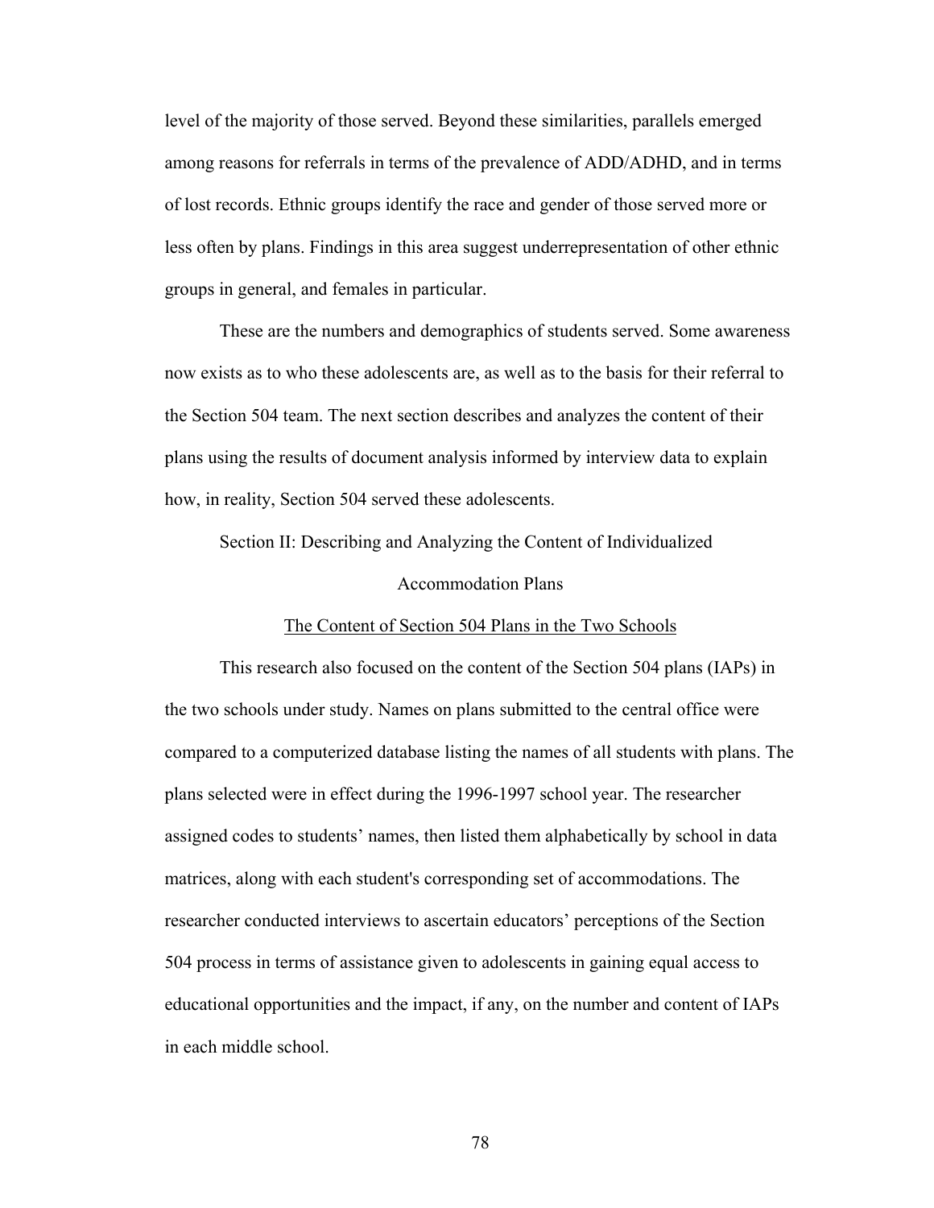level of the majority of those served. Beyond these similarities, parallels emerged among reasons for referrals in terms of the prevalence of ADD/ADHD, and in terms of lost records. Ethnic groups identify the race and gender of those served more or less often by plans. Findings in this area suggest underrepresentation of other ethnic groups in general, and females in particular.

These are the numbers and demographics of students served. Some awareness now exists as to who these adolescents are, as well as to the basis for their referral to the Section 504 team. The next section describes and analyzes the content of their plans using the results of document analysis informed by interview data to explain how, in reality, Section 504 served these adolescents.

## Section II: Describing and Analyzing the Content of Individualized Accommodation Plans

### The Content of Section 504 Plans in the Two Schools

This research also focused on the content of the Section 504 plans (IAPs) in the two schools under study. Names on plans submitted to the central office were compared to a computerized database listing the names of all students with plans. The plans selected were in effect during the 1996-1997 school year. The researcher assigned codes to students' names, then listed them alphabetically by school in data matrices, along with each student's corresponding set of accommodations. The researcher conducted interviews to ascertain educators' perceptions of the Section 504 process in terms of assistance given to adolescents in gaining equal access to educational opportunities and the impact, if any, on the number and content of IAPs in each middle school.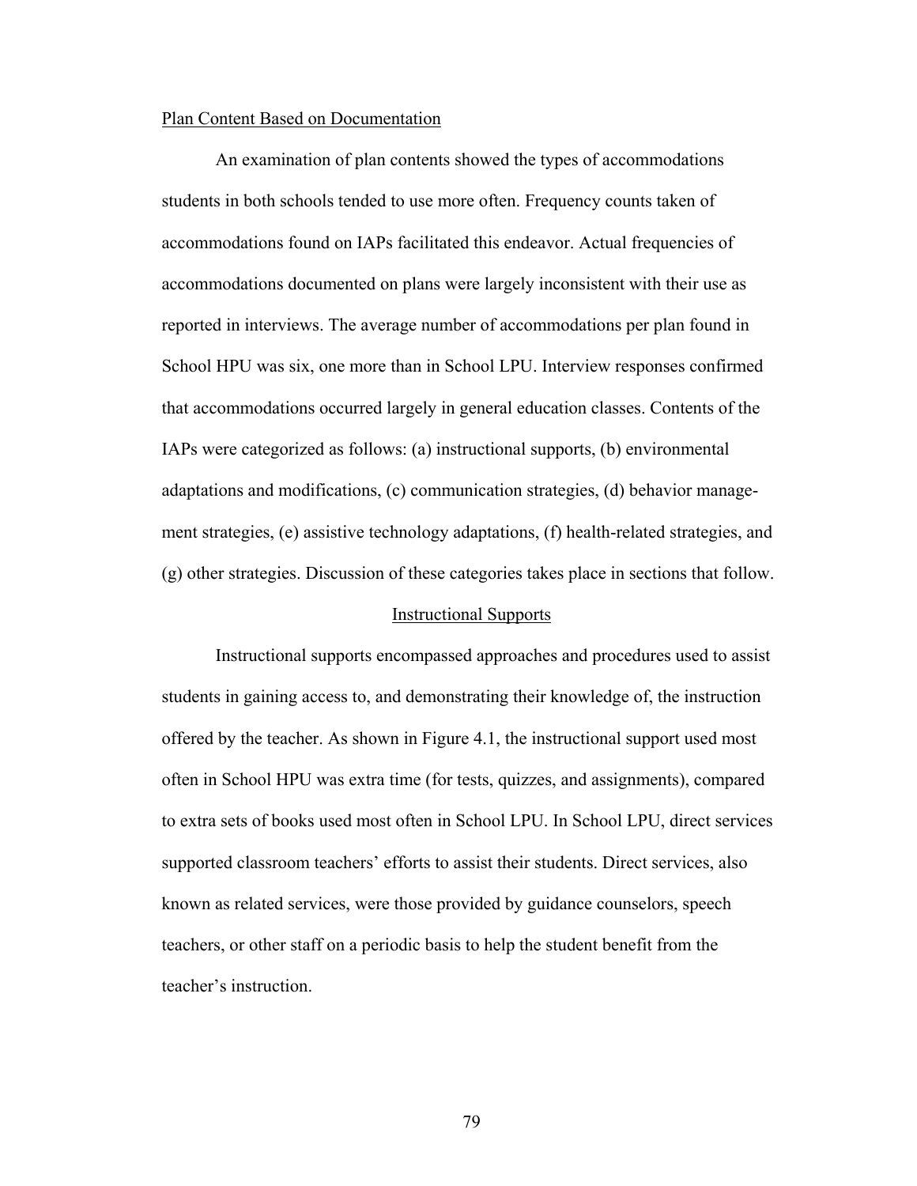## Plan Content Based on Documentation

An examination of plan contents showed the types of accommodations students in both schools tended to use more often. Frequency counts taken of accommodations found on IAPs facilitated this endeavor. Actual frequencies of accommodations documented on plans were largely inconsistent with their use as reported in interviews. The average number of accommodations per plan found in School HPU was six, one more than in School LPU. Interview responses confirmed that accommodations occurred largely in general education classes. Contents of the IAPs were categorized as follows: (a) instructional supports, (b) environmental adaptations and modifications, (c) communication strategies, (d) behavior management strategies, (e) assistive technology adaptations, (f) health-related strategies, and (g) other strategies. Discussion of these categories takes place in sections that follow.

### Instructional Supports

Instructional supports encompassed approaches and procedures used to assist students in gaining access to, and demonstrating their knowledge of, the instruction offered by the teacher. As shown in Figure 4.1, the instructional support used most often in School HPU was extra time (for tests, quizzes, and assignments), compared to extra sets of books used most often in School LPU. In School LPU, direct services supported classroom teachers' efforts to assist their students. Direct services, also known as related services, were those provided by guidance counselors, speech teachers, or other staff on a periodic basis to help the student benefit from the teacher's instruction.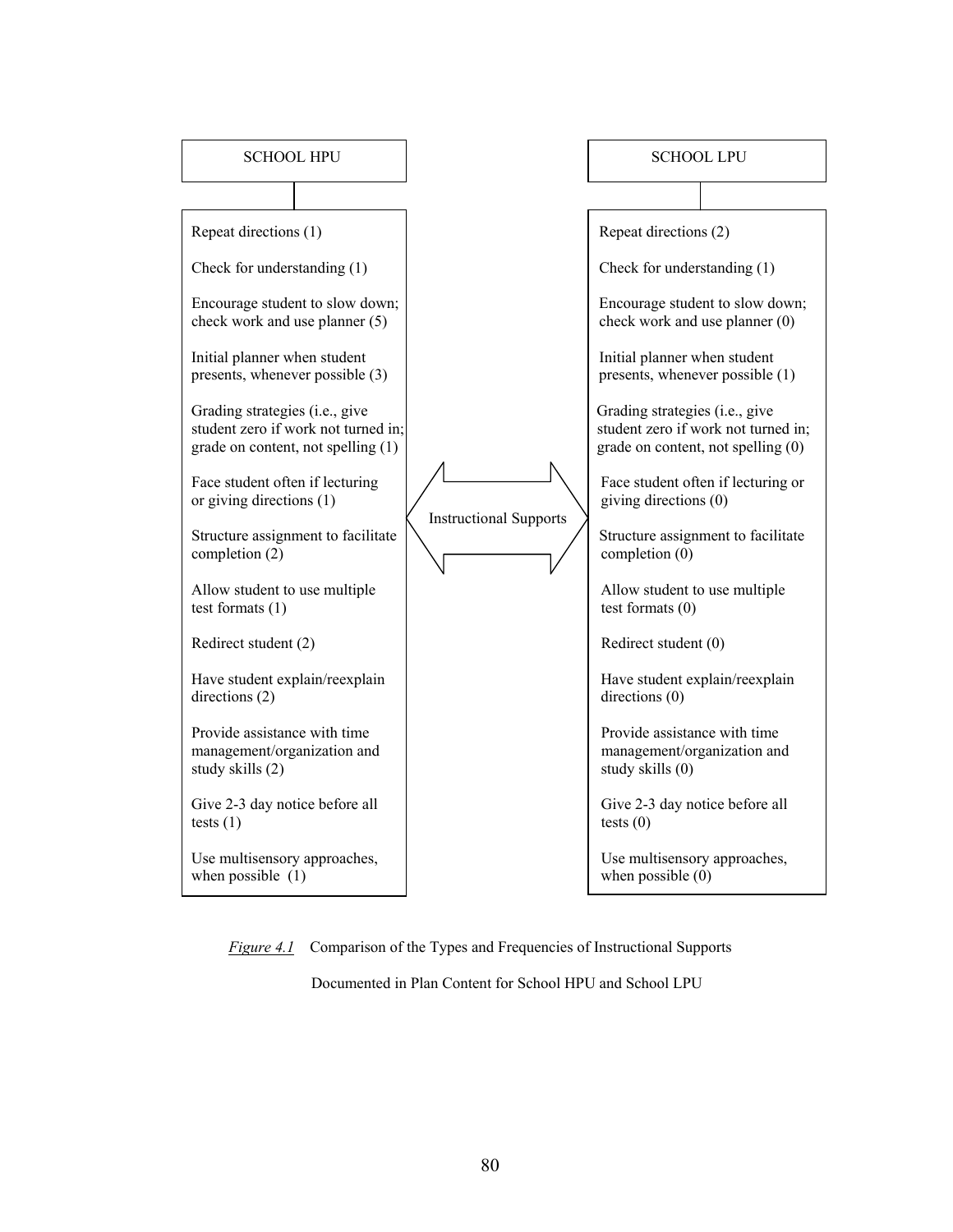| SCHOOL HPU | SCHOOL LPU |
| --- | --- |
| Repeat directions (1) | Repeat directions (2) |
| Check for understanding (1) | Check for understanding (1) |
| Encourage student to slow down; check work and use planner (5) | Encourage student to slow down; check work and use planner (0) |
| Initial planner when student presents, whenever possible (3) | Initial planner when student presents, whenever possible (1) |
| Grading strategies (i.e., give student zero if work not turned in; grade on content, not spelling (1) | Grading strategies (i.e., give student zero if work not turned in; grade on content, not spelling (0) |
| Face student often if lecturing or giving directions (1) | Face student often if lecturing or giving directions (0) |
| Structure assignment to facilitate completion (2) | Structure assignment to facilitate completion (0) |
| Allow student to use multiple test formats (1) | Allow student to use multiple test formats (0) |
| Redirect student (2) | Redirect student (0) |
| Have student explain/reexplain directions (2) | Have student explain/reexplain directions (0) |
| Provide assistance with time management/organization and study skills (2) | Provide assistance with time management/organization and study skills (0) |
| Give 2-3 day notice before all tests (1) | Give 2-3 day notice before all tests (0) |
| Use multisensory approaches, when possible (1) | Use multisensory approaches, when possible (0) |

Instructional Supports

*Figure 4.1* Comparison of the Types and Frequencies of Instructional Supports Documented in Plan Content for School HPU and School LPU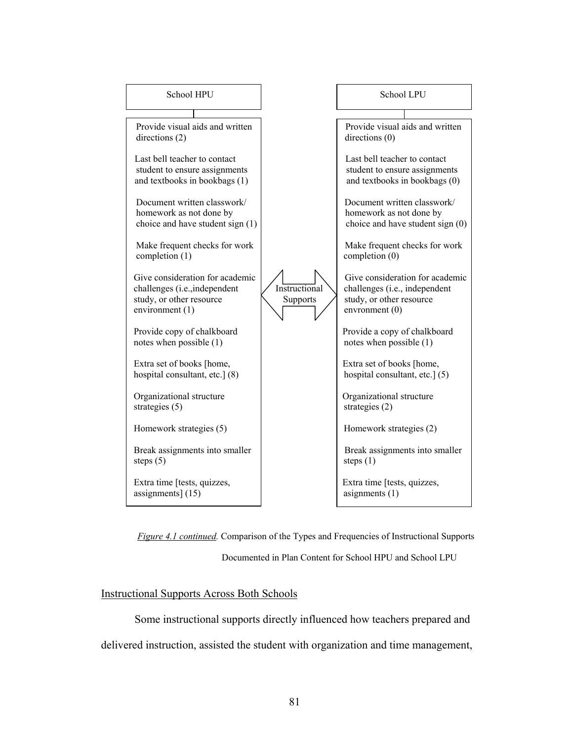| School HPU | Instructional Supports | School LPU |
| --- | --- | --- |
| Provide visual aids and written directions (2) | | Provide visual aids and written directions (0) |
| Last bell teacher to contact student to ensure assignments and textbooks in bookbags (1) | | Last bell teacher to contact student to ensure assignments and textbooks in bookbags (0) |
| Document written classwork/ homework as not done by choice and have student sign (1) | | Document written classwork/ homework as not done by choice and have student sign (0) |
| Make frequent checks for work completion (1) | | Make frequent checks for work completion (0) |
| Give consideration for academic challenges (i.e.,independent study, or other resource environment (1) | | Give consideration for academic challenges (i.e., independent study, or other resource envronment (0) |
| Provide copy of chalkboard notes when possible (1) | | Provide a copy of chalkboard notes when possible (1) |
| Extra set of books [home, hospital consultant, etc.] (8) | | Extra set of books [home, hospital consultant, etc.] (5) |
| Organizational structure strategies (5) | | Organizational structure strategies (2) |
| Homework strategies (5) | | Homework strategies (2) |
| Break assignments into smaller steps (5) | | Break assignments into smaller steps (1) |
| Extra time [tests, quizzes, assignments] (15) | | Extra time [tests, quizzes, asignments] (1) |

*Figure 4.1 continued.* Comparison of the Types and Frequencies of Instructional Supports Documented in Plan Content for School HPU and School LPU

## Instructional Supports Across Both Schools

Some instructional supports directly influenced how teachers prepared and delivered instruction, assisted the student with organization and time management,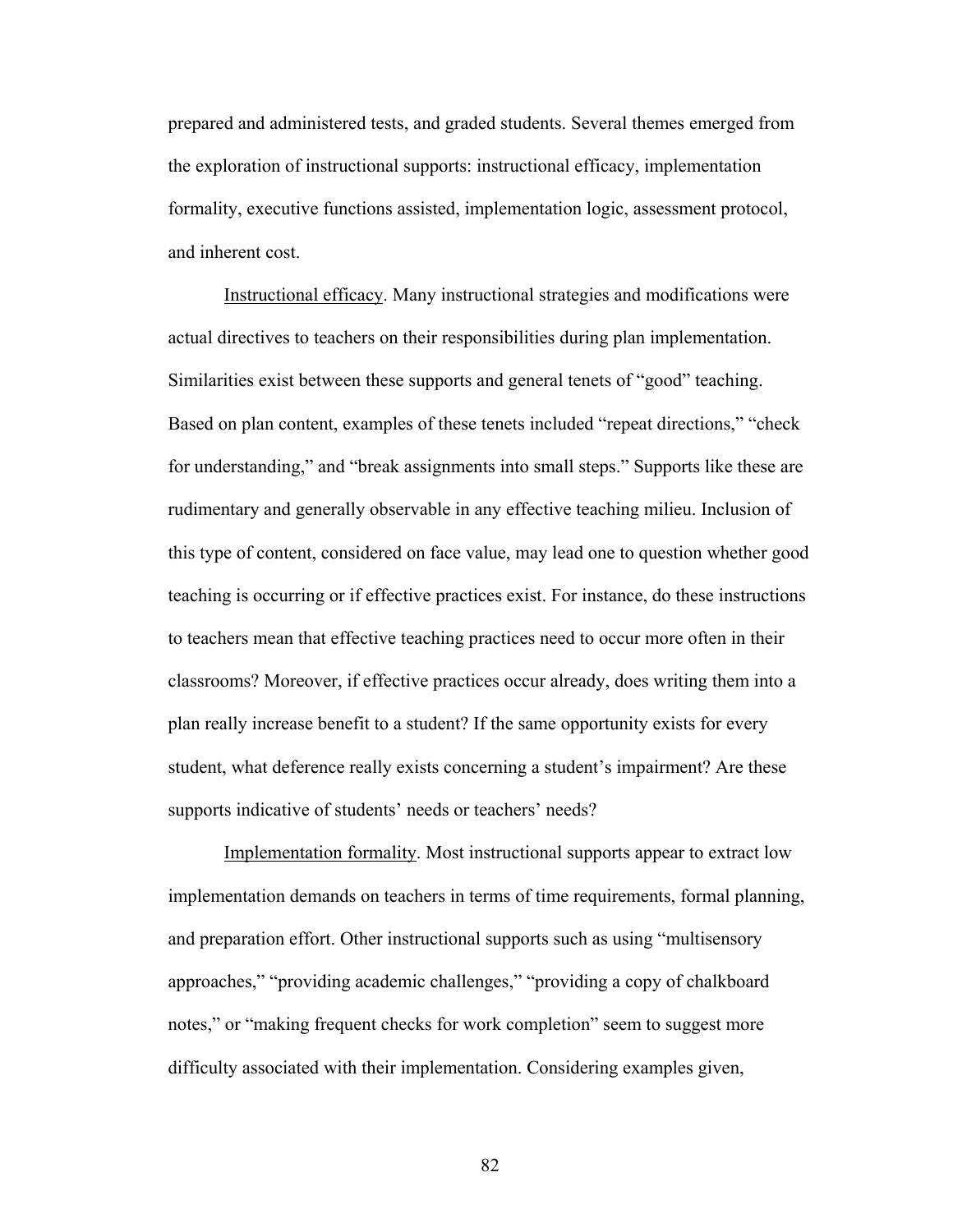prepared and administered tests, and graded students. Several themes emerged from the exploration of instructional supports: instructional efficacy, implementation formality, executive functions assisted, implementation logic, assessment protocol, and inherent cost.

<u>Instructional efficacy</u>. Many instructional strategies and modifications were actual directives to teachers on their responsibilities during plan implementation. Similarities exist between these supports and general tenets of "good" teaching. Based on plan content, examples of these tenets included "repeat directions," "check for understanding," and "break assignments into small steps." Supports like these are rudimentary and generally observable in any effective teaching milieu. Inclusion of this type of content, considered on face value, may lead one to question whether good teaching is occurring or if effective practices exist. For instance, do these instructions to teachers mean that effective teaching practices need to occur more often in their classrooms? Moreover, if effective practices occur already, does writing them into a plan really increase benefit to a student? If the same opportunity exists for every student, what deference really exists concerning a student's impairment? Are these supports indicative of students' needs or teachers' needs?

<u>Implementation formality</u>. Most instructional supports appear to extract low implementation demands on teachers in terms of time requirements, formal planning, and preparation effort. Other instructional supports such as using "multisensory approaches," "providing academic challenges," "providing a copy of chalkboard notes," or "making frequent checks for work completion" seem to suggest more difficulty associated with their implementation. Considering examples given,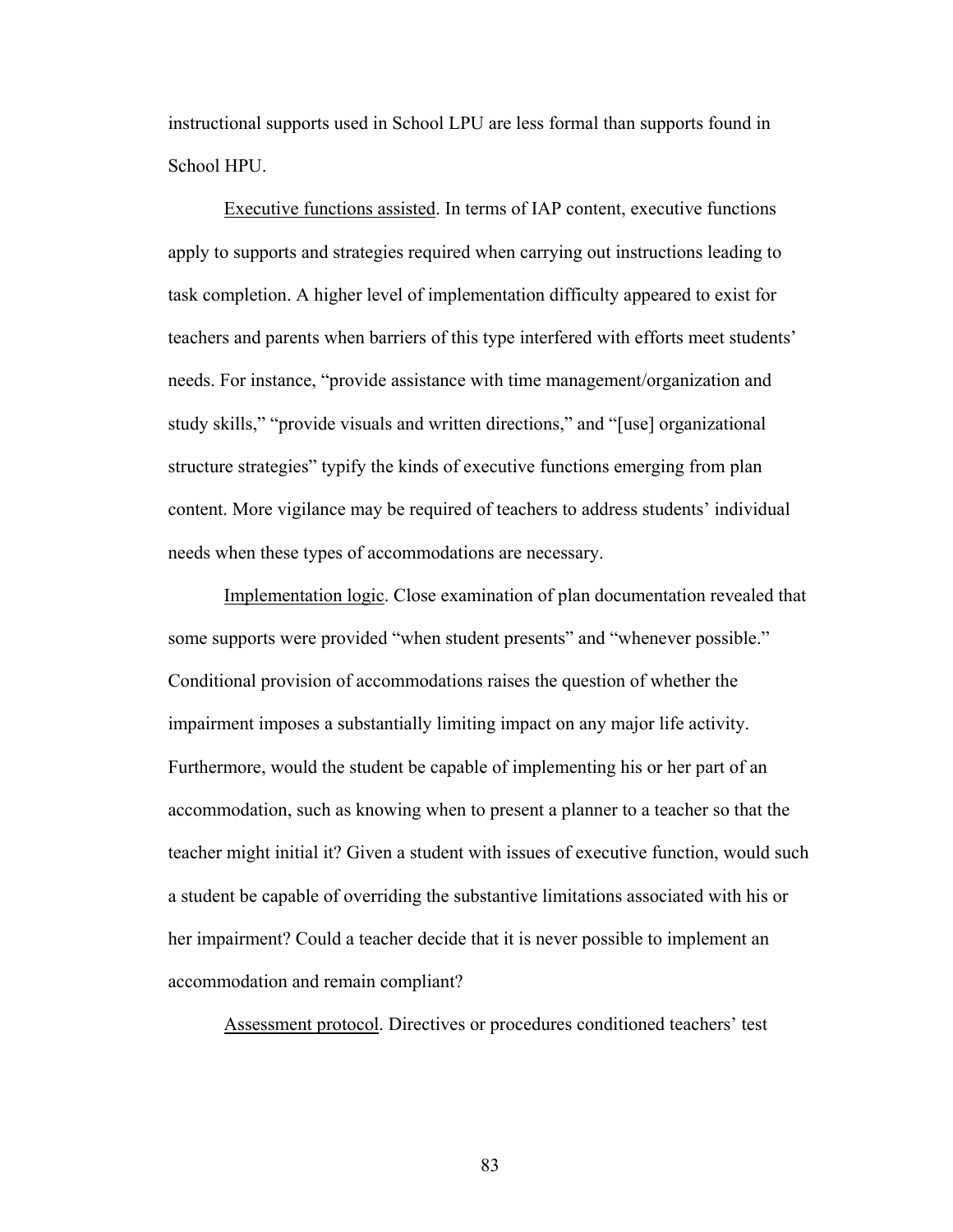instructional supports used in School LPU are less formal than supports found in School HPU.

<u>Executive functions assisted</u>. In terms of IAP content, executive functions apply to supports and strategies required when carrying out instructions leading to task completion. A higher level of implementation difficulty appeared to exist for teachers and parents when barriers of this type interfered with efforts meet students' needs. For instance, "provide assistance with time management/organization and study skills," "provide visuals and written directions," and "[use] organizational structure strategies" typify the kinds of executive functions emerging from plan content. More vigilance may be required of teachers to address students' individual needs when these types of accommodations are necessary.

<u>Implementation logic</u>. Close examination of plan documentation revealed that some supports were provided "when student presents" and "whenever possible." Conditional provision of accommodations raises the question of whether the impairment imposes a substantially limiting impact on any major life activity. Furthermore, would the student be capable of implementing his or her part of an accommodation, such as knowing when to present a planner to a teacher so that the teacher might initial it? Given a student with issues of executive function, would such a student be capable of overriding the substantive limitations associated with his or her impairment? Could a teacher decide that it is never possible to implement an accommodation and remain compliant?

<u>Assessment protocol</u>. Directives or procedures conditioned teachers' test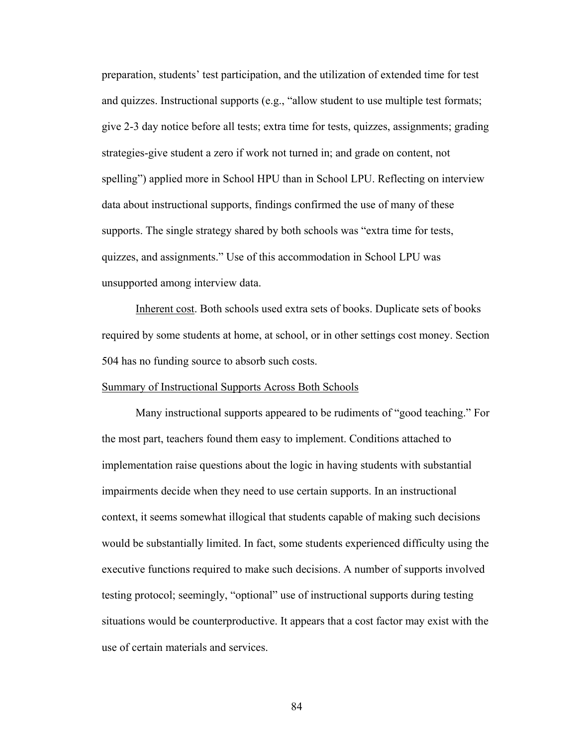preparation, students' test participation, and the utilization of extended time for test and quizzes. Instructional supports (e.g., "allow student to use multiple test formats; give 2-3 day notice before all tests; extra time for tests, quizzes, assignments; grading strategies-give student a zero if work not turned in; and grade on content, not spelling") applied more in School HPU than in School LPU. Reflecting on interview data about instructional supports, findings confirmed the use of many of these supports. The single strategy shared by both schools was "extra time for tests, quizzes, and assignments." Use of this accommodation in School LPU was unsupported among interview data.

Inherent cost. Both schools used extra sets of books. Duplicate sets of books required by some students at home, at school, or in other settings cost money. Section 504 has no funding source to absorb such costs.

Summary of Instructional Supports Across Both Schools

Many instructional supports appeared to be rudiments of "good teaching." For the most part, teachers found them easy to implement. Conditions attached to implementation raise questions about the logic in having students with substantial impairments decide when they need to use certain supports. In an instructional context, it seems somewhat illogical that students capable of making such decisions would be substantially limited. In fact, some students experienced difficulty using the executive functions required to make such decisions. A number of supports involved testing protocol; seemingly, "optional" use of instructional supports during testing situations would be counterproductive. It appears that a cost factor may exist with the use of certain materials and services.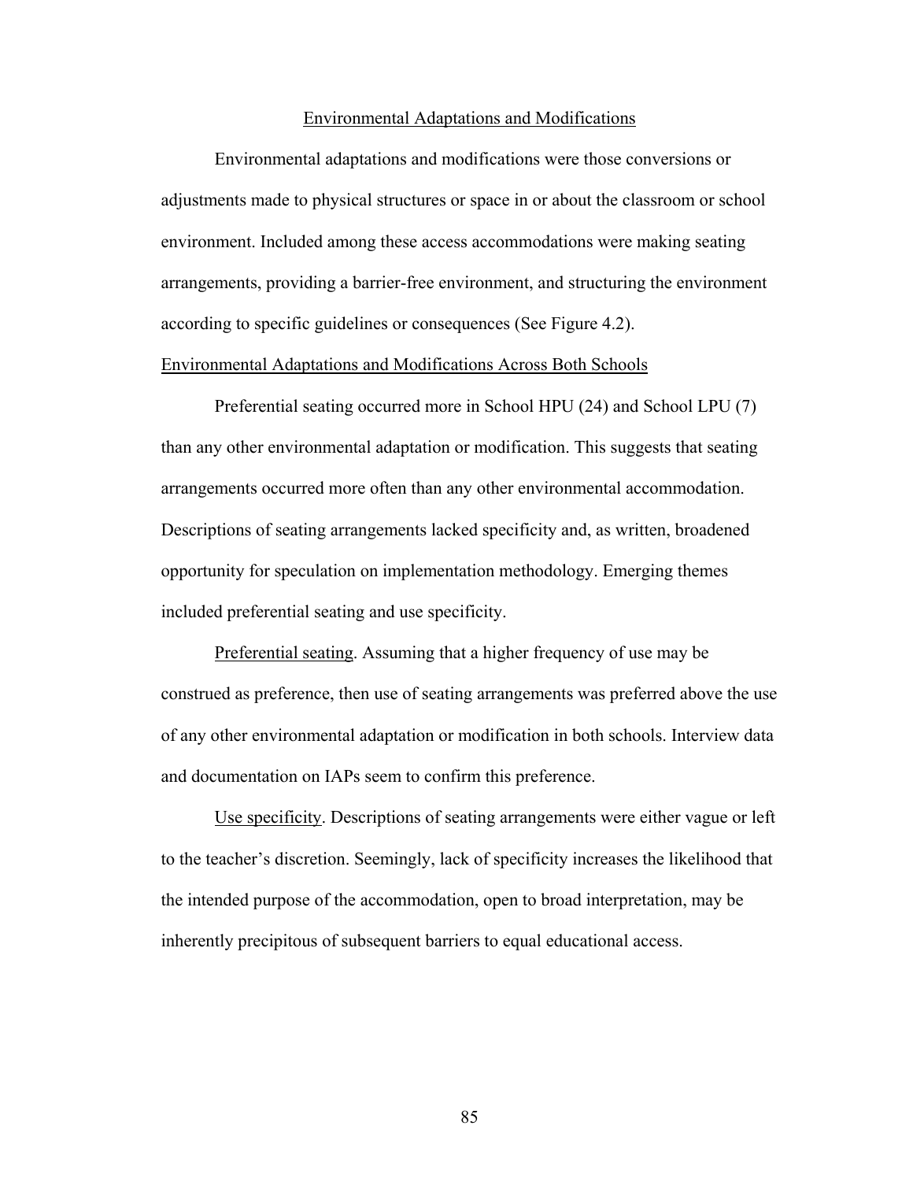## Environmental Adaptations and Modifications

Environmental adaptations and modifications were those conversions or adjustments made to physical structures or space in or about the classroom or school environment. Included among these access accommodations were making seating arrangements, providing a barrier-free environment, and structuring the environment according to specific guidelines or consequences (See Figure 4.2).

### Environmental Adaptations and Modifications Across Both Schools

Preferential seating occurred more in School HPU (24) and School LPU (7) than any other environmental adaptation or modification. This suggests that seating arrangements occurred more often than any other environmental accommodation. Descriptions of seating arrangements lacked specificity and, as written, broadened opportunity for speculation on implementation methodology. Emerging themes included preferential seating and use specificity.

Preferential seating. Assuming that a higher frequency of use may be construed as preference, then use of seating arrangements was preferred above the use of any other environmental adaptation or modification in both schools. Interview data and documentation on IAPs seem to confirm this preference.

Use specificity. Descriptions of seating arrangements were either vague or left to the teacher's discretion. Seemingly, lack of specificity increases the likelihood that the intended purpose of the accommodation, open to broad interpretation, may be inherently precipitous of subsequent barriers to equal educational access.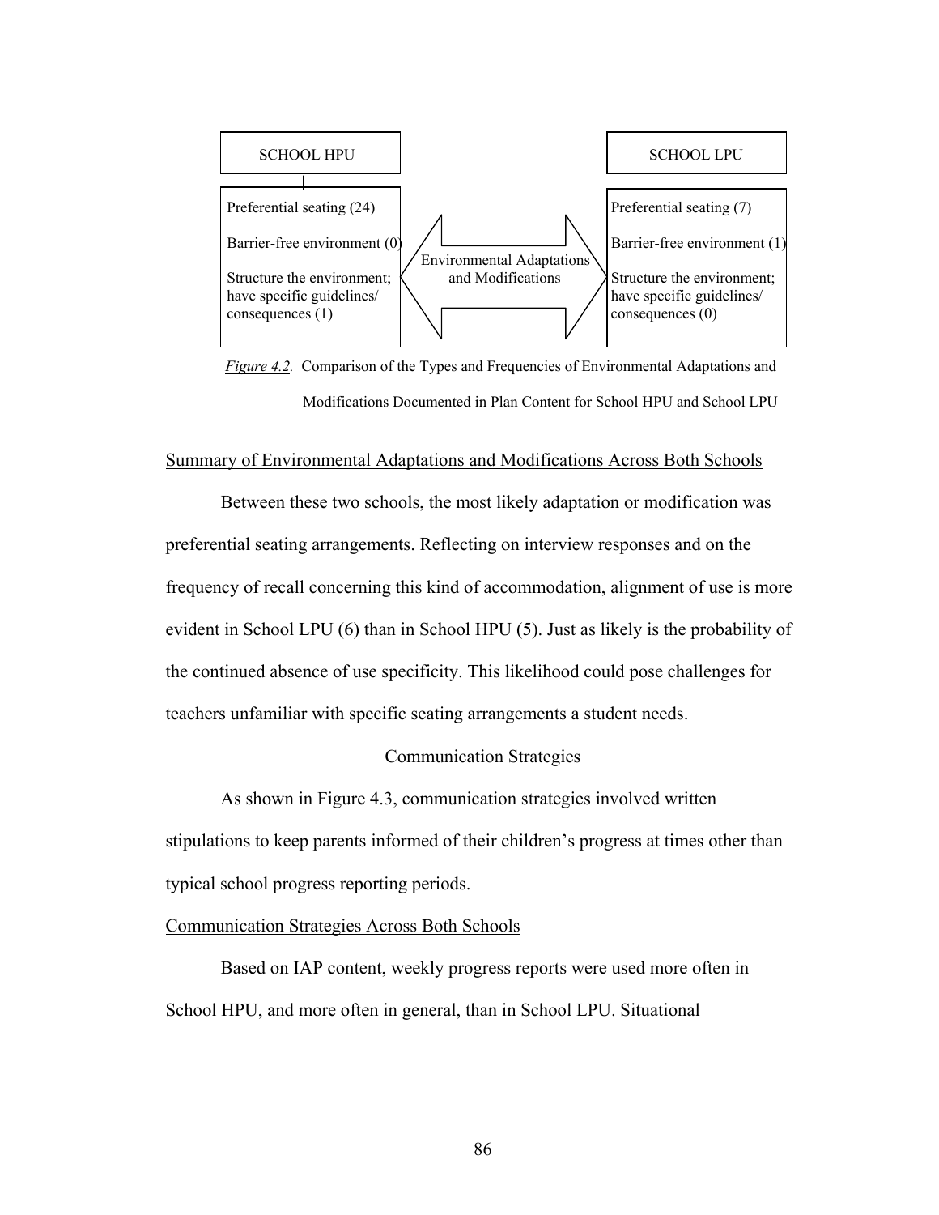SCHOOL HPU

Preferential seating (24)

Barrier-free environment (0)

Structure the environment; have specific guidelines/ consequences (1)

Environmental Adaptations and Modifications

SCHOOL LPU

Preferential seating (7)

Barrier-free environment (1)

Structure the environment; have specific guidelines/ consequences (0)

*Figure 4.2.* Comparison of the Types and Frequencies of Environmental Adaptations and Modifications Documented in Plan Content for School HPU and School LPU

Summary of Environmental Adaptations and Modifications Across Both Schools

Between these two schools, the most likely adaptation or modification was preferential seating arrangements. Reflecting on interview responses and on the frequency of recall concerning this kind of accommodation, alignment of use is more evident in School LPU (6) than in School HPU (5). Just as likely is the probability of the continued absence of use specificity. This likelihood could pose challenges for teachers unfamiliar with specific seating arrangements a student needs.

Communication Strategies

As shown in Figure 4.3, communication strategies involved written stipulations to keep parents informed of their children's progress at times other than typical school progress reporting periods.

Communication Strategies Across Both Schools

Based on IAP content, weekly progress reports were used more often in School HPU, and more often in general, than in School LPU. Situational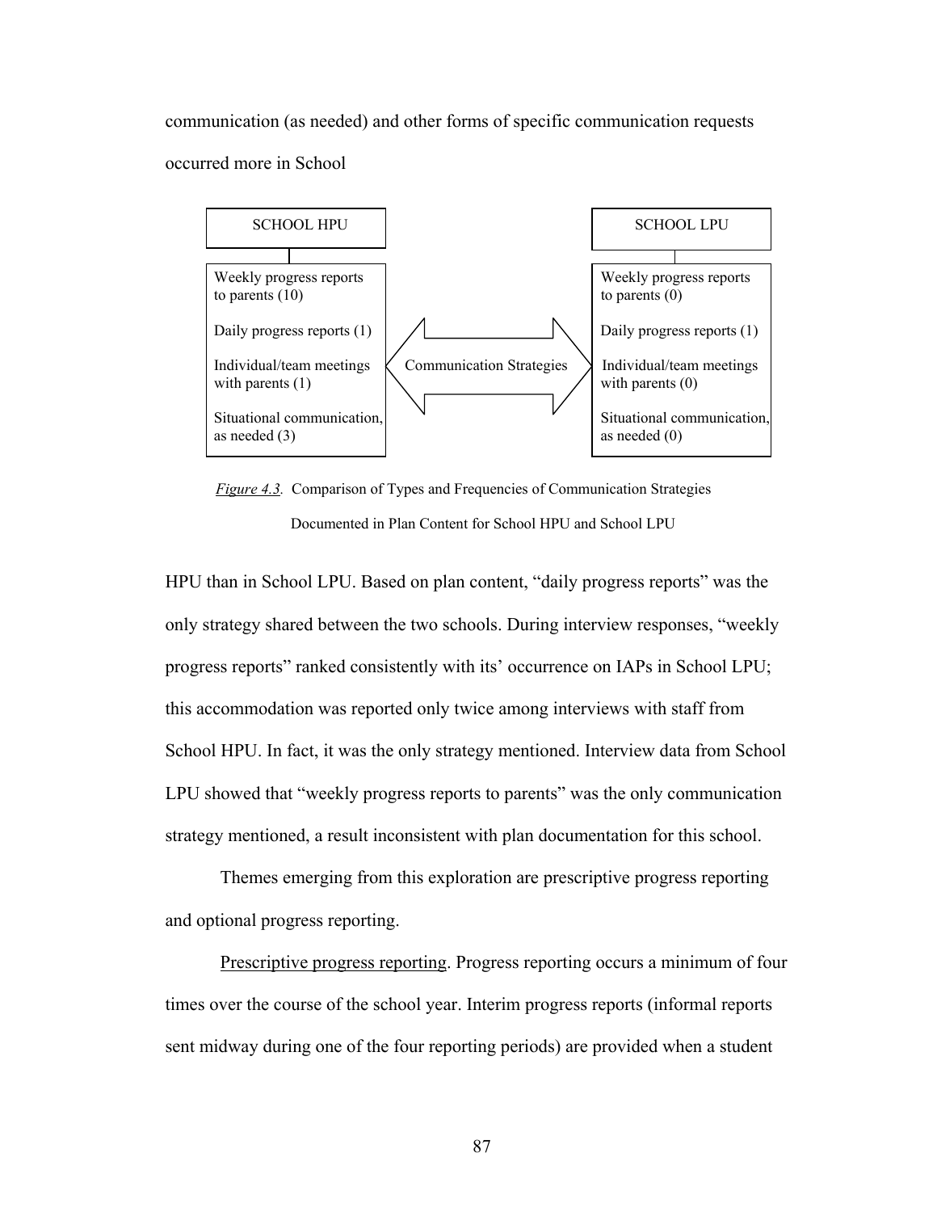communication (as needed) and other forms of specific communication requests occurred more in School

| SCHOOL HPU | | SCHOOL LPU |
|---|---|---|
| Weekly progress reports to parents (10) | | Weekly progress reports to parents (0) |
| Daily progress reports (1) | | Daily progress reports (1) |
| Individual/team meetings with parents (1) | Communication Strategies | Individual/team meetings with parents (0) |
| Situational communication, as needed (3) | | Situational communication, as needed (0) |

*Figure 4.3.* Comparison of Types and Frequencies of Communication Strategies Documented in Plan Content for School HPU and School LPU

HPU than in School LPU. Based on plan content, "daily progress reports" was the only strategy shared between the two schools. During interview responses, "weekly progress reports" ranked consistently with its' occurrence on IAPs in School LPU; this accommodation was reported only twice among interviews with staff from School HPU. In fact, it was the only strategy mentioned. Interview data from School LPU showed that "weekly progress reports to parents" was the only communication strategy mentioned, a result inconsistent with plan documentation for this school.

Themes emerging from this exploration are prescriptive progress reporting and optional progress reporting.

Prescriptive progress reporting. Progress reporting occurs a minimum of four times over the course of the school year. Interim progress reports (informal reports sent midway during one of the four reporting periods) are provided when a student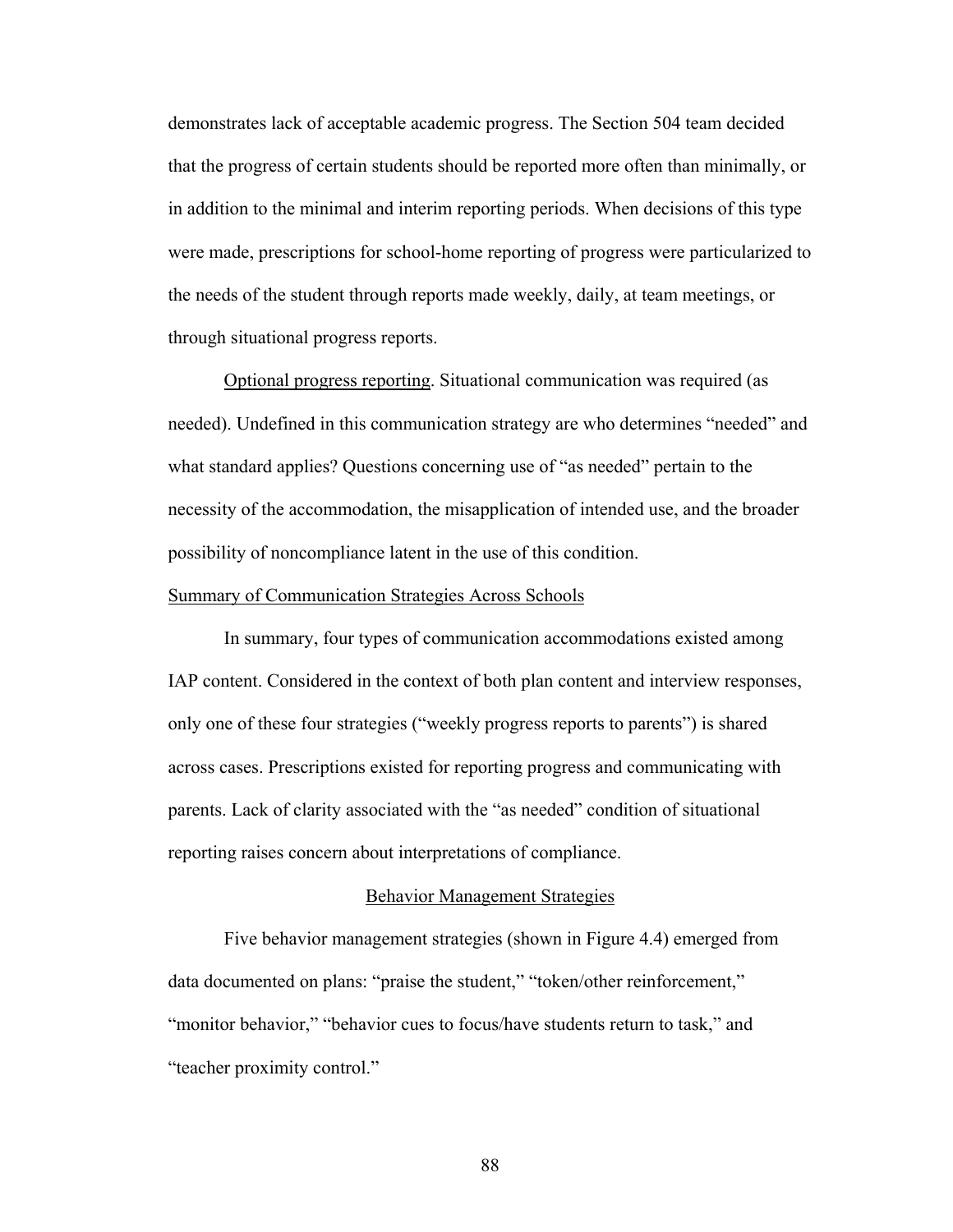demonstrates lack of acceptable academic progress. The Section 504 team decided that the progress of certain students should be reported more often than minimally, or in addition to the minimal and interim reporting periods. When decisions of this type were made, prescriptions for school-home reporting of progress were particularized to the needs of the student through reports made weekly, daily, at team meetings, or through situational progress reports.

Optional progress reporting. Situational communication was required (as needed). Undefined in this communication strategy are who determines "needed" and what standard applies? Questions concerning use of "as needed" pertain to the necessity of the accommodation, the misapplication of intended use, and the broader possibility of noncompliance latent in the use of this condition.

### Summary of Communication Strategies Across Schools

In summary, four types of communication accommodations existed among IAP content. Considered in the context of both plan content and interview responses, only one of these four strategies ("weekly progress reports to parents") is shared across cases. Prescriptions existed for reporting progress and communicating with parents. Lack of clarity associated with the "as needed" condition of situational reporting raises concern about interpretations of compliance.

## Behavior Management Strategies

Five behavior management strategies (shown in Figure 4.4) emerged from data documented on plans: "praise the student," "token/other reinforcement," "monitor behavior," "behavior cues to focus/have students return to task," and "teacher proximity control."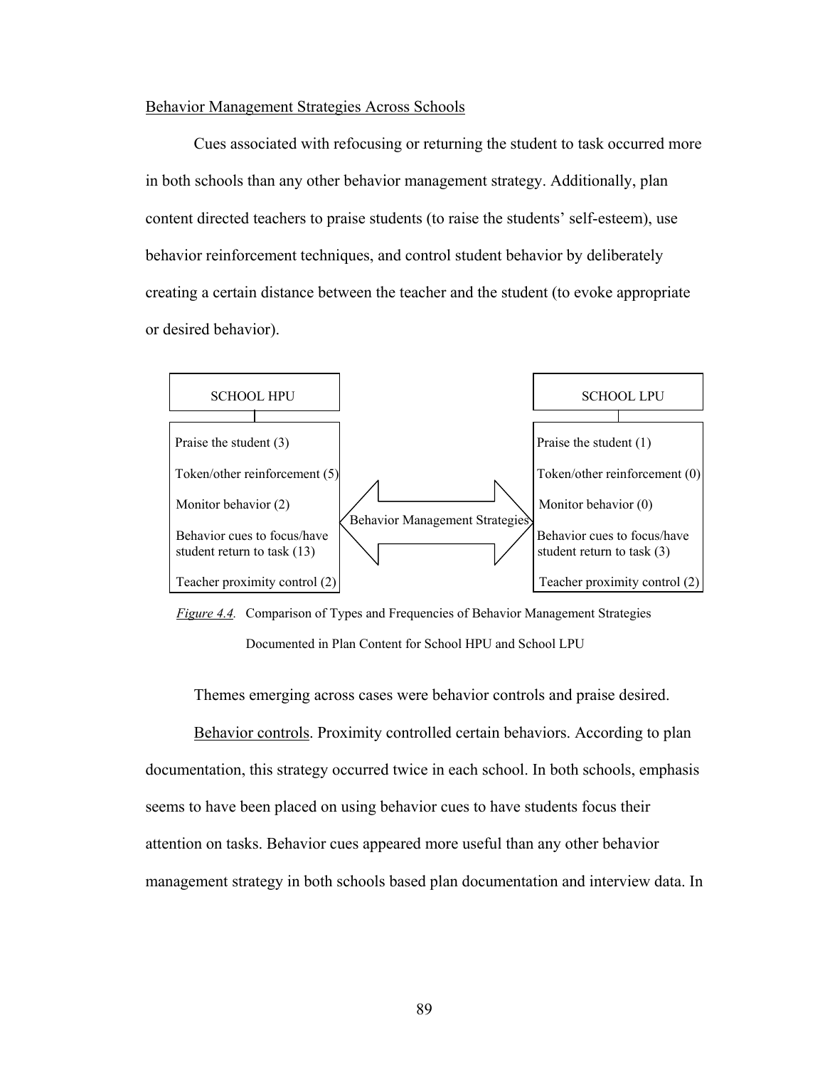Behavior Management Strategies Across Schools

Cues associated with refocusing or returning the student to task occurred more in both schools than any other behavior management strategy. Additionally, plan content directed teachers to praise students (to raise the students' self-esteem), use behavior reinforcement techniques, and control student behavior by deliberately creating a certain distance between the teacher and the student (to evoke appropriate or desired behavior).

| SCHOOL HPU | Behavior Management Strategies | SCHOOL LPU |
|---|---|---|
| Praise the student (3) | | Praise the student (1) |
| Token/other reinforcement (5) | | Token/other reinforcement (0) |
| Monitor behavior (2) | | Monitor behavior (0) |
| Behavior cues to focus/have student return to task (13) | | Behavior cues to focus/have student return to task (3) |
| Teacher proximity control (2) | | Teacher proximity control (2) |

*Figure 4.4.* Comparison of Types and Frequencies of Behavior Management Strategies Documented in Plan Content for School HPU and School LPU

Themes emerging across cases were behavior controls and praise desired.

Behavior controls. Proximity controlled certain behaviors. According to plan documentation, this strategy occurred twice in each school. In both schools, emphasis seems to have been placed on using behavior cues to have students focus their attention on tasks. Behavior cues appeared more useful than any other behavior management strategy in both schools based plan documentation and interview data. In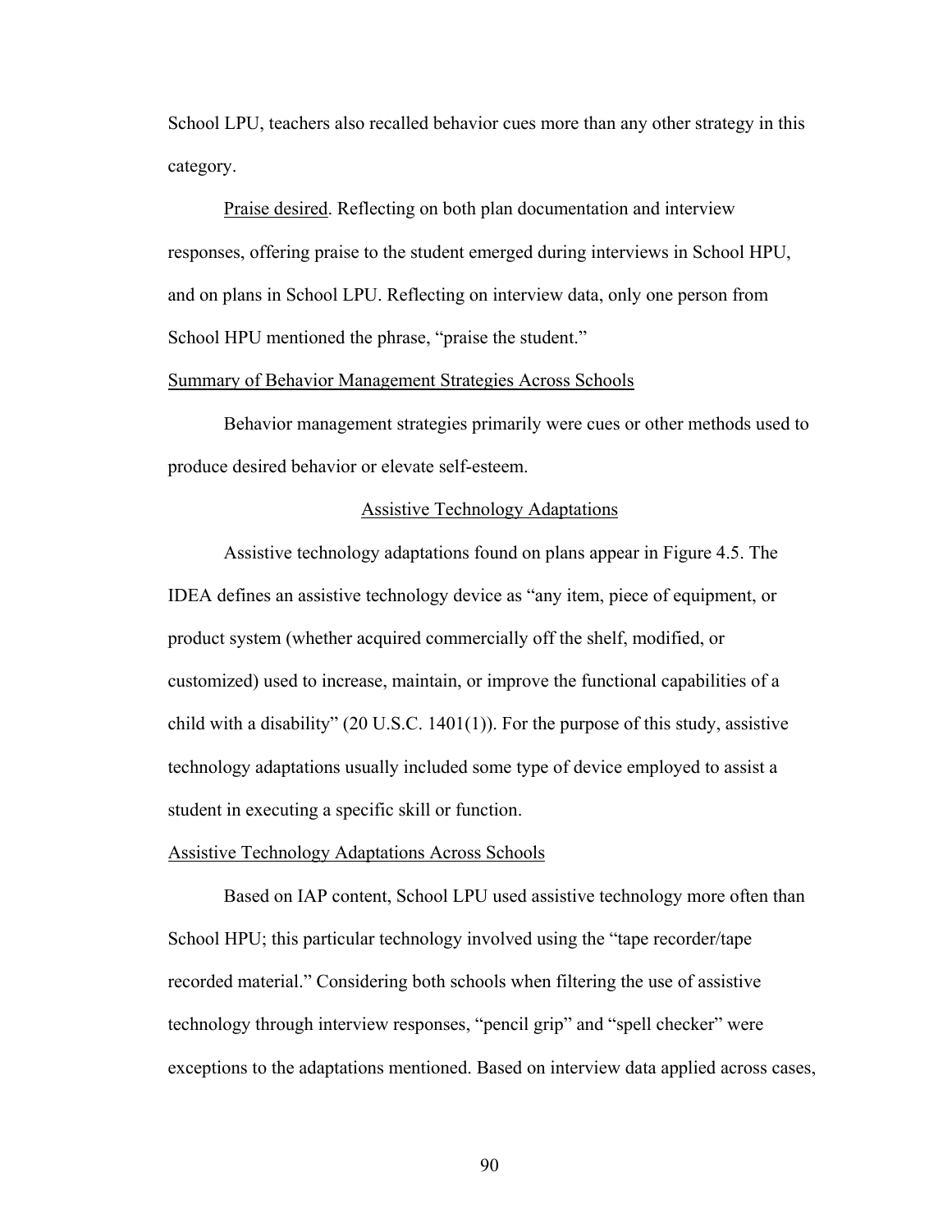School LPU, teachers also recalled behavior cues more than any other strategy in this category.

Praise desired. Reflecting on both plan documentation and interview responses, offering praise to the student emerged during interviews in School HPU, and on plans in School LPU. Reflecting on interview data, only one person from School HPU mentioned the phrase, “praise the student.”

### Summary of Behavior Management Strategies Across Schools

Behavior management strategies primarily were cues or other methods used to produce desired behavior or elevate self-esteem.

## Assistive Technology Adaptations

Assistive technology adaptations found on plans appear in Figure 4.5. The IDEA defines an assistive technology device as “any item, piece of equipment, or product system (whether acquired commercially off the shelf, modified, or customized) used to increase, maintain, or improve the functional capabilities of a child with a disability” (20 U.S.C. 1401(1)). For the purpose of this study, assistive technology adaptations usually included some type of device employed to assist a student in executing a specific skill or function.

### Assistive Technology Adaptations Across Schools

Based on IAP content, School LPU used assistive technology more often than School HPU; this particular technology involved using the “tape recorder/tape recorded material.” Considering both schools when filtering the use of assistive technology through interview responses, “pencil grip” and “spell checker” were exceptions to the adaptations mentioned. Based on interview data applied across cases,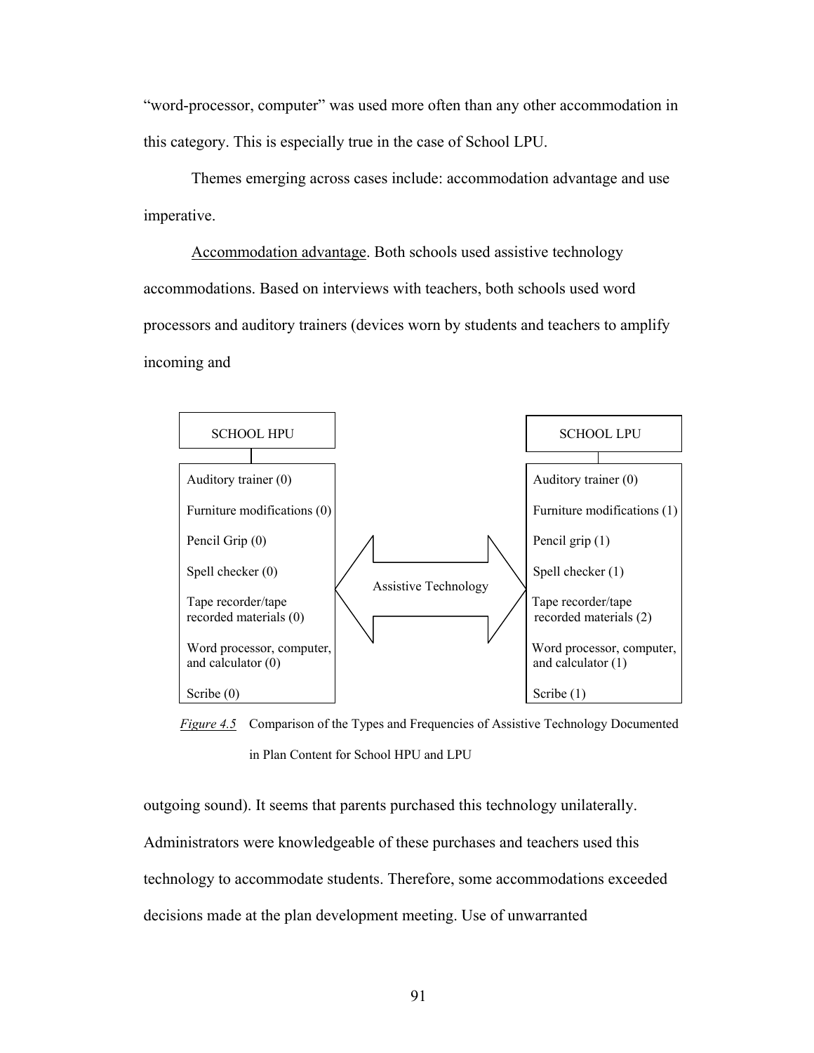"word-processor, computer" was used more often than any other accommodation in this category. This is especially true in the case of School LPU.

Themes emerging across cases include: accommodation advantage and use imperative.

Accommodation advantage. Both schools used assistive technology accommodations. Based on interviews with teachers, both schools used word processors and auditory trainers (devices worn by students and teachers to amplify incoming and

| SCHOOL HPU | | SCHOOL LPU |
|---|---|---|
| Auditory trainer (0) | Assistive Technology | Auditory trainer (0) |
| Furniture modifications (0) | | Furniture modifications (1) |
| Pencil Grip (0) | | Pencil grip (1) |
| Spell checker (0) | | Spell checker (1) |
| Tape recorder/tape recorded materials (0) | | Tape recorder/tape recorded materials (2) |
| Word processor, computer, and calculator (0) | | Word processor, computer, and calculator (1) |
| Scribe (0) | | Scribe (1) |

*Figure 4.5* Comparison of the Types and Frequencies of Assistive Technology Documented in Plan Content for School HPU and LPU

outgoing sound). It seems that parents purchased this technology unilaterally. Administrators were knowledgeable of these purchases and teachers used this technology to accommodate students. Therefore, some accommodations exceeded decisions made at the plan development meeting. Use of unwarranted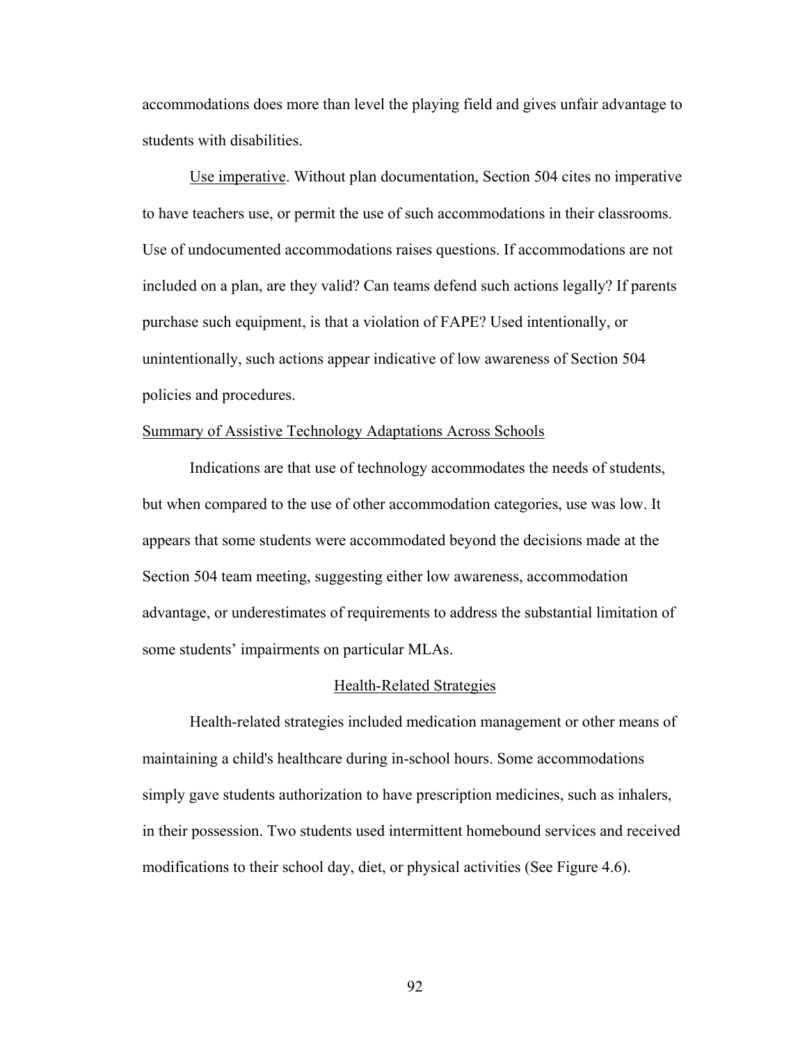accommodations does more than level the playing field and gives unfair advantage to students with disabilities.

Use imperative. Without plan documentation, Section 504 cites no imperative to have teachers use, or permit the use of such accommodations in their classrooms. Use of undocumented accommodations raises questions. If accommodations are not included on a plan, are they valid? Can teams defend such actions legally? If parents purchase such equipment, is that a violation of FAPE? Used intentionally, or unintentionally, such actions appear indicative of low awareness of Section 504 policies and procedures.

### Summary of Assistive Technology Adaptations Across Schools

Indications are that use of technology accommodates the needs of students, but when compared to the use of other accommodation categories, use was low. It appears that some students were accommodated beyond the decisions made at the Section 504 team meeting, suggesting either low awareness, accommodation advantage, or underestimates of requirements to address the substantial limitation of some students' impairments on particular MLAs.

## Health-Related Strategies

Health-related strategies included medication management or other means of maintaining a child's healthcare during in-school hours. Some accommodations simply gave students authorization to have prescription medicines, such as inhalers, in their possession. Two students used intermittent homebound services and received modifications to their school day, diet, or physical activities (See Figure 4.6).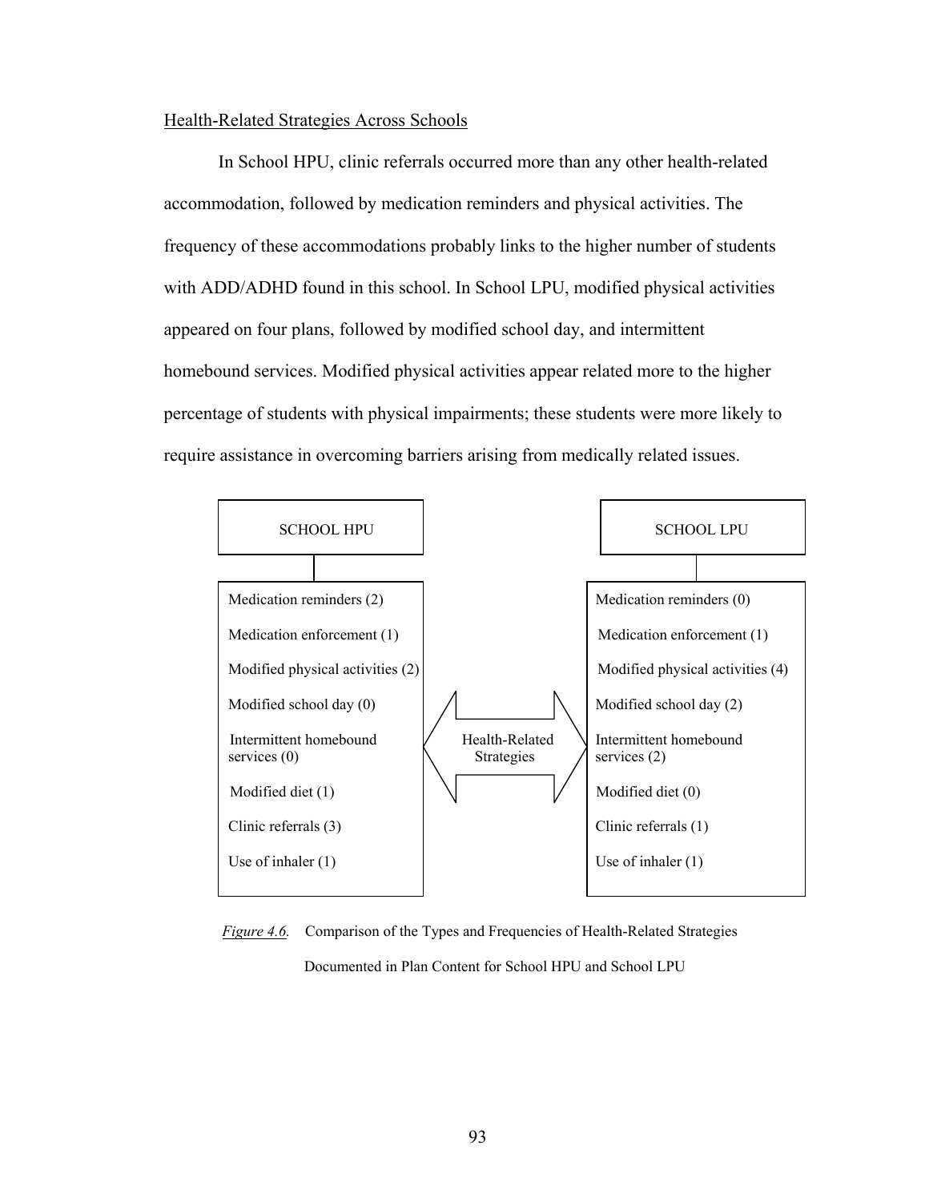Health-Related Strategies Across Schools

In School HPU, clinic referrals occurred more than any other health-related accommodation, followed by medication reminders and physical activities. The frequency of these accommodations probably links to the higher number of students with ADD/ADHD found in this school. In School LPU, modified physical activities appeared on four plans, followed by modified school day, and intermittent homebound services. Modified physical activities appear related more to the higher percentage of students with physical impairments; these students were more likely to require assistance in overcoming barriers arising from medically related issues.

| Health-Related Strategies | SCHOOL HPU | SCHOOL LPU |
|---|---|---|
| Medication reminders | 2 | 0 |
| Medication enforcement | 1 | 1 |
| Modified physical activities | 2 | 4 |
| Modified school day | 0 | 2 |
| Intermittent homebound services | 0 | 2 |
| Modified diet | 1 | 0 |
| Clinic referrals | 3 | 1 |
| Use of inhaler | 1 | 1 |

*Figure 4.6.* Comparison of the Types and Frequencies of Health-Related Strategies Documented in Plan Content for School HPU and School LPU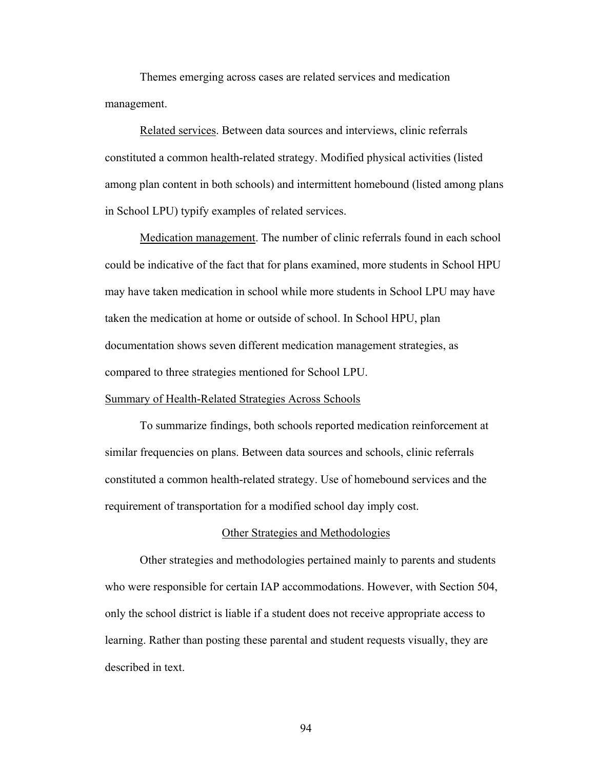Themes emerging across cases are related services and medication management.

Related services. Between data sources and interviews, clinic referrals constituted a common health-related strategy. Modified physical activities (listed among plan content in both schools) and intermittent homebound (listed among plans in School LPU) typify examples of related services.

Medication management. The number of clinic referrals found in each school could be indicative of the fact that for plans examined, more students in School HPU may have taken medication in school while more students in School LPU may have taken the medication at home or outside of school. In School HPU, plan documentation shows seven different medication management strategies, as compared to three strategies mentioned for School LPU.

### Summary of Health-Related Strategies Across Schools

To summarize findings, both schools reported medication reinforcement at similar frequencies on plans. Between data sources and schools, clinic referrals constituted a common health-related strategy. Use of homebound services and the requirement of transportation for a modified school day imply cost.

## Other Strategies and Methodologies

Other strategies and methodologies pertained mainly to parents and students who were responsible for certain IAP accommodations. However, with Section 504, only the school district is liable if a student does not receive appropriate access to learning. Rather than posting these parental and student requests visually, they are described in text.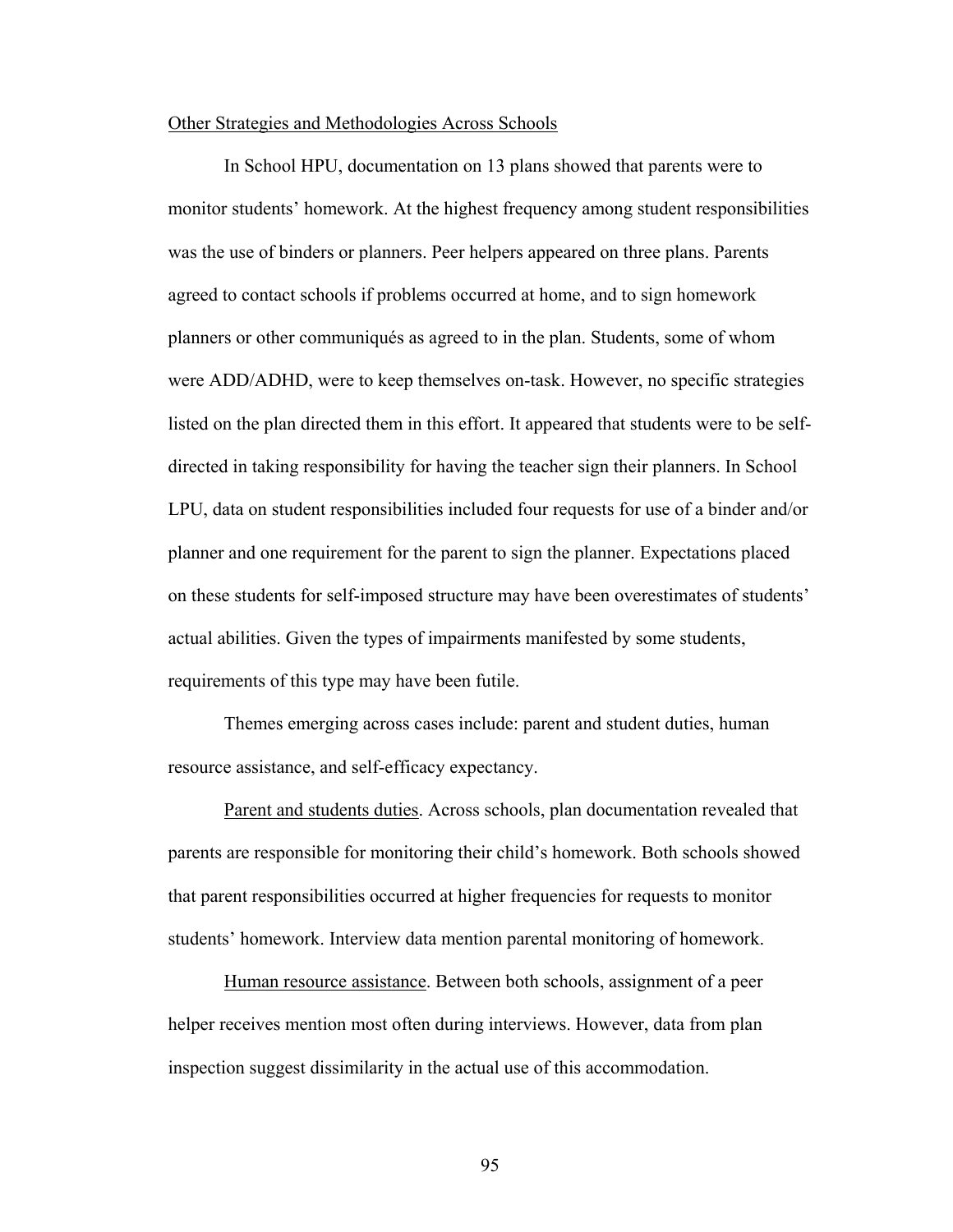Other Strategies and Methodologies Across Schools

In School HPU, documentation on 13 plans showed that parents were to monitor students' homework. At the highest frequency among student responsibilities was the use of binders or planners. Peer helpers appeared on three plans. Parents agreed to contact schools if problems occurred at home, and to sign homework planners or other communiqués as agreed to in the plan. Students, some of whom were ADD/ADHD, were to keep themselves on-task. However, no specific strategies listed on the plan directed them in this effort. It appeared that students were to be self-directed in taking responsibility for having the teacher sign their planners. In School LPU, data on student responsibilities included four requests for use of a binder and/or planner and one requirement for the parent to sign the planner. Expectations placed on these students for self-imposed structure may have been overestimates of students' actual abilities. Given the types of impairments manifested by some students, requirements of this type may have been futile.

Themes emerging across cases include: parent and student duties, human resource assistance, and self-efficacy expectancy.

Parent and students duties. Across schools, plan documentation revealed that parents are responsible for monitoring their child's homework. Both schools showed that parent responsibilities occurred at higher frequencies for requests to monitor students' homework. Interview data mention parental monitoring of homework.

Human resource assistance. Between both schools, assignment of a peer helper receives mention most often during interviews. However, data from plan inspection suggest dissimilarity in the actual use of this accommodation.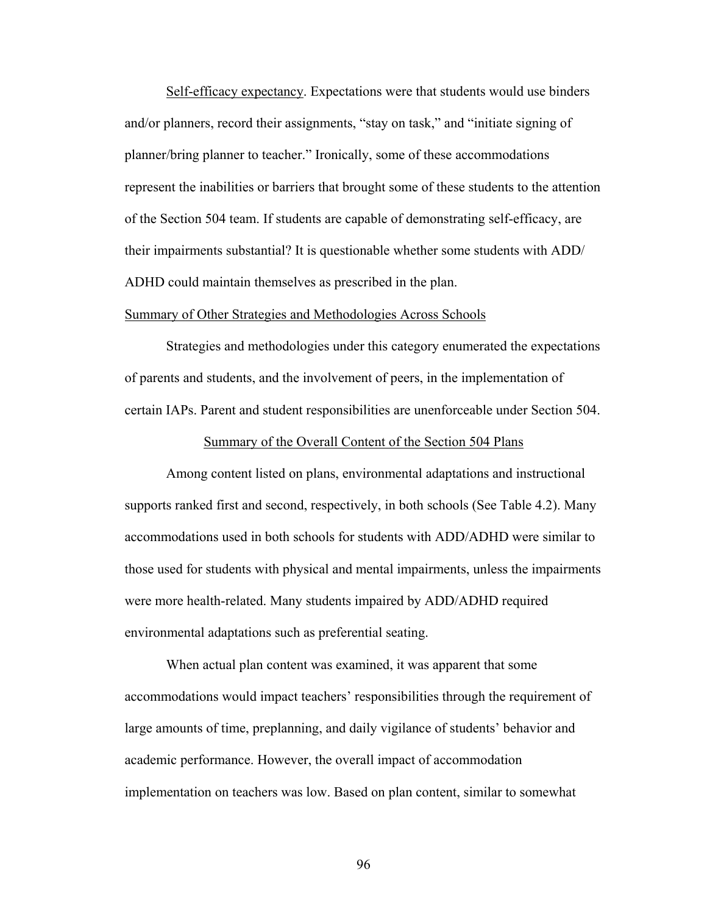Self-efficacy expectancy. Expectations were that students would use binders and/or planners, record their assignments, "stay on task," and "initiate signing of planner/bring planner to teacher." Ironically, some of these accommodations represent the inabilities or barriers that brought some of these students to the attention of the Section 504 team. If students are capable of demonstrating self-efficacy, are their impairments substantial? It is questionable whether some students with ADD/ADHD could maintain themselves as prescribed in the plan.

### Summary of Other Strategies and Methodologies Across Schools

Strategies and methodologies under this category enumerated the expectations of parents and students, and the involvement of peers, in the implementation of certain IAPs. Parent and student responsibilities are unenforceable under Section 504.

## Summary of the Overall Content of the Section 504 Plans

Among content listed on plans, environmental adaptations and instructional supports ranked first and second, respectively, in both schools (See Table 4.2). Many accommodations used in both schools for students with ADD/ADHD were similar to those used for students with physical and mental impairments, unless the impairments were more health-related. Many students impaired by ADD/ADHD required environmental adaptations such as preferential seating.

When actual plan content was examined, it was apparent that some accommodations would impact teachers' responsibilities through the requirement of large amounts of time, preplanning, and daily vigilance of students' behavior and academic performance. However, the overall impact of accommodation implementation on teachers was low. Based on plan content, similar to somewhat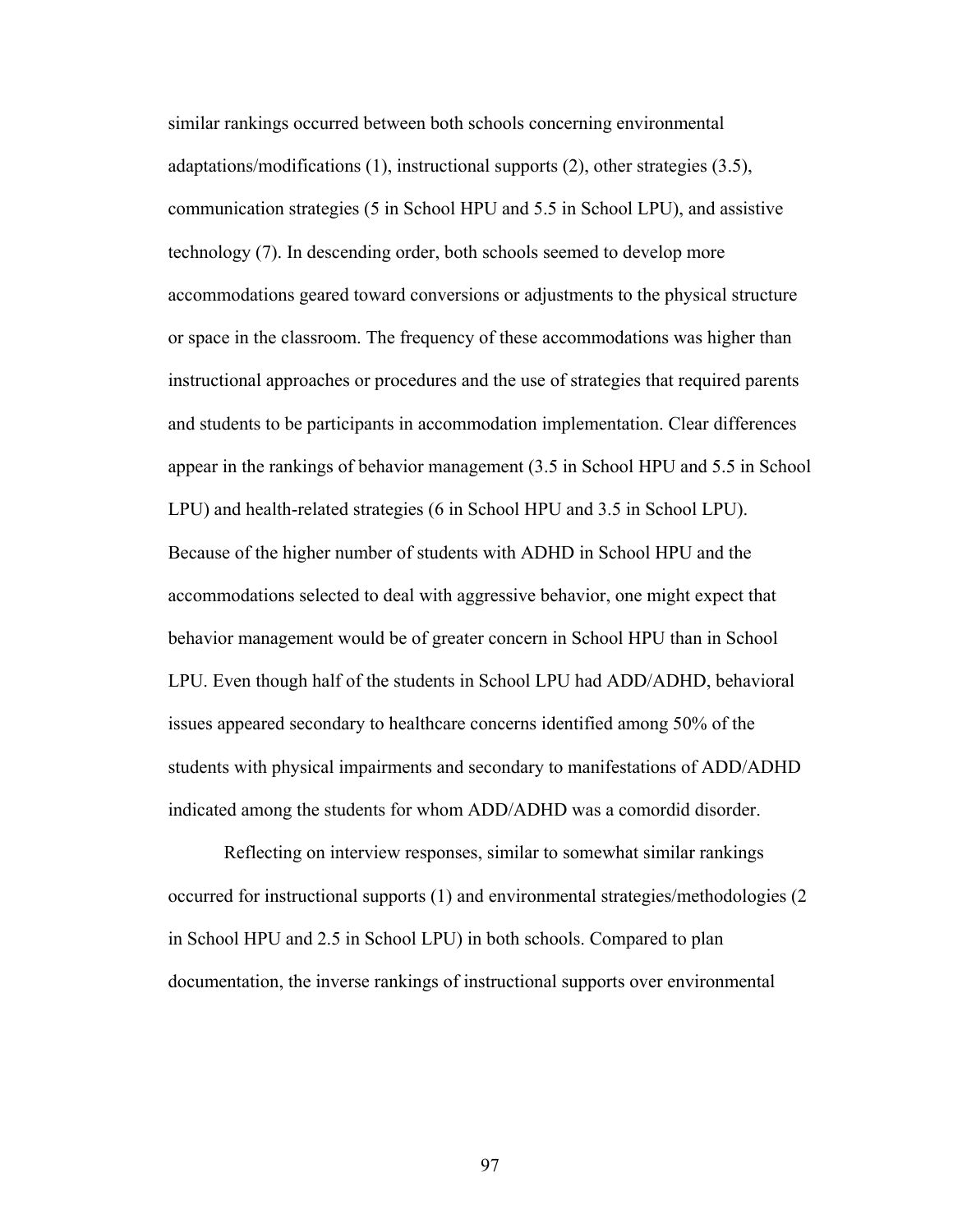similar rankings occurred between both schools concerning environmental adaptations/modifications (1), instructional supports (2), other strategies (3.5), communication strategies (5 in School HPU and 5.5 in School LPU), and assistive technology (7). In descending order, both schools seemed to develop more accommodations geared toward conversions or adjustments to the physical structure or space in the classroom. The frequency of these accommodations was higher than instructional approaches or procedures and the use of strategies that required parents and students to be participants in accommodation implementation. Clear differences appear in the rankings of behavior management (3.5 in School HPU and 5.5 in School LPU) and health-related strategies (6 in School HPU and 3.5 in School LPU). Because of the higher number of students with ADHD in School HPU and the accommodations selected to deal with aggressive behavior, one might expect that behavior management would be of greater concern in School HPU than in School LPU. Even though half of the students in School LPU had ADD/ADHD, behavioral issues appeared secondary to healthcare concerns identified among 50% of the students with physical impairments and secondary to manifestations of ADD/ADHD indicated among the students for whom ADD/ADHD was a comordid disorder.

Reflecting on interview responses, similar to somewhat similar rankings occurred for instructional supports (1) and environmental strategies/methodologies (2 in School HPU and 2.5 in School LPU) in both schools. Compared to plan documentation, the inverse rankings of instructional supports over environmental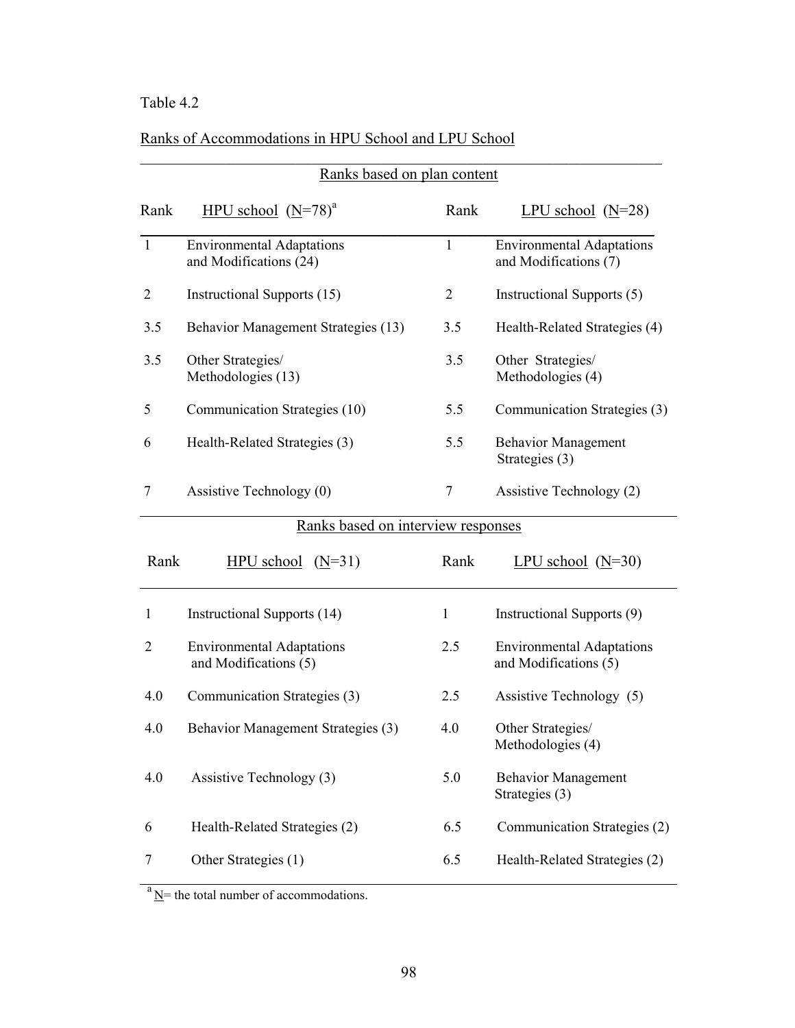Table 4.2

Ranks of Accommodations in HPU School and LPU School

| Ranks based on plan content | | | |
|---|---|---|---|
| Rank | HPU school (N=78)[a] | Rank | LPU school (N=28) |
| 1 | Environmental Adaptations and Modifications (24) | 1 | Environmental Adaptations and Modifications (7) |
| 2 | Instructional Supports (15) | 2 | Instructional Supports (5) |
| 3.5 | Behavior Management Strategies (13) | 3.5 | Health-Related Strategies (4) |
| 3.5 | Other Strategies/ Methodologies (13) | 3.5 | Other Strategies/ Methodologies (4) |
| 5 | Communication Strategies (10) | 5.5 | Communication Strategies (3) |
| 6 | Health-Related Strategies (3) | 5.5 | Behavior Management Strategies (3) |
| 7 | Assistive Technology (0) | 7 | Assistive Technology (2) |

| Ranks based on interview responses | | | |
|---|---|---|---|
| Rank | HPU school (N=31) | Rank | LPU school (N=30) |
| 1 | Instructional Supports (14) | 1 | Instructional Supports (9) |
| 2 | Environmental Adaptations and Modifications (5) | 2.5 | Environmental Adaptations and Modifications (5) |
| 4.0 | Communication Strategies (3) | 2.5 | Assistive Technology (5) |
| 4.0 | Behavior Management Strategies (3) | 4.0 | Other Strategies/ Methodologies (4) |
| 4.0 | Assistive Technology (3) | 5.0 | Behavior Management Strategies (3) |
| 6 | Health-Related Strategies (2) | 6.5 | Communication Strategies (2) |
| 7 | Other Strategies (1) | 6.5 | Health-Related Strategies (2) |

[a] N= the total number of accommodations.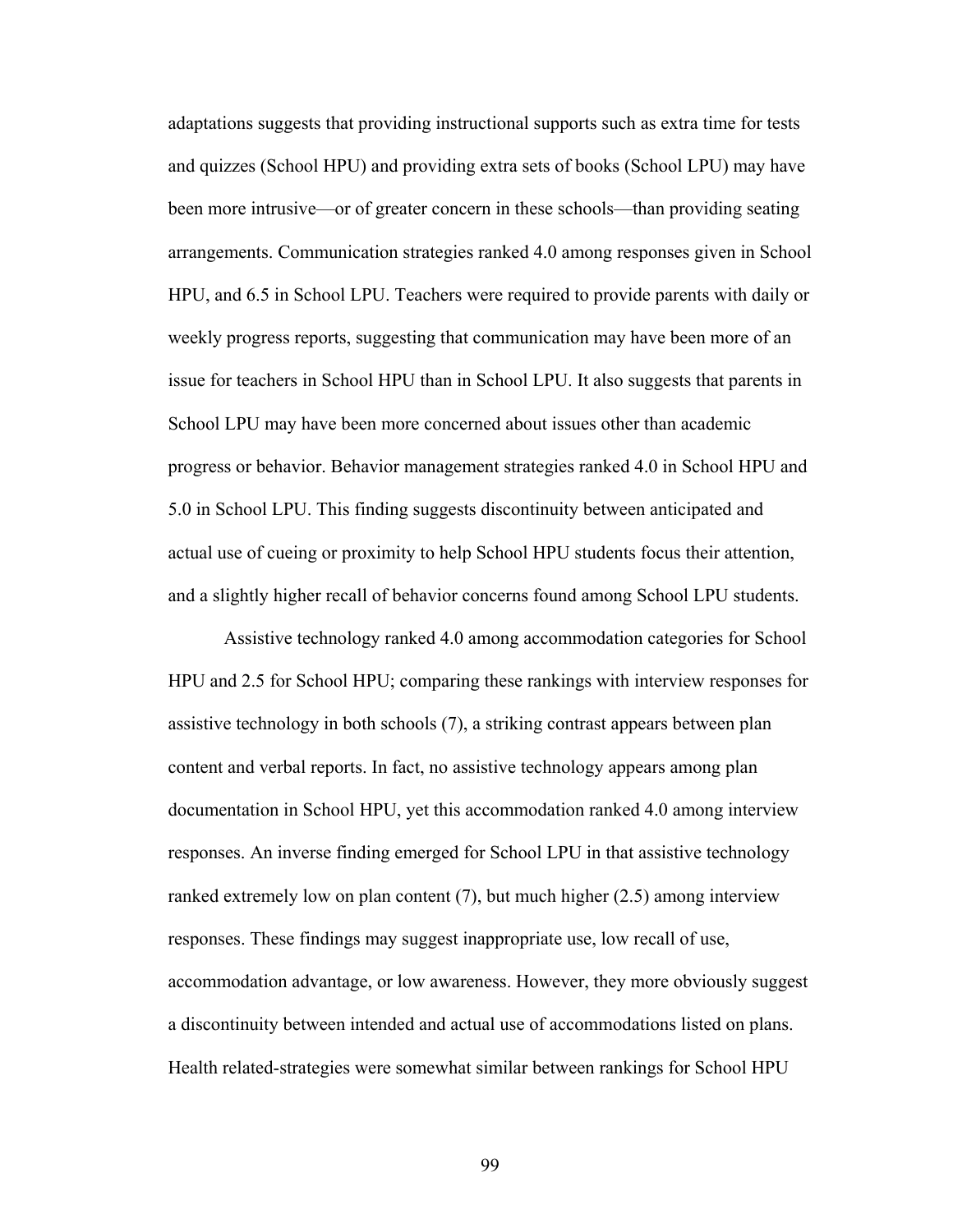adaptations suggests that providing instructional supports such as extra time for tests and quizzes (School HPU) and providing extra sets of books (School LPU) may have been more intrusive—or of greater concern in these schools—than providing seating arrangements. Communication strategies ranked 4.0 among responses given in School HPU, and 6.5 in School LPU. Teachers were required to provide parents with daily or weekly progress reports, suggesting that communication may have been more of an issue for teachers in School HPU than in School LPU. It also suggests that parents in School LPU may have been more concerned about issues other than academic progress or behavior. Behavior management strategies ranked 4.0 in School HPU and 5.0 in School LPU. This finding suggests discontinuity between anticipated and actual use of cueing or proximity to help School HPU students focus their attention, and a slightly higher recall of behavior concerns found among School LPU students.

Assistive technology ranked 4.0 among accommodation categories for School HPU and 2.5 for School HPU; comparing these rankings with interview responses for assistive technology in both schools (7), a striking contrast appears between plan content and verbal reports. In fact, no assistive technology appears among plan documentation in School HPU, yet this accommodation ranked 4.0 among interview responses. An inverse finding emerged for School LPU in that assistive technology ranked extremely low on plan content (7), but much higher (2.5) among interview responses. These findings may suggest inappropriate use, low recall of use, accommodation advantage, or low awareness. However, they more obviously suggest a discontinuity between intended and actual use of accommodations listed on plans. Health related-strategies were somewhat similar between rankings for School HPU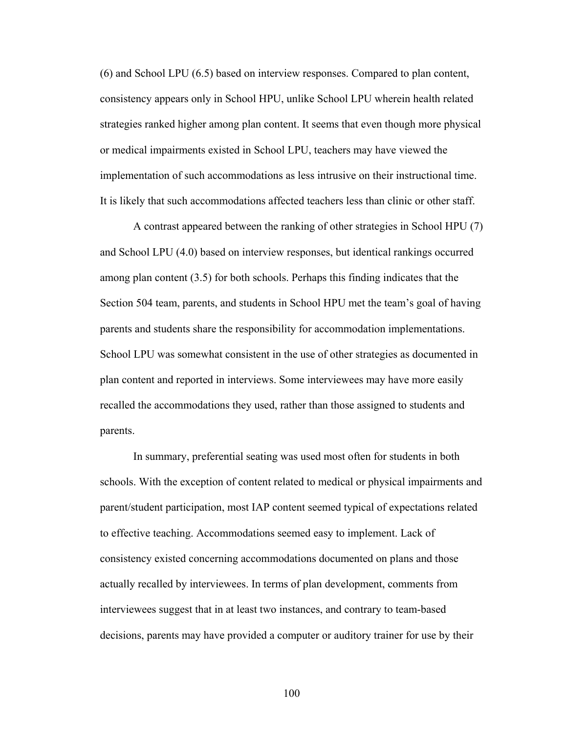(6) and School LPU (6.5) based on interview responses. Compared to plan content, consistency appears only in School HPU, unlike School LPU wherein health related strategies ranked higher among plan content. It seems that even though more physical or medical impairments existed in School LPU, teachers may have viewed the implementation of such accommodations as less intrusive on their instructional time. It is likely that such accommodations affected teachers less than clinic or other staff.

A contrast appeared between the ranking of other strategies in School HPU (7) and School LPU (4.0) based on interview responses, but identical rankings occurred among plan content (3.5) for both schools. Perhaps this finding indicates that the Section 504 team, parents, and students in School HPU met the team's goal of having parents and students share the responsibility for accommodation implementations. School LPU was somewhat consistent in the use of other strategies as documented in plan content and reported in interviews. Some interviewees may have more easily recalled the accommodations they used, rather than those assigned to students and parents.

In summary, preferential seating was used most often for students in both schools. With the exception of content related to medical or physical impairments and parent/student participation, most IAP content seemed typical of expectations related to effective teaching. Accommodations seemed easy to implement. Lack of consistency existed concerning accommodations documented on plans and those actually recalled by interviewees. In terms of plan development, comments from interviewees suggest that in at least two instances, and contrary to team-based decisions, parents may have provided a computer or auditory trainer for use by their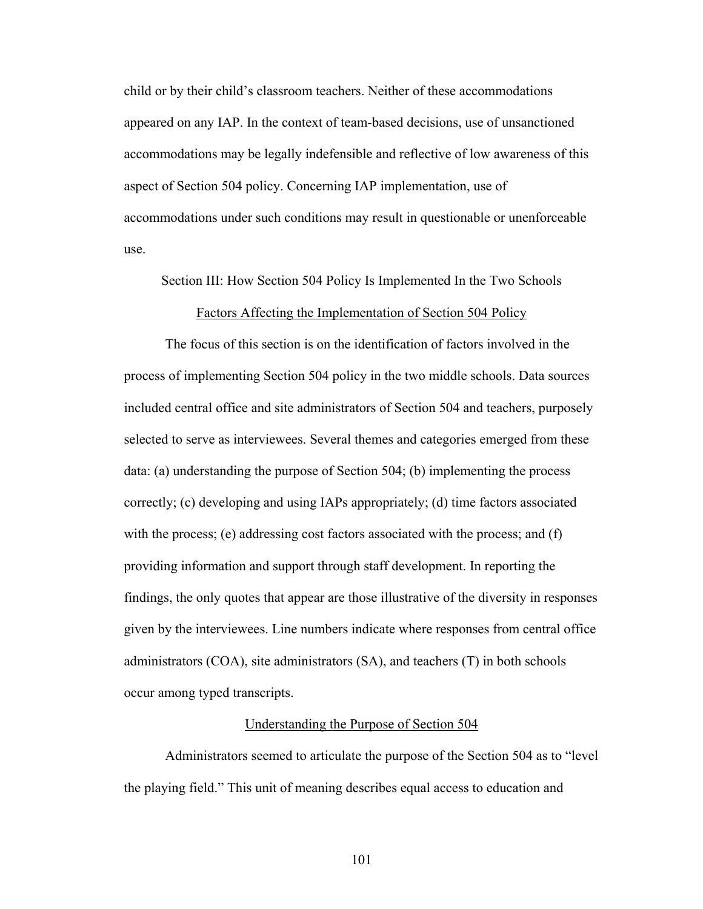child or by their child's classroom teachers. Neither of these accommodations appeared on any IAP. In the context of team-based decisions, use of unsanctioned accommodations may be legally indefensible and reflective of low awareness of this aspect of Section 504 policy. Concerning IAP implementation, use of accommodations under such conditions may result in questionable or unenforceable use.

## Section III: How Section 504 Policy Is Implemented In the Two Schools

### Factors Affecting the Implementation of Section 504 Policy

The focus of this section is on the identification of factors involved in the process of implementing Section 504 policy in the two middle schools. Data sources included central office and site administrators of Section 504 and teachers, purposely selected to serve as interviewees. Several themes and categories emerged from these data: (a) understanding the purpose of Section 504; (b) implementing the process correctly; (c) developing and using IAPs appropriately; (d) time factors associated with the process; (e) addressing cost factors associated with the process; and (f) providing information and support through staff development. In reporting the findings, the only quotes that appear are those illustrative of the diversity in responses given by the interviewees. Line numbers indicate where responses from central office administrators (COA), site administrators (SA), and teachers (T) in both schools occur among typed transcripts.

### Understanding the Purpose of Section 504

Administrators seemed to articulate the purpose of the Section 504 as to "level the playing field." This unit of meaning describes equal access to education and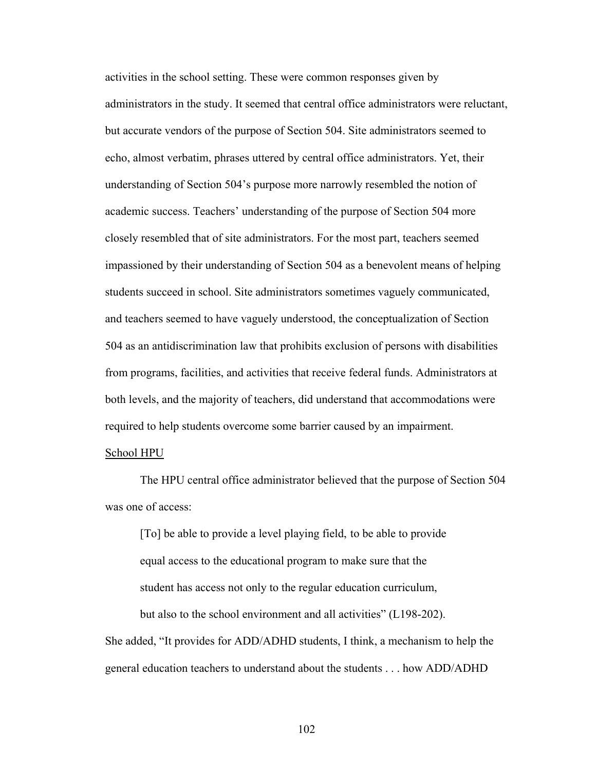activities in the school setting. These were common responses given by administrators in the study. It seemed that central office administrators were reluctant, but accurate vendors of the purpose of Section 504. Site administrators seemed to echo, almost verbatim, phrases uttered by central office administrators. Yet, their understanding of Section 504's purpose more narrowly resembled the notion of academic success. Teachers' understanding of the purpose of Section 504 more closely resembled that of site administrators. For the most part, teachers seemed impassioned by their understanding of Section 504 as a benevolent means of helping students succeed in school. Site administrators sometimes vaguely communicated, and teachers seemed to have vaguely understood, the conceptualization of Section 504 as an antidiscrimination law that prohibits exclusion of persons with disabilities from programs, facilities, and activities that receive federal funds. Administrators at both levels, and the majority of teachers, did understand that accommodations were required to help students overcome some barrier caused by an impairment.

<u>School HPU</u>

The HPU central office administrator believed that the purpose of Section 504 was one of access:

> [To] be able to provide a level playing field, to be able to provide equal access to the educational program to make sure that the student has access not only to the regular education curriculum, but also to the school environment and all activities" (L198-202).

She added, "It provides for ADD/ADHD students, I think, a mechanism to help the general education teachers to understand about the students . . . how ADD/ADHD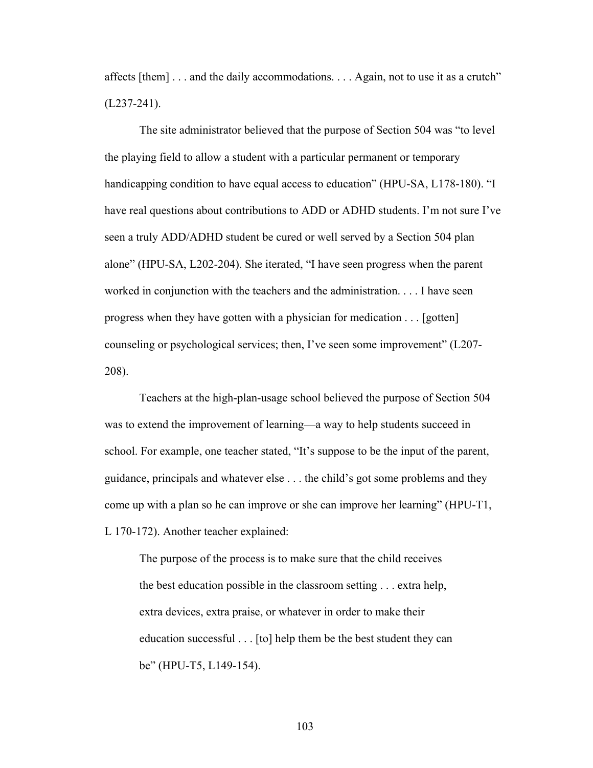affects [them] . . . and the daily accommodations. . . . Again, not to use it as a crutch" (L237-241).

The site administrator believed that the purpose of Section 504 was "to level the playing field to allow a student with a particular permanent or temporary handicapping condition to have equal access to education" (HPU-SA, L178-180). "I have real questions about contributions to ADD or ADHD students. I'm not sure I've seen a truly ADD/ADHD student be cured or well served by a Section 504 plan alone" (HPU-SA, L202-204). She iterated, "I have seen progress when the parent worked in conjunction with the teachers and the administration. . . . I have seen progress when they have gotten with a physician for medication . . . [gotten] counseling or psychological services; then, I've seen some improvement" (L207-208).

Teachers at the high-plan-usage school believed the purpose of Section 504 was to extend the improvement of learning—a way to help students succeed in school. For example, one teacher stated, "It's suppose to be the input of the parent, guidance, principals and whatever else . . . the child's got some problems and they come up with a plan so he can improve or she can improve her learning" (HPU-T1, L 170-172). Another teacher explained:

> The purpose of the process is to make sure that the child receives the best education possible in the classroom setting . . . extra help, extra devices, extra praise, or whatever in order to make their education successful . . . [to] help them be the best student they can be" (HPU-T5, L149-154).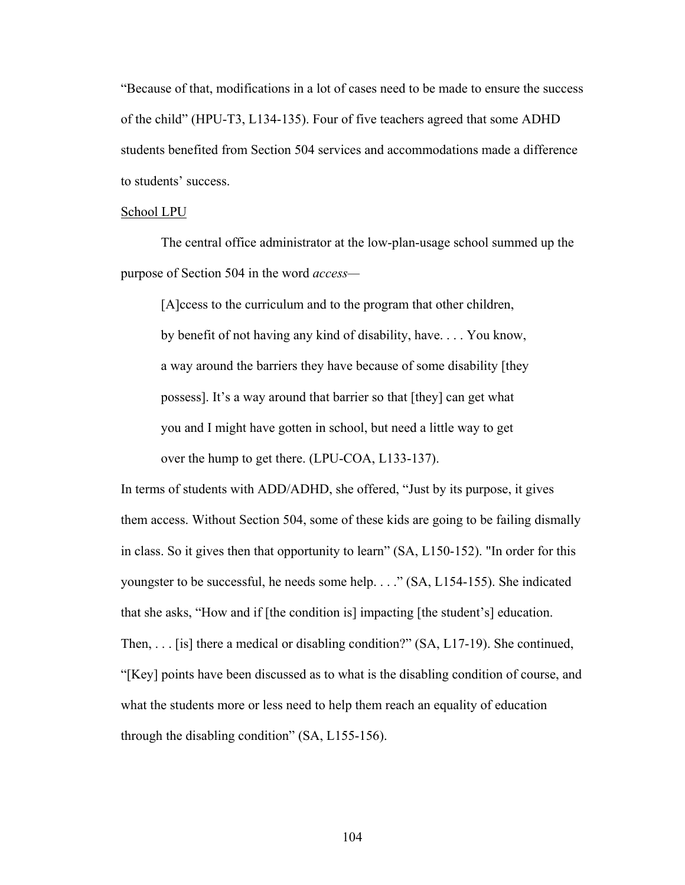“Because of that, modifications in a lot of cases need to be made to ensure the success of the child” (HPU-T3, L134-135). Four of five teachers agreed that some ADHD students benefited from Section 504 services and accommodations made a difference to students’ success.

<u>School LPU</u>

The central office administrator at the low-plan-usage school summed up the purpose of Section 504 in the word *access*—

> [A]ccess to the curriculum and to the program that other children, by benefit of not having any kind of disability, have. . . . You know, a way around the barriers they have because of some disability [they possess]. It’s a way around that barrier so that [they] can get what you and I might have gotten in school, but need a little way to get over the hump to get there. (LPU-COA, L133-137).

In terms of students with ADD/ADHD, she offered, “Just by its purpose, it gives them access. Without Section 504, some of these kids are going to be failing dismally in class. So it gives then that opportunity to learn” (SA, L150-152). "In order for this youngster to be successful, he needs some help. . . .” (SA, L154-155). She indicated that she asks, “How and if [the condition is] impacting [the student’s] education. Then, . . . [is] there a medical or disabling condition?” (SA, L17-19). She continued, “[Key] points have been discussed as to what is the disabling condition of course, and what the students more or less need to help them reach an equality of education through the disabling condition” (SA, L155-156).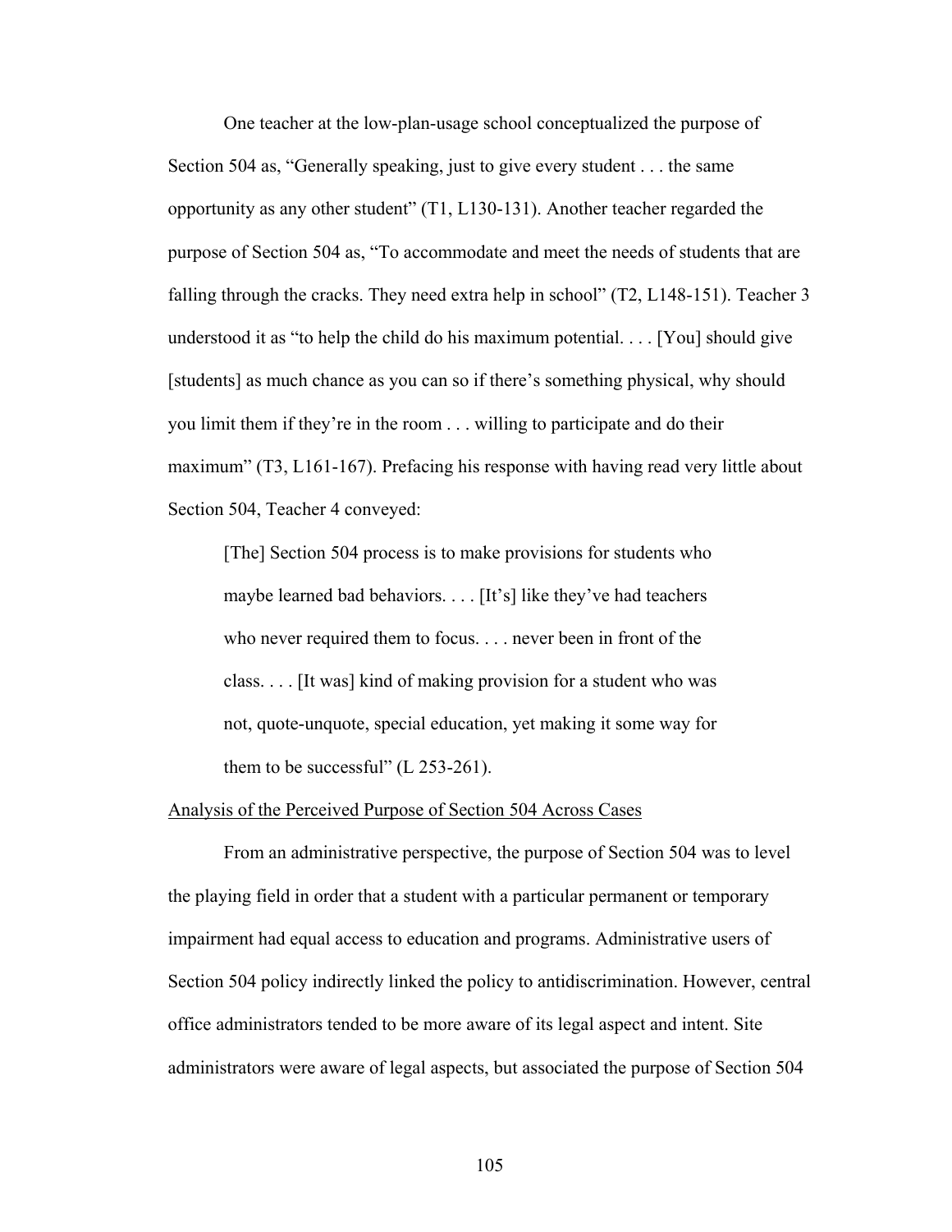One teacher at the low-plan-usage school conceptualized the purpose of Section 504 as, "Generally speaking, just to give every student . . . the same opportunity as any other student" (T1, L130-131). Another teacher regarded the purpose of Section 504 as, "To accommodate and meet the needs of students that are falling through the cracks. They need extra help in school" (T2, L148-151). Teacher 3 understood it as "to help the child do his maximum potential. . . . [You] should give [students] as much chance as you can so if there's something physical, why should you limit them if they're in the room . . . willing to participate and do their maximum" (T3, L161-167). Prefacing his response with having read very little about Section 504, Teacher 4 conveyed:

> [The] Section 504 process is to make provisions for students who maybe learned bad behaviors. . . . [It's] like they've had teachers who never required them to focus. . . . never been in front of the class. . . . [It was] kind of making provision for a student who was not, quote-unquote, special education, yet making it some way for them to be successful" (L 253-261).

<u>Analysis of the Perceived Purpose of Section 504 Across Cases</u>

From an administrative perspective, the purpose of Section 504 was to level the playing field in order that a student with a particular permanent or temporary impairment had equal access to education and programs. Administrative users of Section 504 policy indirectly linked the policy to antidiscrimination. However, central office administrators tended to be more aware of its legal aspect and intent. Site administrators were aware of legal aspects, but associated the purpose of Section 504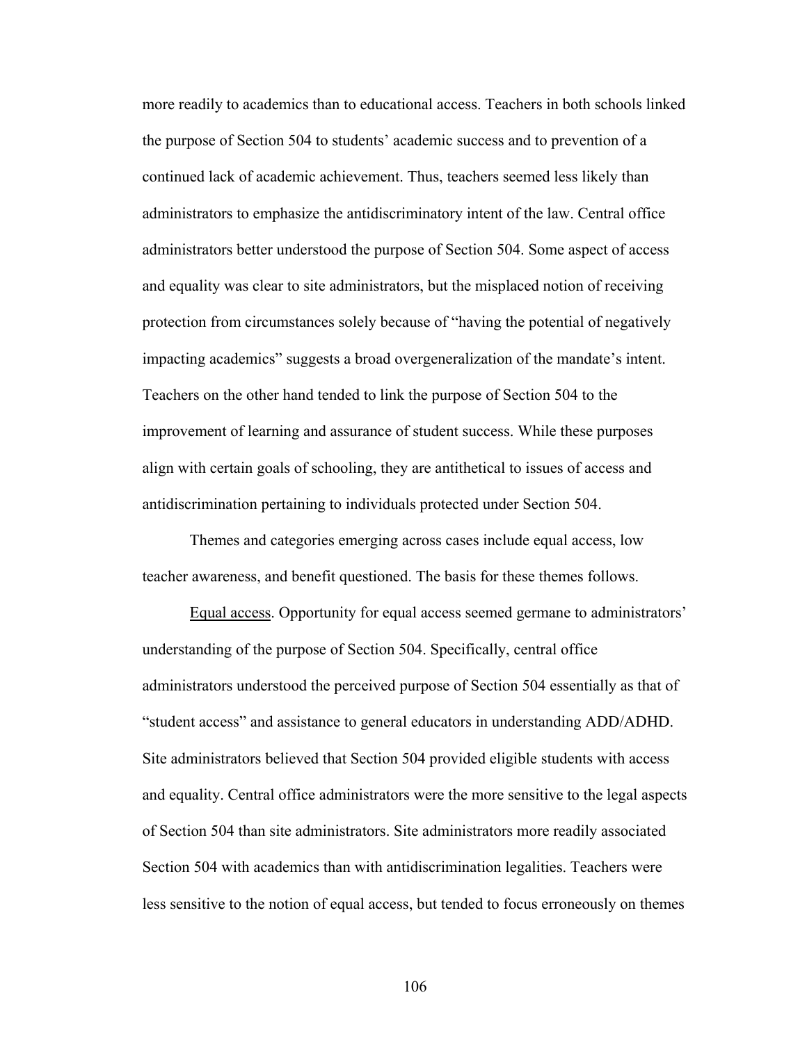more readily to academics than to educational access. Teachers in both schools linked the purpose of Section 504 to students' academic success and to prevention of a continued lack of academic achievement. Thus, teachers seemed less likely than administrators to emphasize the antidiscriminatory intent of the law. Central office administrators better understood the purpose of Section 504. Some aspect of access and equality was clear to site administrators, but the misplaced notion of receiving protection from circumstances solely because of "having the potential of negatively impacting academics" suggests a broad overgeneralization of the mandate's intent. Teachers on the other hand tended to link the purpose of Section 504 to the improvement of learning and assurance of student success. While these purposes align with certain goals of schooling, they are antithetical to issues of access and antidiscrimination pertaining to individuals protected under Section 504.

Themes and categories emerging across cases include equal access, low teacher awareness, and benefit questioned. The basis for these themes follows.

<u>Equal access</u>. Opportunity for equal access seemed germane to administrators' understanding of the purpose of Section 504. Specifically, central office administrators understood the perceived purpose of Section 504 essentially as that of "student access" and assistance to general educators in understanding ADD/ADHD. Site administrators believed that Section 504 provided eligible students with access and equality. Central office administrators were the more sensitive to the legal aspects of Section 504 than site administrators. Site administrators more readily associated Section 504 with academics than with antidiscrimination legalities. Teachers were less sensitive to the notion of equal access, but tended to focus erroneously on themes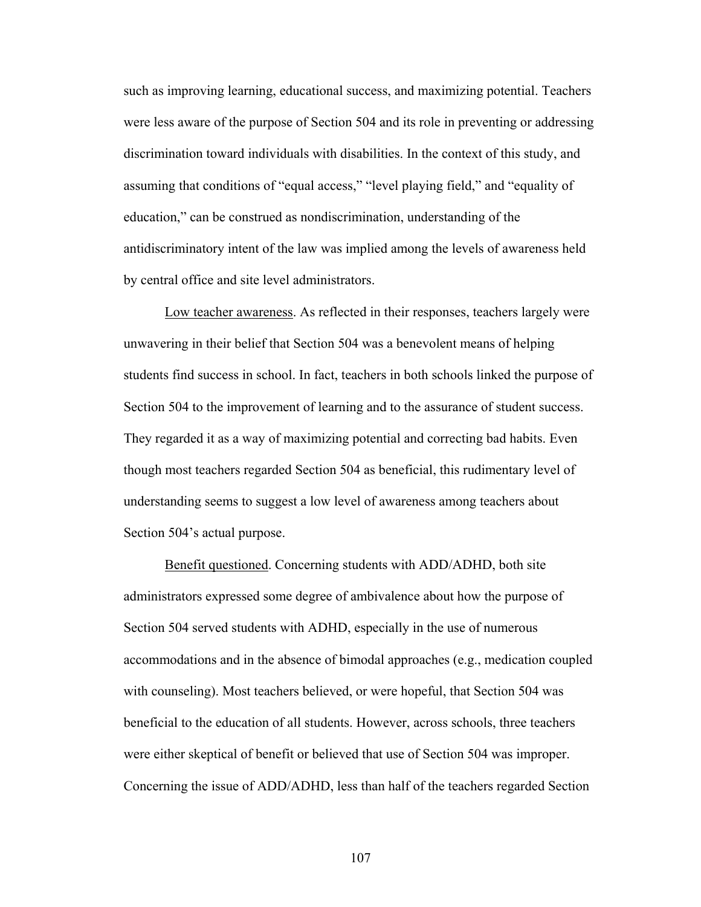such as improving learning, educational success, and maximizing potential. Teachers were less aware of the purpose of Section 504 and its role in preventing or addressing discrimination toward individuals with disabilities. In the context of this study, and assuming that conditions of "equal access," "level playing field," and "equality of education," can be construed as nondiscrimination, understanding of the antidiscriminatory intent of the law was implied among the levels of awareness held by central office and site level administrators.

<u>Low teacher awareness</u>. As reflected in their responses, teachers largely were unwavering in their belief that Section 504 was a benevolent means of helping students find success in school. In fact, teachers in both schools linked the purpose of Section 504 to the improvement of learning and to the assurance of student success. They regarded it as a way of maximizing potential and correcting bad habits. Even though most teachers regarded Section 504 as beneficial, this rudimentary level of understanding seems to suggest a low level of awareness among teachers about Section 504's actual purpose.

<u>Benefit questioned</u>. Concerning students with ADD/ADHD, both site administrators expressed some degree of ambivalence about how the purpose of Section 504 served students with ADHD, especially in the use of numerous accommodations and in the absence of bimodal approaches (e.g., medication coupled with counseling). Most teachers believed, or were hopeful, that Section 504 was beneficial to the education of all students. However, across schools, three teachers were either skeptical of benefit or believed that use of Section 504 was improper. Concerning the issue of ADD/ADHD, less than half of the teachers regarded Section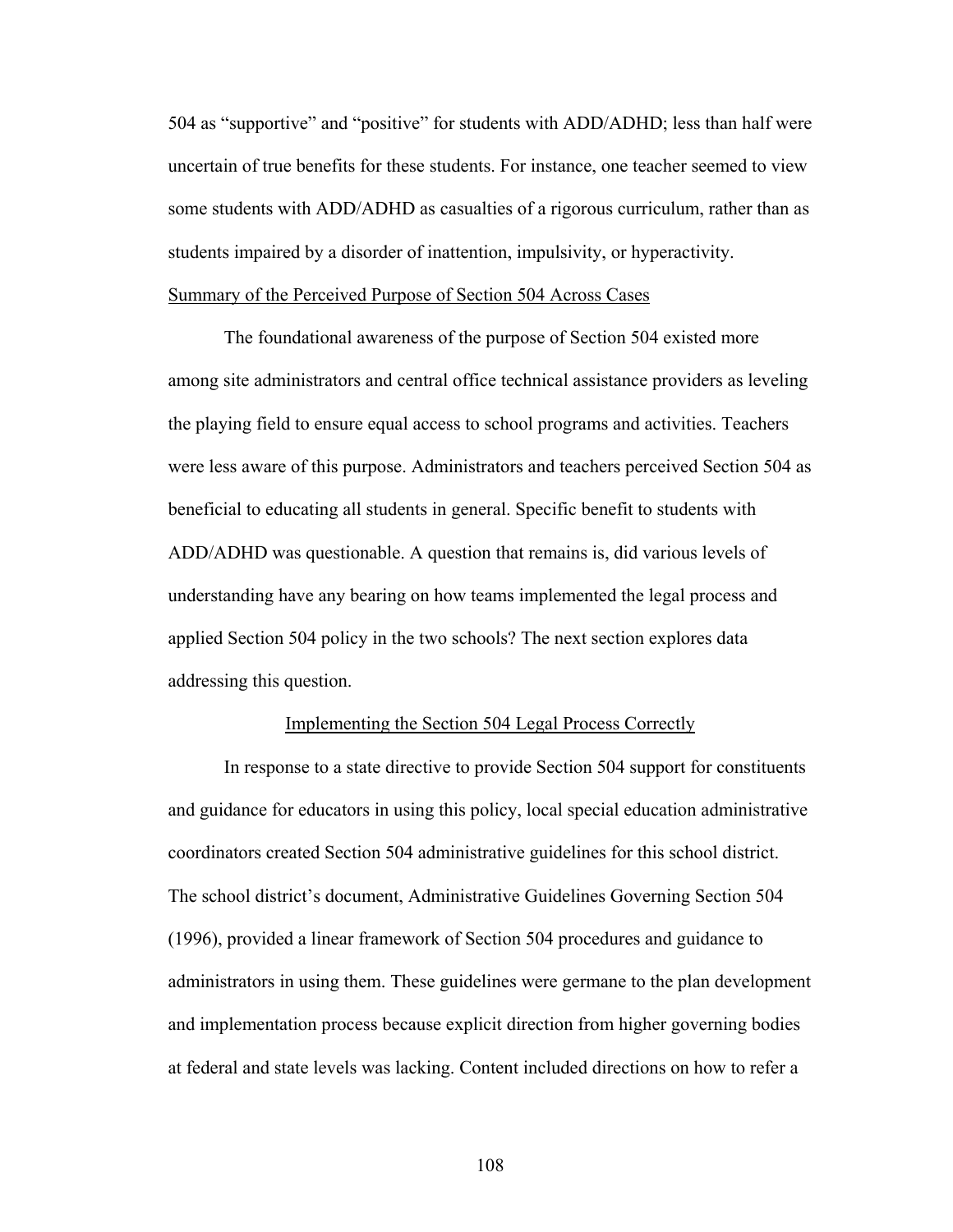504 as "supportive" and "positive" for students with ADD/ADHD; less than half were uncertain of true benefits for these students. For instance, one teacher seemed to view some students with ADD/ADHD as casualties of a rigorous curriculum, rather than as students impaired by a disorder of inattention, impulsivity, or hyperactivity.

### Summary of the Perceived Purpose of Section 504 Across Cases

The foundational awareness of the purpose of Section 504 existed more among site administrators and central office technical assistance providers as leveling the playing field to ensure equal access to school programs and activities. Teachers were less aware of this purpose. Administrators and teachers perceived Section 504 as beneficial to educating all students in general. Specific benefit to students with ADD/ADHD was questionable. A question that remains is, did various levels of understanding have any bearing on how teams implemented the legal process and applied Section 504 policy in the two schools? The next section explores data addressing this question.

## Implementing the Section 504 Legal Process Correctly

In response to a state directive to provide Section 504 support for constituents and guidance for educators in using this policy, local special education administrative coordinators created Section 504 administrative guidelines for this school district. The school district's document, Administrative Guidelines Governing Section 504 (1996), provided a linear framework of Section 504 procedures and guidance to administrators in using them. These guidelines were germane to the plan development and implementation process because explicit direction from higher governing bodies at federal and state levels was lacking. Content included directions on how to refer a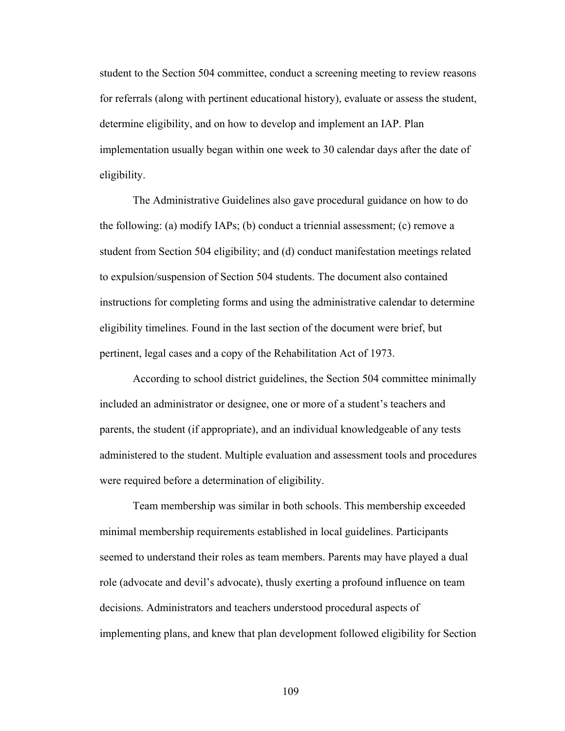student to the Section 504 committee, conduct a screening meeting to review reasons for referrals (along with pertinent educational history), evaluate or assess the student, determine eligibility, and on how to develop and implement an IAP. Plan implementation usually began within one week to 30 calendar days after the date of eligibility.

The Administrative Guidelines also gave procedural guidance on how to do the following: (a) modify IAPs; (b) conduct a triennial assessment; (c) remove a student from Section 504 eligibility; and (d) conduct manifestation meetings related to expulsion/suspension of Section 504 students. The document also contained instructions for completing forms and using the administrative calendar to determine eligibility timelines. Found in the last section of the document were brief, but pertinent, legal cases and a copy of the Rehabilitation Act of 1973.

According to school district guidelines, the Section 504 committee minimally included an administrator or designee, one or more of a student's teachers and parents, the student (if appropriate), and an individual knowledgeable of any tests administered to the student. Multiple evaluation and assessment tools and procedures were required before a determination of eligibility.

Team membership was similar in both schools. This membership exceeded minimal membership requirements established in local guidelines. Participants seemed to understand their roles as team members. Parents may have played a dual role (advocate and devil's advocate), thusly exerting a profound influence on team decisions. Administrators and teachers understood procedural aspects of implementing plans, and knew that plan development followed eligibility for Section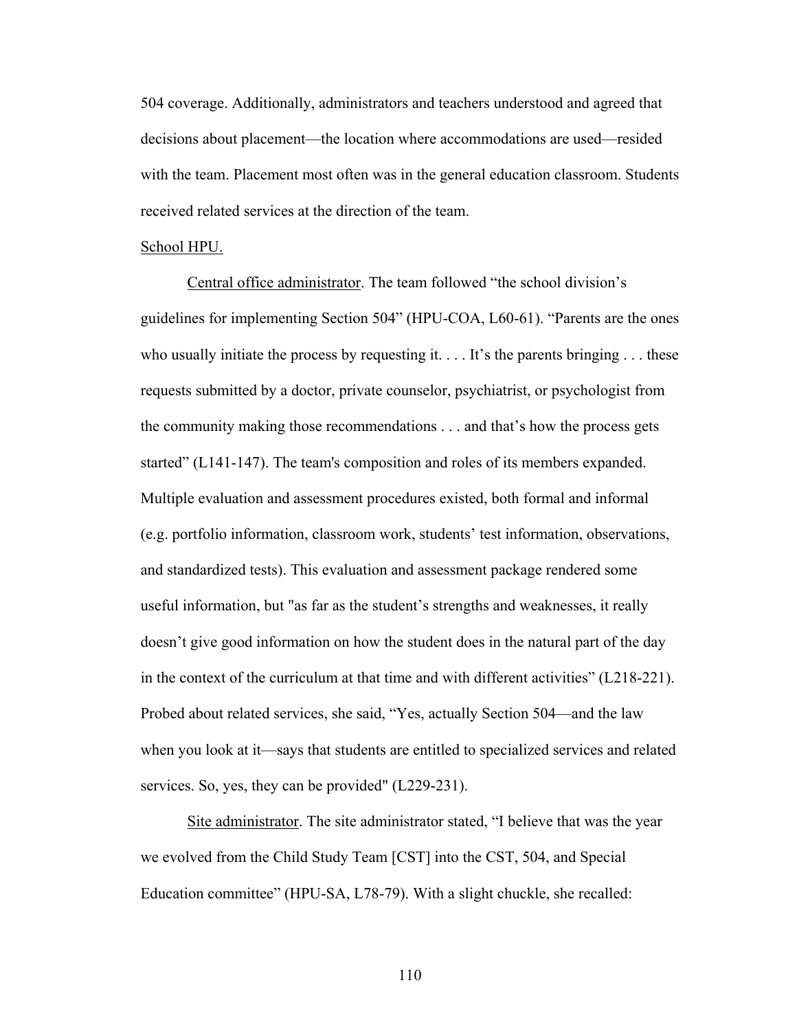504 coverage. Additionally, administrators and teachers understood and agreed that decisions about placement—the location where accommodations are used—resided with the team. Placement most often was in the general education classroom. Students received related services at the direction of the team.

<u>School HPU.</u>

<u>Central office administrator</u>. The team followed "the school division's guidelines for implementing Section 504" (HPU-COA, L60-61). "Parents are the ones who usually initiate the process by requesting it. . . . It's the parents bringing . . . these requests submitted by a doctor, private counselor, psychiatrist, or psychologist from the community making those recommendations . . . and that's how the process gets started" (L141-147). The team's composition and roles of its members expanded. Multiple evaluation and assessment procedures existed, both formal and informal (e.g. portfolio information, classroom work, students' test information, observations, and standardized tests). This evaluation and assessment package rendered some useful information, but "as far as the student's strengths and weaknesses, it really doesn't give good information on how the student does in the natural part of the day in the context of the curriculum at that time and with different activities" (L218-221). Probed about related services, she said, "Yes, actually Section 504—and the law when you look at it—says that students are entitled to specialized services and related services. So, yes, they can be provided" (L229-231).

<u>Site administrator</u>. The site administrator stated, "I believe that was the year we evolved from the Child Study Team [CST] into the CST, 504, and Special Education committee" (HPU-SA, L78-79). With a slight chuckle, she recalled: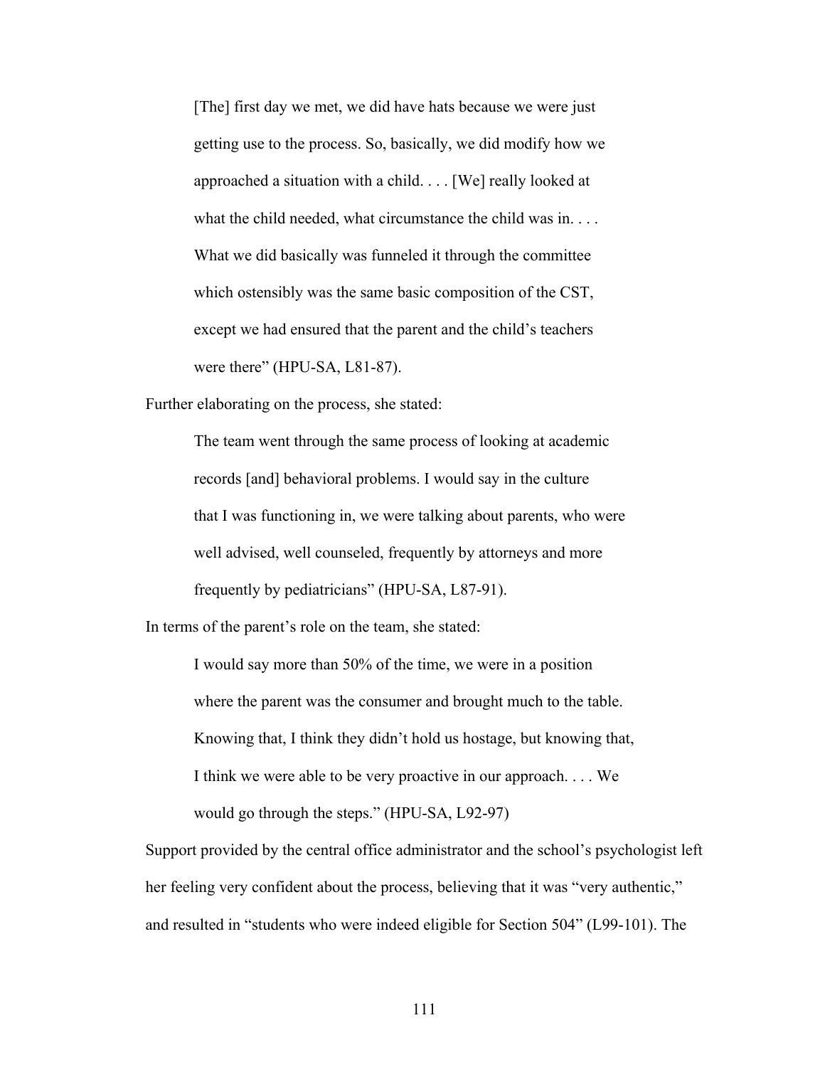> [The] first day we met, we did have hats because we were just getting use to the process. So, basically, we did modify how we approached a situation with a child. . . . [We] really looked at what the child needed, what circumstance the child was in. . . . What we did basically was funneled it through the committee which ostensibly was the same basic composition of the CST, except we had ensured that the parent and the child's teachers were there" (HPU-SA, L81-87).

Further elaborating on the process, she stated:

> The team went through the same process of looking at academic records [and] behavioral problems. I would say in the culture that I was functioning in, we were talking about parents, who were well advised, well counseled, frequently by attorneys and more frequently by pediatricians" (HPU-SA, L87-91).

In terms of the parent's role on the team, she stated:

> I would say more than 50% of the time, we were in a position where the parent was the consumer and brought much to the table. Knowing that, I think they didn't hold us hostage, but knowing that, I think we were able to be very proactive in our approach. . . . We would go through the steps." (HPU-SA, L92-97)

Support provided by the central office administrator and the school's psychologist left her feeling very confident about the process, believing that it was "very authentic," and resulted in "students who were indeed eligible for Section 504" (L99-101). The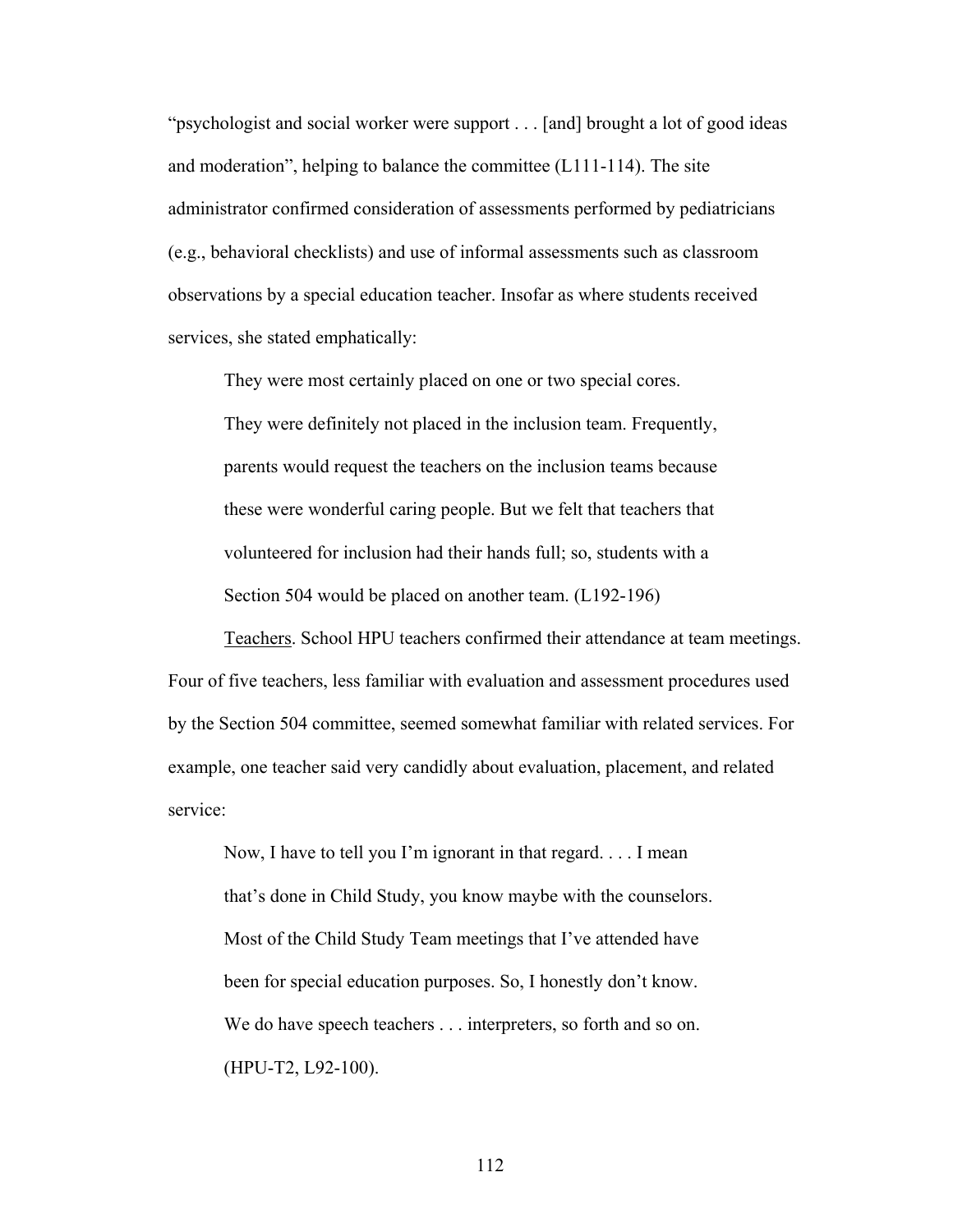"psychologist and social worker were support . . . [and] brought a lot of good ideas and moderation", helping to balance the committee (L111-114). The site administrator confirmed consideration of assessments performed by pediatricians (e.g., behavioral checklists) and use of informal assessments such as classroom observations by a special education teacher. Insofar as where students received services, she stated emphatically:

> They were most certainly placed on one or two special cores. They were definitely not placed in the inclusion team. Frequently, parents would request the teachers on the inclusion teams because these were wonderful caring people. But we felt that teachers that volunteered for inclusion had their hands full; so, students with a Section 504 would be placed on another team. (L192-196)

Teachers. School HPU teachers confirmed their attendance at team meetings. Four of five teachers, less familiar with evaluation and assessment procedures used by the Section 504 committee, seemed somewhat familiar with related services. For example, one teacher said very candidly about evaluation, placement, and related service:

> Now, I have to tell you I'm ignorant in that regard. . . . I mean that's done in Child Study, you know maybe with the counselors. Most of the Child Study Team meetings that I've attended have been for special education purposes. So, I honestly don't know. We do have speech teachers . . . interpreters, so forth and so on. (HPU-T2, L92-100).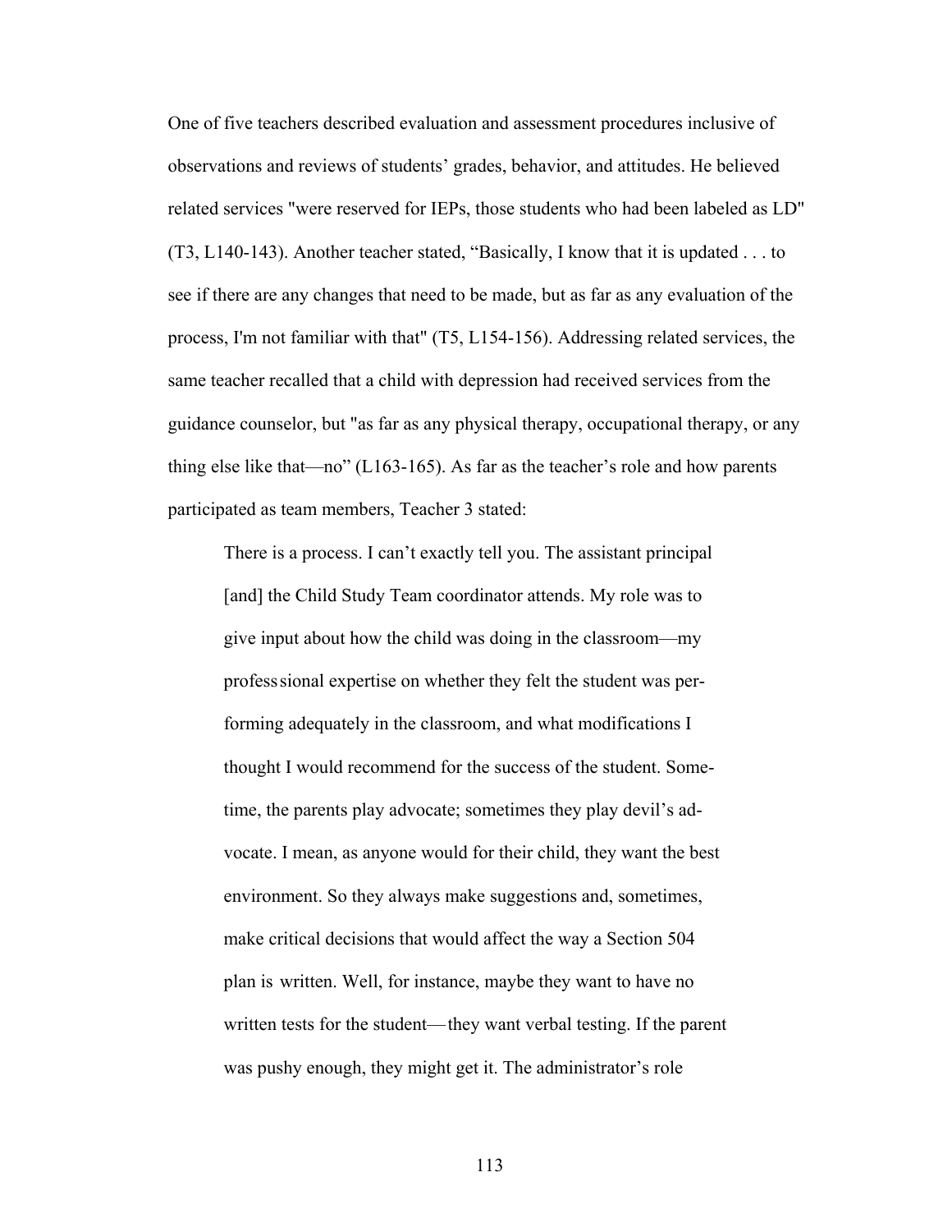One of five teachers described evaluation and assessment procedures inclusive of observations and reviews of students' grades, behavior, and attitudes. He believed related services "were reserved for IEPs, those students who had been labeled as LD" (T3, L140-143). Another teacher stated, "Basically, I know that it is updated . . . to see if there are any changes that need to be made, but as far as any evaluation of the process, I'm not familiar with that" (T5, L154-156). Addressing related services, the same teacher recalled that a child with depression had received services from the guidance counselor, but "as far as any physical therapy, occupational therapy, or any thing else like that—no" (L163-165). As far as the teacher's role and how parents participated as team members, Teacher 3 stated:

> There is a process. I can't exactly tell you. The assistant principal [and] the Child Study Team coordinator attends. My role was to give input about how the child was doing in the classroom—my professsional expertise on whether they felt the student was performing adequately in the classroom, and what modifications I thought I would recommend for the success of the student. Sometime, the parents play advocate; sometimes they play devil's advocate. I mean, as anyone would for their child, they want the best environment. So they always make suggestions and, sometimes, make critical decisions that would affect the way a Section 504 plan is written. Well, for instance, maybe they want to have no written tests for the student—they want verbal testing. If the parent was pushy enough, they might get it. The administrator's role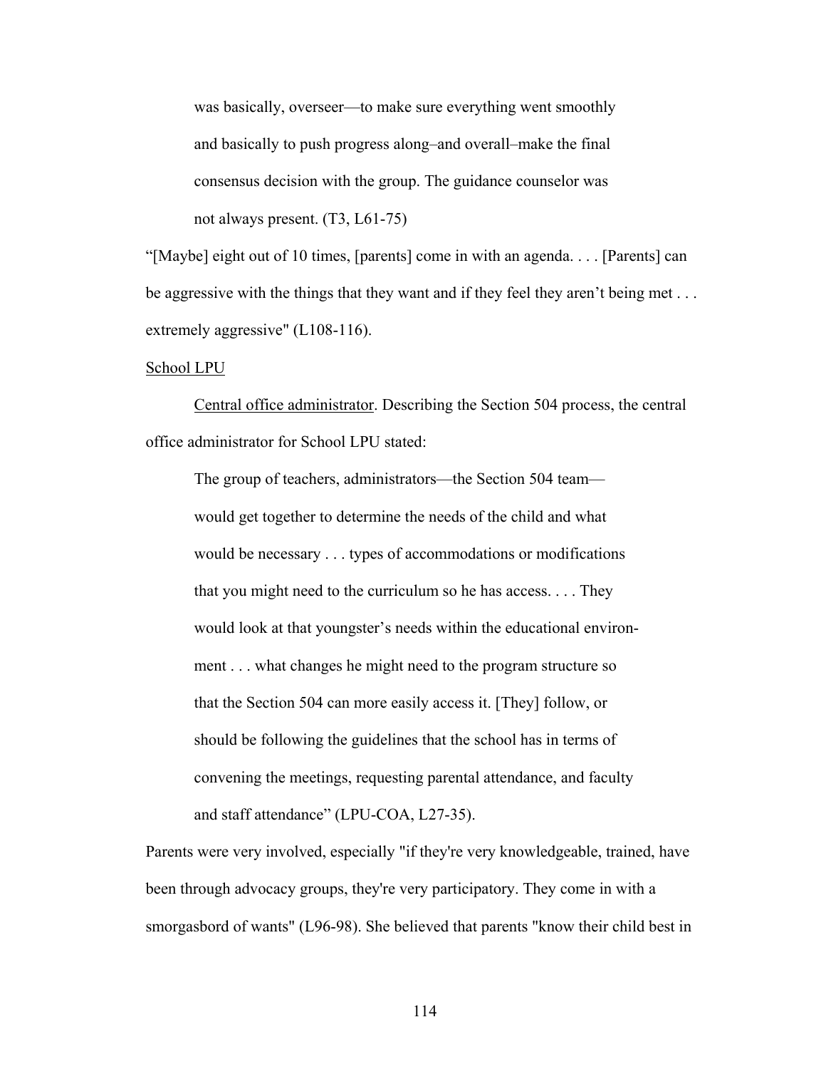was basically, overseer—to make sure everything went smoothly and basically to push progress along–and overall–make the final consensus decision with the group. The guidance counselor was not always present. (T3, L61-75)

"[Maybe] eight out of 10 times, [parents] come in with an agenda. . . . [Parents] can be aggressive with the things that they want and if they feel they aren't being met . . . extremely aggressive" (L108-116).

School LPU

Central office administrator. Describing the Section 504 process, the central office administrator for School LPU stated:

> The group of teachers, administrators—the Section 504 team—would get together to determine the needs of the child and what would be necessary . . . types of accommodations or modifications that you might need to the curriculum so he has access. . . . They would look at that youngster's needs within the educational environment . . . what changes he might need to the program structure so that the Section 504 can more easily access it. [They] follow, or should be following the guidelines that the school has in terms of convening the meetings, requesting parental attendance, and faculty and staff attendance" (LPU-COA, L27-35).

Parents were very involved, especially "if they're very knowledgeable, trained, have been through advocacy groups, they're very participatory. They come in with a smorgasbord of wants" (L96-98). She believed that parents "know their child best in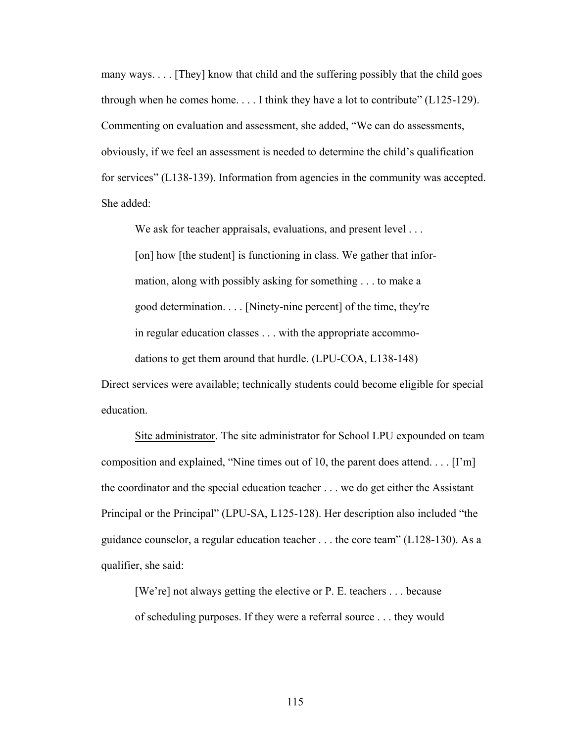many ways. . . . [They] know that child and the suffering possibly that the child goes through when he comes home. . . . I think they have a lot to contribute" (L125-129). Commenting on evaluation and assessment, she added, "We can do assessments, obviously, if we feel an assessment is needed to determine the child's qualification for services" (L138-139). Information from agencies in the community was accepted. She added:

> We ask for teacher appraisals, evaluations, and present level . . . [on] how [the student] is functioning in class. We gather that information, along with possibly asking for something . . . to make a good determination. . . . [Ninety-nine percent] of the time, they're in regular education classes . . . with the appropriate accommodations to get them around that hurdle. (LPU-COA, L138-148)

Direct services were available; technically students could become eligible for special education.

<u>Site administrator</u>. The site administrator for School LPU expounded on team composition and explained, "Nine times out of 10, the parent does attend. . . . [I'm] the coordinator and the special education teacher . . . we do get either the Assistant Principal or the Principal" (LPU-SA, L125-128). Her description also included "the guidance counselor, a regular education teacher . . . the core team" (L128-130). As a qualifier, she said:

> [We're] not always getting the elective or P. E. teachers . . . because of scheduling purposes. If they were a referral source . . . they would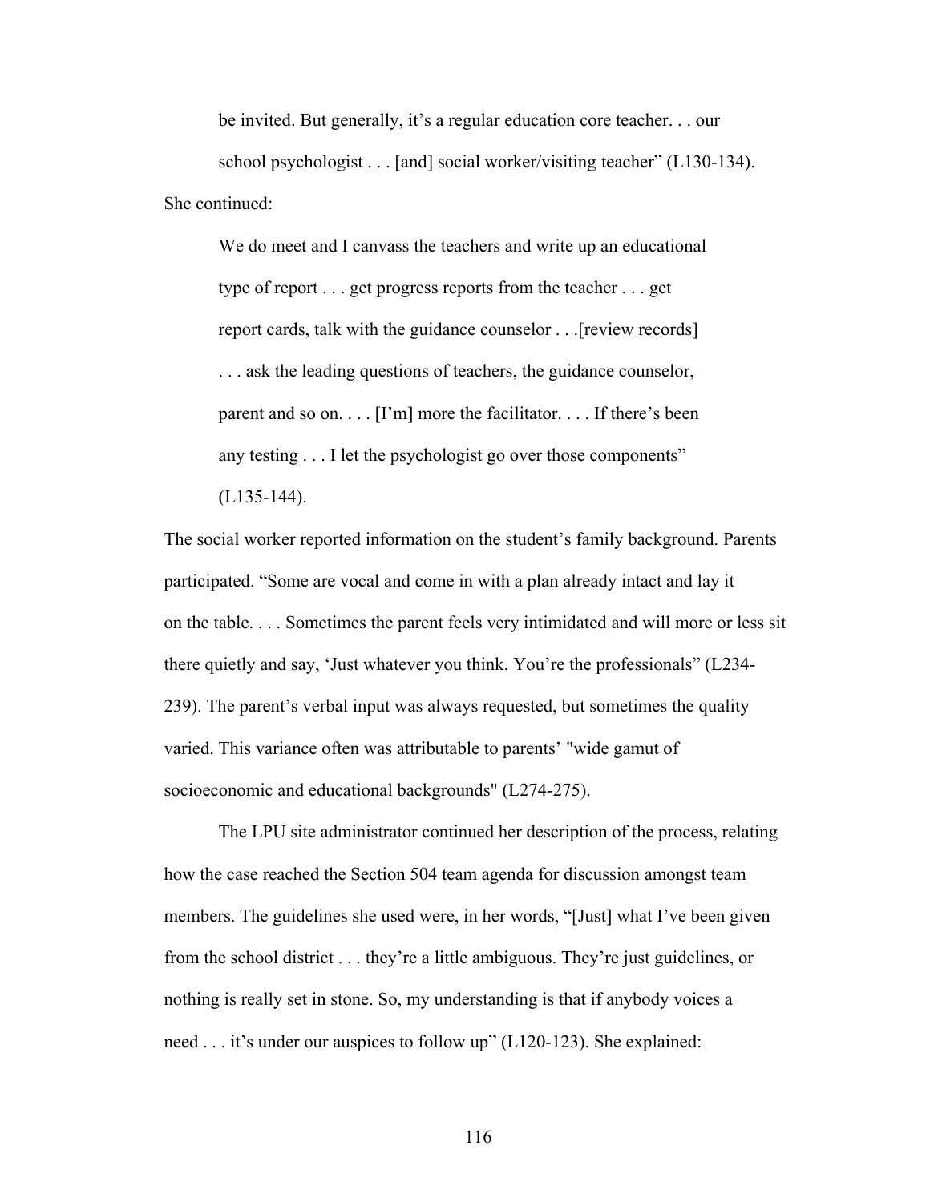> be invited. But generally, it's a regular education core teacher. . . our school psychologist . . . [and] social worker/visiting teacher" (L130-134).

She continued:

> We do meet and I canvass the teachers and write up an educational type of report . . . get progress reports from the teacher . . . get report cards, talk with the guidance counselor . . .[review records] . . . ask the leading questions of teachers, the guidance counselor, parent and so on. . . . [I'm] more the facilitator. . . . If there's been any testing . . . I let the psychologist go over those components" (L135-144).

The social worker reported information on the student's family background. Parents participated. "Some are vocal and come in with a plan already intact and lay it on the table. . . . Sometimes the parent feels very intimidated and will more or less sit there quietly and say, 'Just whatever you think. You're the professionals" (L234-239). The parent's verbal input was always requested, but sometimes the quality varied. This variance often was attributable to parents' "wide gamut of socioeconomic and educational backgrounds" (L274-275).

The LPU site administrator continued her description of the process, relating how the case reached the Section 504 team agenda for discussion amongst team members. The guidelines she used were, in her words, "[Just] what I've been given from the school district . . . they're a little ambiguous. They're just guidelines, or nothing is really set in stone. So, my understanding is that if anybody voices a need . . . it's under our auspices to follow up" (L120-123). She explained: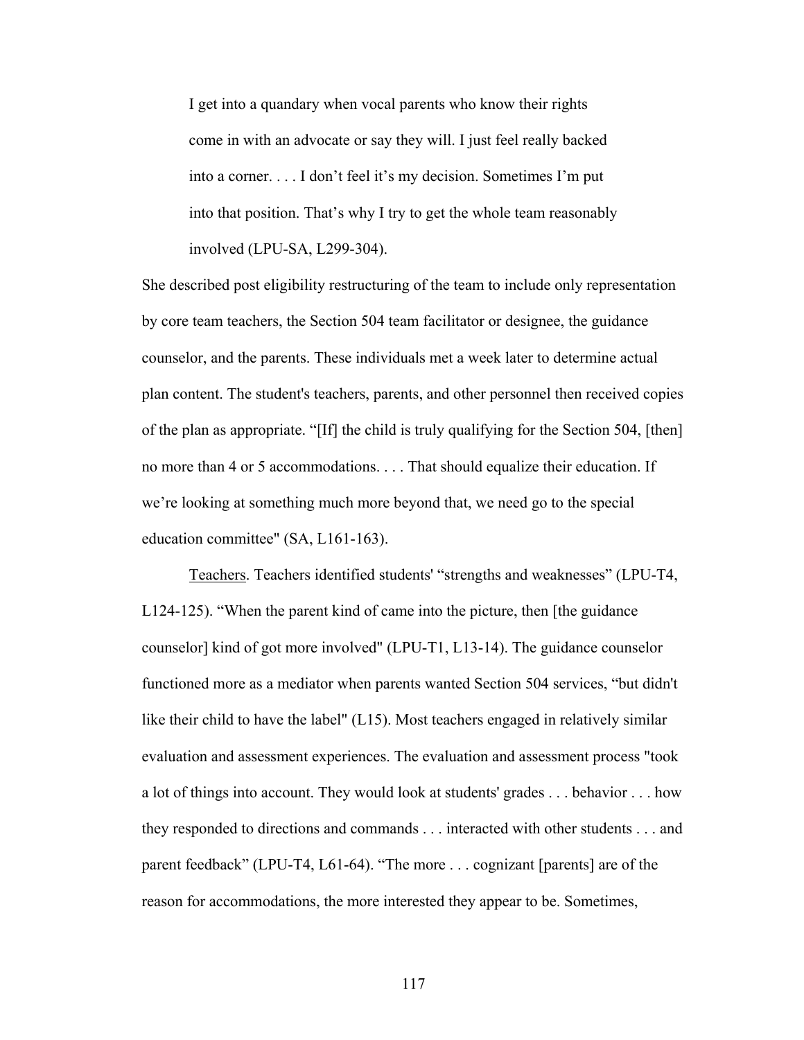> I get into a quandary when vocal parents who know their rights come in with an advocate or say they will. I just feel really backed into a corner. . . . I don't feel it's my decision. Sometimes I'm put into that position. That's why I try to get the whole team reasonably involved (LPU-SA, L299-304).

She described post eligibility restructuring of the team to include only representation by core team teachers, the Section 504 team facilitator or designee, the guidance counselor, and the parents. These individuals met a week later to determine actual plan content. The student's teachers, parents, and other personnel then received copies of the plan as appropriate. "[If] the child is truly qualifying for the Section 504, [then] no more than 4 or 5 accommodations. . . . That should equalize their education. If we're looking at something much more beyond that, we need go to the special education committee" (SA, L161-163).

Teachers. Teachers identified students' "strengths and weaknesses" (LPU-T4, L124-125). "When the parent kind of came into the picture, then [the guidance counselor] kind of got more involved" (LPU-T1, L13-14). The guidance counselor functioned more as a mediator when parents wanted Section 504 services, "but didn't like their child to have the label" (L15). Most teachers engaged in relatively similar evaluation and assessment experiences. The evaluation and assessment process "took a lot of things into account. They would look at students' grades . . . behavior . . . how they responded to directions and commands . . . interacted with other students . . . and parent feedback" (LPU-T4, L61-64). "The more . . . cognizant [parents] are of the reason for accommodations, the more interested they appear to be. Sometimes,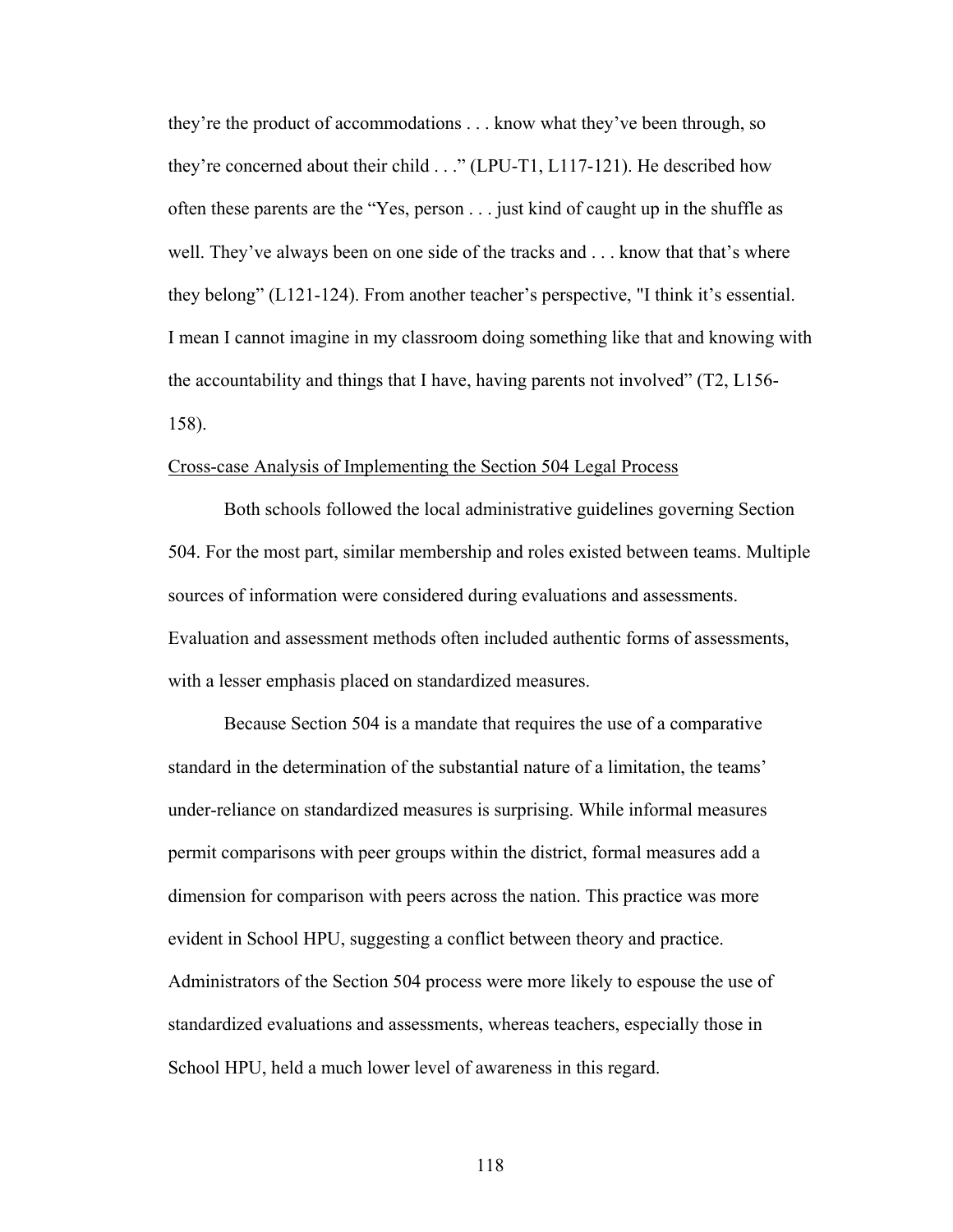they're the product of accommodations . . . know what they've been through, so they're concerned about their child . . ." (LPU-T1, L117-121). He described how often these parents are the "Yes, person . . . just kind of caught up in the shuffle as well. They've always been on one side of the tracks and . . . know that that's where they belong" (L121-124). From another teacher's perspective, "I think it's essential. I mean I cannot imagine in my classroom doing something like that and knowing with the accountability and things that I have, having parents not involved" (T2, L156-158).

### Cross-case Analysis of Implementing the Section 504 Legal Process

Both schools followed the local administrative guidelines governing Section 504. For the most part, similar membership and roles existed between teams. Multiple sources of information were considered during evaluations and assessments. Evaluation and assessment methods often included authentic forms of assessments, with a lesser emphasis placed on standardized measures.

Because Section 504 is a mandate that requires the use of a comparative standard in the determination of the substantial nature of a limitation, the teams' under-reliance on standardized measures is surprising. While informal measures permit comparisons with peer groups within the district, formal measures add a dimension for comparison with peers across the nation. This practice was more evident in School HPU, suggesting a conflict between theory and practice. Administrators of the Section 504 process were more likely to espouse the use of standardized evaluations and assessments, whereas teachers, especially those in School HPU, held a much lower level of awareness in this regard.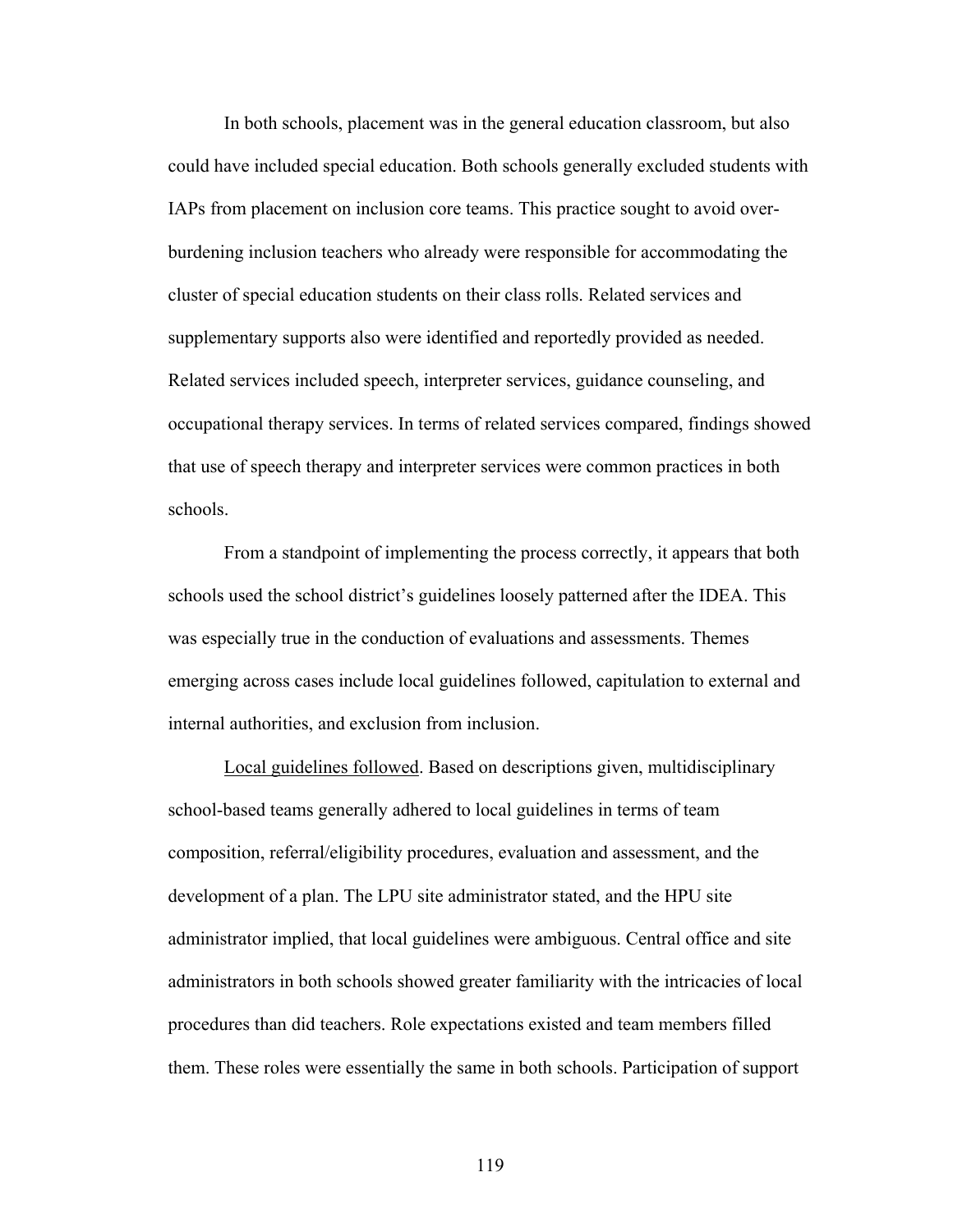In both schools, placement was in the general education classroom, but also could have included special education. Both schools generally excluded students with IAPs from placement on inclusion core teams. This practice sought to avoid over-burdening inclusion teachers who already were responsible for accommodating the cluster of special education students on their class rolls. Related services and supplementary supports also were identified and reportedly provided as needed. Related services included speech, interpreter services, guidance counseling, and occupational therapy services. In terms of related services compared, findings showed that use of speech therapy and interpreter services were common practices in both schools.

From a standpoint of implementing the process correctly, it appears that both schools used the school district's guidelines loosely patterned after the IDEA. This was especially true in the conduction of evaluations and assessments. Themes emerging across cases include local guidelines followed, capitulation to external and internal authorities, and exclusion from inclusion.

<u>Local guidelines followed</u>. Based on descriptions given, multidisciplinary school-based teams generally adhered to local guidelines in terms of team composition, referral/eligibility procedures, evaluation and assessment, and the development of a plan. The LPU site administrator stated, and the HPU site administrator implied, that local guidelines were ambiguous. Central office and site administrators in both schools showed greater familiarity with the intricacies of local procedures than did teachers. Role expectations existed and team members filled them. These roles were essentially the same in both schools. Participation of support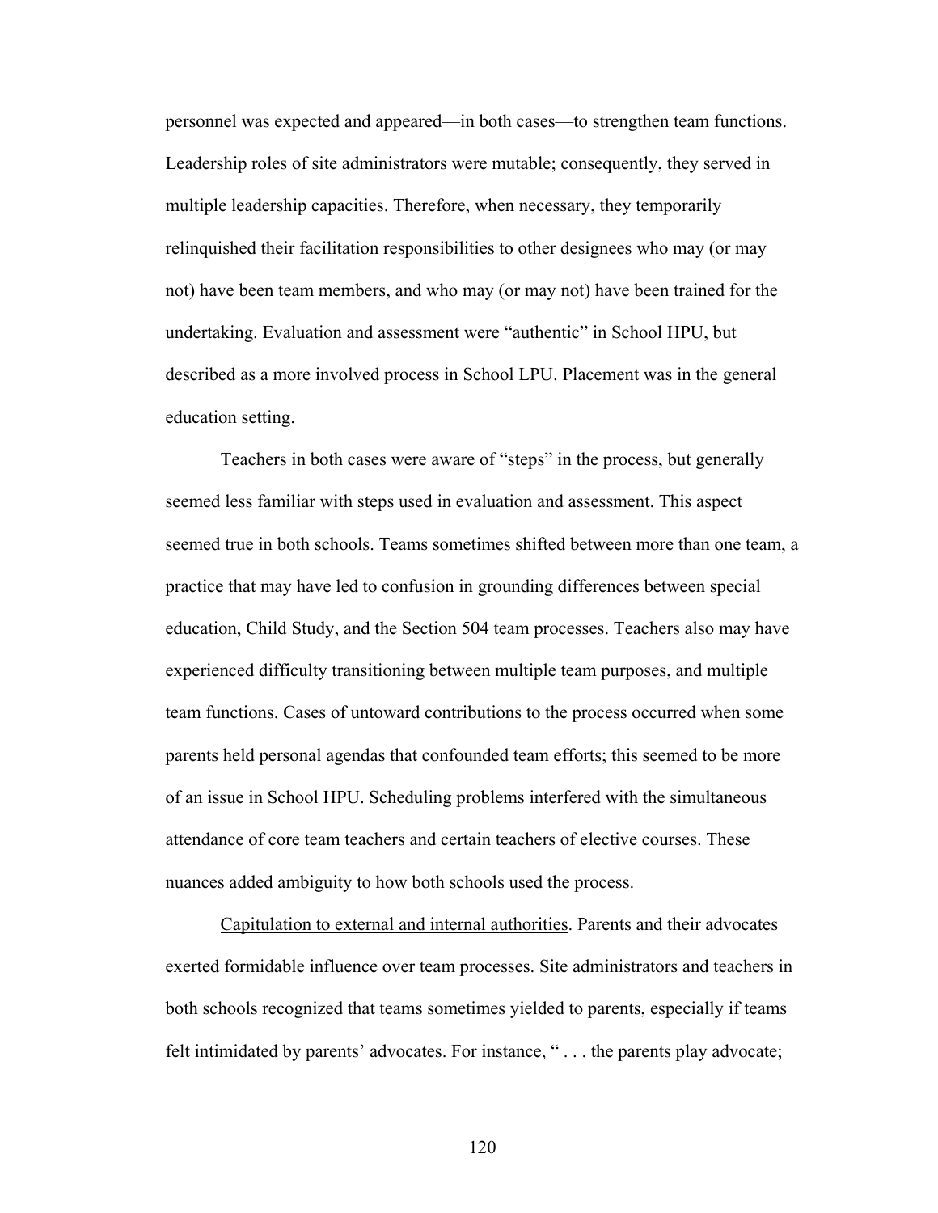personnel was expected and appeared—in both cases—to strengthen team functions. Leadership roles of site administrators were mutable; consequently, they served in multiple leadership capacities. Therefore, when necessary, they temporarily relinquished their facilitation responsibilities to other designees who may (or may not) have been team members, and who may (or may not) have been trained for the undertaking. Evaluation and assessment were "authentic" in School HPU, but described as a more involved process in School LPU. Placement was in the general education setting.

Teachers in both cases were aware of "steps" in the process, but generally seemed less familiar with steps used in evaluation and assessment. This aspect seemed true in both schools. Teams sometimes shifted between more than one team, a practice that may have led to confusion in grounding differences between special education, Child Study, and the Section 504 team processes. Teachers also may have experienced difficulty transitioning between multiple team purposes, and multiple team functions. Cases of untoward contributions to the process occurred when some parents held personal agendas that confounded team efforts; this seemed to be more of an issue in School HPU. Scheduling problems interfered with the simultaneous attendance of core team teachers and certain teachers of elective courses. These nuances added ambiguity to how both schools used the process.

<u>Capitulation to external and internal authorities</u>. Parents and their advocates exerted formidable influence over team processes. Site administrators and teachers in both schools recognized that teams sometimes yielded to parents, especially if teams felt intimidated by parents' advocates. For instance, " . . . the parents play advocate;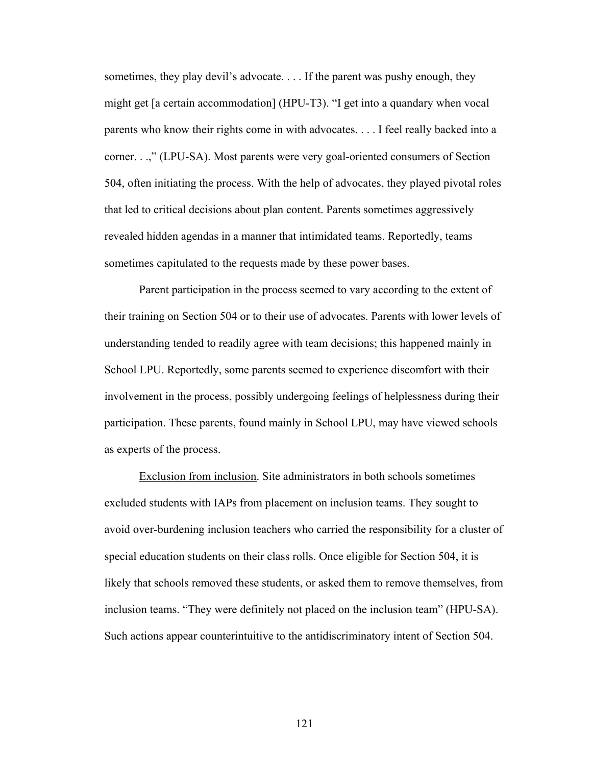sometimes, they play devil's advocate. . . . If the parent was pushy enough, they might get [a certain accommodation] (HPU-T3). "I get into a quandary when vocal parents who know their rights come in with advocates. . . . I feel really backed into a corner. . .," (LPU-SA). Most parents were very goal-oriented consumers of Section 504, often initiating the process. With the help of advocates, they played pivotal roles that led to critical decisions about plan content. Parents sometimes aggressively revealed hidden agendas in a manner that intimidated teams. Reportedly, teams sometimes capitulated to the requests made by these power bases.

Parent participation in the process seemed to vary according to the extent of their training on Section 504 or to their use of advocates. Parents with lower levels of understanding tended to readily agree with team decisions; this happened mainly in School LPU. Reportedly, some parents seemed to experience discomfort with their involvement in the process, possibly undergoing feelings of helplessness during their participation. These parents, found mainly in School LPU, may have viewed schools as experts of the process.

<u>Exclusion from inclusion</u>. Site administrators in both schools sometimes excluded students with IAPs from placement on inclusion teams. They sought to avoid over-burdening inclusion teachers who carried the responsibility for a cluster of special education students on their class rolls. Once eligible for Section 504, it is likely that schools removed these students, or asked them to remove themselves, from inclusion teams. "They were definitely not placed on the inclusion team" (HPU-SA). Such actions appear counterintuitive to the antidiscriminatory intent of Section 504.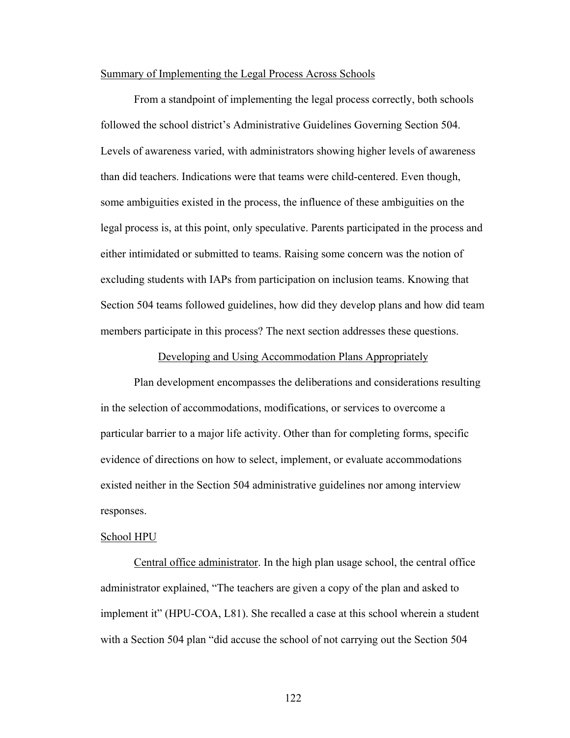Summary of Implementing the Legal Process Across Schools

From a standpoint of implementing the legal process correctly, both schools followed the school district's Administrative Guidelines Governing Section 504. Levels of awareness varied, with administrators showing higher levels of awareness than did teachers. Indications were that teams were child-centered. Even though, some ambiguities existed in the process, the influence of these ambiguities on the legal process is, at this point, only speculative. Parents participated in the process and either intimidated or submitted to teams. Raising some concern was the notion of excluding students with IAPs from participation on inclusion teams. Knowing that Section 504 teams followed guidelines, how did they develop plans and how did team members participate in this process? The next section addresses these questions.

## Developing and Using Accommodation Plans Appropriately

Plan development encompasses the deliberations and considerations resulting in the selection of accommodations, modifications, or services to overcome a particular barrier to a major life activity. Other than for completing forms, specific evidence of directions on how to select, implement, or evaluate accommodations existed neither in the Section 504 administrative guidelines nor among interview responses.

### School HPU

Central office administrator. In the high plan usage school, the central office administrator explained, "The teachers are given a copy of the plan and asked to implement it" (HPU-COA, L81). She recalled a case at this school wherein a student with a Section 504 plan "did accuse the school of not carrying out the Section 504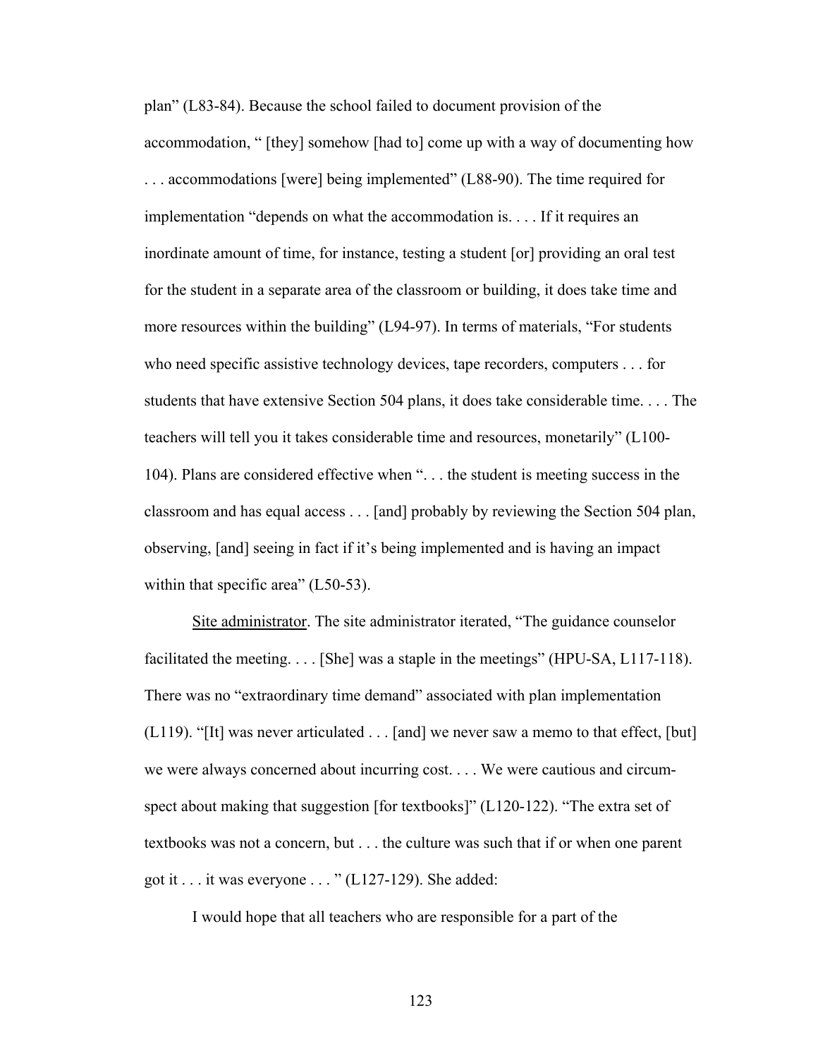plan" (L83-84). Because the school failed to document provision of the accommodation, " [they] somehow [had to] come up with a way of documenting how . . . accommodations [were] being implemented" (L88-90). The time required for implementation "depends on what the accommodation is. . . . If it requires an inordinate amount of time, for instance, testing a student [or] providing an oral test for the student in a separate area of the classroom or building, it does take time and more resources within the building" (L94-97). In terms of materials, "For students who need specific assistive technology devices, tape recorders, computers . . . for students that have extensive Section 504 plans, it does take considerable time. . . . The teachers will tell you it takes considerable time and resources, monetarily" (L100-104). Plans are considered effective when ". . . the student is meeting success in the classroom and has equal access . . . [and] probably by reviewing the Section 504 plan, observing, [and] seeing in fact if it's being implemented and is having an impact within that specific area" (L50-53).

<u>Site administrator</u>. The site administrator iterated, "The guidance counselor facilitated the meeting. . . . [She] was a staple in the meetings" (HPU-SA, L117-118). There was no "extraordinary time demand" associated with plan implementation (L119). "[It] was never articulated . . . [and] we never saw a memo to that effect, [but] we were always concerned about incurring cost. . . . We were cautious and circumspect about making that suggestion [for textbooks]" (L120-122). "The extra set of textbooks was not a concern, but . . . the culture was such that if or when one parent got it . . . it was everyone . . . " (L127-129). She added:

> I would hope that all teachers who are responsible for a part of the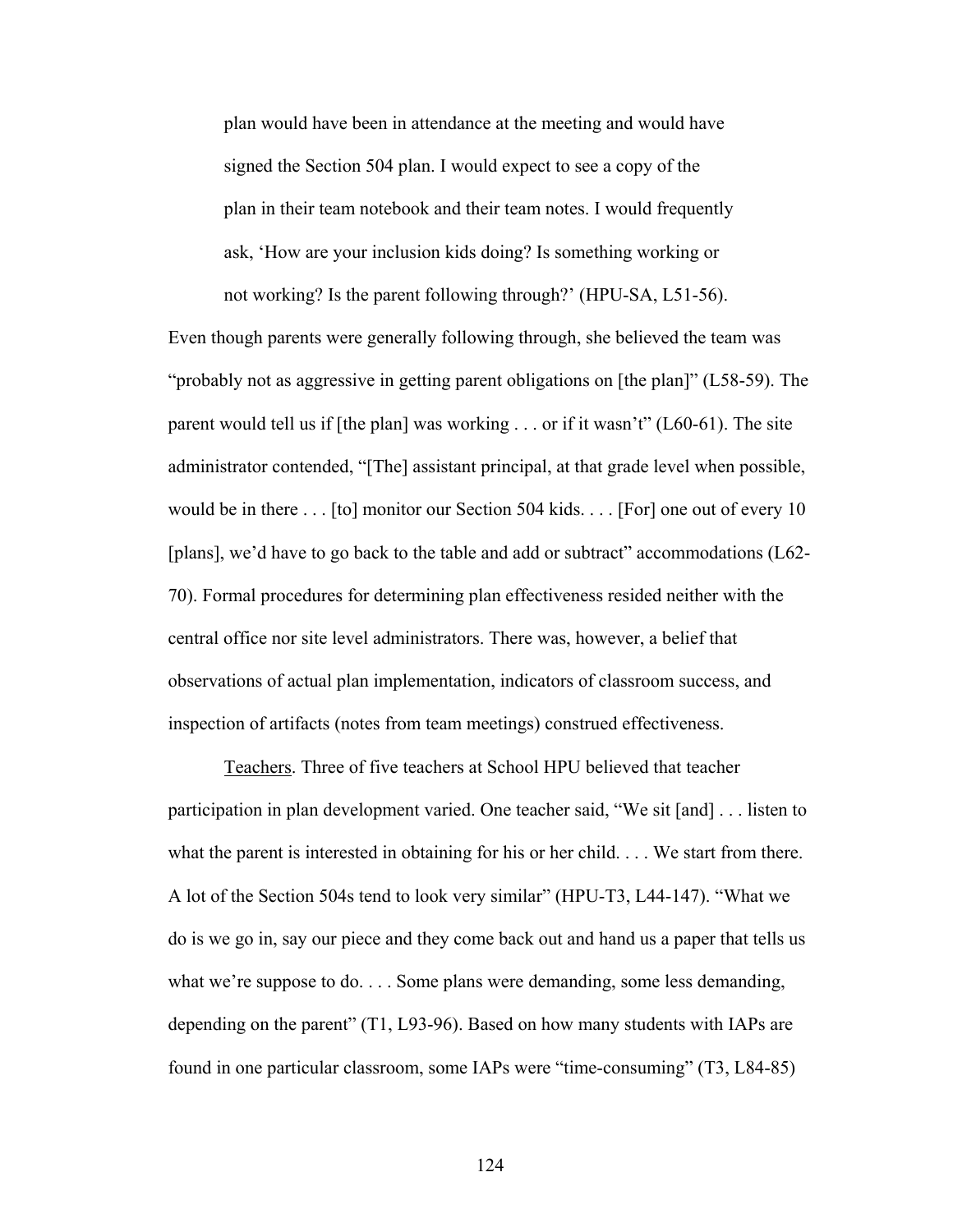> plan would have been in attendance at the meeting and would have signed the Section 504 plan. I would expect to see a copy of the plan in their team notebook and their team notes. I would frequently ask, 'How are your inclusion kids doing? Is something working or not working? Is the parent following through?' (HPU-SA, L51-56).

Even though parents were generally following through, she believed the team was "probably not as aggressive in getting parent obligations on [the plan]" (L58-59). The parent would tell us if [the plan] was working . . . or if it wasn't" (L60-61). The site administrator contended, "[The] assistant principal, at that grade level when possible, would be in there . . . [to] monitor our Section 504 kids. . . . [For] one out of every 10 [plans], we'd have to go back to the table and add or subtract" accommodations (L62-70). Formal procedures for determining plan effectiveness resided neither with the central office nor site level administrators. There was, however, a belief that observations of actual plan implementation, indicators of classroom success, and inspection of artifacts (notes from team meetings) construed effectiveness.

Teachers. Three of five teachers at School HPU believed that teacher participation in plan development varied. One teacher said, "We sit [and] . . . listen to what the parent is interested in obtaining for his or her child. . . . We start from there. A lot of the Section 504s tend to look very similar" (HPU-T3, L44-147). "What we do is we go in, say our piece and they come back out and hand us a paper that tells us what we're suppose to do. . . . Some plans were demanding, some less demanding, depending on the parent" (T1, L93-96). Based on how many students with IAPs are found in one particular classroom, some IAPs were "time-consuming" (T3, L84-85)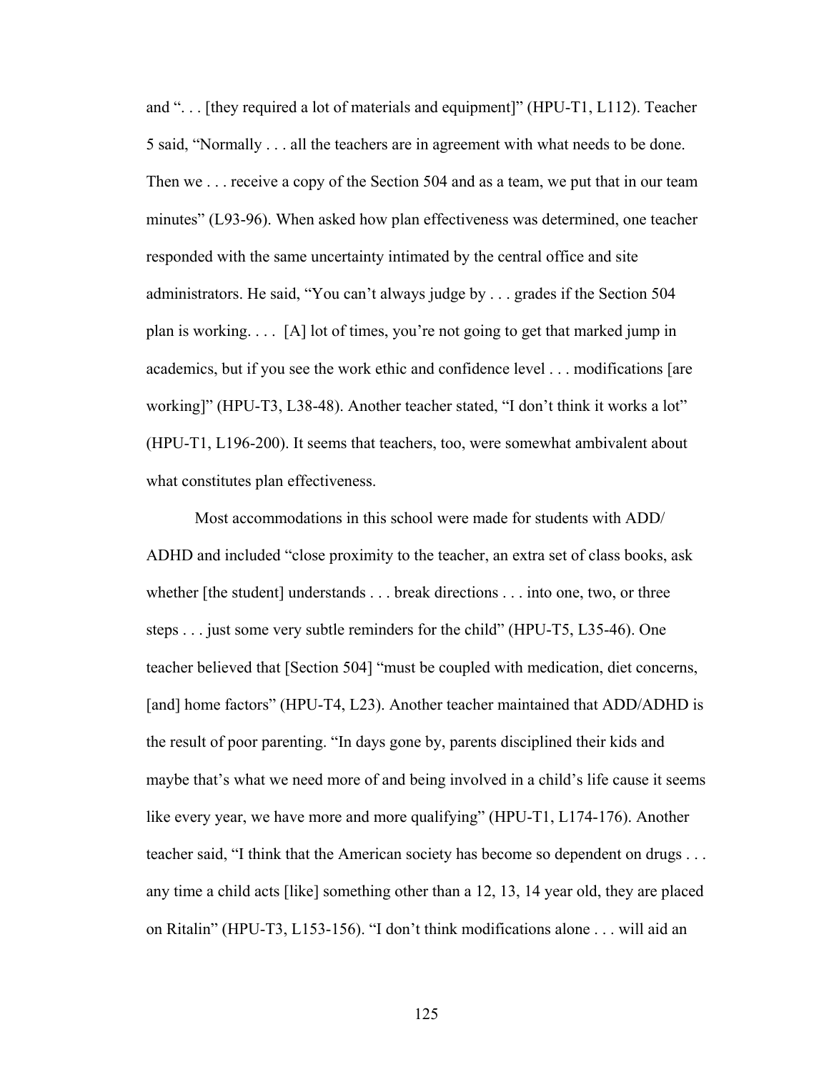and ". . . [they required a lot of materials and equipment]" (HPU-T1, L112). Teacher 5 said, "Normally . . . all the teachers are in agreement with what needs to be done. Then we . . . receive a copy of the Section 504 and as a team, we put that in our team minutes" (L93-96). When asked how plan effectiveness was determined, one teacher responded with the same uncertainty intimated by the central office and site administrators. He said, "You can't always judge by . . . grades if the Section 504 plan is working. . . . [A] lot of times, you're not going to get that marked jump in academics, but if you see the work ethic and confidence level . . . modifications [are working]" (HPU-T3, L38-48). Another teacher stated, "I don't think it works a lot" (HPU-T1, L196-200). It seems that teachers, too, were somewhat ambivalent about what constitutes plan effectiveness.

Most accommodations in this school were made for students with ADD/ ADHD and included "close proximity to the teacher, an extra set of class books, ask whether [the student] understands . . . break directions . . . into one, two, or three steps . . . just some very subtle reminders for the child" (HPU-T5, L35-46). One teacher believed that [Section 504] "must be coupled with medication, diet concerns, [and] home factors" (HPU-T4, L23). Another teacher maintained that ADD/ADHD is the result of poor parenting. "In days gone by, parents disciplined their kids and maybe that's what we need more of and being involved in a child's life cause it seems like every year, we have more and more qualifying" (HPU-T1, L174-176). Another teacher said, "I think that the American society has become so dependent on drugs . . . any time a child acts [like] something other than a 12, 13, 14 year old, they are placed on Ritalin" (HPU-T3, L153-156). "I don't think modifications alone . . . will aid an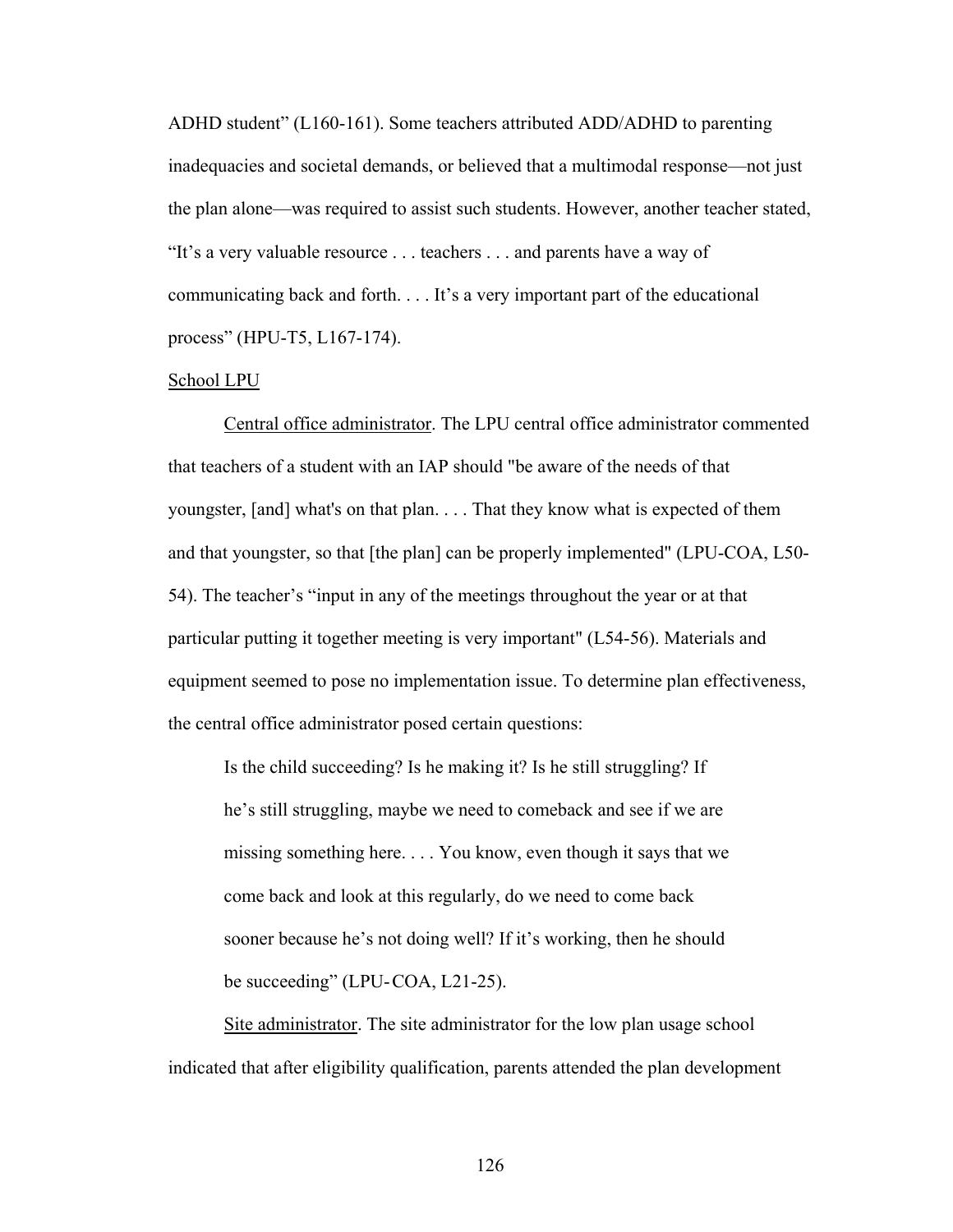ADHD student” (L160-161). Some teachers attributed ADD/ADHD to parenting inadequacies and societal demands, or believed that a multimodal response—not just the plan alone—was required to assist such students. However, another teacher stated, “It’s a very valuable resource . . . teachers . . . and parents have a way of communicating back and forth. . . . It’s a very important part of the educational process” (HPU-T5, L167-174).

<u>School LPU</u>

<u>Central office administrator</u>. The LPU central office administrator commented that teachers of a student with an IAP should "be aware of the needs of that youngster, [and] what's on that plan. . . . That they know what is expected of them and that youngster, so that [the plan] can be properly implemented" (LPU-COA, L50-54). The teacher’s “input in any of the meetings throughout the year or at that particular putting it together meeting is very important" (L54-56). Materials and equipment seemed to pose no implementation issue. To determine plan effectiveness, the central office administrator posed certain questions:

> Is the child succeeding? Is he making it? Is he still struggling? If he’s still struggling, maybe we need to comeback and see if we are missing something here. . . . You know, even though it says that we come back and look at this regularly, do we need to come back sooner because he’s not doing well? If it’s working, then he should be succeeding” (LPU-COA, L21-25).

<u>Site administrator</u>. The site administrator for the low plan usage school indicated that after eligibility qualification, parents attended the plan development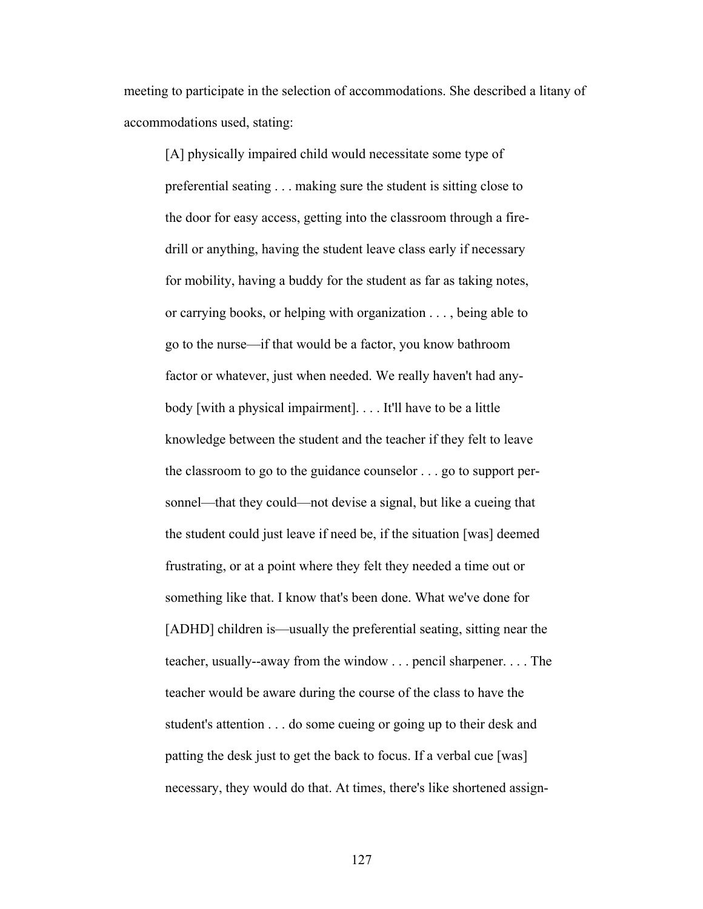meeting to participate in the selection of accommodations. She described a litany of accommodations used, stating:

> [A] physically impaired child would necessitate some type of preferential seating . . . making sure the student is sitting close to the door for easy access, getting into the classroom through a fire-drill or anything, having the student leave class early if necessary for mobility, having a buddy for the student as far as taking notes, or carrying books, or helping with organization . . . , being able to go to the nurse—if that would be a factor, you know bathroom factor or whatever, just when needed. We really haven't had any-body [with a physical impairment]. . . . It'll have to be a little knowledge between the student and the teacher if they felt to leave the classroom to go to the guidance counselor . . . go to support per-sonnel—that they could—not devise a signal, but like a cueing that the student could just leave if need be, if the situation [was] deemed frustrating, or at a point where they felt they needed a time out or something like that. I know that's been done. What we've done for [ADHD] children is—usually the preferential seating, sitting near the teacher, usually--away from the window . . . pencil sharpener. . . . The teacher would be aware during the course of the class to have the student's attention . . . do some cueing or going up to their desk and patting the desk just to get the back to focus. If a verbal cue [was] necessary, they would do that. At times, there's like shortened assign-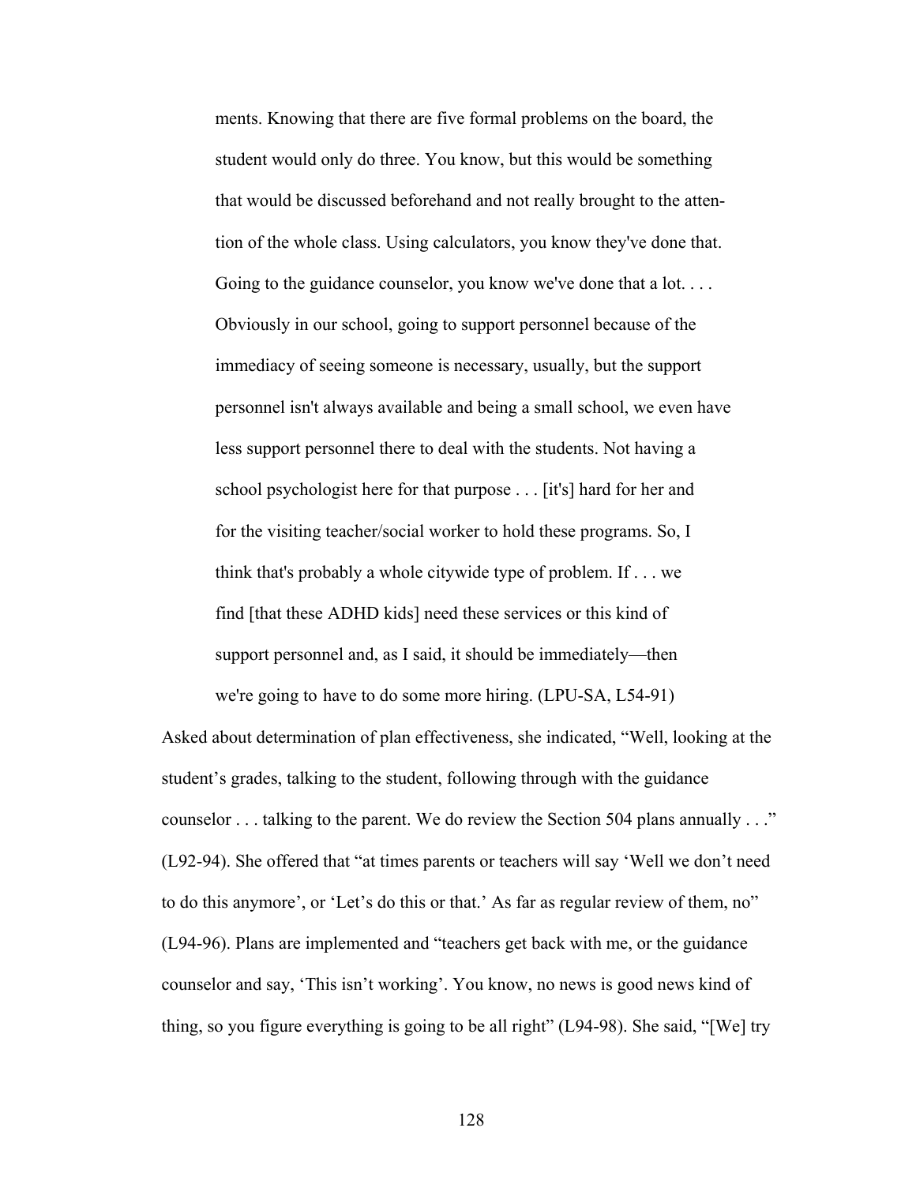> ments. Knowing that there are five formal problems on the board, the student would only do three. You know, but this would be something that would be discussed beforehand and not really brought to the attention of the whole class. Using calculators, you know they've done that. Going to the guidance counselor, you know we've done that a lot. . . . Obviously in our school, going to support personnel because of the immediacy of seeing someone is necessary, usually, but the support personnel isn't always available and being a small school, we even have less support personnel there to deal with the students. Not having a school psychologist here for that purpose . . . [it's] hard for her and for the visiting teacher/social worker to hold these programs. So, I think that's probably a whole citywide type of problem. If . . . we find [that these ADHD kids] need these services or this kind of support personnel and, as I said, it should be immediately—then we're going to have to do some more hiring. (LPU-SA, L54-91)

Asked about determination of plan effectiveness, she indicated, "Well, looking at the student's grades, talking to the student, following through with the guidance counselor . . . talking to the parent. We do review the Section 504 plans annually . . ." (L92-94). She offered that "at times parents or teachers will say 'Well we don't need to do this anymore', or 'Let's do this or that.' As far as regular review of them, no" (L94-96). Plans are implemented and "teachers get back with me, or the guidance counselor and say, 'This isn't working'. You know, no news is good news kind of thing, so you figure everything is going to be all right" (L94-98). She said, "[We] try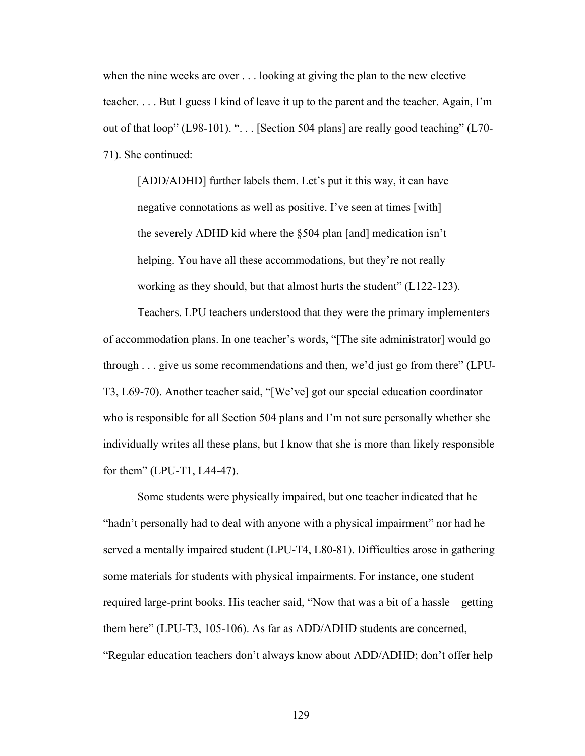when the nine weeks are over . . . looking at giving the plan to the new elective teacher. . . . But I guess I kind of leave it up to the parent and the teacher. Again, I'm out of that loop" (L98-101). ". . . [Section 504 plans] are really good teaching" (L70-71). She continued:

> [ADD/ADHD] further labels them. Let's put it this way, it can have negative connotations as well as positive. I've seen at times [with] the severely ADHD kid where the §504 plan [and] medication isn't helping. You have all these accommodations, but they're not really working as they should, but that almost hurts the student" (L122-123).

Teachers. LPU teachers understood that they were the primary implementers of accommodation plans. In one teacher's words, "[The site administrator] would go through . . . give us some recommendations and then, we'd just go from there" (LPU-T3, L69-70). Another teacher said, "[We've] got our special education coordinator who is responsible for all Section 504 plans and I'm not sure personally whether she individually writes all these plans, but I know that she is more than likely responsible for them" (LPU-T1, L44-47).

Some students were physically impaired, but one teacher indicated that he "hadn't personally had to deal with anyone with a physical impairment" nor had he served a mentally impaired student (LPU-T4, L80-81). Difficulties arose in gathering some materials for students with physical impairments. For instance, one student required large-print books. His teacher said, "Now that was a bit of a hassle—getting them here" (LPU-T3, 105-106). As far as ADD/ADHD students are concerned, "Regular education teachers don't always know about ADD/ADHD; don't offer help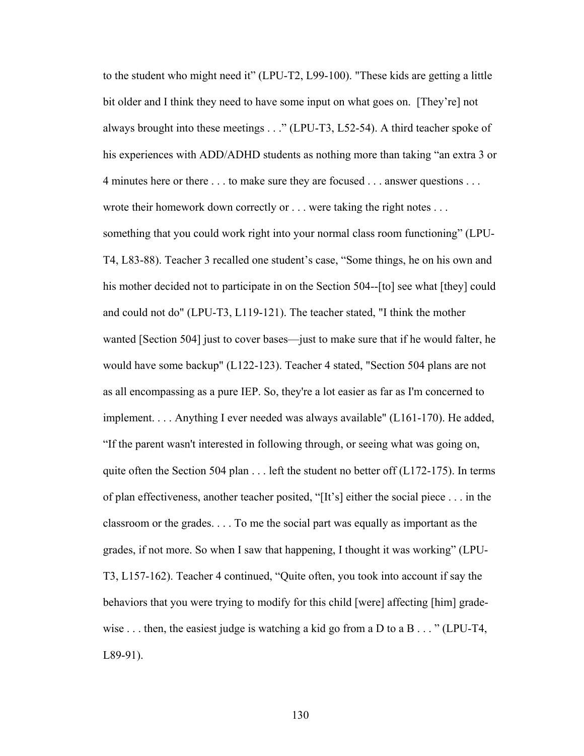to the student who might need it" (LPU-T2, L99-100). "These kids are getting a little bit older and I think they need to have some input on what goes on. [They're] not always brought into these meetings . . ." (LPU-T3, L52-54). A third teacher spoke of his experiences with ADD/ADHD students as nothing more than taking "an extra 3 or 4 minutes here or there . . . to make sure they are focused . . . answer questions . . . wrote their homework down correctly or . . . were taking the right notes . . . something that you could work right into your normal class room functioning" (LPU-T4, L83-88). Teacher 3 recalled one student's case, "Some things, he on his own and his mother decided not to participate in on the Section 504--[to] see what [they] could and could not do" (LPU-T3, L119-121). The teacher stated, "I think the mother wanted [Section 504] just to cover bases—just to make sure that if he would falter, he would have some backup" (L122-123). Teacher 4 stated, "Section 504 plans are not as all encompassing as a pure IEP. So, they're a lot easier as far as I'm concerned to implement. . . . Anything I ever needed was always available" (L161-170). He added, "If the parent wasn't interested in following through, or seeing what was going on, quite often the Section 504 plan . . . left the student no better off (L172-175). In terms of plan effectiveness, another teacher posited, "[It's] either the social piece . . . in the classroom or the grades. . . . To me the social part was equally as important as the grades, if not more. So when I saw that happening, I thought it was working" (LPU-T3, L157-162). Teacher 4 continued, "Quite often, you took into account if say the behaviors that you were trying to modify for this child [were] affecting [him] grade-wise . . . then, the easiest judge is watching a kid go from a D to a B . . . " (LPU-T4, L89-91).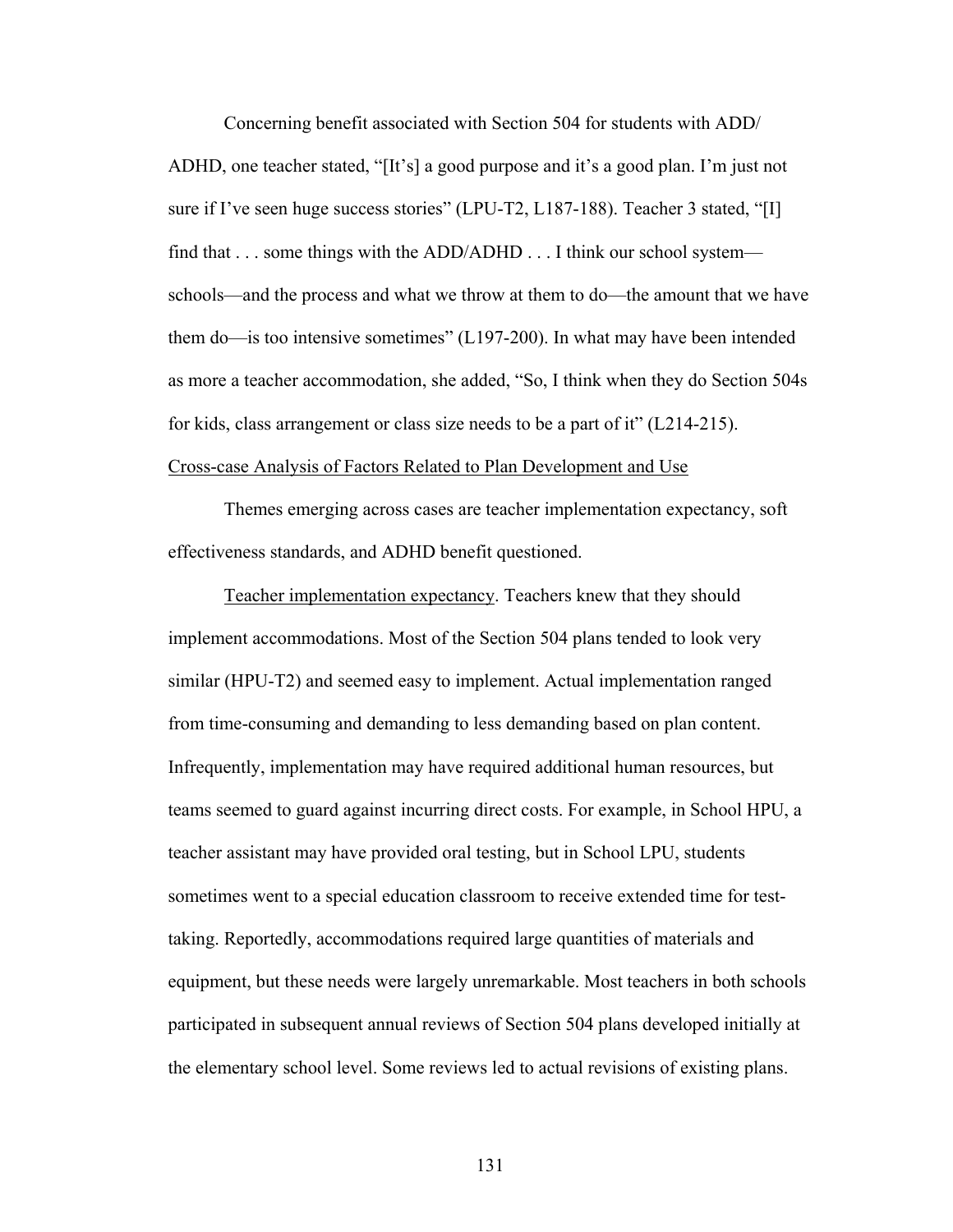Concerning benefit associated with Section 504 for students with ADD/ ADHD, one teacher stated, "[It's] a good purpose and it's a good plan. I'm just not sure if I've seen huge success stories" (LPU-T2, L187-188). Teacher 3 stated, "[I] find that . . . some things with the ADD/ADHD . . . I think our school system—schools—and the process and what we throw at them to do—the amount that we have them do—is too intensive sometimes" (L197-200). In what may have been intended as more a teacher accommodation, she added, "So, I think when they do Section 504s for kids, class arrangement or class size needs to be a part of it" (L214-215).

Cross-case Analysis of Factors Related to Plan Development and Use

Themes emerging across cases are teacher implementation expectancy, soft effectiveness standards, and ADHD benefit questioned.

Teacher implementation expectancy. Teachers knew that they should implement accommodations. Most of the Section 504 plans tended to look very similar (HPU-T2) and seemed easy to implement. Actual implementation ranged from time-consuming and demanding to less demanding based on plan content. Infrequently, implementation may have required additional human resources, but teams seemed to guard against incurring direct costs. For example, in School HPU, a teacher assistant may have provided oral testing, but in School LPU, students sometimes went to a special education classroom to receive extended time for test-taking. Reportedly, accommodations required large quantities of materials and equipment, but these needs were largely unremarkable. Most teachers in both schools participated in subsequent annual reviews of Section 504 plans developed initially at the elementary school level. Some reviews led to actual revisions of existing plans.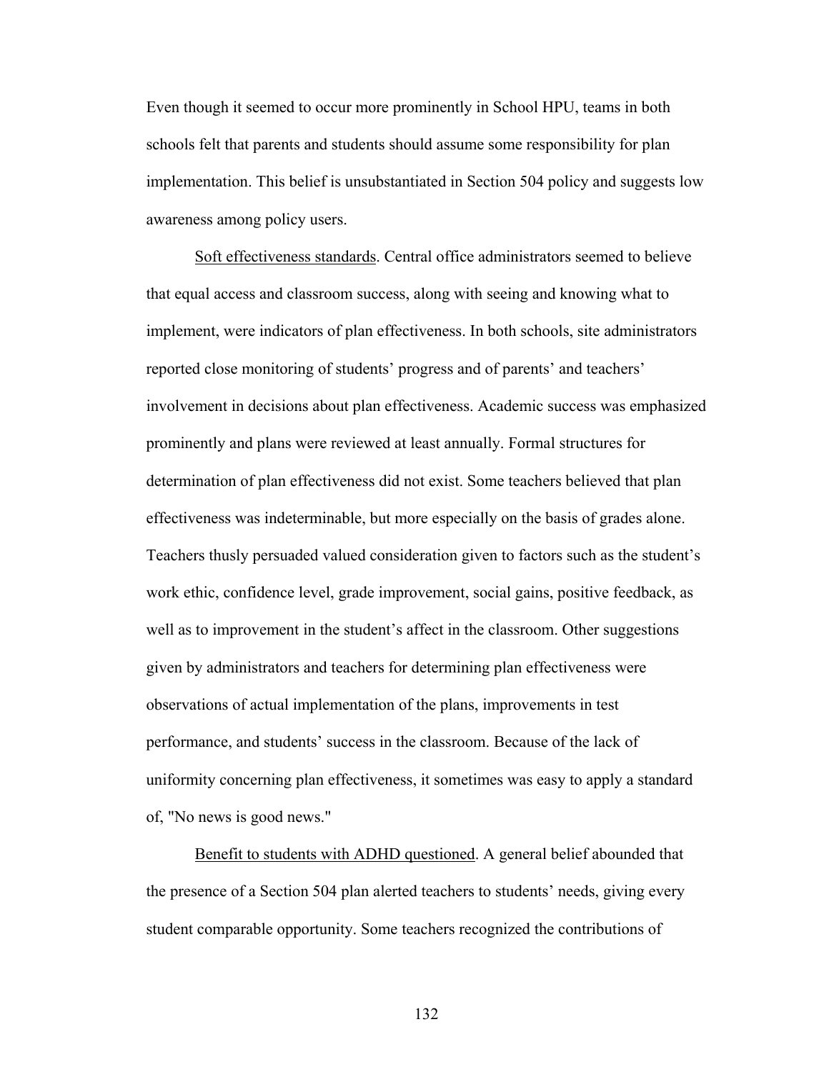Even though it seemed to occur more prominently in School HPU, teams in both schools felt that parents and students should assume some responsibility for plan implementation. This belief is unsubstantiated in Section 504 policy and suggests low awareness among policy users.

Soft effectiveness standards. Central office administrators seemed to believe that equal access and classroom success, along with seeing and knowing what to implement, were indicators of plan effectiveness. In both schools, site administrators reported close monitoring of students' progress and of parents' and teachers' involvement in decisions about plan effectiveness. Academic success was emphasized prominently and plans were reviewed at least annually. Formal structures for determination of plan effectiveness did not exist. Some teachers believed that plan effectiveness was indeterminable, but more especially on the basis of grades alone. Teachers thusly persuaded valued consideration given to factors such as the student's work ethic, confidence level, grade improvement, social gains, positive feedback, as well as to improvement in the student's affect in the classroom. Other suggestions given by administrators and teachers for determining plan effectiveness were observations of actual implementation of the plans, improvements in test performance, and students' success in the classroom. Because of the lack of uniformity concerning plan effectiveness, it sometimes was easy to apply a standard of, "No news is good news."

Benefit to students with ADHD questioned. A general belief abounded that the presence of a Section 504 plan alerted teachers to students' needs, giving every student comparable opportunity. Some teachers recognized the contributions of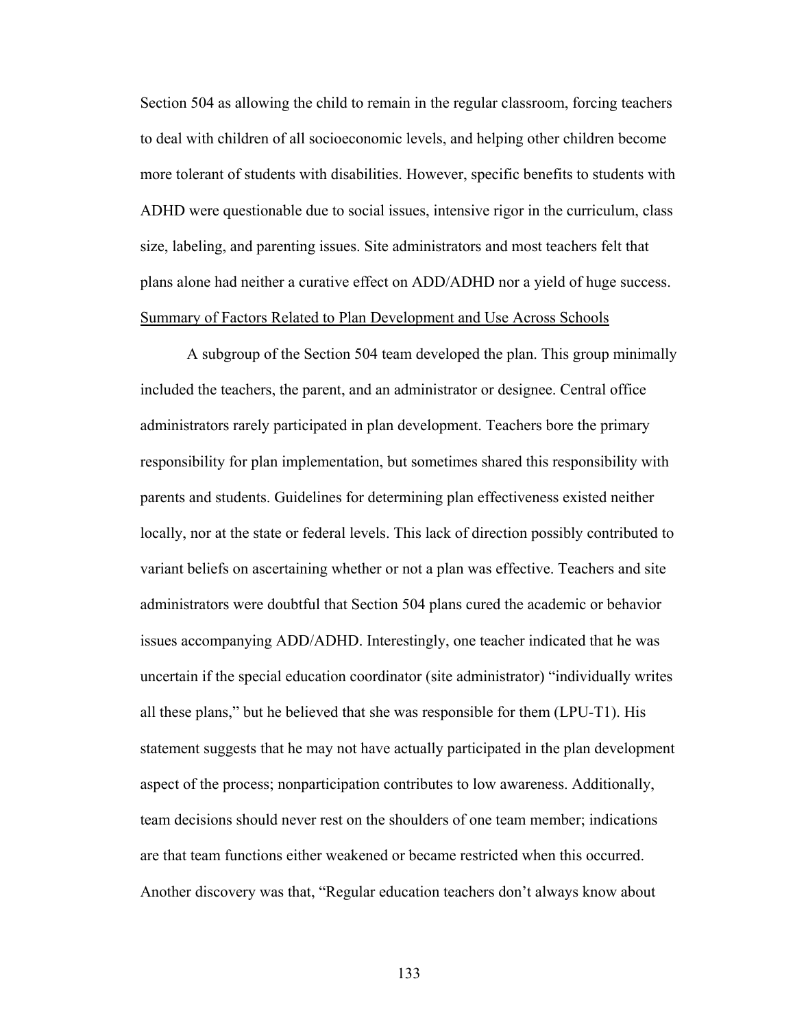Section 504 as allowing the child to remain in the regular classroom, forcing teachers to deal with children of all socioeconomic levels, and helping other children become more tolerant of students with disabilities. However, specific benefits to students with ADHD were questionable due to social issues, intensive rigor in the curriculum, class size, labeling, and parenting issues. Site administrators and most teachers felt that plans alone had neither a curative effect on ADD/ADHD nor a yield of huge success.

Summary of Factors Related to Plan Development and Use Across Schools

A subgroup of the Section 504 team developed the plan. This group minimally included the teachers, the parent, and an administrator or designee. Central office administrators rarely participated in plan development. Teachers bore the primary responsibility for plan implementation, but sometimes shared this responsibility with parents and students. Guidelines for determining plan effectiveness existed neither locally, nor at the state or federal levels. This lack of direction possibly contributed to variant beliefs on ascertaining whether or not a plan was effective. Teachers and site administrators were doubtful that Section 504 plans cured the academic or behavior issues accompanying ADD/ADHD. Interestingly, one teacher indicated that he was uncertain if the special education coordinator (site administrator) "individually writes all these plans," but he believed that she was responsible for them (LPU-T1). His statement suggests that he may not have actually participated in the plan development aspect of the process; nonparticipation contributes to low awareness. Additionally, team decisions should never rest on the shoulders of one team member; indications are that team functions either weakened or became restricted when this occurred. Another discovery was that, "Regular education teachers don't always know about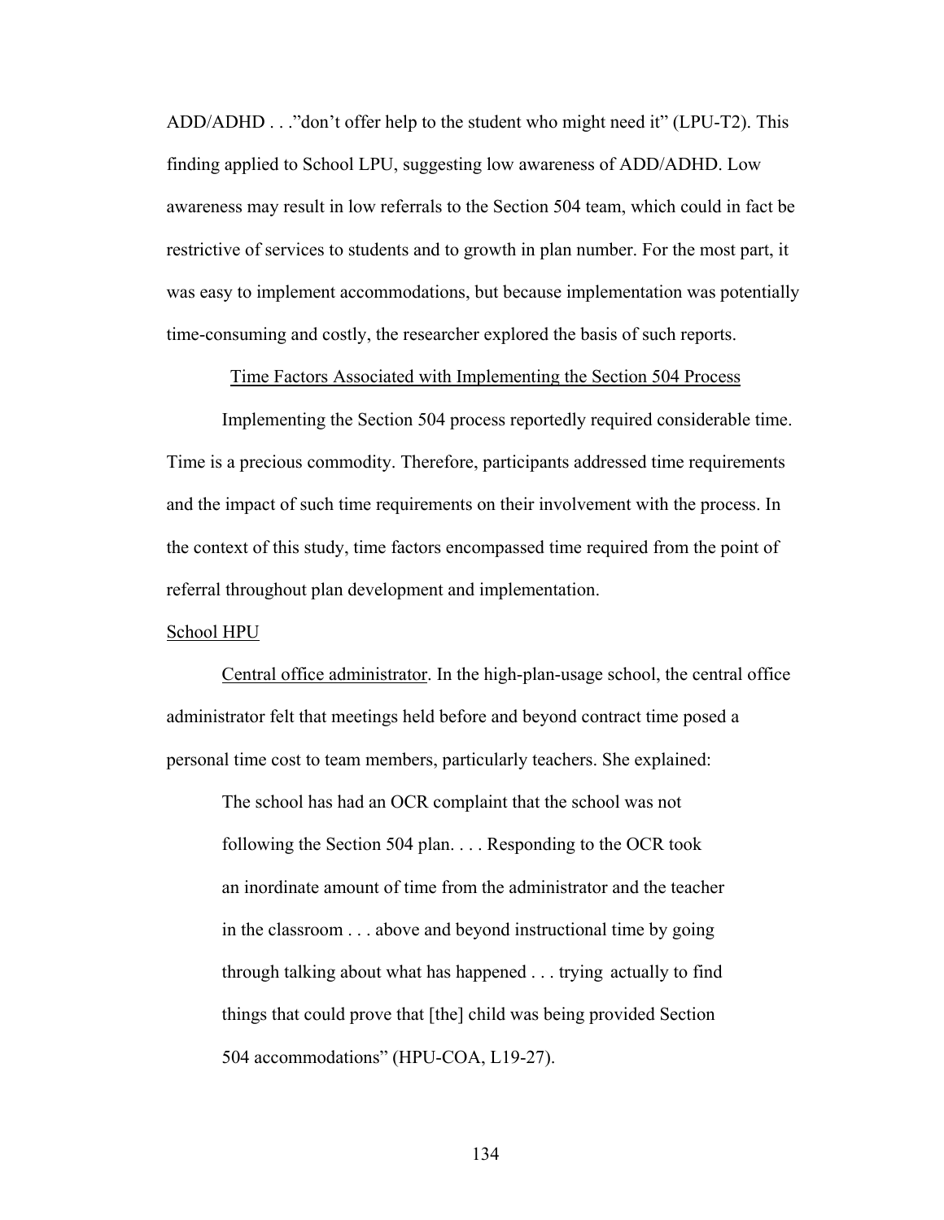ADD/ADHD . . ."don't offer help to the student who might need it" (LPU-T2). This finding applied to School LPU, suggesting low awareness of ADD/ADHD. Low awareness may result in low referrals to the Section 504 team, which could in fact be restrictive of services to students and to growth in plan number. For the most part, it was easy to implement accommodations, but because implementation was potentially time-consuming and costly, the researcher explored the basis of such reports.

## Time Factors Associated with Implementing the Section 504 Process

Implementing the Section 504 process reportedly required considerable time. Time is a precious commodity. Therefore, participants addressed time requirements and the impact of such time requirements on their involvement with the process. In the context of this study, time factors encompassed time required from the point of referral throughout plan development and implementation.

### School HPU

Central office administrator. In the high-plan-usage school, the central office administrator felt that meetings held before and beyond contract time posed a personal time cost to team members, particularly teachers. She explained:

> The school has had an OCR complaint that the school was not following the Section 504 plan. . . . Responding to the OCR took an inordinate amount of time from the administrator and the teacher in the classroom . . . above and beyond instructional time by going through talking about what has happened . . . trying actually to find things that could prove that [the] child was being provided Section 504 accommodations" (HPU-COA, L19-27).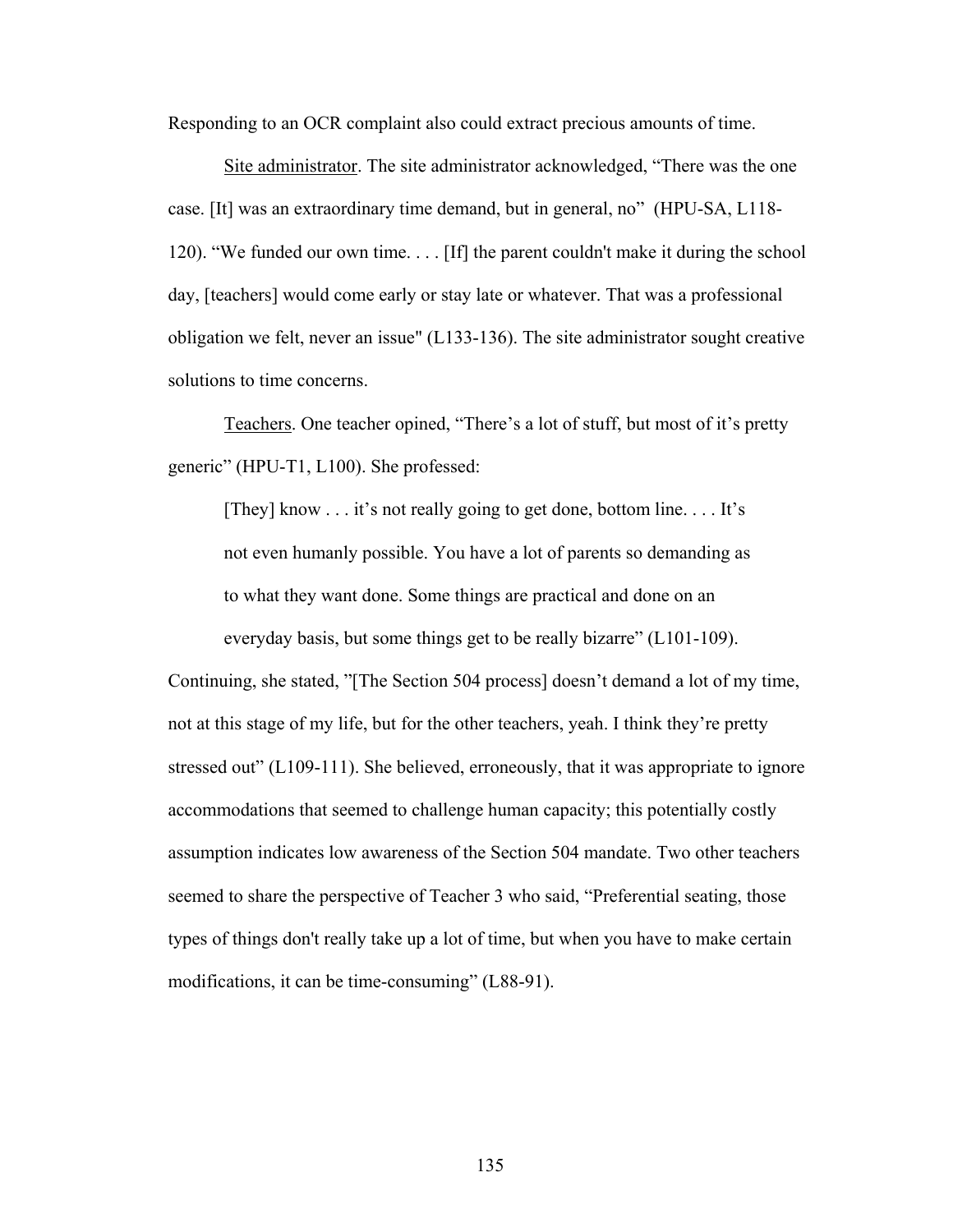Responding to an OCR complaint also could extract precious amounts of time.

Site administrator. The site administrator acknowledged, "There was the one case. [It] was an extraordinary time demand, but in general, no" (HPU-SA, L118-120). "We funded our own time. . . . [If] the parent couldn't make it during the school day, [teachers] would come early or stay late or whatever. That was a professional obligation we felt, never an issue" (L133-136). The site administrator sought creative solutions to time concerns.

Teachers. One teacher opined, "There's a lot of stuff, but most of it's pretty generic" (HPU-T1, L100). She professed:

> [They] know . . . it's not really going to get done, bottom line. . . . It's not even humanly possible. You have a lot of parents so demanding as to what they want done. Some things are practical and done on an everyday basis, but some things get to be really bizarre" (L101-109).

Continuing, she stated, "[The Section 504 process] doesn't demand a lot of my time, not at this stage of my life, but for the other teachers, yeah. I think they're pretty stressed out" (L109-111). She believed, erroneously, that it was appropriate to ignore accommodations that seemed to challenge human capacity; this potentially costly assumption indicates low awareness of the Section 504 mandate. Two other teachers seemed to share the perspective of Teacher 3 who said, "Preferential seating, those types of things don't really take up a lot of time, but when you have to make certain modifications, it can be time-consuming" (L88-91).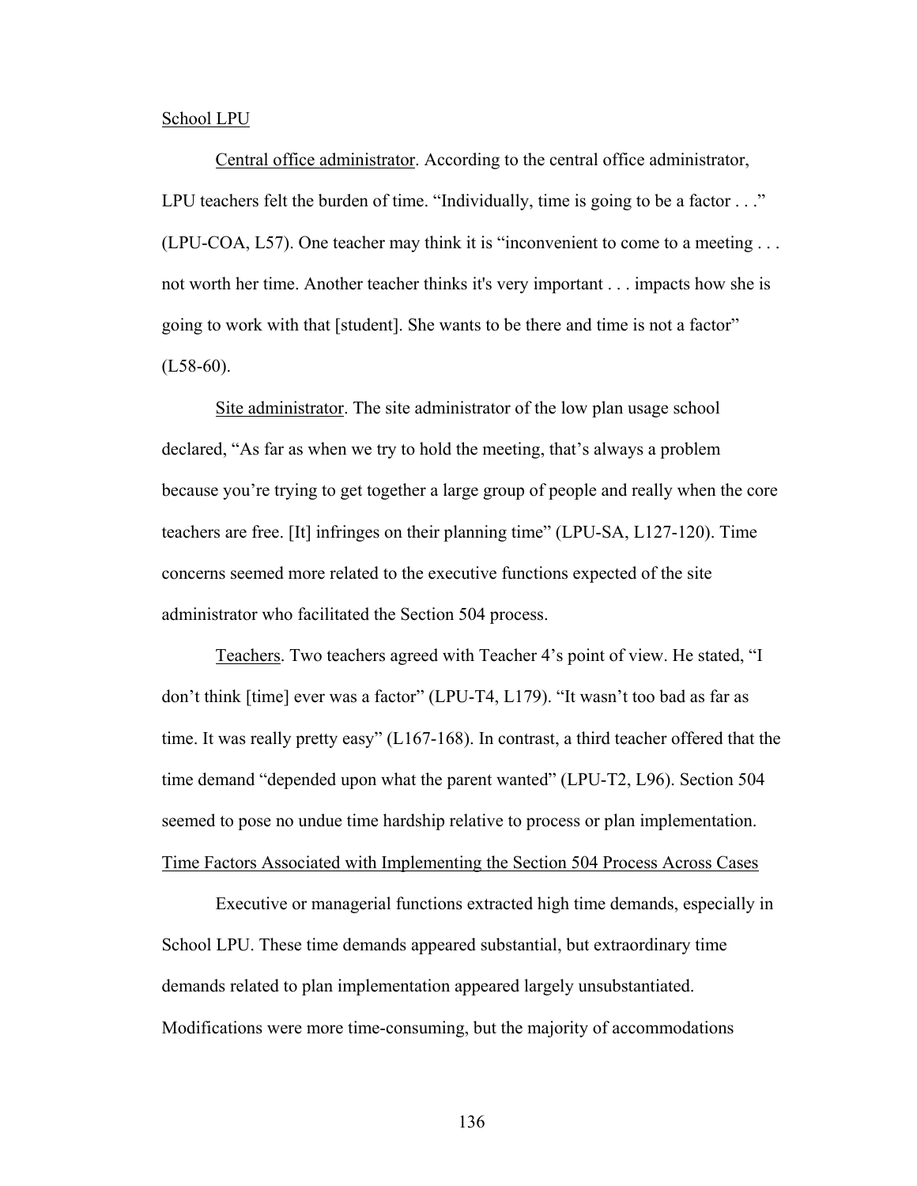School LPU

Central office administrator. According to the central office administrator, LPU teachers felt the burden of time. "Individually, time is going to be a factor . . ." (LPU-COA, L57). One teacher may think it is "inconvenient to come to a meeting . . . not worth her time. Another teacher thinks it's very important . . . impacts how she is going to work with that [student]. She wants to be there and time is not a factor" (L58-60).

Site administrator. The site administrator of the low plan usage school declared, "As far as when we try to hold the meeting, that's always a problem because you're trying to get together a large group of people and really when the core teachers are free. [It] infringes on their planning time" (LPU-SA, L127-120). Time concerns seemed more related to the executive functions expected of the site administrator who facilitated the Section 504 process.

Teachers. Two teachers agreed with Teacher 4's point of view. He stated, "I don't think [time] ever was a factor" (LPU-T4, L179). "It wasn't too bad as far as time. It was really pretty easy" (L167-168). In contrast, a third teacher offered that the time demand "depended upon what the parent wanted" (LPU-T2, L96). Section 504 seemed to pose no undue time hardship relative to process or plan implementation.

Time Factors Associated with Implementing the Section 504 Process Across Cases

Executive or managerial functions extracted high time demands, especially in School LPU. These time demands appeared substantial, but extraordinary time demands related to plan implementation appeared largely unsubstantiated. Modifications were more time-consuming, but the majority of accommodations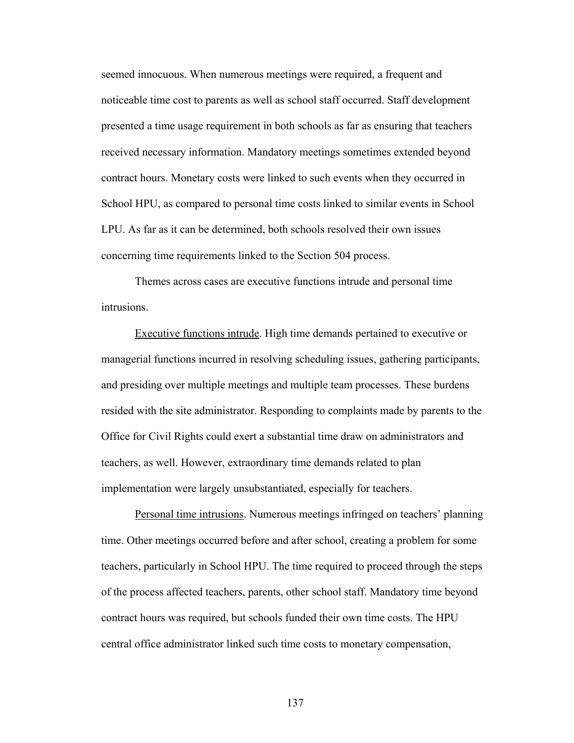seemed innocuous. When numerous meetings were required, a frequent and noticeable time cost to parents as well as school staff occurred. Staff development presented a time usage requirement in both schools as far as ensuring that teachers received necessary information. Mandatory meetings sometimes extended beyond contract hours. Monetary costs were linked to such events when they occurred in School HPU, as compared to personal time costs linked to similar events in School LPU. As far as it can be determined, both schools resolved their own issues concerning time requirements linked to the Section 504 process.

Themes across cases are executive functions intrude and personal time intrusions.

Executive functions intrude. High time demands pertained to executive or managerial functions incurred in resolving scheduling issues, gathering participants, and presiding over multiple meetings and multiple team processes. These burdens resided with the site administrator. Responding to complaints made by parents to the Office for Civil Rights could exert a substantial time draw on administrators and teachers, as well. However, extraordinary time demands related to plan implementation were largely unsubstantiated, especially for teachers.

Personal time intrusions. Numerous meetings infringed on teachers' planning time. Other meetings occurred before and after school, creating a problem for some teachers, particularly in School HPU. The time required to proceed through the steps of the process affected teachers, parents, other school staff. Mandatory time beyond contract hours was required, but schools funded their own time costs. The HPU central office administrator linked such time costs to monetary compensation,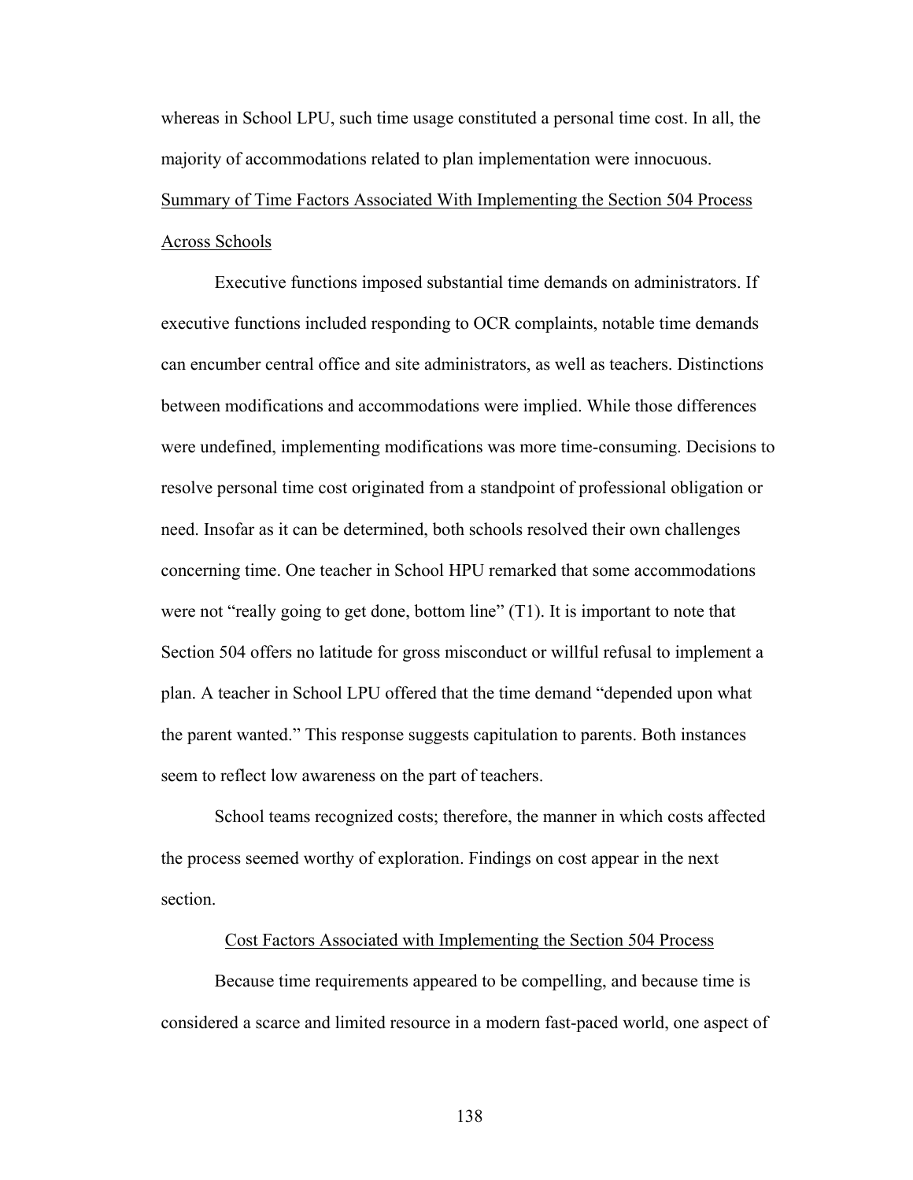whereas in School LPU, such time usage constituted a personal time cost. In all, the majority of accommodations related to plan implementation were innocuous.

### Summary of Time Factors Associated With Implementing the Section 504 Process Across Schools

Executive functions imposed substantial time demands on administrators. If executive functions included responding to OCR complaints, notable time demands can encumber central office and site administrators, as well as teachers. Distinctions between modifications and accommodations were implied. While those differences were undefined, implementing modifications was more time-consuming. Decisions to resolve personal time cost originated from a standpoint of professional obligation or need. Insofar as it can be determined, both schools resolved their own challenges concerning time. One teacher in School HPU remarked that some accommodations were not "really going to get done, bottom line" (T1). It is important to note that Section 504 offers no latitude for gross misconduct or willful refusal to implement a plan. A teacher in School LPU offered that the time demand "depended upon what the parent wanted." This response suggests capitulation to parents. Both instances seem to reflect low awareness on the part of teachers.

School teams recognized costs; therefore, the manner in which costs affected the process seemed worthy of exploration. Findings on cost appear in the next section.

## Cost Factors Associated with Implementing the Section 504 Process

Because time requirements appeared to be compelling, and because time is considered a scarce and limited resource in a modern fast-paced world, one aspect of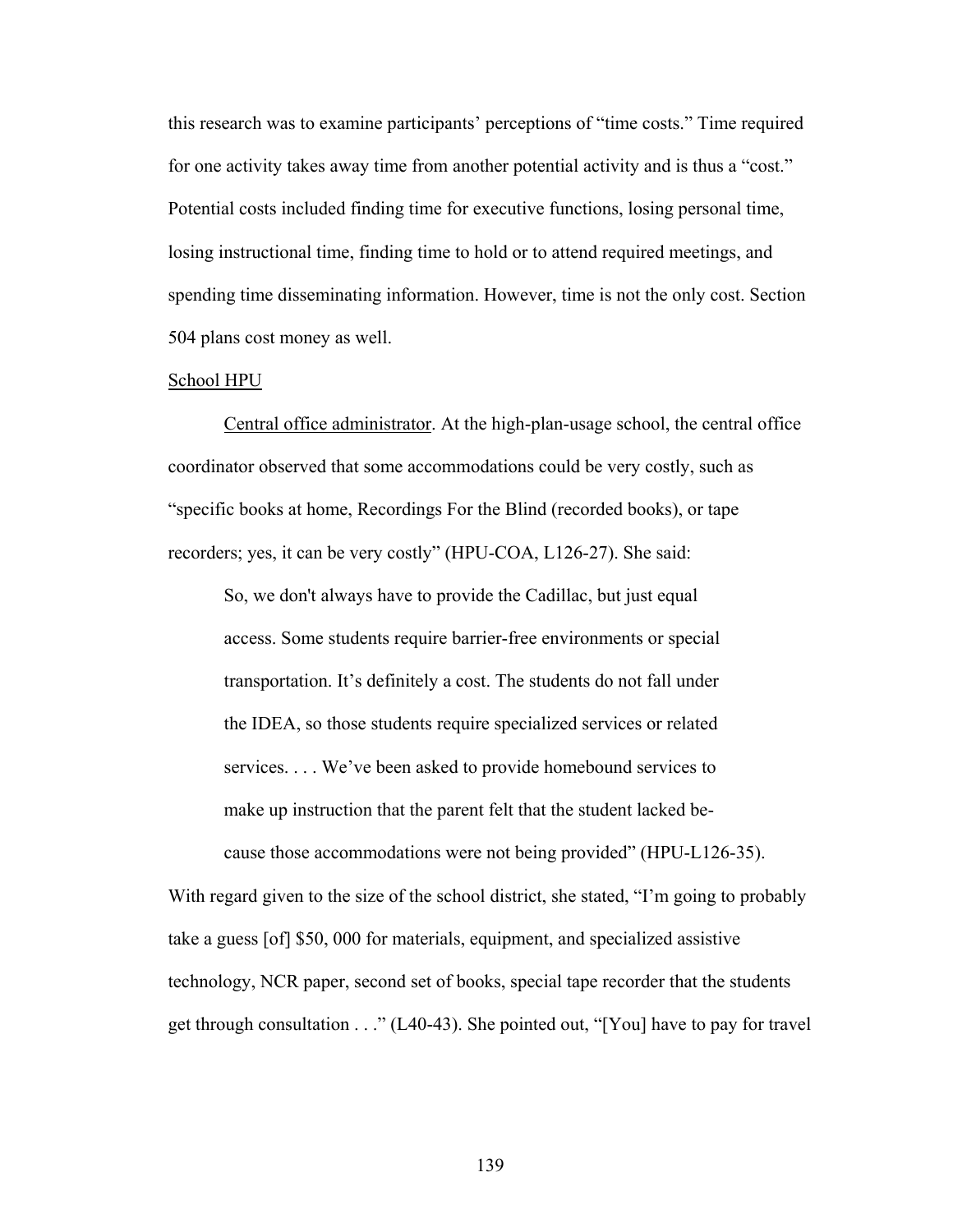this research was to examine participants' perceptions of "time costs." Time required for one activity takes away time from another potential activity and is thus a "cost." Potential costs included finding time for executive functions, losing personal time, losing instructional time, finding time to hold or to attend required meetings, and spending time disseminating information. However, time is not the only cost. Section 504 plans cost money as well.

<u>School HPU</u>

<u>Central office administrator</u>. At the high-plan-usage school, the central office coordinator observed that some accommodations could be very costly, such as "specific books at home, Recordings For the Blind (recorded books), or tape recorders; yes, it can be very costly" (HPU-COA, L126-27). She said:

> So, we don't always have to provide the Cadillac, but just equal access. Some students require barrier-free environments or special transportation. It's definitely a cost. The students do not fall under the IDEA, so those students require specialized services or related services. . . . We've been asked to provide homebound services to make up instruction that the parent felt that the student lacked because those accommodations were not being provided" (HPU-L126-35).

With regard given to the size of the school district, she stated, "I'm going to probably take a guess [of] $50, 000 for materials, equipment, and specialized assistive technology, NCR paper, second set of books, special tape recorder that the students get through consultation . . ." (L40-43). She pointed out, "[You] have to pay for travel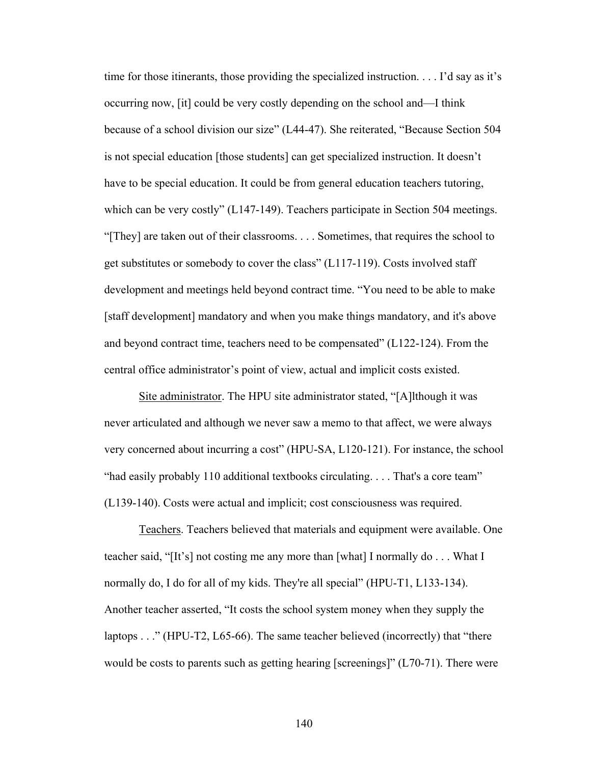time for those itinerants, those providing the specialized instruction. . . . I'd say as it's occurring now, [it] could be very costly depending on the school and—I think because of a school division our size" (L44-47). She reiterated, "Because Section 504 is not special education [those students] can get specialized instruction. It doesn't have to be special education. It could be from general education teachers tutoring, which can be very costly" (L147-149). Teachers participate in Section 504 meetings. "[They] are taken out of their classrooms. . . . Sometimes, that requires the school to get substitutes or somebody to cover the class" (L117-119). Costs involved staff development and meetings held beyond contract time. "You need to be able to make [staff development] mandatory and when you make things mandatory, and it's above and beyond contract time, teachers need to be compensated" (L122-124). From the central office administrator's point of view, actual and implicit costs existed.

Site administrator. The HPU site administrator stated, "[A]lthough it was never articulated and although we never saw a memo to that affect, we were always very concerned about incurring a cost" (HPU-SA, L120-121). For instance, the school "had easily probably 110 additional textbooks circulating. . . . That's a core team" (L139-140). Costs were actual and implicit; cost consciousness was required.

Teachers. Teachers believed that materials and equipment were available. One teacher said, "[It's] not costing me any more than [what] I normally do . . . What I normally do, I do for all of my kids. They're all special" (HPU-T1, L133-134). Another teacher asserted, "It costs the school system money when they supply the laptops . . ." (HPU-T2, L65-66). The same teacher believed (incorrectly) that "there would be costs to parents such as getting hearing [screenings]" (L70-71). There were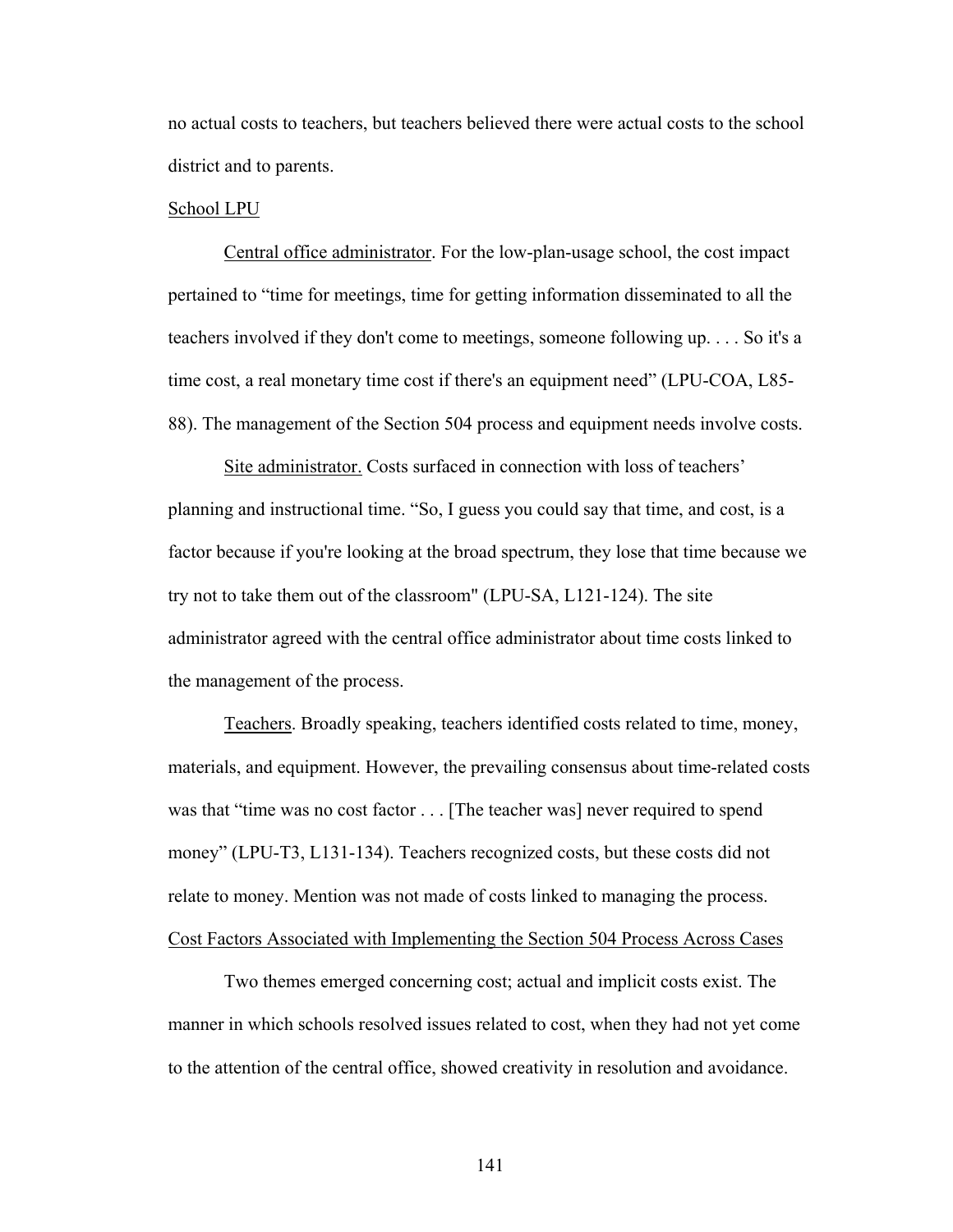no actual costs to teachers, but teachers believed there were actual costs to the school district and to parents.

### School LPU

Central office administrator. For the low-plan-usage school, the cost impact pertained to "time for meetings, time for getting information disseminated to all the teachers involved if they don't come to meetings, someone following up. . . . So it's a time cost, a real monetary time cost if there's an equipment need" (LPU-COA, L85-88). The management of the Section 504 process and equipment needs involve costs.

Site administrator. Costs surfaced in connection with loss of teachers' planning and instructional time. "So, I guess you could say that time, and cost, is a factor because if you're looking at the broad spectrum, they lose that time because we try not to take them out of the classroom" (LPU-SA, L121-124). The site administrator agreed with the central office administrator about time costs linked to the management of the process.

Teachers. Broadly speaking, teachers identified costs related to time, money, materials, and equipment. However, the prevailing consensus about time-related costs was that "time was no cost factor . . . [The teacher was] never required to spend money" (LPU-T3, L131-134). Teachers recognized costs, but these costs did not relate to money. Mention was not made of costs linked to managing the process.

### Cost Factors Associated with Implementing the Section 504 Process Across Cases

Two themes emerged concerning cost; actual and implicit costs exist. The manner in which schools resolved issues related to cost, when they had not yet come to the attention of the central office, showed creativity in resolution and avoidance.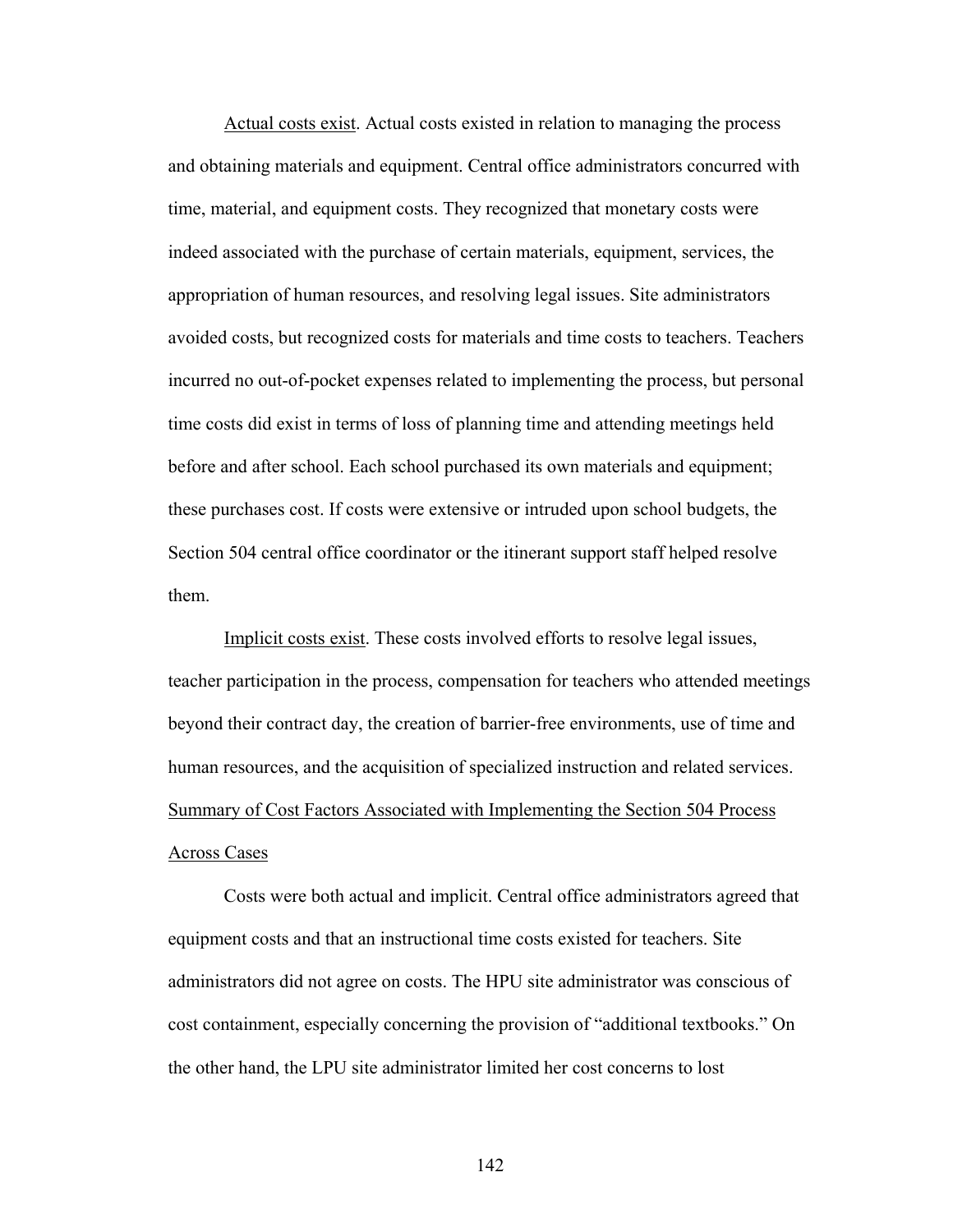Actual costs exist. Actual costs existed in relation to managing the process and obtaining materials and equipment. Central office administrators concurred with time, material, and equipment costs. They recognized that monetary costs were indeed associated with the purchase of certain materials, equipment, services, the appropriation of human resources, and resolving legal issues. Site administrators avoided costs, but recognized costs for materials and time costs to teachers. Teachers incurred no out-of-pocket expenses related to implementing the process, but personal time costs did exist in terms of loss of planning time and attending meetings held before and after school. Each school purchased its own materials and equipment; these purchases cost. If costs were extensive or intruded upon school budgets, the Section 504 central office coordinator or the itinerant support staff helped resolve them.

Implicit costs exist. These costs involved efforts to resolve legal issues, teacher participation in the process, compensation for teachers who attended meetings beyond their contract day, the creation of barrier-free environments, use of time and human resources, and the acquisition of specialized instruction and related services.

Summary of Cost Factors Associated with Implementing the Section 504 Process Across Cases

Costs were both actual and implicit. Central office administrators agreed that equipment costs and that an instructional time costs existed for teachers. Site administrators did not agree on costs. The HPU site administrator was conscious of cost containment, especially concerning the provision of "additional textbooks." On the other hand, the LPU site administrator limited her cost concerns to lost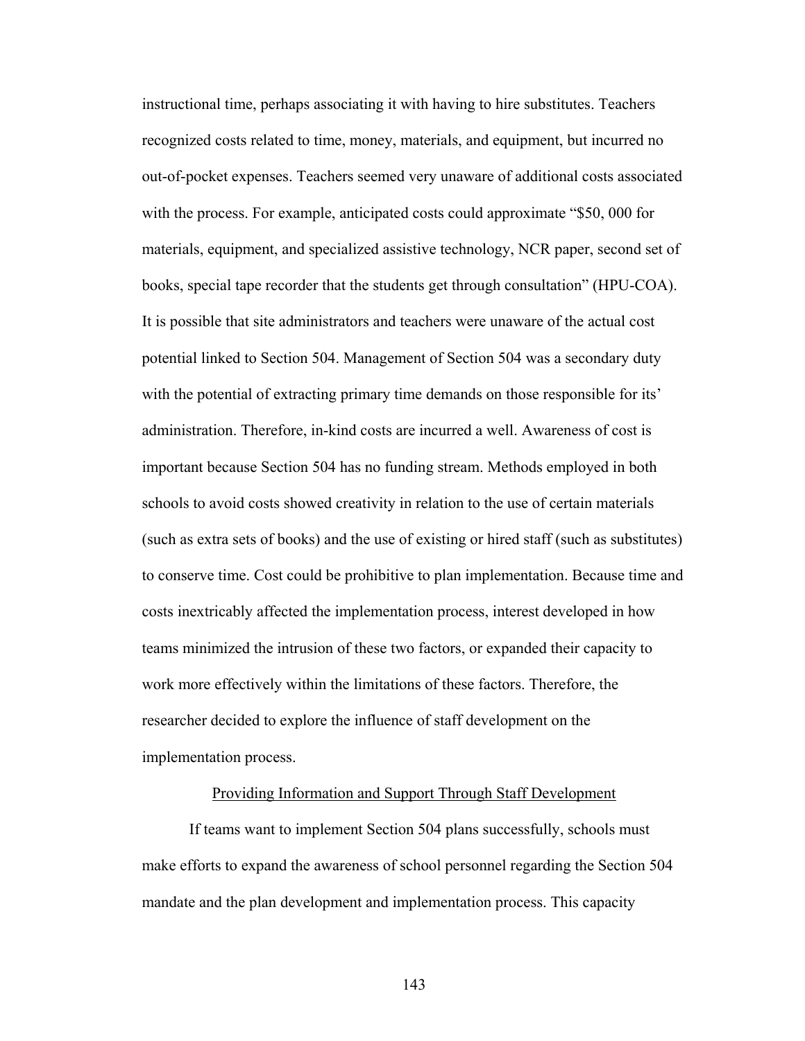instructional time, perhaps associating it with having to hire substitutes. Teachers recognized costs related to time, money, materials, and equipment, but incurred no out-of-pocket expenses. Teachers seemed very unaware of additional costs associated with the process. For example, anticipated costs could approximate "$50, 000 for materials, equipment, and specialized assistive technology, NCR paper, second set of books, special tape recorder that the students get through consultation" (HPU-COA). It is possible that site administrators and teachers were unaware of the actual cost potential linked to Section 504. Management of Section 504 was a secondary duty with the potential of extracting primary time demands on those responsible for its' administration. Therefore, in-kind costs are incurred a well. Awareness of cost is important because Section 504 has no funding stream. Methods employed in both schools to avoid costs showed creativity in relation to the use of certain materials (such as extra sets of books) and the use of existing or hired staff (such as substitutes) to conserve time. Cost could be prohibitive to plan implementation. Because time and costs inextricably affected the implementation process, interest developed in how teams minimized the intrusion of these two factors, or expanded their capacity to work more effectively within the limitations of these factors. Therefore, the researcher decided to explore the influence of staff development on the implementation process.

## Providing Information and Support Through Staff Development

If teams want to implement Section 504 plans successfully, schools must make efforts to expand the awareness of school personnel regarding the Section 504 mandate and the plan development and implementation process. This capacity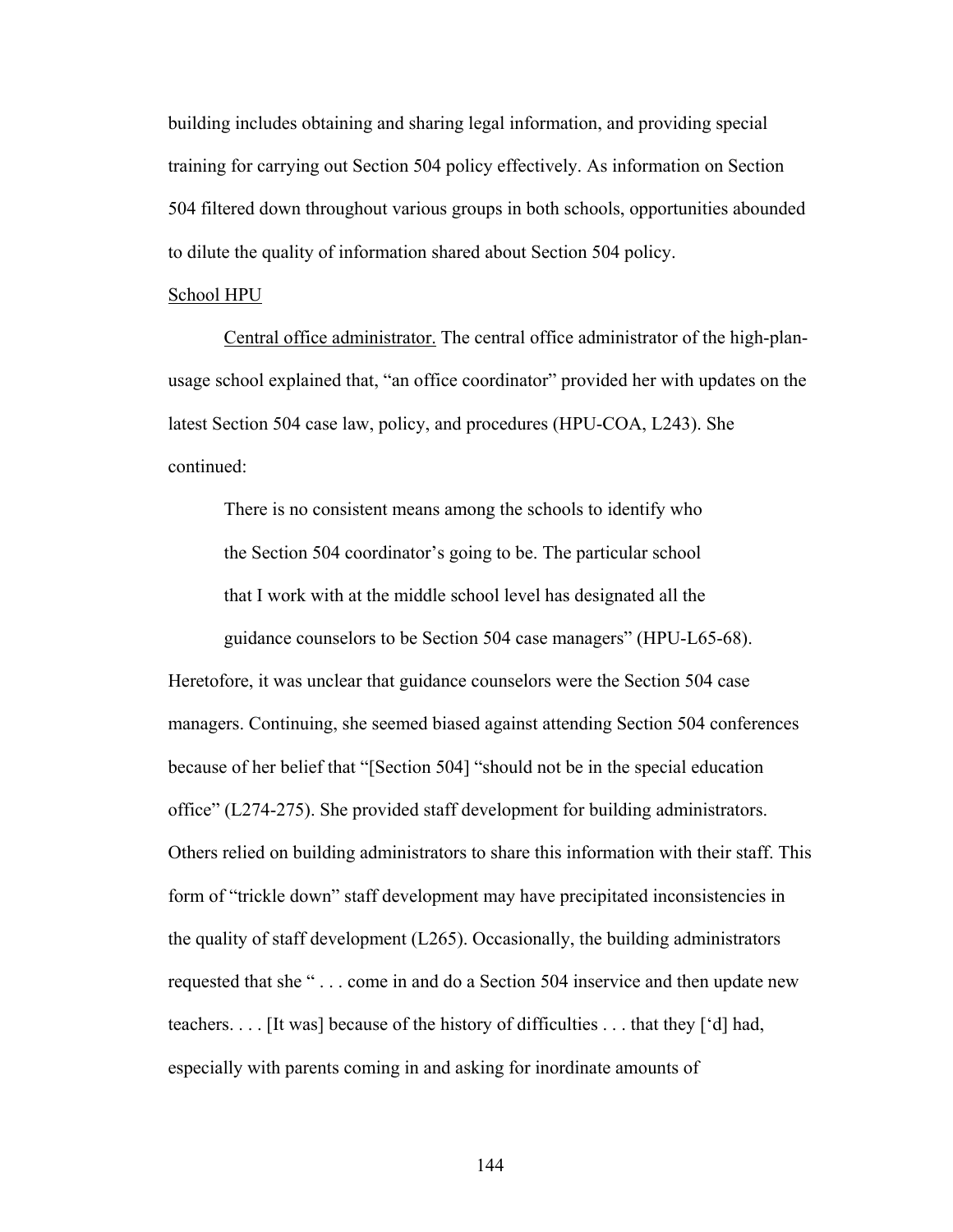building includes obtaining and sharing legal information, and providing special training for carrying out Section 504 policy effectively. As information on Section 504 filtered down throughout various groups in both schools, opportunities abounded to dilute the quality of information shared about Section 504 policy.

School HPU

Central office administrator. The central office administrator of the high-plan-usage school explained that, "an office coordinator" provided her with updates on the latest Section 504 case law, policy, and procedures (HPU-COA, L243). She continued:

> There is no consistent means among the schools to identify who the Section 504 coordinator's going to be. The particular school that I work with at the middle school level has designated all the guidance counselors to be Section 504 case managers" (HPU-L65-68).

Heretofore, it was unclear that guidance counselors were the Section 504 case managers. Continuing, she seemed biased against attending Section 504 conferences because of her belief that "[Section 504] "should not be in the special education office" (L274-275). She provided staff development for building administrators. Others relied on building administrators to share this information with their staff. This form of "trickle down" staff development may have precipitated inconsistencies in the quality of staff development (L265). Occasionally, the building administrators requested that she " . . . come in and do a Section 504 inservice and then update new teachers. . . . [It was] because of the history of difficulties . . . that they ['d] had, especially with parents coming in and asking for inordinate amounts of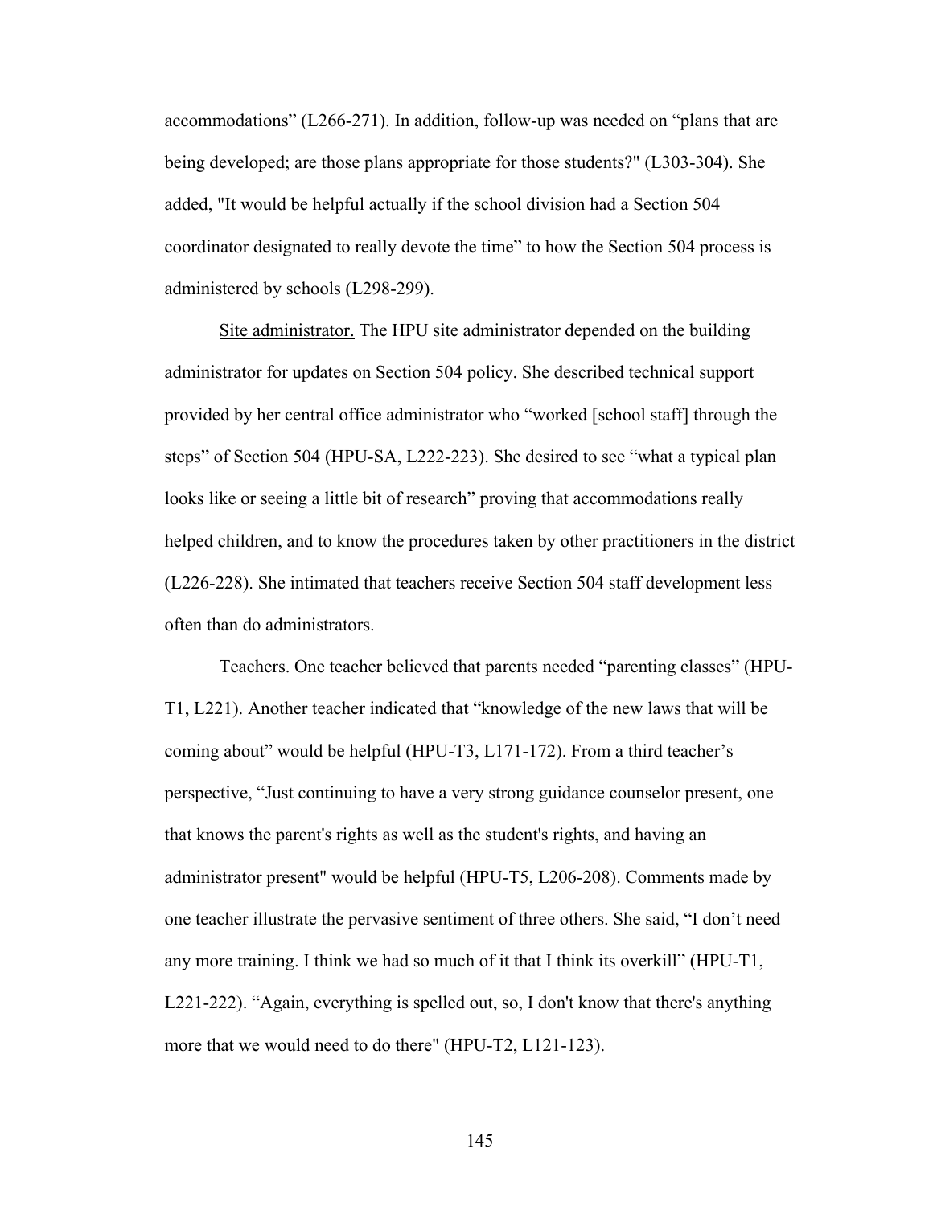accommodations" (L266-271). In addition, follow-up was needed on "plans that are being developed; are those plans appropriate for those students?" (L303-304). She added, "It would be helpful actually if the school division had a Section 504 coordinator designated to really devote the time" to how the Section 504 process is administered by schools (L298-299).

Site administrator. The HPU site administrator depended on the building administrator for updates on Section 504 policy. She described technical support provided by her central office administrator who "worked [school staff] through the steps" of Section 504 (HPU-SA, L222-223). She desired to see "what a typical plan looks like or seeing a little bit of research" proving that accommodations really helped children, and to know the procedures taken by other practitioners in the district (L226-228). She intimated that teachers receive Section 504 staff development less often than do administrators.

Teachers. One teacher believed that parents needed "parenting classes" (HPU-T1, L221). Another teacher indicated that "knowledge of the new laws that will be coming about" would be helpful (HPU-T3, L171-172). From a third teacher's perspective, "Just continuing to have a very strong guidance counselor present, one that knows the parent's rights as well as the student's rights, and having an administrator present" would be helpful (HPU-T5, L206-208). Comments made by one teacher illustrate the pervasive sentiment of three others. She said, "I don't need any more training. I think we had so much of it that I think its overkill" (HPU-T1, L221-222). "Again, everything is spelled out, so, I don't know that there's anything more that we would need to do there" (HPU-T2, L121-123).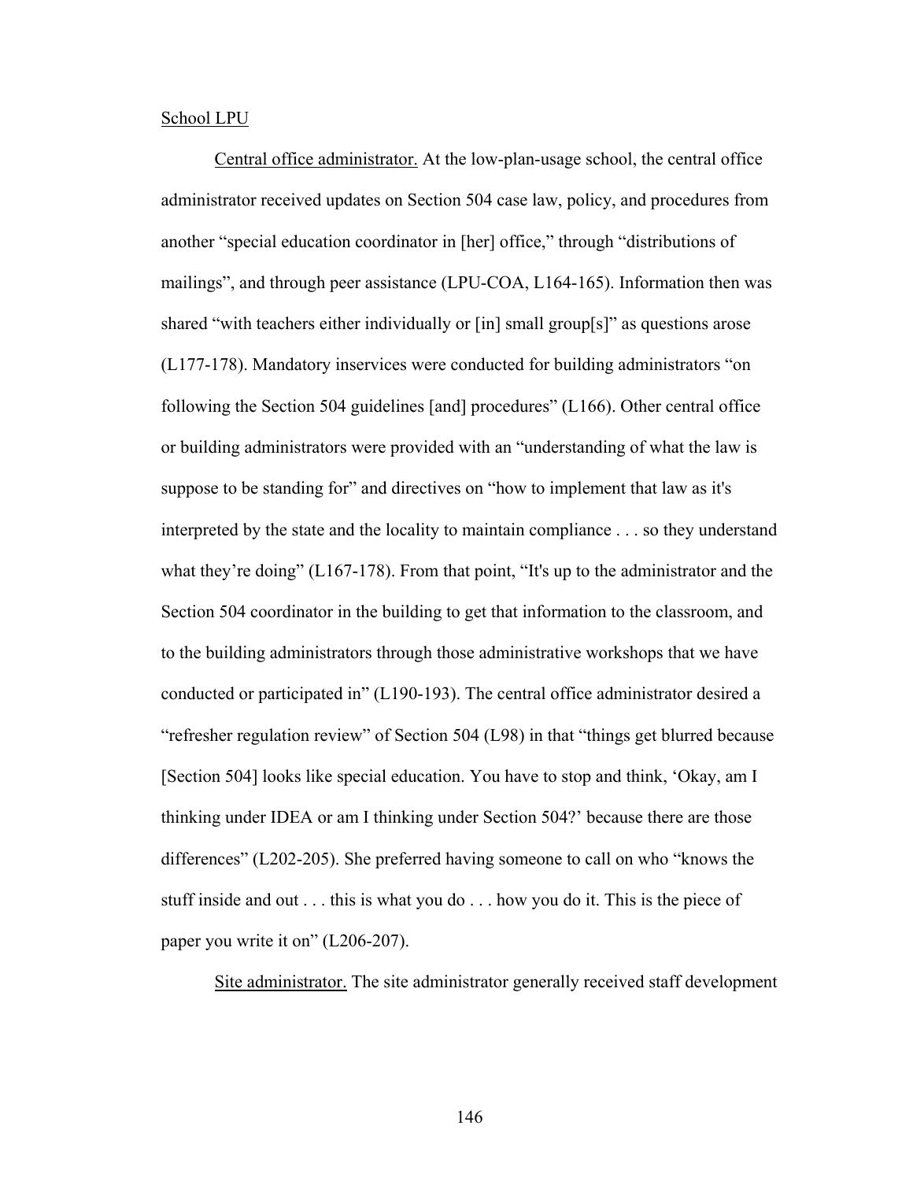School LPU

Central office administrator. At the low-plan-usage school, the central office administrator received updates on Section 504 case law, policy, and procedures from another "special education coordinator in [her] office," through "distributions of mailings", and through peer assistance (LPU-COA, L164-165). Information then was shared "with teachers either individually or [in] small group[s]" as questions arose (L177-178). Mandatory inservices were conducted for building administrators "on following the Section 504 guidelines [and] procedures" (L166). Other central office or building administrators were provided with an "understanding of what the law is suppose to be standing for" and directives on "how to implement that law as it's interpreted by the state and the locality to maintain compliance . . . so they understand what they're doing" (L167-178). From that point, "It's up to the administrator and the Section 504 coordinator in the building to get that information to the classroom, and to the building administrators through those administrative workshops that we have conducted or participated in" (L190-193). The central office administrator desired a "refresher regulation review" of Section 504 (L98) in that "things get blurred because [Section 504] looks like special education. You have to stop and think, 'Okay, am I thinking under IDEA or am I thinking under Section 504?' because there are those differences" (L202-205). She preferred having someone to call on who "knows the stuff inside and out . . . this is what you do . . . how you do it. This is the piece of paper you write it on" (L206-207).

Site administrator. The site administrator generally received staff development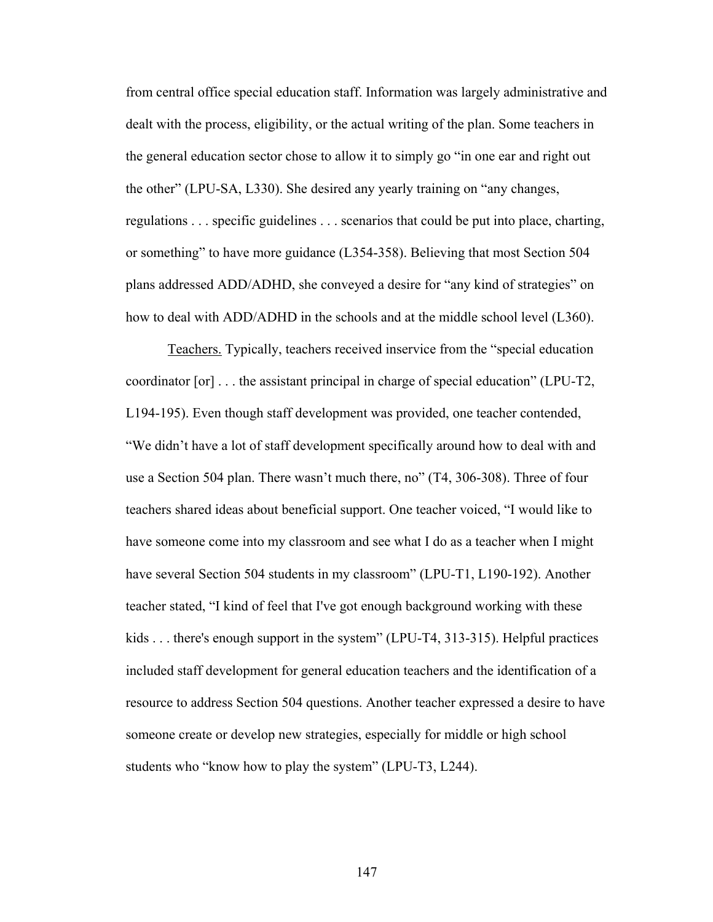from central office special education staff. Information was largely administrative and dealt with the process, eligibility, or the actual writing of the plan. Some teachers in the general education sector chose to allow it to simply go "in one ear and right out the other" (LPU-SA, L330). She desired any yearly training on "any changes, regulations . . . specific guidelines . . . scenarios that could be put into place, charting, or something" to have more guidance (L354-358). Believing that most Section 504 plans addressed ADD/ADHD, she conveyed a desire for "any kind of strategies" on how to deal with ADD/ADHD in the schools and at the middle school level (L360).

Teachers. Typically, teachers received inservice from the "special education coordinator [or] . . . the assistant principal in charge of special education" (LPU-T2, L194-195). Even though staff development was provided, one teacher contended, "We didn't have a lot of staff development specifically around how to deal with and use a Section 504 plan. There wasn't much there, no" (T4, 306-308). Three of four teachers shared ideas about beneficial support. One teacher voiced, "I would like to have someone come into my classroom and see what I do as a teacher when I might have several Section 504 students in my classroom" (LPU-T1, L190-192). Another teacher stated, "I kind of feel that I've got enough background working with these kids . . . there's enough support in the system" (LPU-T4, 313-315). Helpful practices included staff development for general education teachers and the identification of a resource to address Section 504 questions. Another teacher expressed a desire to have someone create or develop new strategies, especially for middle or high school students who "know how to play the system" (LPU-T3, L244).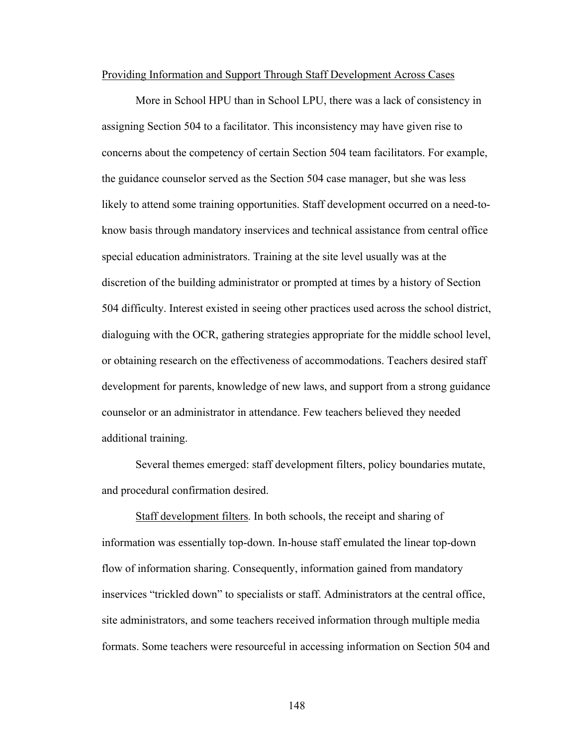## Providing Information and Support Through Staff Development Across Cases

More in School HPU than in School LPU, there was a lack of consistency in assigning Section 504 to a facilitator. This inconsistency may have given rise to concerns about the competency of certain Section 504 team facilitators. For example, the guidance counselor served as the Section 504 case manager, but she was less likely to attend some training opportunities. Staff development occurred on a need-to-know basis through mandatory inservices and technical assistance from central office special education administrators. Training at the site level usually was at the discretion of the building administrator or prompted at times by a history of Section 504 difficulty. Interest existed in seeing other practices used across the school district, dialoguing with the OCR, gathering strategies appropriate for the middle school level, or obtaining research on the effectiveness of accommodations. Teachers desired staff development for parents, knowledge of new laws, and support from a strong guidance counselor or an administrator in attendance. Few teachers believed they needed additional training.

Several themes emerged: staff development filters, policy boundaries mutate, and procedural confirmation desired.

Staff development filters. In both schools, the receipt and sharing of information was essentially top-down. In-house staff emulated the linear top-down flow of information sharing. Consequently, information gained from mandatory inservices "trickled down" to specialists or staff. Administrators at the central office, site administrators, and some teachers received information through multiple media formats. Some teachers were resourceful in accessing information on Section 504 and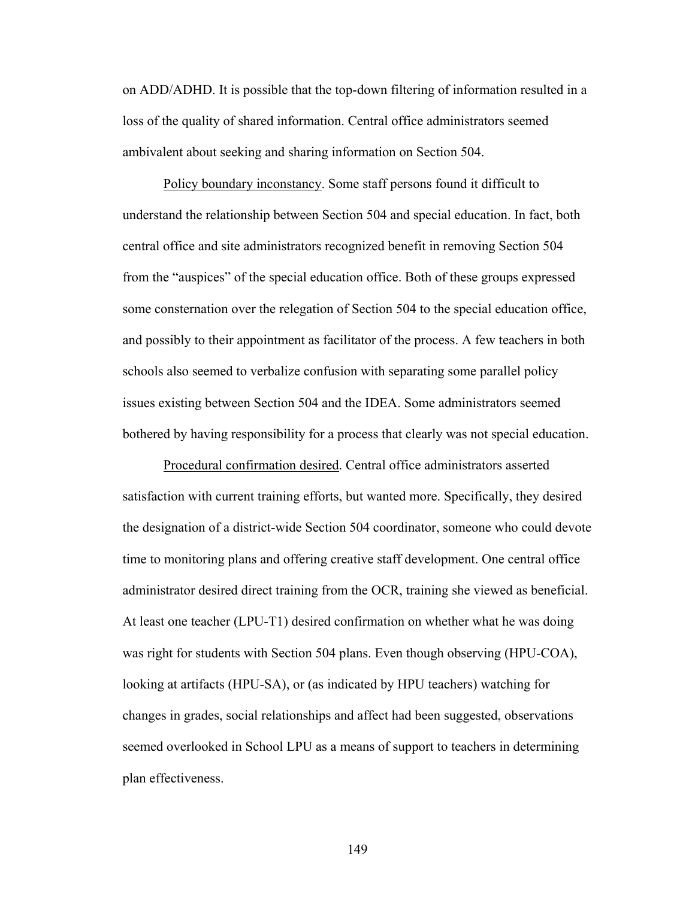on ADD/ADHD. It is possible that the top-down filtering of information resulted in a loss of the quality of shared information. Central office administrators seemed ambivalent about seeking and sharing information on Section 504.

Policy boundary inconstancy. Some staff persons found it difficult to understand the relationship between Section 504 and special education. In fact, both central office and site administrators recognized benefit in removing Section 504 from the "auspices" of the special education office. Both of these groups expressed some consternation over the relegation of Section 504 to the special education office, and possibly to their appointment as facilitator of the process. A few teachers in both schools also seemed to verbalize confusion with separating some parallel policy issues existing between Section 504 and the IDEA. Some administrators seemed bothered by having responsibility for a process that clearly was not special education.

Procedural confirmation desired. Central office administrators asserted satisfaction with current training efforts, but wanted more. Specifically, they desired the designation of a district-wide Section 504 coordinator, someone who could devote time to monitoring plans and offering creative staff development. One central office administrator desired direct training from the OCR, training she viewed as beneficial. At least one teacher (LPU-T1) desired confirmation on whether what he was doing was right for students with Section 504 plans. Even though observing (HPU-COA), looking at artifacts (HPU-SA), or (as indicated by HPU teachers) watching for changes in grades, social relationships and affect had been suggested, observations seemed overlooked in School LPU as a means of support to teachers in determining plan effectiveness.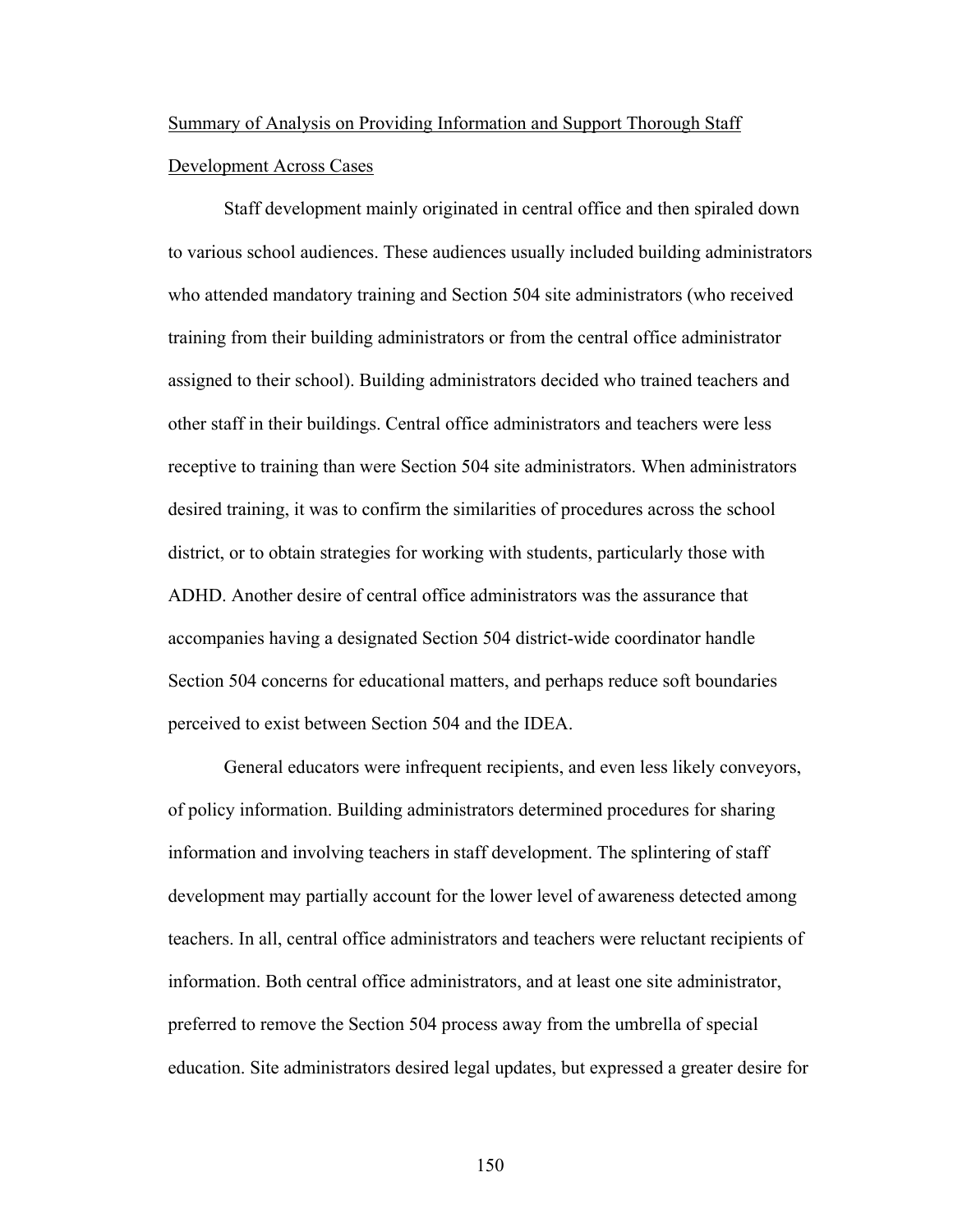Summary of Analysis on Providing Information and Support Thorough Staff Development Across Cases

Staff development mainly originated in central office and then spiraled down to various school audiences. These audiences usually included building administrators who attended mandatory training and Section 504 site administrators (who received training from their building administrators or from the central office administrator assigned to their school). Building administrators decided who trained teachers and other staff in their buildings. Central office administrators and teachers were less receptive to training than were Section 504 site administrators. When administrators desired training, it was to confirm the similarities of procedures across the school district, or to obtain strategies for working with students, particularly those with ADHD. Another desire of central office administrators was the assurance that accompanies having a designated Section 504 district-wide coordinator handle Section 504 concerns for educational matters, and perhaps reduce soft boundaries perceived to exist between Section 504 and the IDEA.

General educators were infrequent recipients, and even less likely conveyors, of policy information. Building administrators determined procedures for sharing information and involving teachers in staff development. The splintering of staff development may partially account for the lower level of awareness detected among teachers. In all, central office administrators and teachers were reluctant recipients of information. Both central office administrators, and at least one site administrator, preferred to remove the Section 504 process away from the umbrella of special education. Site administrators desired legal updates, but expressed a greater desire for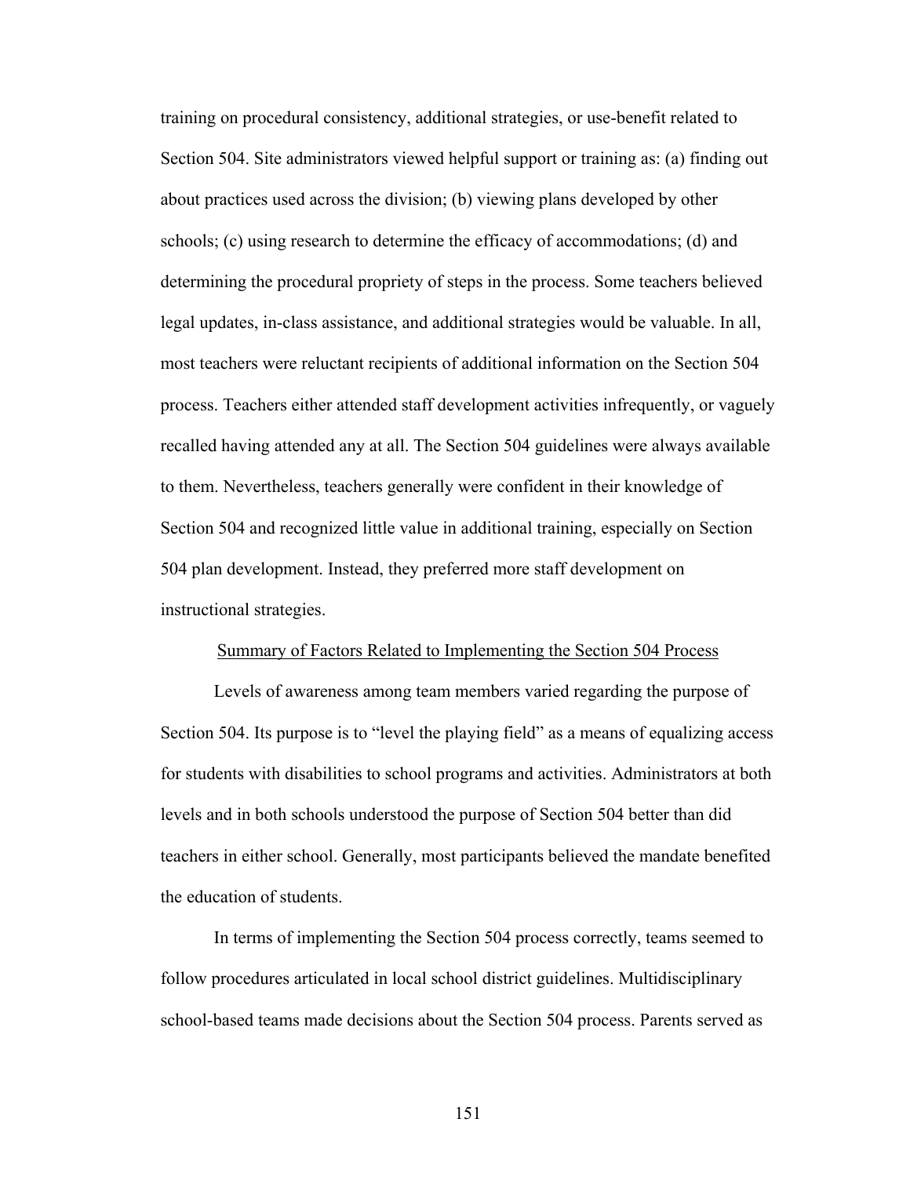training on procedural consistency, additional strategies, or use-benefit related to Section 504. Site administrators viewed helpful support or training as: (a) finding out about practices used across the division; (b) viewing plans developed by other schools; (c) using research to determine the efficacy of accommodations; (d) and determining the procedural propriety of steps in the process. Some teachers believed legal updates, in-class assistance, and additional strategies would be valuable. In all, most teachers were reluctant recipients of additional information on the Section 504 process. Teachers either attended staff development activities infrequently, or vaguely recalled having attended any at all. The Section 504 guidelines were always available to them. Nevertheless, teachers generally were confident in their knowledge of Section 504 and recognized little value in additional training, especially on Section 504 plan development. Instead, they preferred more staff development on instructional strategies.

## Summary of Factors Related to Implementing the Section 504 Process

Levels of awareness among team members varied regarding the purpose of Section 504. Its purpose is to "level the playing field" as a means of equalizing access for students with disabilities to school programs and activities. Administrators at both levels and in both schools understood the purpose of Section 504 better than did teachers in either school. Generally, most participants believed the mandate benefited the education of students.

In terms of implementing the Section 504 process correctly, teams seemed to follow procedures articulated in local school district guidelines. Multidisciplinary school-based teams made decisions about the Section 504 process. Parents served as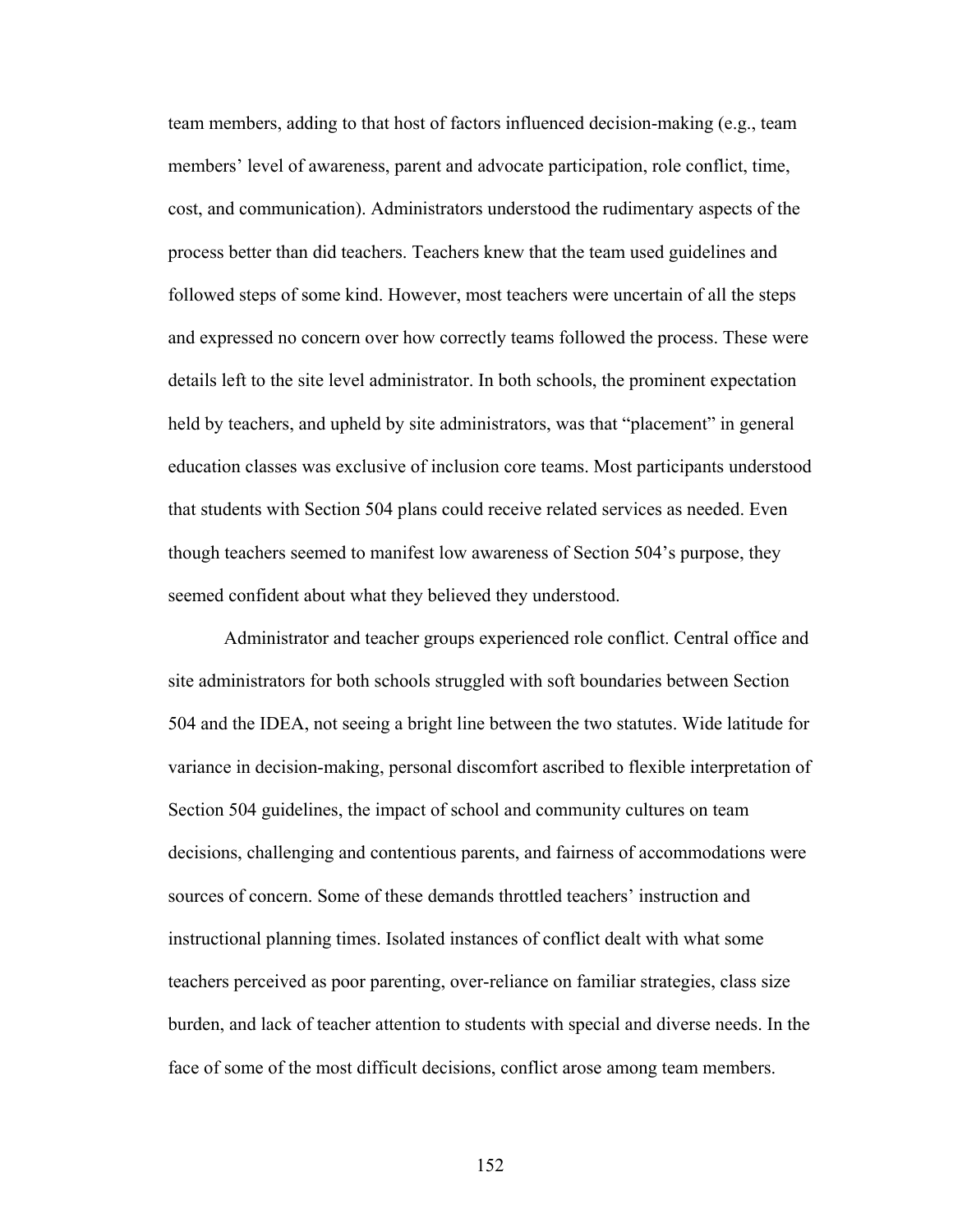team members, adding to that host of factors influenced decision-making (e.g., team members' level of awareness, parent and advocate participation, role conflict, time, cost, and communication). Administrators understood the rudimentary aspects of the process better than did teachers. Teachers knew that the team used guidelines and followed steps of some kind. However, most teachers were uncertain of all the steps and expressed no concern over how correctly teams followed the process. These were details left to the site level administrator. In both schools, the prominent expectation held by teachers, and upheld by site administrators, was that "placement" in general education classes was exclusive of inclusion core teams. Most participants understood that students with Section 504 plans could receive related services as needed. Even though teachers seemed to manifest low awareness of Section 504's purpose, they seemed confident about what they believed they understood.

Administrator and teacher groups experienced role conflict. Central office and site administrators for both schools struggled with soft boundaries between Section 504 and the IDEA, not seeing a bright line between the two statutes. Wide latitude for variance in decision-making, personal discomfort ascribed to flexible interpretation of Section 504 guidelines, the impact of school and community cultures on team decisions, challenging and contentious parents, and fairness of accommodations were sources of concern. Some of these demands throttled teachers' instruction and instructional planning times. Isolated instances of conflict dealt with what some teachers perceived as poor parenting, over-reliance on familiar strategies, class size burden, and lack of teacher attention to students with special and diverse needs. In the face of some of the most difficult decisions, conflict arose among team members.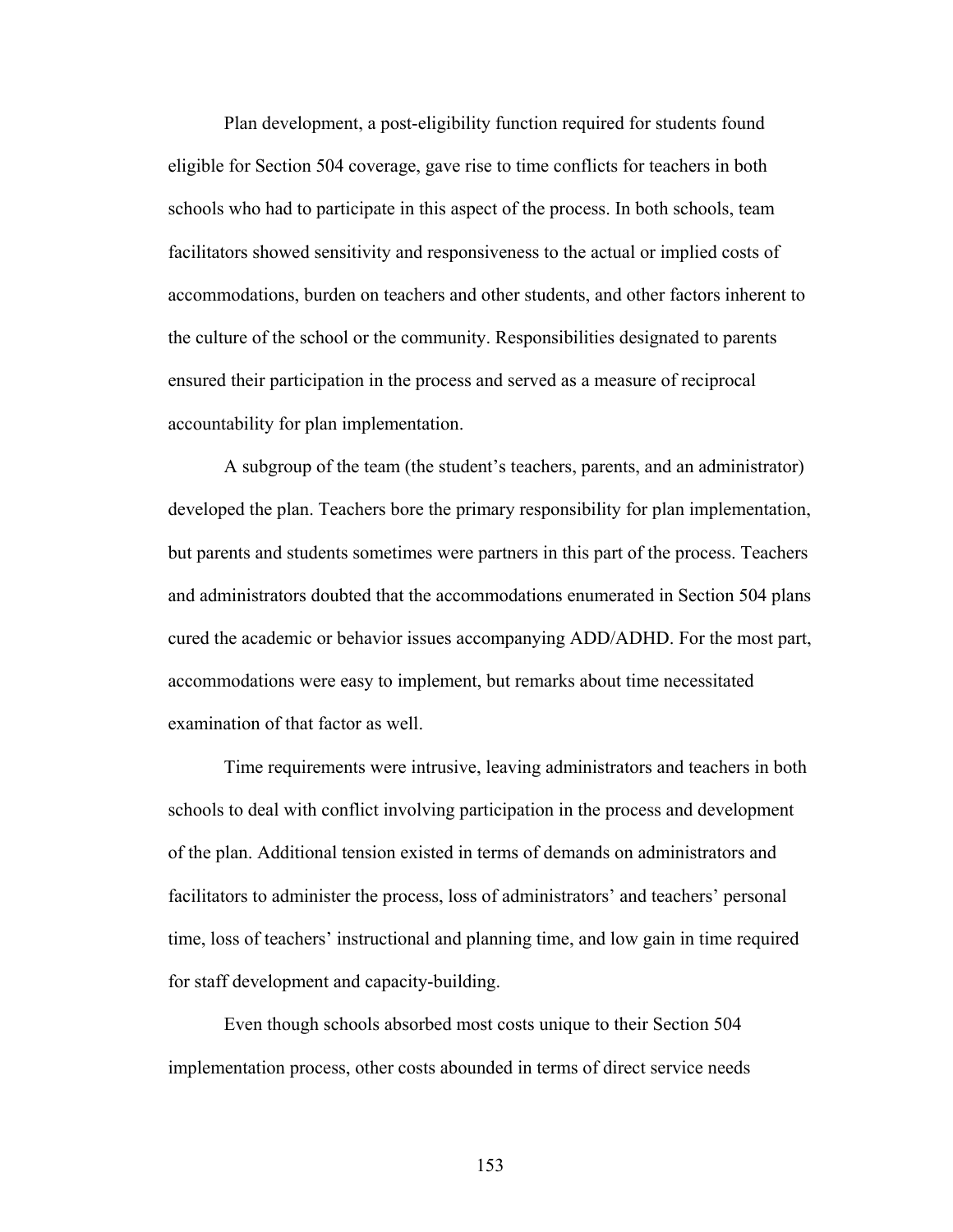Plan development, a post-eligibility function required for students found eligible for Section 504 coverage, gave rise to time conflicts for teachers in both schools who had to participate in this aspect of the process. In both schools, team facilitators showed sensitivity and responsiveness to the actual or implied costs of accommodations, burden on teachers and other students, and other factors inherent to the culture of the school or the community. Responsibilities designated to parents ensured their participation in the process and served as a measure of reciprocal accountability for plan implementation.

A subgroup of the team (the student's teachers, parents, and an administrator) developed the plan. Teachers bore the primary responsibility for plan implementation, but parents and students sometimes were partners in this part of the process. Teachers and administrators doubted that the accommodations enumerated in Section 504 plans cured the academic or behavior issues accompanying ADD/ADHD. For the most part, accommodations were easy to implement, but remarks about time necessitated examination of that factor as well.

Time requirements were intrusive, leaving administrators and teachers in both schools to deal with conflict involving participation in the process and development of the plan. Additional tension existed in terms of demands on administrators and facilitators to administer the process, loss of administrators' and teachers' personal time, loss of teachers' instructional and planning time, and low gain in time required for staff development and capacity-building.

Even though schools absorbed most costs unique to their Section 504 implementation process, other costs abounded in terms of direct service needs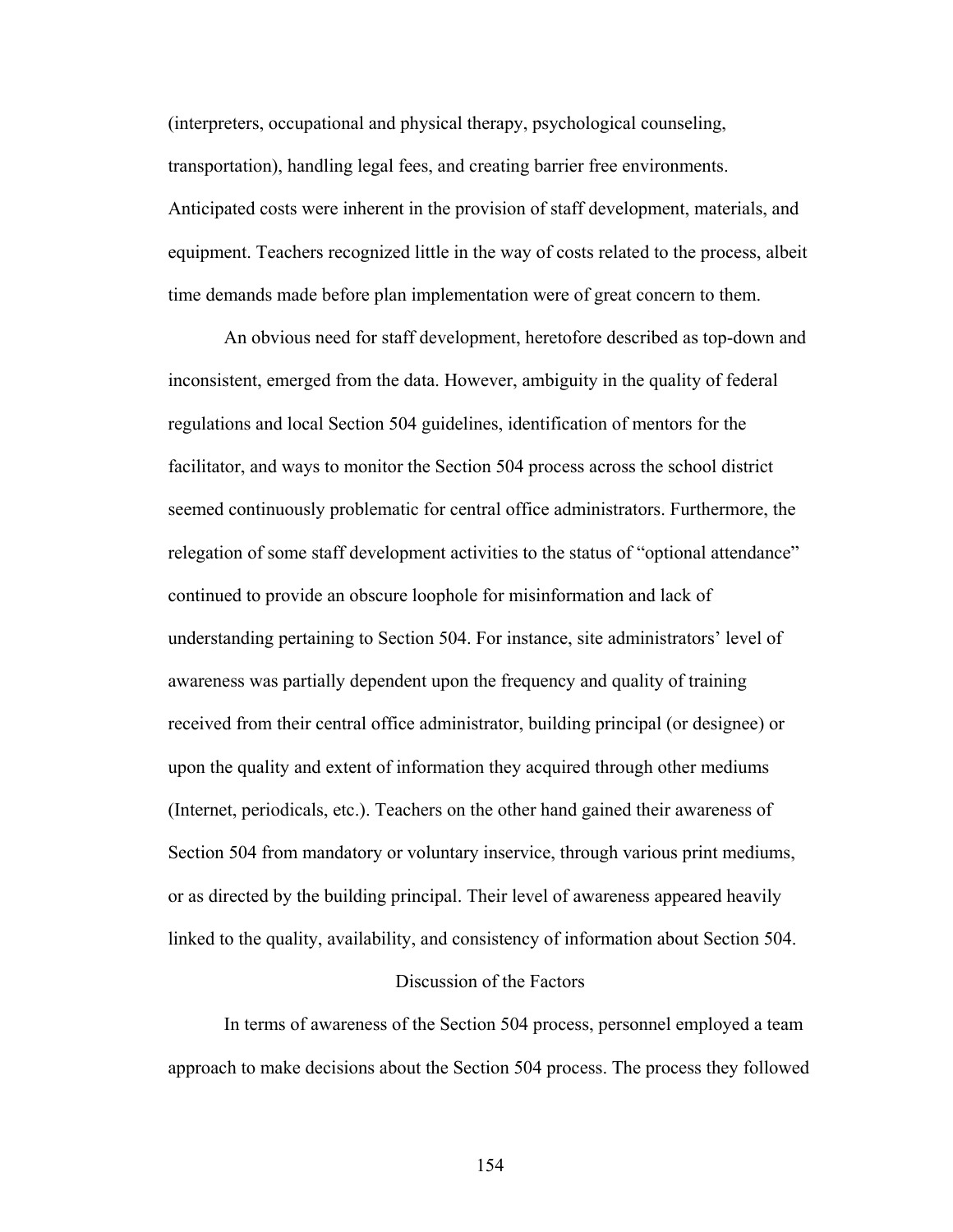(interpreters, occupational and physical therapy, psychological counseling, transportation), handling legal fees, and creating barrier free environments. Anticipated costs were inherent in the provision of staff development, materials, and equipment. Teachers recognized little in the way of costs related to the process, albeit time demands made before plan implementation were of great concern to them.

An obvious need for staff development, heretofore described as top-down and inconsistent, emerged from the data. However, ambiguity in the quality of federal regulations and local Section 504 guidelines, identification of mentors for the facilitator, and ways to monitor the Section 504 process across the school district seemed continuously problematic for central office administrators. Furthermore, the relegation of some staff development activities to the status of "optional attendance" continued to provide an obscure loophole for misinformation and lack of understanding pertaining to Section 504. For instance, site administrators' level of awareness was partially dependent upon the frequency and quality of training received from their central office administrator, building principal (or designee) or upon the quality and extent of information they acquired through other mediums (Internet, periodicals, etc.). Teachers on the other hand gained their awareness of Section 504 from mandatory or voluntary inservice, through various print mediums, or as directed by the building principal. Their level of awareness appeared heavily linked to the quality, availability, and consistency of information about Section 504.

## Discussion of the Factors

In terms of awareness of the Section 504 process, personnel employed a team approach to make decisions about the Section 504 process. The process they followed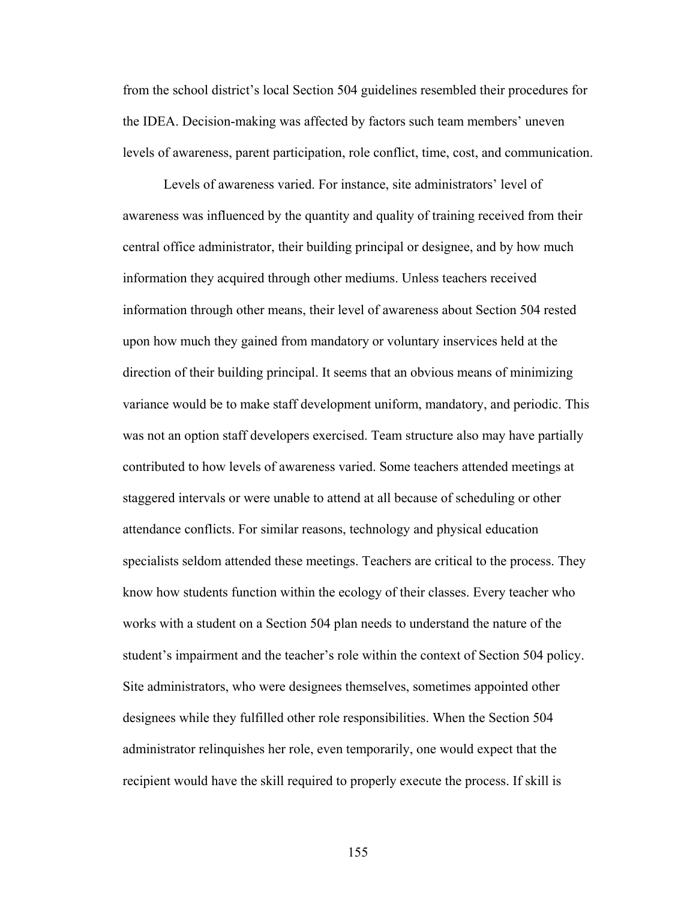from the school district's local Section 504 guidelines resembled their procedures for the IDEA. Decision-making was affected by factors such team members' uneven levels of awareness, parent participation, role conflict, time, cost, and communication.

Levels of awareness varied. For instance, site administrators' level of awareness was influenced by the quantity and quality of training received from their central office administrator, their building principal or designee, and by how much information they acquired through other mediums. Unless teachers received information through other means, their level of awareness about Section 504 rested upon how much they gained from mandatory or voluntary inservices held at the direction of their building principal. It seems that an obvious means of minimizing variance would be to make staff development uniform, mandatory, and periodic. This was not an option staff developers exercised. Team structure also may have partially contributed to how levels of awareness varied. Some teachers attended meetings at staggered intervals or were unable to attend at all because of scheduling or other attendance conflicts. For similar reasons, technology and physical education specialists seldom attended these meetings. Teachers are critical to the process. They know how students function within the ecology of their classes. Every teacher who works with a student on a Section 504 plan needs to understand the nature of the student's impairment and the teacher's role within the context of Section 504 policy. Site administrators, who were designees themselves, sometimes appointed other designees while they fulfilled other role responsibilities. When the Section 504 administrator relinquishes her role, even temporarily, one would expect that the recipient would have the skill required to properly execute the process. If skill is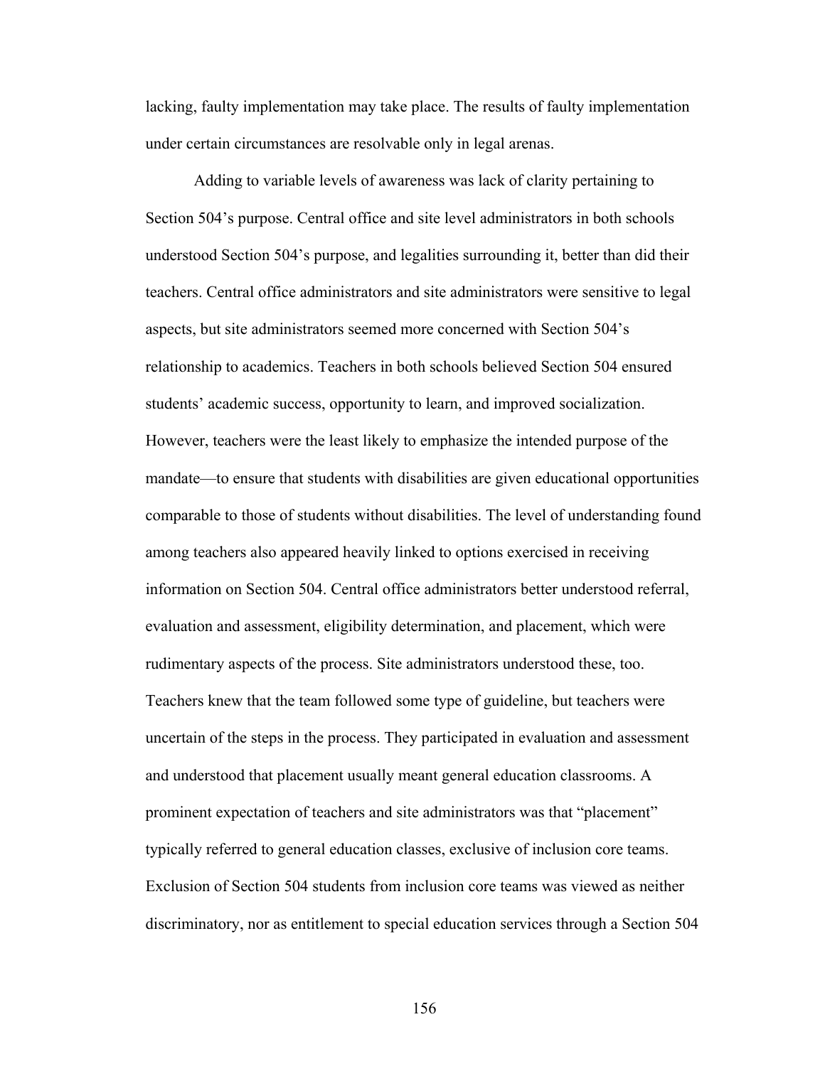lacking, faulty implementation may take place. The results of faulty implementation under certain circumstances are resolvable only in legal arenas.

Adding to variable levels of awareness was lack of clarity pertaining to Section 504's purpose. Central office and site level administrators in both schools understood Section 504's purpose, and legalities surrounding it, better than did their teachers. Central office administrators and site administrators were sensitive to legal aspects, but site administrators seemed more concerned with Section 504's relationship to academics. Teachers in both schools believed Section 504 ensured students' academic success, opportunity to learn, and improved socialization. However, teachers were the least likely to emphasize the intended purpose of the mandate—to ensure that students with disabilities are given educational opportunities comparable to those of students without disabilities. The level of understanding found among teachers also appeared heavily linked to options exercised in receiving information on Section 504. Central office administrators better understood referral, evaluation and assessment, eligibility determination, and placement, which were rudimentary aspects of the process. Site administrators understood these, too. Teachers knew that the team followed some type of guideline, but teachers were uncertain of the steps in the process. They participated in evaluation and assessment and understood that placement usually meant general education classrooms. A prominent expectation of teachers and site administrators was that "placement" typically referred to general education classes, exclusive of inclusion core teams. Exclusion of Section 504 students from inclusion core teams was viewed as neither discriminatory, nor as entitlement to special education services through a Section 504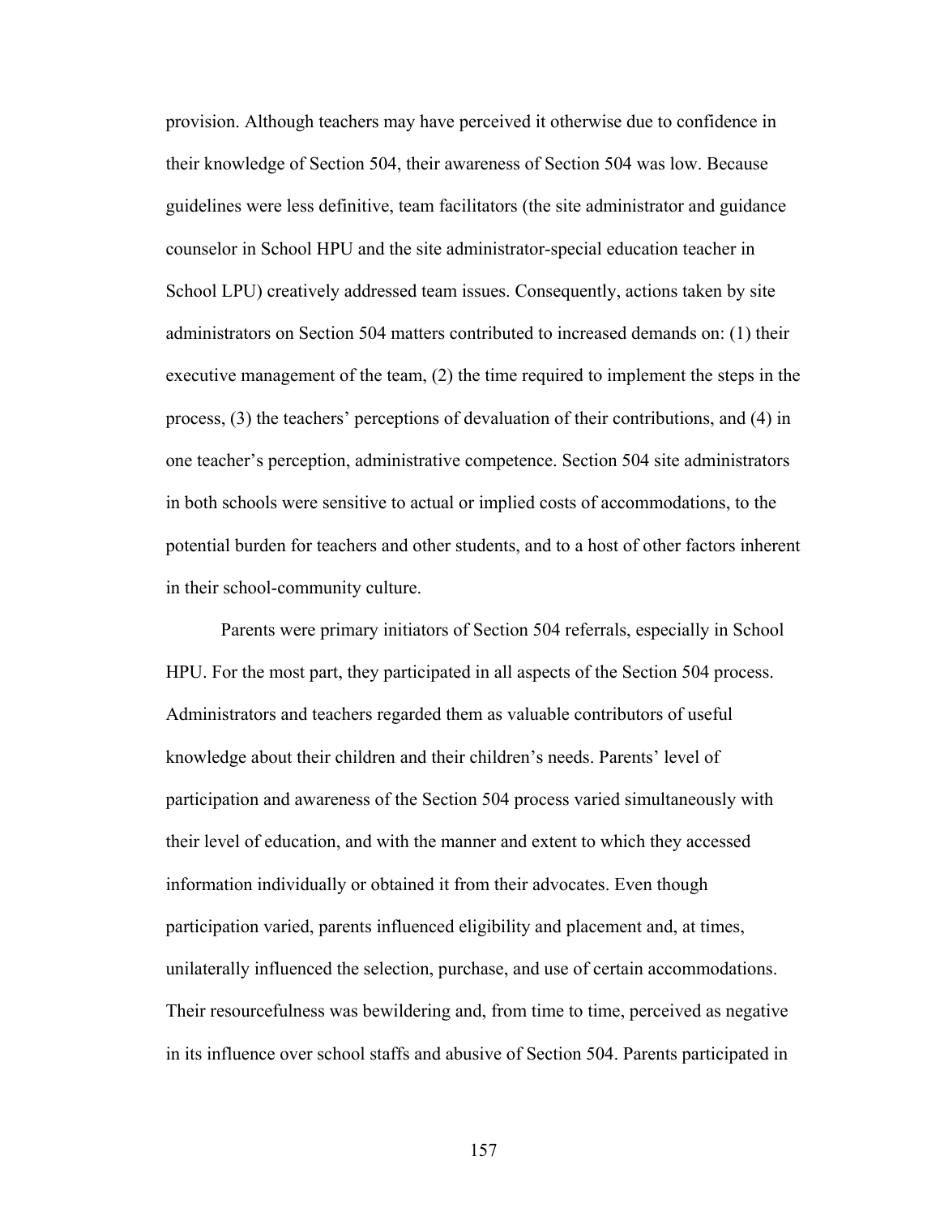provision. Although teachers may have perceived it otherwise due to confidence in their knowledge of Section 504, their awareness of Section 504 was low. Because guidelines were less definitive, team facilitators (the site administrator and guidance counselor in School HPU and the site administrator-special education teacher in School LPU) creatively addressed team issues. Consequently, actions taken by site administrators on Section 504 matters contributed to increased demands on: (1) their executive management of the team, (2) the time required to implement the steps in the process, (3) the teachers' perceptions of devaluation of their contributions, and (4) in one teacher's perception, administrative competence. Section 504 site administrators in both schools were sensitive to actual or implied costs of accommodations, to the potential burden for teachers and other students, and to a host of other factors inherent in their school-community culture.

Parents were primary initiators of Section 504 referrals, especially in School HPU. For the most part, they participated in all aspects of the Section 504 process. Administrators and teachers regarded them as valuable contributors of useful knowledge about their children and their children's needs. Parents' level of participation and awareness of the Section 504 process varied simultaneously with their level of education, and with the manner and extent to which they accessed information individually or obtained it from their advocates. Even though participation varied, parents influenced eligibility and placement and, at times, unilaterally influenced the selection, purchase, and use of certain accommodations. Their resourcefulness was bewildering and, from time to time, perceived as negative in its influence over school staffs and abusive of Section 504. Parents participated in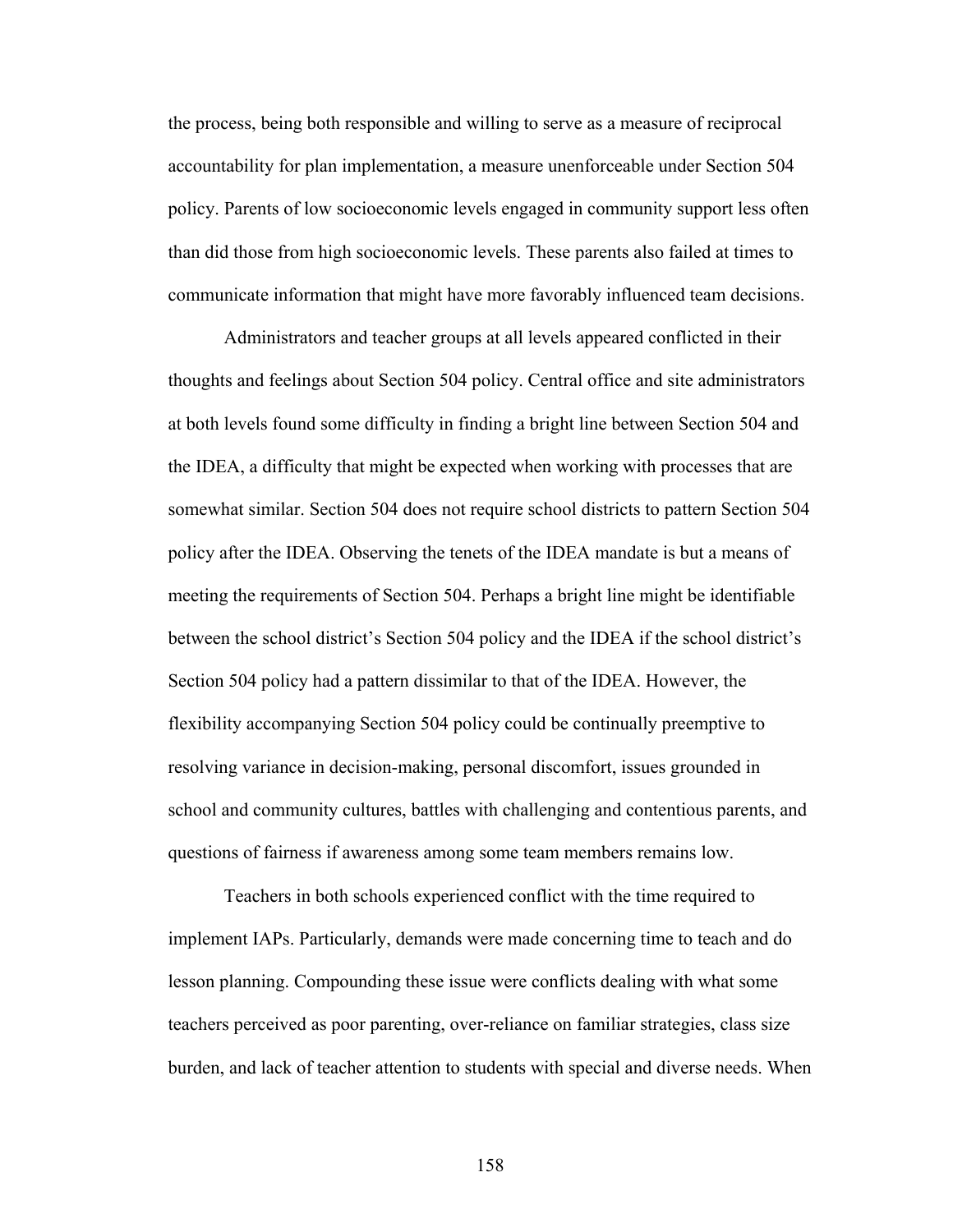the process, being both responsible and willing to serve as a measure of reciprocal accountability for plan implementation, a measure unenforceable under Section 504 policy. Parents of low socioeconomic levels engaged in community support less often than did those from high socioeconomic levels. These parents also failed at times to communicate information that might have more favorably influenced team decisions.

Administrators and teacher groups at all levels appeared conflicted in their thoughts and feelings about Section 504 policy. Central office and site administrators at both levels found some difficulty in finding a bright line between Section 504 and the IDEA, a difficulty that might be expected when working with processes that are somewhat similar. Section 504 does not require school districts to pattern Section 504 policy after the IDEA. Observing the tenets of the IDEA mandate is but a means of meeting the requirements of Section 504. Perhaps a bright line might be identifiable between the school district's Section 504 policy and the IDEA if the school district's Section 504 policy had a pattern dissimilar to that of the IDEA. However, the flexibility accompanying Section 504 policy could be continually preemptive to resolving variance in decision-making, personal discomfort, issues grounded in school and community cultures, battles with challenging and contentious parents, and questions of fairness if awareness among some team members remains low.

Teachers in both schools experienced conflict with the time required to implement IAPs. Particularly, demands were made concerning time to teach and do lesson planning. Compounding these issue were conflicts dealing with what some teachers perceived as poor parenting, over-reliance on familiar strategies, class size burden, and lack of teacher attention to students with special and diverse needs. When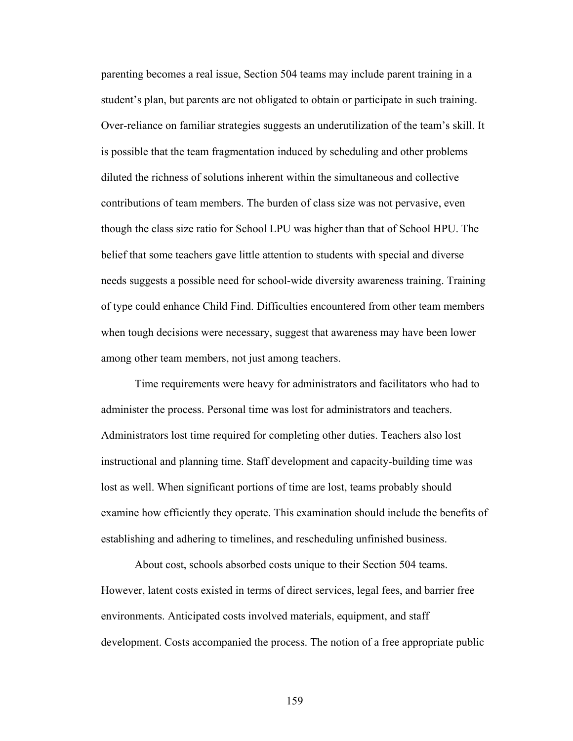parenting becomes a real issue, Section 504 teams may include parent training in a student's plan, but parents are not obligated to obtain or participate in such training. Over-reliance on familiar strategies suggests an underutilization of the team's skill. It is possible that the team fragmentation induced by scheduling and other problems diluted the richness of solutions inherent within the simultaneous and collective contributions of team members. The burden of class size was not pervasive, even though the class size ratio for School LPU was higher than that of School HPU. The belief that some teachers gave little attention to students with special and diverse needs suggests a possible need for school-wide diversity awareness training. Training of type could enhance Child Find. Difficulties encountered from other team members when tough decisions were necessary, suggest that awareness may have been lower among other team members, not just among teachers.

Time requirements were heavy for administrators and facilitators who had to administer the process. Personal time was lost for administrators and teachers. Administrators lost time required for completing other duties. Teachers also lost instructional and planning time. Staff development and capacity-building time was lost as well. When significant portions of time are lost, teams probably should examine how efficiently they operate. This examination should include the benefits of establishing and adhering to timelines, and rescheduling unfinished business.

About cost, schools absorbed costs unique to their Section 504 teams. However, latent costs existed in terms of direct services, legal fees, and barrier free environments. Anticipated costs involved materials, equipment, and staff development. Costs accompanied the process. The notion of a free appropriate public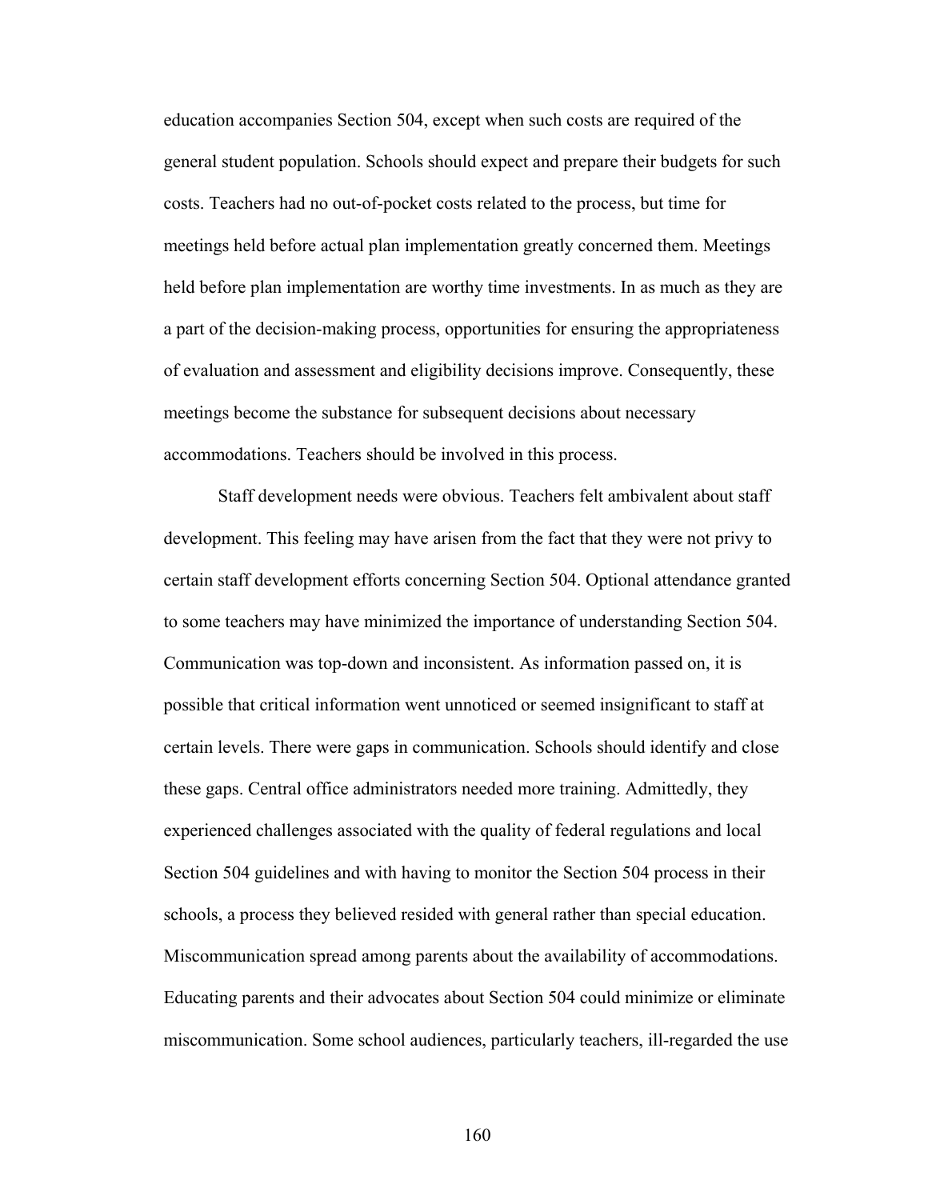education accompanies Section 504, except when such costs are required of the general student population. Schools should expect and prepare their budgets for such costs. Teachers had no out-of-pocket costs related to the process, but time for meetings held before actual plan implementation greatly concerned them. Meetings held before plan implementation are worthy time investments. In as much as they are a part of the decision-making process, opportunities for ensuring the appropriateness of evaluation and assessment and eligibility decisions improve. Consequently, these meetings become the substance for subsequent decisions about necessary accommodations. Teachers should be involved in this process.

Staff development needs were obvious. Teachers felt ambivalent about staff development. This feeling may have arisen from the fact that they were not privy to certain staff development efforts concerning Section 504. Optional attendance granted to some teachers may have minimized the importance of understanding Section 504. Communication was top-down and inconsistent. As information passed on, it is possible that critical information went unnoticed or seemed insignificant to staff at certain levels. There were gaps in communication. Schools should identify and close these gaps. Central office administrators needed more training. Admittedly, they experienced challenges associated with the quality of federal regulations and local Section 504 guidelines and with having to monitor the Section 504 process in their schools, a process they believed resided with general rather than special education. Miscommunication spread among parents about the availability of accommodations. Educating parents and their advocates about Section 504 could minimize or eliminate miscommunication. Some school audiences, particularly teachers, ill-regarded the use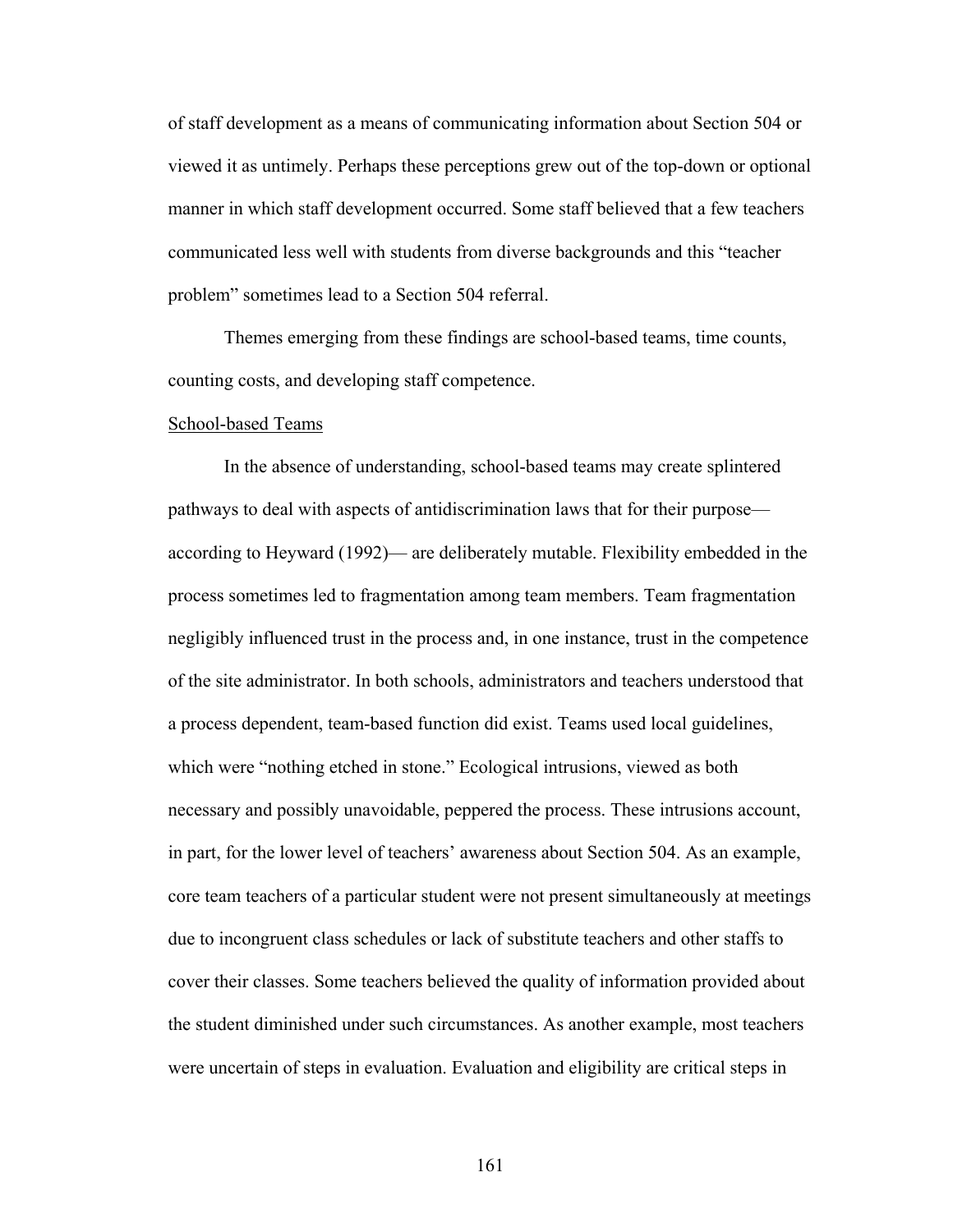of staff development as a means of communicating information about Section 504 or viewed it as untimely. Perhaps these perceptions grew out of the top-down or optional manner in which staff development occurred. Some staff believed that a few teachers communicated less well with students from diverse backgrounds and this "teacher problem" sometimes lead to a Section 504 referral.

Themes emerging from these findings are school-based teams, time counts, counting costs, and developing staff competence.

<u>School-based Teams</u>

In the absence of understanding, school-based teams may create splintered pathways to deal with aspects of antidiscrimination laws that for their purpose— according to Heyward (1992)— are deliberately mutable. Flexibility embedded in the process sometimes led to fragmentation among team members. Team fragmentation negligibly influenced trust in the process and, in one instance, trust in the competence of the site administrator. In both schools, administrators and teachers understood that a process dependent, team-based function did exist. Teams used local guidelines, which were "nothing etched in stone." Ecological intrusions, viewed as both necessary and possibly unavoidable, peppered the process. These intrusions account, in part, for the lower level of teachers' awareness about Section 504. As an example, core team teachers of a particular student were not present simultaneously at meetings due to incongruent class schedules or lack of substitute teachers and other staffs to cover their classes. Some teachers believed the quality of information provided about the student diminished under such circumstances. As another example, most teachers were uncertain of steps in evaluation. Evaluation and eligibility are critical steps in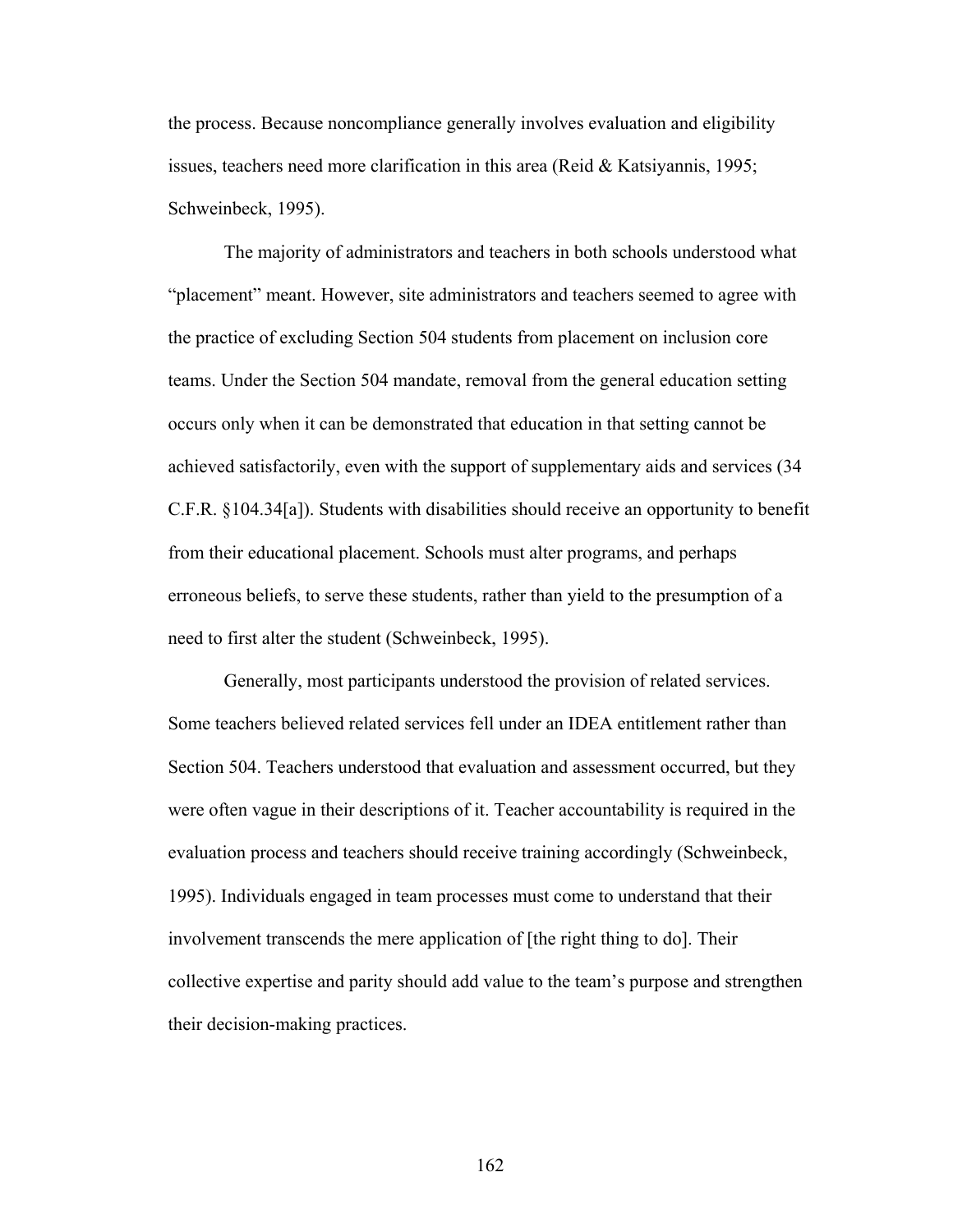the process. Because noncompliance generally involves evaluation and eligibility issues, teachers need more clarification in this area (Reid & Katsiyannis, 1995; Schweinbeck, 1995).

The majority of administrators and teachers in both schools understood what "placement" meant. However, site administrators and teachers seemed to agree with the practice of excluding Section 504 students from placement on inclusion core teams. Under the Section 504 mandate, removal from the general education setting occurs only when it can be demonstrated that education in that setting cannot be achieved satisfactorily, even with the support of supplementary aids and services (34 C.F.R. §104.34[a]). Students with disabilities should receive an opportunity to benefit from their educational placement. Schools must alter programs, and perhaps erroneous beliefs, to serve these students, rather than yield to the presumption of a need to first alter the student (Schweinbeck, 1995).

Generally, most participants understood the provision of related services. Some teachers believed related services fell under an IDEA entitlement rather than Section 504. Teachers understood that evaluation and assessment occurred, but they were often vague in their descriptions of it. Teacher accountability is required in the evaluation process and teachers should receive training accordingly (Schweinbeck, 1995). Individuals engaged in team processes must come to understand that their involvement transcends the mere application of [the right thing to do]. Their collective expertise and parity should add value to the team's purpose and strengthen their decision-making practices.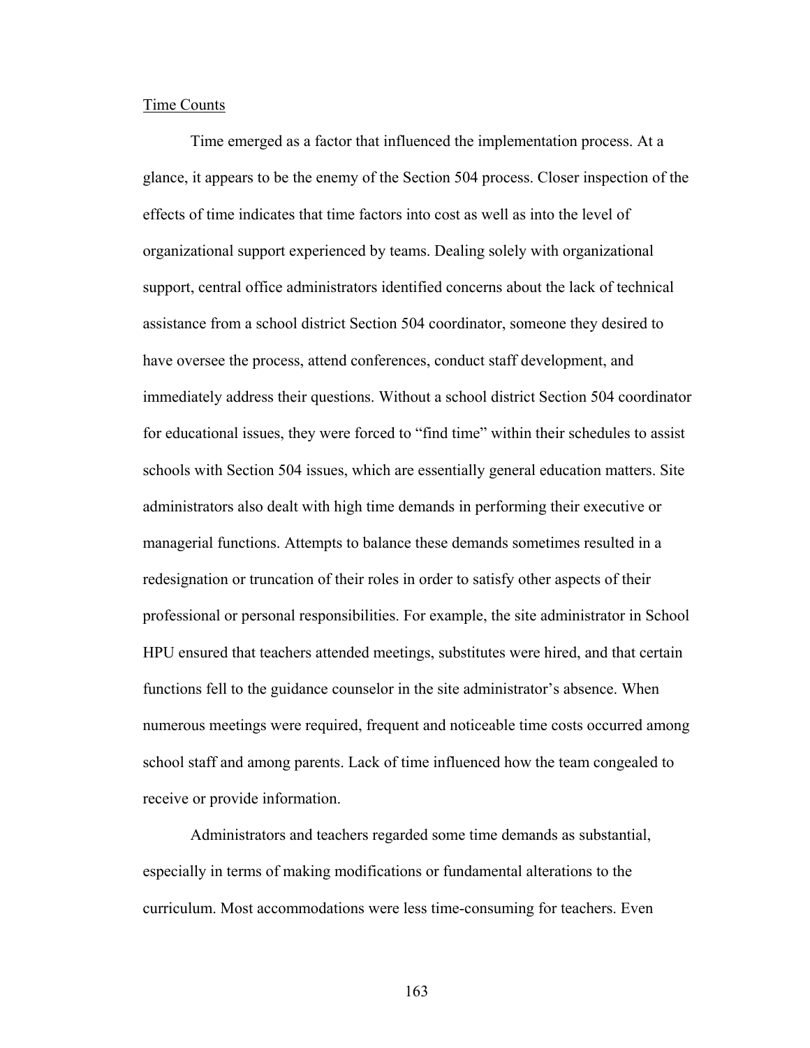Time Counts

Time emerged as a factor that influenced the implementation process. At a glance, it appears to be the enemy of the Section 504 process. Closer inspection of the effects of time indicates that time factors into cost as well as into the level of organizational support experienced by teams. Dealing solely with organizational support, central office administrators identified concerns about the lack of technical assistance from a school district Section 504 coordinator, someone they desired to have oversee the process, attend conferences, conduct staff development, and immediately address their questions. Without a school district Section 504 coordinator for educational issues, they were forced to "find time" within their schedules to assist schools with Section 504 issues, which are essentially general education matters. Site administrators also dealt with high time demands in performing their executive or managerial functions. Attempts to balance these demands sometimes resulted in a redesignation or truncation of their roles in order to satisfy other aspects of their professional or personal responsibilities. For example, the site administrator in School HPU ensured that teachers attended meetings, substitutes were hired, and that certain functions fell to the guidance counselor in the site administrator's absence. When numerous meetings were required, frequent and noticeable time costs occurred among school staff and among parents. Lack of time influenced how the team congealed to receive or provide information.

Administrators and teachers regarded some time demands as substantial, especially in terms of making modifications or fundamental alterations to the curriculum. Most accommodations were less time-consuming for teachers. Even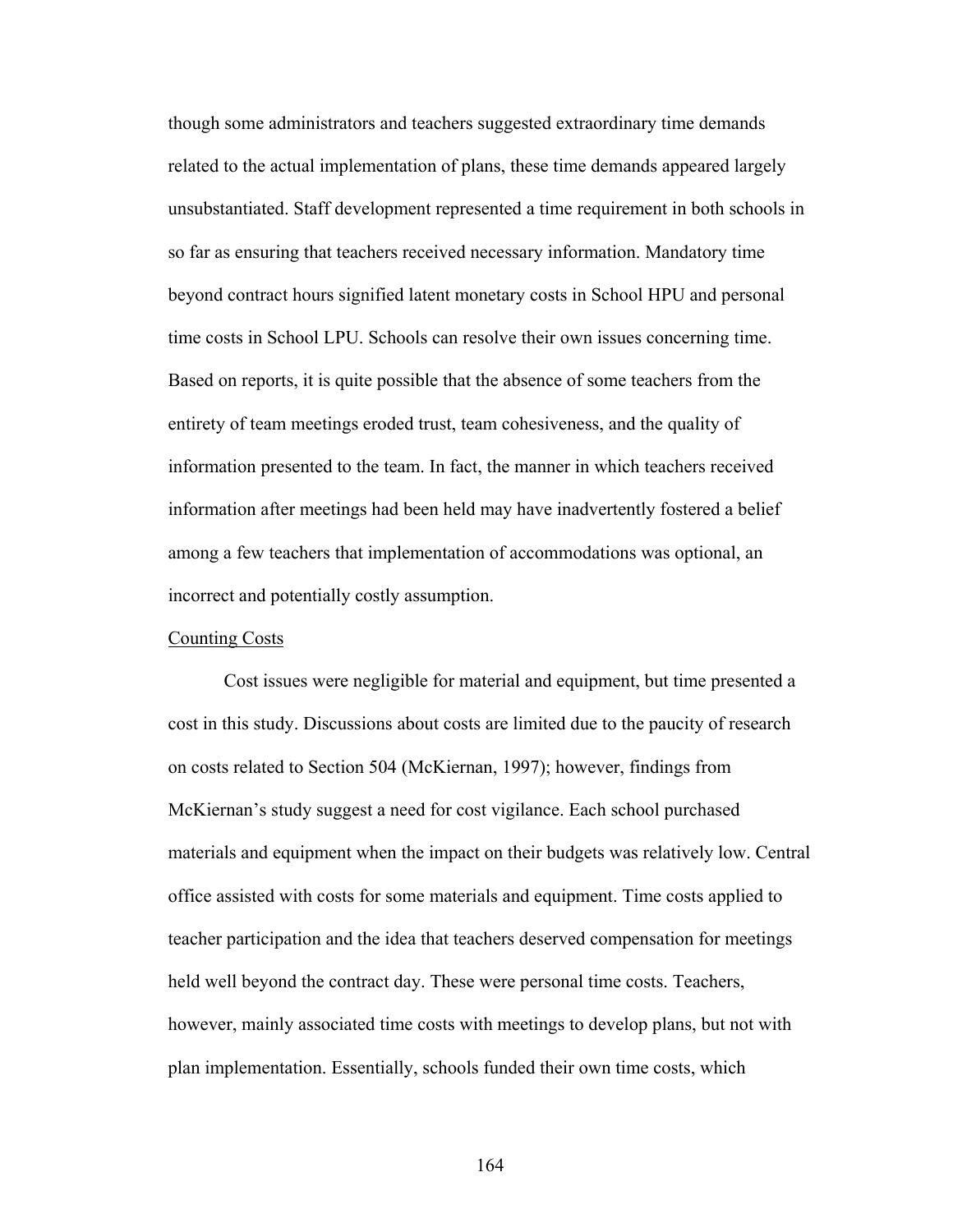though some administrators and teachers suggested extraordinary time demands related to the actual implementation of plans, these time demands appeared largely unsubstantiated. Staff development represented a time requirement in both schools in so far as ensuring that teachers received necessary information. Mandatory time beyond contract hours signified latent monetary costs in School HPU and personal time costs in School LPU. Schools can resolve their own issues concerning time. Based on reports, it is quite possible that the absence of some teachers from the entirety of team meetings eroded trust, team cohesiveness, and the quality of information presented to the team. In fact, the manner in which teachers received information after meetings had been held may have inadvertently fostered a belief among a few teachers that implementation of accommodations was optional, an incorrect and potentially costly assumption.

<u>Counting Costs</u>

Cost issues were negligible for material and equipment, but time presented a cost in this study. Discussions about costs are limited due to the paucity of research on costs related to Section 504 (McKiernan, 1997); however, findings from McKiernan's study suggest a need for cost vigilance. Each school purchased materials and equipment when the impact on their budgets was relatively low. Central office assisted with costs for some materials and equipment. Time costs applied to teacher participation and the idea that teachers deserved compensation for meetings held well beyond the contract day. These were personal time costs. Teachers, however, mainly associated time costs with meetings to develop plans, but not with plan implementation. Essentially, schools funded their own time costs, which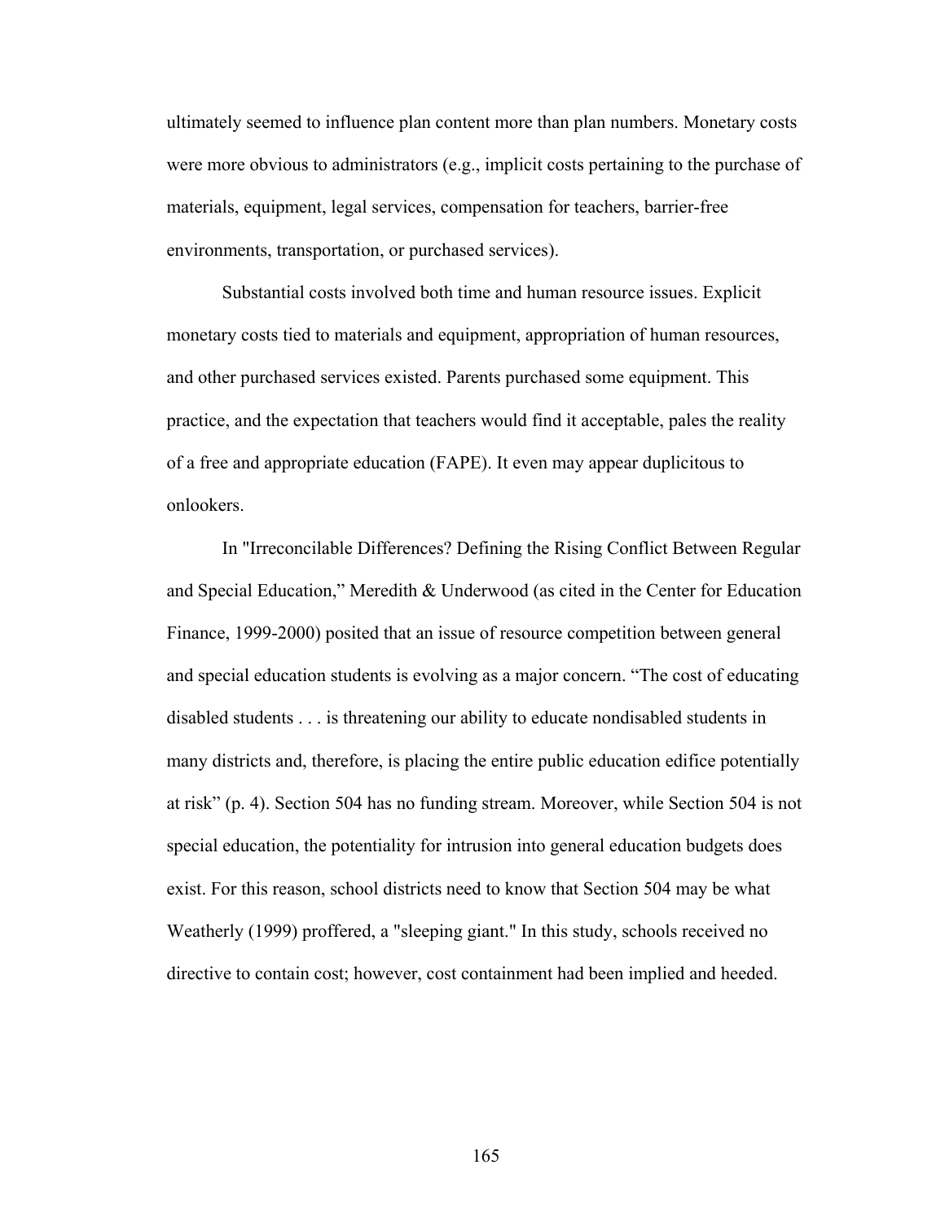ultimately seemed to influence plan content more than plan numbers. Monetary costs were more obvious to administrators (e.g., implicit costs pertaining to the purchase of materials, equipment, legal services, compensation for teachers, barrier-free environments, transportation, or purchased services).

Substantial costs involved both time and human resource issues. Explicit monetary costs tied to materials and equipment, appropriation of human resources, and other purchased services existed. Parents purchased some equipment. This practice, and the expectation that teachers would find it acceptable, pales the reality of a free and appropriate education (FAPE). It even may appear duplicitous to onlookers.

In "Irreconcilable Differences? Defining the Rising Conflict Between Regular and Special Education," Meredith & Underwood (as cited in the Center for Education Finance, 1999-2000) posited that an issue of resource competition between general and special education students is evolving as a major concern. "The cost of educating disabled students . . . is threatening our ability to educate nondisabled students in many districts and, therefore, is placing the entire public education edifice potentially at risk" (p. 4). Section 504 has no funding stream. Moreover, while Section 504 is not special education, the potentiality for intrusion into general education budgets does exist. For this reason, school districts need to know that Section 504 may be what Weatherly (1999) proffered, a "sleeping giant." In this study, schools received no directive to contain cost; however, cost containment had been implied and heeded.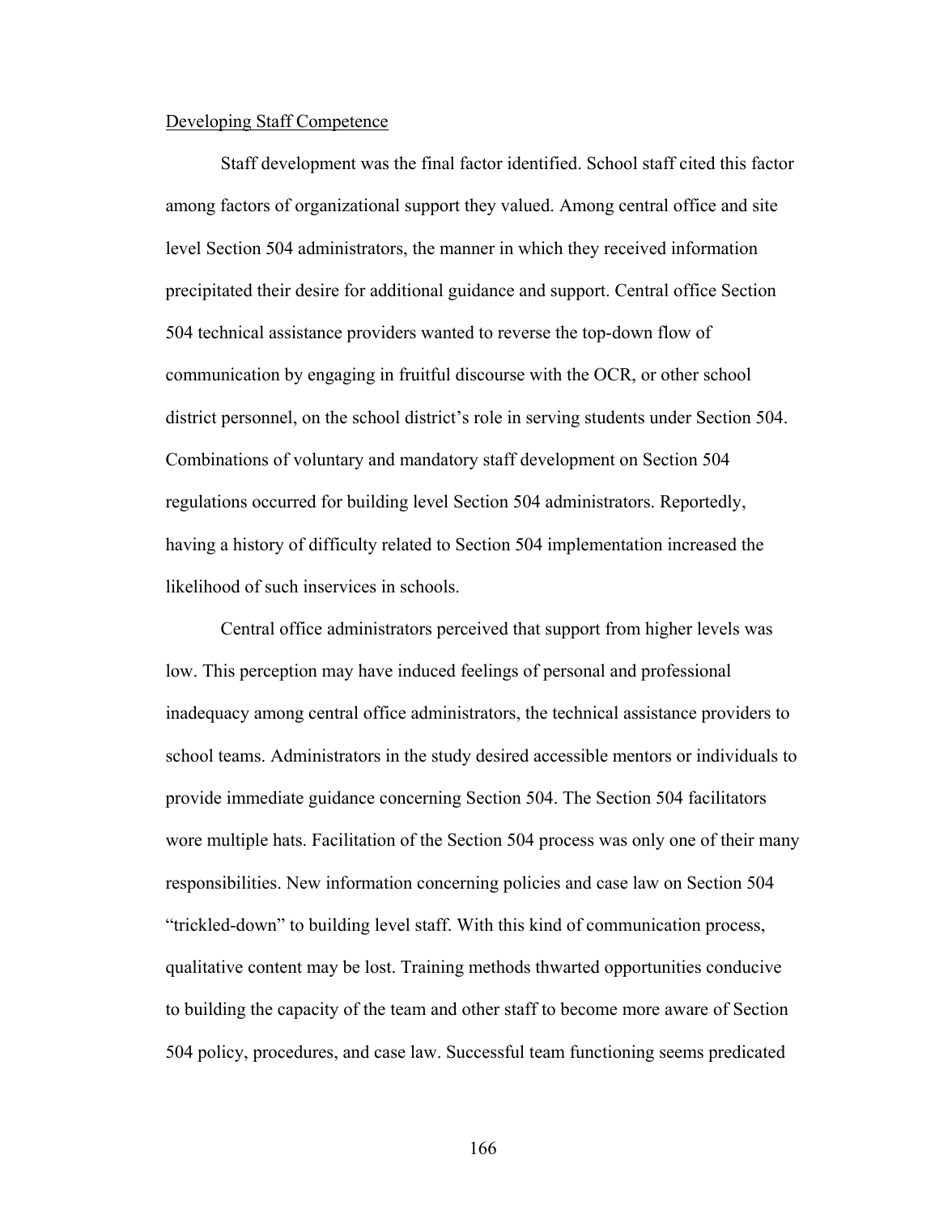<u>Developing Staff Competence</u>

Staff development was the final factor identified. School staff cited this factor among factors of organizational support they valued. Among central office and site level Section 504 administrators, the manner in which they received information precipitated their desire for additional guidance and support. Central office Section 504 technical assistance providers wanted to reverse the top-down flow of communication by engaging in fruitful discourse with the OCR, or other school district personnel, on the school district's role in serving students under Section 504. Combinations of voluntary and mandatory staff development on Section 504 regulations occurred for building level Section 504 administrators. Reportedly, having a history of difficulty related to Section 504 implementation increased the likelihood of such inservices in schools.

Central office administrators perceived that support from higher levels was low. This perception may have induced feelings of personal and professional inadequacy among central office administrators, the technical assistance providers to school teams. Administrators in the study desired accessible mentors or individuals to provide immediate guidance concerning Section 504. The Section 504 facilitators wore multiple hats. Facilitation of the Section 504 process was only one of their many responsibilities. New information concerning policies and case law on Section 504 "trickled-down" to building level staff. With this kind of communication process, qualitative content may be lost. Training methods thwarted opportunities conducive to building the capacity of the team and other staff to become more aware of Section 504 policy, procedures, and case law. Successful team functioning seems predicated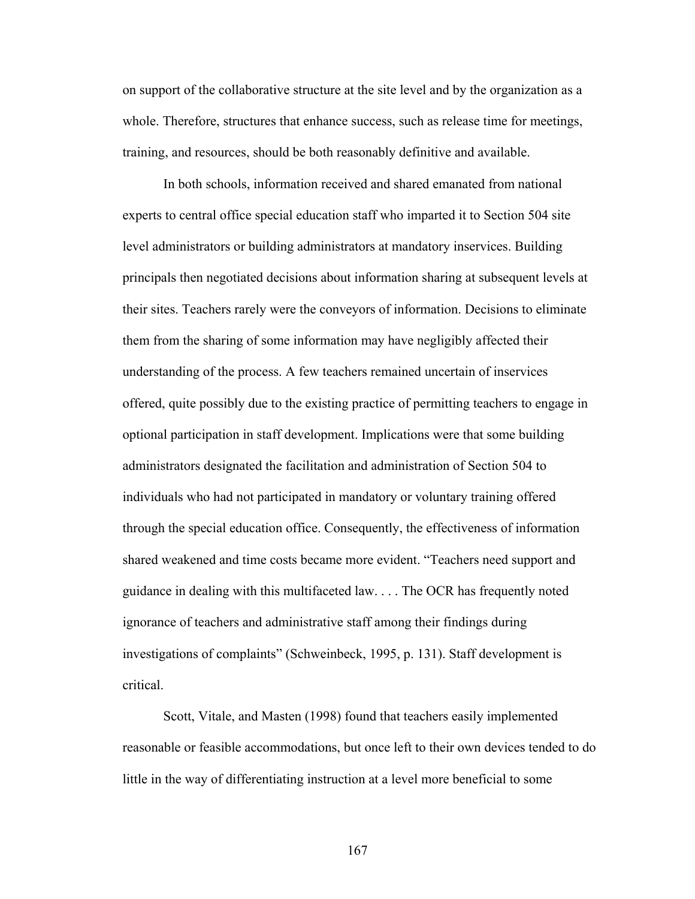on support of the collaborative structure at the site level and by the organization as a whole. Therefore, structures that enhance success, such as release time for meetings, training, and resources, should be both reasonably definitive and available.

In both schools, information received and shared emanated from national experts to central office special education staff who imparted it to Section 504 site level administrators or building administrators at mandatory inservices. Building principals then negotiated decisions about information sharing at subsequent levels at their sites. Teachers rarely were the conveyors of information. Decisions to eliminate them from the sharing of some information may have negligibly affected their understanding of the process. A few teachers remained uncertain of inservices offered, quite possibly due to the existing practice of permitting teachers to engage in optional participation in staff development. Implications were that some building administrators designated the facilitation and administration of Section 504 to individuals who had not participated in mandatory or voluntary training offered through the special education office. Consequently, the effectiveness of information shared weakened and time costs became more evident. "Teachers need support and guidance in dealing with this multifaceted law. . . . The OCR has frequently noted ignorance of teachers and administrative staff among their findings during investigations of complaints" (Schweinbeck, 1995, p. 131). Staff development is critical.

Scott, Vitale, and Masten (1998) found that teachers easily implemented reasonable or feasible accommodations, but once left to their own devices tended to do little in the way of differentiating instruction at a level more beneficial to some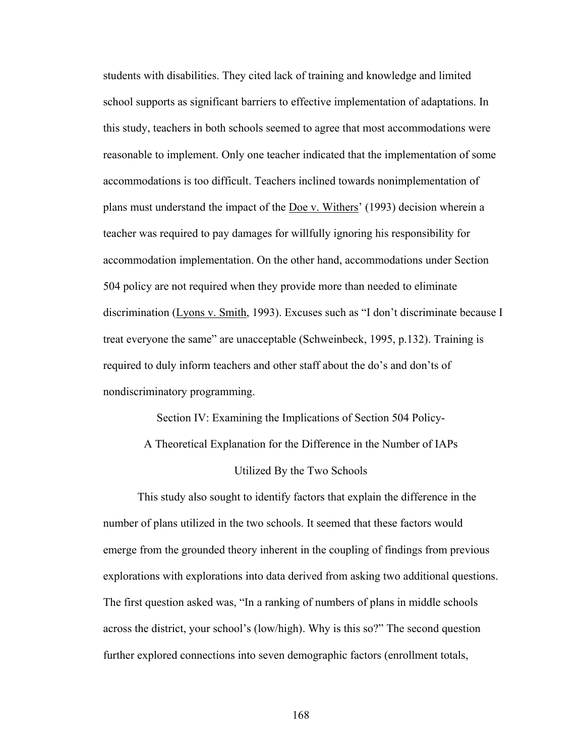students with disabilities. They cited lack of training and knowledge and limited school supports as significant barriers to effective implementation of adaptations. In this study, teachers in both schools seemed to agree that most accommodations were reasonable to implement. Only one teacher indicated that the implementation of some accommodations is too difficult. Teachers inclined towards nonimplementation of plans must understand the impact of the Doe v. Withers' (1993) decision wherein a teacher was required to pay damages for willfully ignoring his responsibility for accommodation implementation. On the other hand, accommodations under Section 504 policy are not required when they provide more than needed to eliminate discrimination (Lyons v. Smith, 1993). Excuses such as "I don't discriminate because I treat everyone the same" are unacceptable (Schweinbeck, 1995, p.132). Training is required to duly inform teachers and other staff about the do's and don'ts of nondiscriminatory programming.

## Section IV: Examining the Implications of Section 504 Policy- A Theoretical Explanation for the Difference in the Number of IAPs Utilized By the Two Schools

This study also sought to identify factors that explain the difference in the number of plans utilized in the two schools. It seemed that these factors would emerge from the grounded theory inherent in the coupling of findings from previous explorations with explorations into data derived from asking two additional questions. The first question asked was, "In a ranking of numbers of plans in middle schools across the district, your school's (low/high). Why is this so?" The second question further explored connections into seven demographic factors (enrollment totals,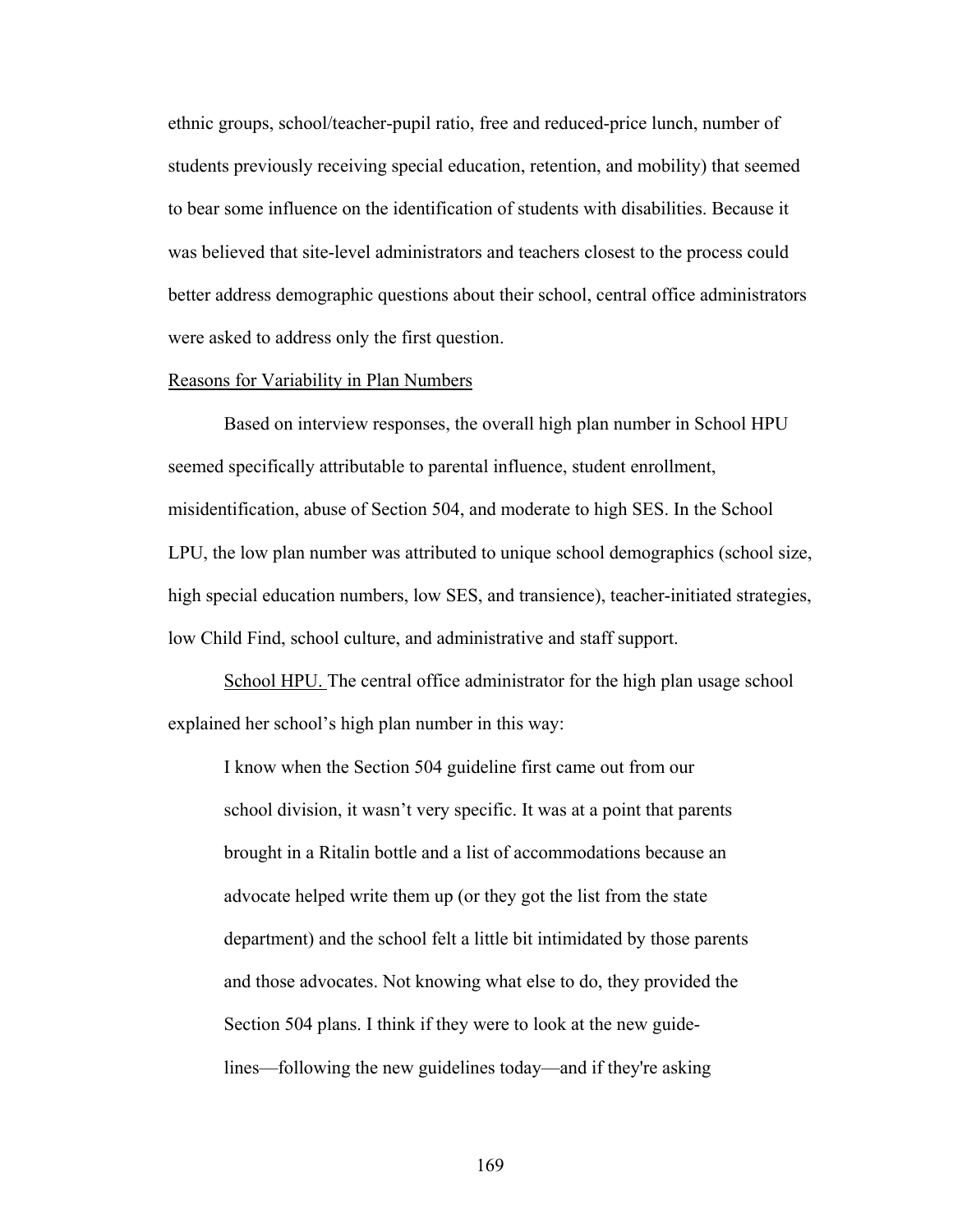ethnic groups, school/teacher-pupil ratio, free and reduced-price lunch, number of students previously receiving special education, retention, and mobility) that seemed to bear some influence on the identification of students with disabilities. Because it was believed that site-level administrators and teachers closest to the process could better address demographic questions about their school, central office administrators were asked to address only the first question.

Reasons for Variability in Plan Numbers

Based on interview responses, the overall high plan number in School HPU seemed specifically attributable to parental influence, student enrollment, misidentification, abuse of Section 504, and moderate to high SES. In the School LPU, the low plan number was attributed to unique school demographics (school size, high special education numbers, low SES, and transience), teacher-initiated strategies, low Child Find, school culture, and administrative and staff support.

School HPU. The central office administrator for the high plan usage school explained her school's high plan number in this way:

> I know when the Section 504 guideline first came out from our school division, it wasn't very specific. It was at a point that parents brought in a Ritalin bottle and a list of accommodations because an advocate helped write them up (or they got the list from the state department) and the school felt a little bit intimidated by those parents and those advocates. Not knowing what else to do, they provided the Section 504 plans. I think if they were to look at the new guidelines—following the new guidelines today—and if they're asking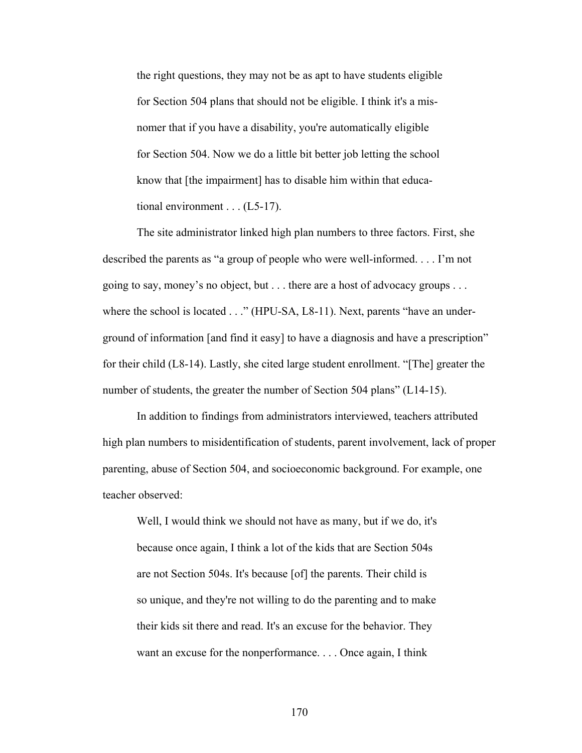> the right questions, they may not be as apt to have students eligible for Section 504 plans that should not be eligible. I think it's a misnomer that if you have a disability, you're automatically eligible for Section 504. Now we do a little bit better job letting the school know that [the impairment] has to disable him within that educational environment . . . (L5-17).

The site administrator linked high plan numbers to three factors. First, she described the parents as "a group of people who were well-informed. . . . I'm not going to say, money's no object, but . . . there are a host of advocacy groups . . . where the school is located . . ." (HPU-SA, L8-11). Next, parents "have an underground of information [and find it easy] to have a diagnosis and have a prescription" for their child (L8-14). Lastly, she cited large student enrollment. "[The] greater the number of students, the greater the number of Section 504 plans" (L14-15).

In addition to findings from administrators interviewed, teachers attributed high plan numbers to misidentification of students, parent involvement, lack of proper parenting, abuse of Section 504, and socioeconomic background. For example, one teacher observed:

> Well, I would think we should not have as many, but if we do, it's because once again, I think a lot of the kids that are Section 504s are not Section 504s. It's because [of] the parents. Their child is so unique, and they're not willing to do the parenting and to make their kids sit there and read. It's an excuse for the behavior. They want an excuse for the nonperformance. . . . Once again, I think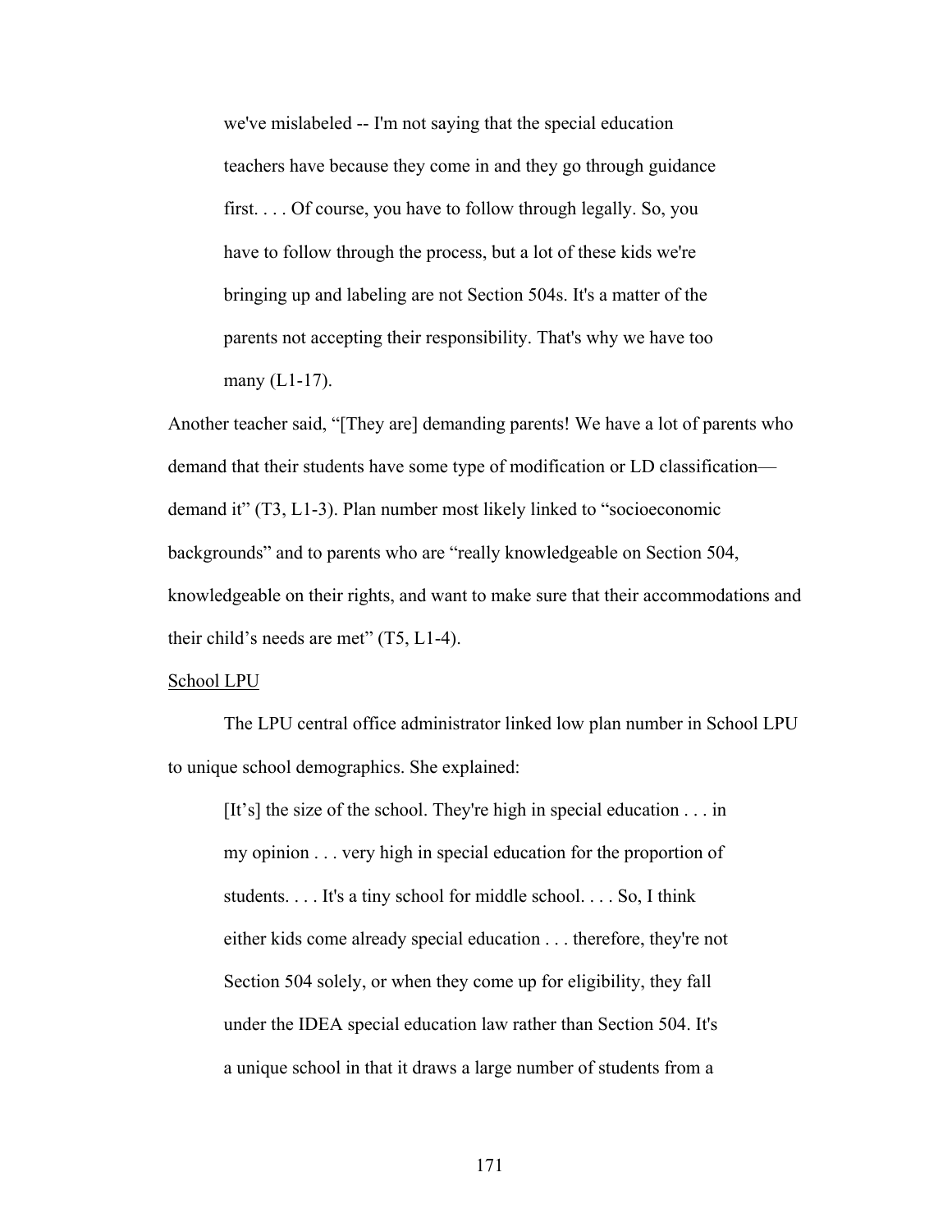> we've mislabeled -- I'm not saying that the special education teachers have because they come in and they go through guidance first. . . . Of course, you have to follow through legally. So, you have to follow through the process, but a lot of these kids we're bringing up and labeling are not Section 504s. It's a matter of the parents not accepting their responsibility. That's why we have too many (L1-17).

Another teacher said, "[They are] demanding parents! We have a lot of parents who demand that their students have some type of modification or LD classification—demand it" (T3, L1-3). Plan number most likely linked to "socioeconomic backgrounds" and to parents who are "really knowledgeable on Section 504, knowledgeable on their rights, and want to make sure that their accommodations and their child's needs are met" (T5, L1-4).

School LPU

The LPU central office administrator linked low plan number in School LPU to unique school demographics. She explained:

> [It's] the size of the school. They're high in special education . . . in my opinion . . . very high in special education for the proportion of students. . . . It's a tiny school for middle school. . . . So, I think either kids come already special education . . . therefore, they're not Section 504 solely, or when they come up for eligibility, they fall under the IDEA special education law rather than Section 504. It's a unique school in that it draws a large number of students from a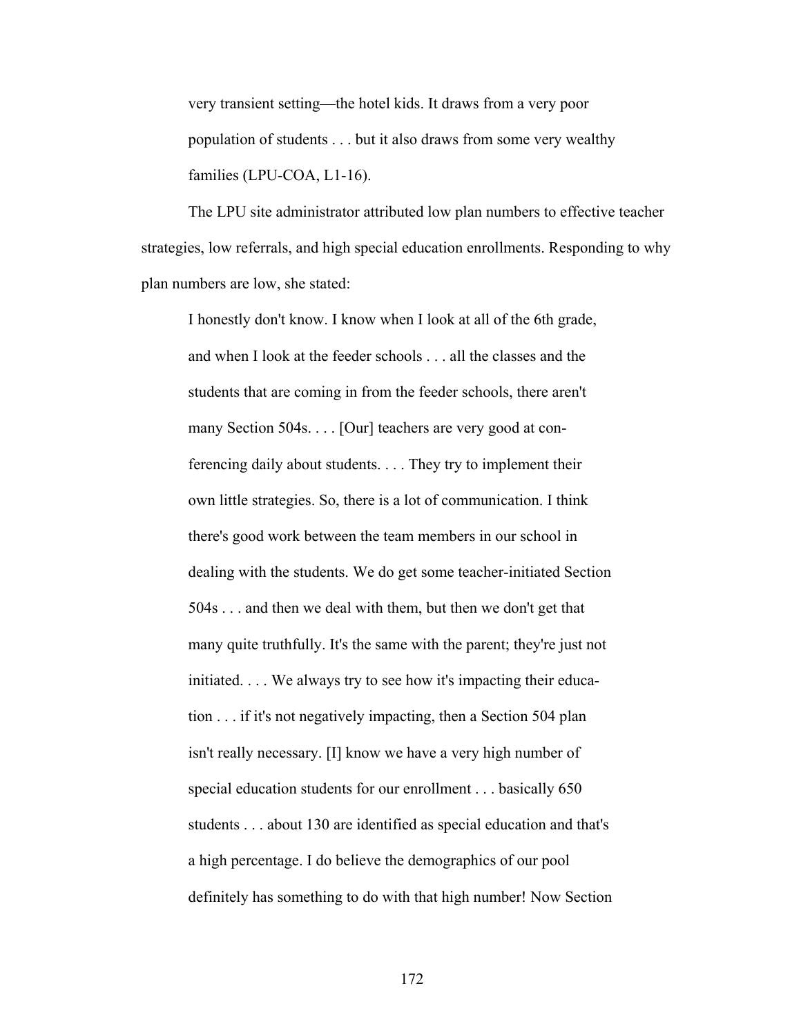> very transient setting—the hotel kids. It draws from a very poor population of students . . . but it also draws from some very wealthy families (LPU-COA, L1-16).

The LPU site administrator attributed low plan numbers to effective teacher strategies, low referrals, and high special education enrollments. Responding to why plan numbers are low, she stated:

> I honestly don't know. I know when I look at all of the 6th grade, and when I look at the feeder schools . . . all the classes and the students that are coming in from the feeder schools, there aren't many Section 504s. . . . [Our] teachers are very good at conferencing daily about students. . . . They try to implement their own little strategies. So, there is a lot of communication. I think there's good work between the team members in our school in dealing with the students. We do get some teacher-initiated Section 504s . . . and then we deal with them, but then we don't get that many quite truthfully. It's the same with the parent; they're just not initiated. . . . We always try to see how it's impacting their education . . . if it's not negatively impacting, then a Section 504 plan isn't really necessary. [I] know we have a very high number of special education students for our enrollment . . . basically 650 students . . . about 130 are identified as special education and that's a high percentage. I do believe the demographics of our pool definitely has something to do with that high number! Now Section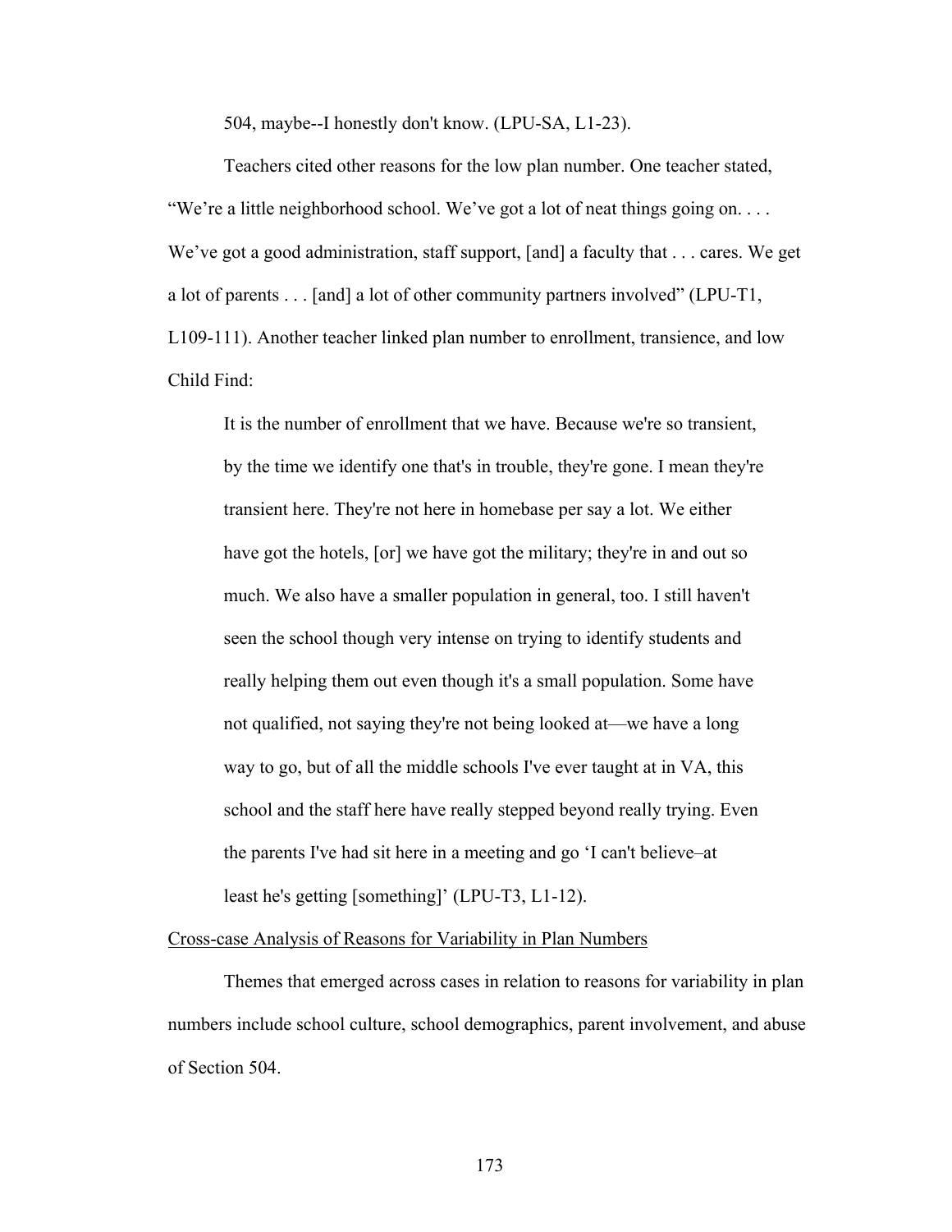504, maybe--I honestly don't know. (LPU-SA, L1-23).

Teachers cited other reasons for the low plan number. One teacher stated, "We're a little neighborhood school. We've got a lot of neat things going on. . . . We've got a good administration, staff support, [and] a faculty that . . . cares. We get a lot of parents . . . [and] a lot of other community partners involved" (LPU-T1, L109-111). Another teacher linked plan number to enrollment, transience, and low Child Find:

> It is the number of enrollment that we have. Because we're so transient, by the time we identify one that's in trouble, they're gone. I mean they're transient here. They're not here in homebase per say a lot. We either have got the hotels, [or] we have got the military; they're in and out so much. We also have a smaller population in general, too. I still haven't seen the school though very intense on trying to identify students and really helping them out even though it's a small population. Some have not qualified, not saying they're not being looked at—we have a long way to go, but of all the middle schools I've ever taught at in VA, this school and the staff here have really stepped beyond really trying. Even the parents I've had sit here in a meeting and go 'I can't believe–at least he's getting [something]' (LPU-T3, L1-12).

<u>Cross-case Analysis of Reasons for Variability in Plan Numbers</u>

Themes that emerged across cases in relation to reasons for variability in plan numbers include school culture, school demographics, parent involvement, and abuse of Section 504.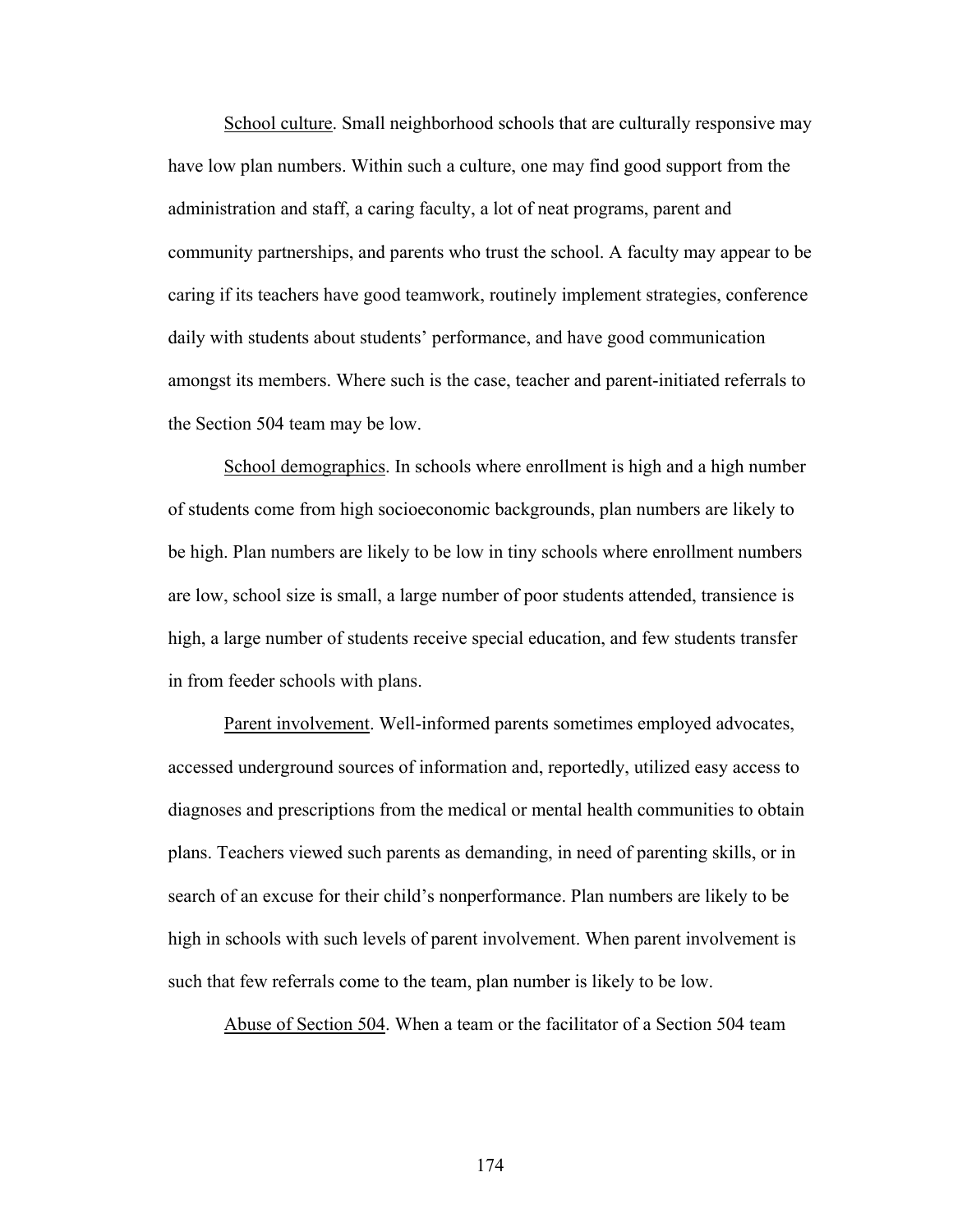School culture. Small neighborhood schools that are culturally responsive may have low plan numbers. Within such a culture, one may find good support from the administration and staff, a caring faculty, a lot of neat programs, parent and community partnerships, and parents who trust the school. A faculty may appear to be caring if its teachers have good teamwork, routinely implement strategies, conference daily with students about students' performance, and have good communication amongst its members. Where such is the case, teacher and parent-initiated referrals to the Section 504 team may be low.

School demographics. In schools where enrollment is high and a high number of students come from high socioeconomic backgrounds, plan numbers are likely to be high. Plan numbers are likely to be low in tiny schools where enrollment numbers are low, school size is small, a large number of poor students attended, transience is high, a large number of students receive special education, and few students transfer in from feeder schools with plans.

Parent involvement. Well-informed parents sometimes employed advocates, accessed underground sources of information and, reportedly, utilized easy access to diagnoses and prescriptions from the medical or mental health communities to obtain plans. Teachers viewed such parents as demanding, in need of parenting skills, or in search of an excuse for their child's nonperformance. Plan numbers are likely to be high in schools with such levels of parent involvement. When parent involvement is such that few referrals come to the team, plan number is likely to be low.

Abuse of Section 504. When a team or the facilitator of a Section 504 team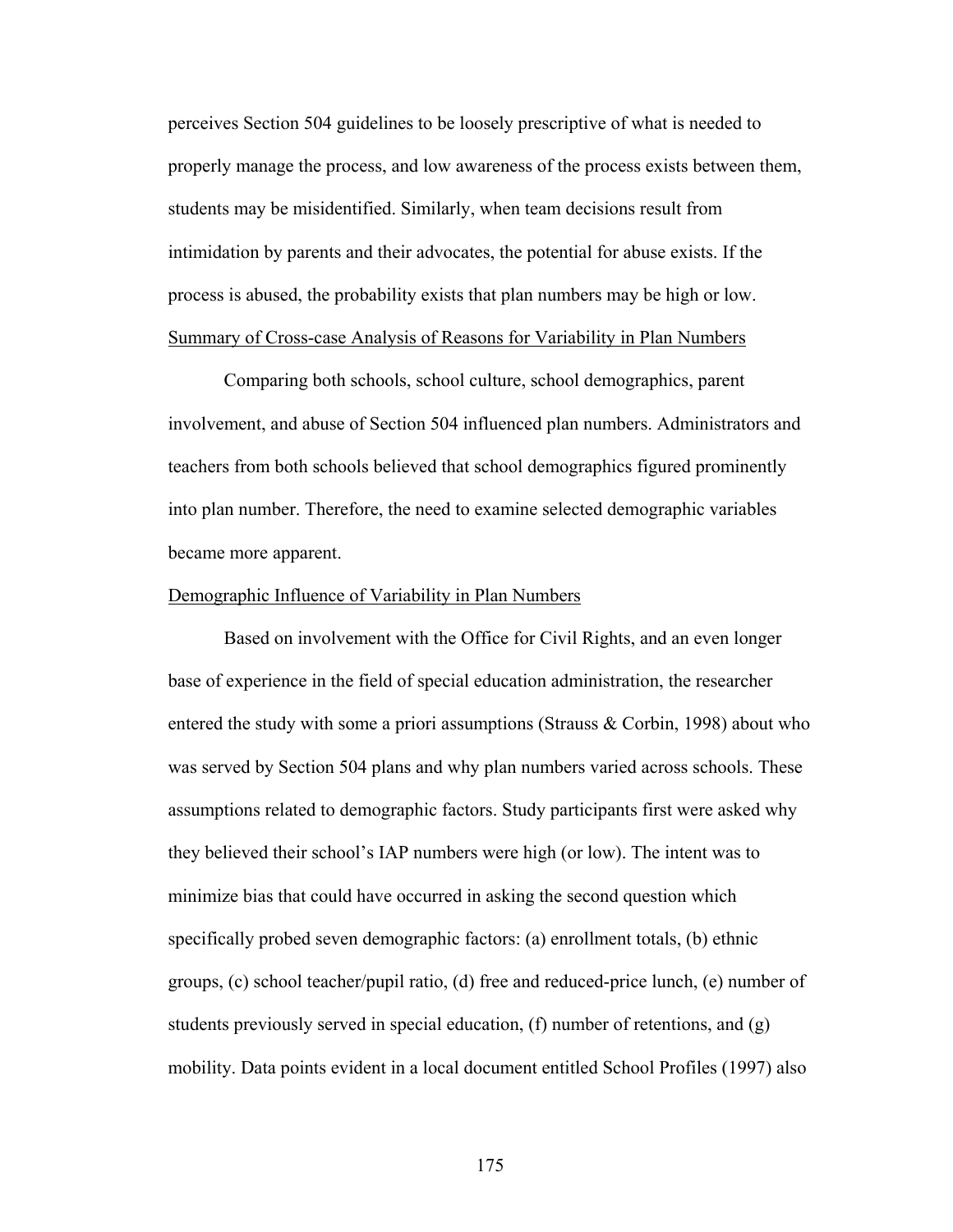perceives Section 504 guidelines to be loosely prescriptive of what is needed to properly manage the process, and low awareness of the process exists between them, students may be misidentified. Similarly, when team decisions result from intimidation by parents and their advocates, the potential for abuse exists. If the process is abused, the probability exists that plan numbers may be high or low.

### Summary of Cross-case Analysis of Reasons for Variability in Plan Numbers

Comparing both schools, school culture, school demographics, parent involvement, and abuse of Section 504 influenced plan numbers. Administrators and teachers from both schools believed that school demographics figured prominently into plan number. Therefore, the need to examine selected demographic variables became more apparent.

### Demographic Influence of Variability in Plan Numbers

Based on involvement with the Office for Civil Rights, and an even longer base of experience in the field of special education administration, the researcher entered the study with some a priori assumptions (Strauss & Corbin, 1998) about who was served by Section 504 plans and why plan numbers varied across schools. These assumptions related to demographic factors. Study participants first were asked why they believed their school's IAP numbers were high (or low). The intent was to minimize bias that could have occurred in asking the second question which specifically probed seven demographic factors: (a) enrollment totals, (b) ethnic groups, (c) school teacher/pupil ratio, (d) free and reduced-price lunch, (e) number of students previously served in special education, (f) number of retentions, and (g) mobility. Data points evident in a local document entitled School Profiles (1997) also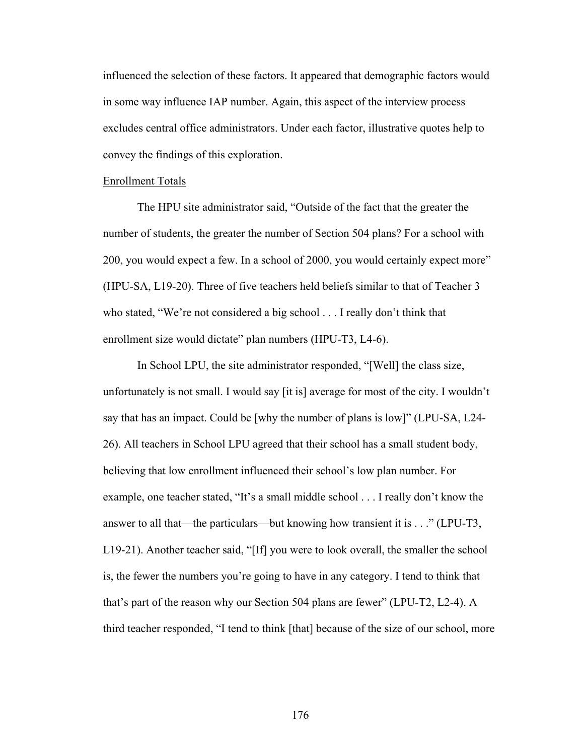influenced the selection of these factors. It appeared that demographic factors would in some way influence IAP number. Again, this aspect of the interview process excludes central office administrators. Under each factor, illustrative quotes help to convey the findings of this exploration.

Enrollment Totals

The HPU site administrator said, "Outside of the fact that the greater the number of students, the greater the number of Section 504 plans? For a school with 200, you would expect a few. In a school of 2000, you would certainly expect more" (HPU-SA, L19-20). Three of five teachers held beliefs similar to that of Teacher 3 who stated, "We're not considered a big school . . . I really don't think that enrollment size would dictate" plan numbers (HPU-T3, L4-6).

In School LPU, the site administrator responded, "[Well] the class size, unfortunately is not small. I would say [it is] average for most of the city. I wouldn't say that has an impact. Could be [why the number of plans is low]" (LPU-SA, L24-26). All teachers in School LPU agreed that their school has a small student body, believing that low enrollment influenced their school's low plan number. For example, one teacher stated, "It's a small middle school . . . I really don't know the answer to all that—the particulars—but knowing how transient it is . . ." (LPU-T3, L19-21). Another teacher said, "[If] you were to look overall, the smaller the school is, the fewer the numbers you're going to have in any category. I tend to think that that's part of the reason why our Section 504 plans are fewer" (LPU-T2, L2-4). A third teacher responded, "I tend to think [that] because of the size of our school, more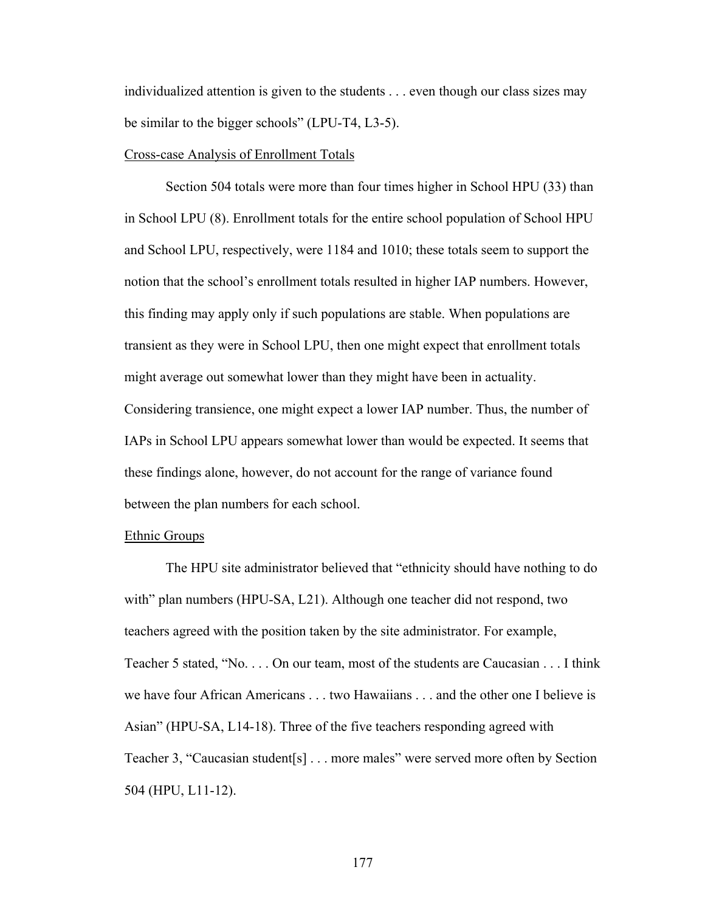individualized attention is given to the students . . . even though our class sizes may be similar to the bigger schools" (LPU-T4, L3-5).

Cross-case Analysis of Enrollment Totals

Section 504 totals were more than four times higher in School HPU (33) than in School LPU (8). Enrollment totals for the entire school population of School HPU and School LPU, respectively, were 1184 and 1010; these totals seem to support the notion that the school's enrollment totals resulted in higher IAP numbers. However, this finding may apply only if such populations are stable. When populations are transient as they were in School LPU, then one might expect that enrollment totals might average out somewhat lower than they might have been in actuality. Considering transience, one might expect a lower IAP number. Thus, the number of IAPs in School LPU appears somewhat lower than would be expected. It seems that these findings alone, however, do not account for the range of variance found between the plan numbers for each school.

Ethnic Groups

The HPU site administrator believed that "ethnicity should have nothing to do with" plan numbers (HPU-SA, L21). Although one teacher did not respond, two teachers agreed with the position taken by the site administrator. For example, Teacher 5 stated, "No. . . . On our team, most of the students are Caucasian . . . I think we have four African Americans . . . two Hawaiians . . . and the other one I believe is Asian" (HPU-SA, L14-18). Three of the five teachers responding agreed with Teacher 3, "Caucasian student[s] . . . more males" were served more often by Section 504 (HPU, L11-12).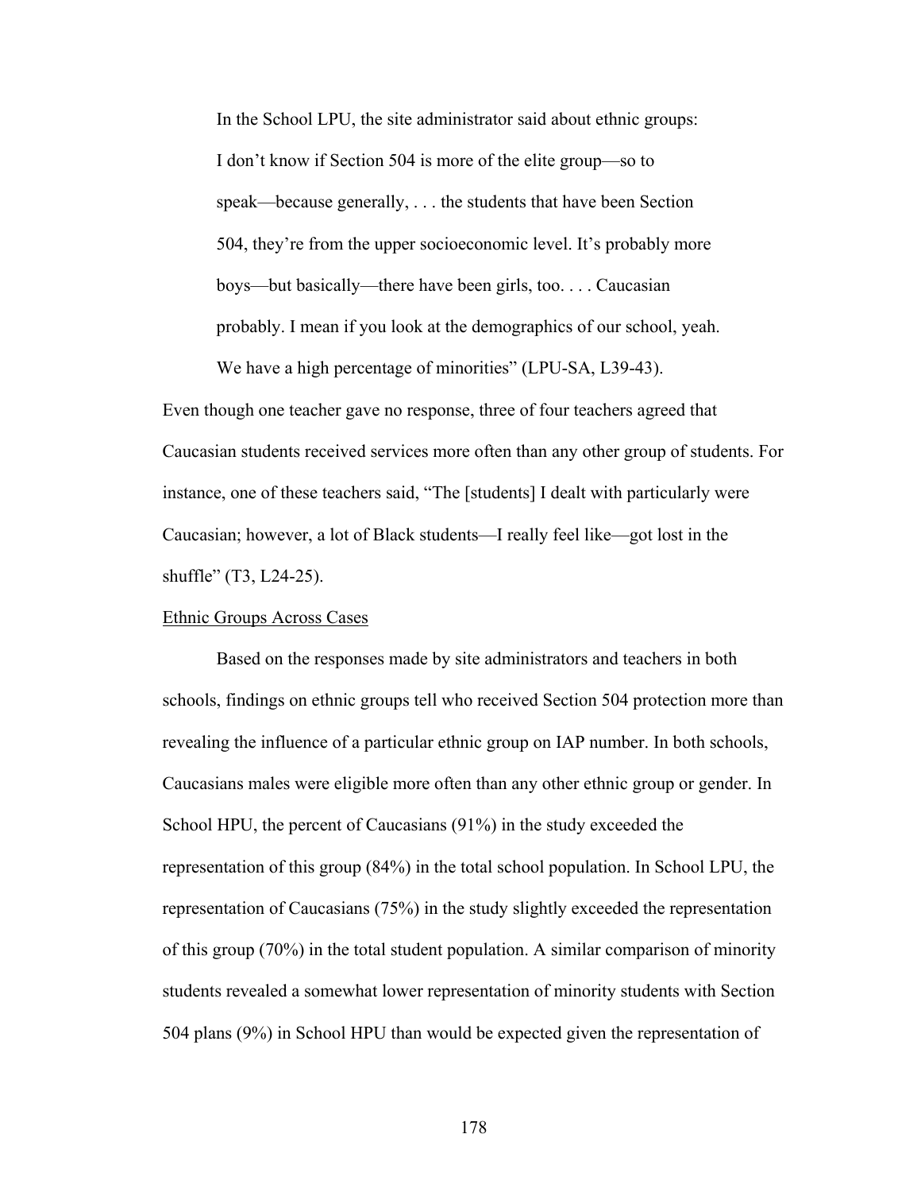In the School LPU, the site administrator said about ethnic groups:

> I don't know if Section 504 is more of the elite group—so to speak—because generally, . . . the students that have been Section 504, they're from the upper socioeconomic level. It's probably more boys—but basically—there have been girls, too. . . . Caucasian probably. I mean if you look at the demographics of our school, yeah. We have a high percentage of minorities" (LPU-SA, L39-43).

Even though one teacher gave no response, three of four teachers agreed that Caucasian students received services more often than any other group of students. For instance, one of these teachers said, "The [students] I dealt with particularly were Caucasian; however, a lot of Black students—I really feel like—got lost in the shuffle" (T3, L24-25).

Ethnic Groups Across Cases

Based on the responses made by site administrators and teachers in both schools, findings on ethnic groups tell who received Section 504 protection more than revealing the influence of a particular ethnic group on IAP number. In both schools, Caucasians males were eligible more often than any other ethnic group or gender. In School HPU, the percent of Caucasians (91%) in the study exceeded the representation of this group (84%) in the total school population. In School LPU, the representation of Caucasians (75%) in the study slightly exceeded the representation of this group (70%) in the total student population. A similar comparison of minority students revealed a somewhat lower representation of minority students with Section 504 plans (9%) in School HPU than would be expected given the representation of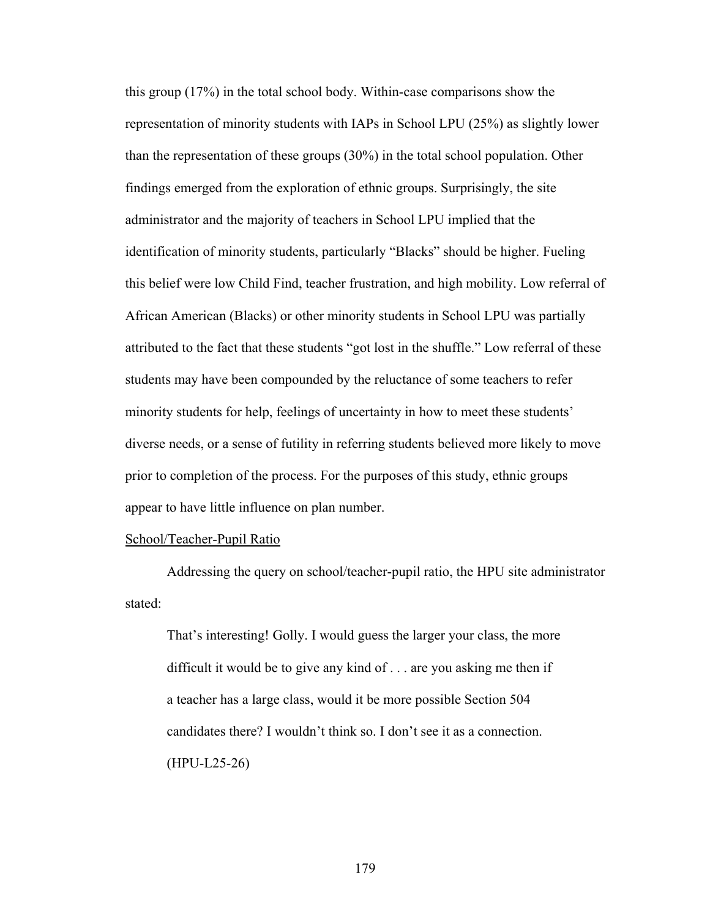this group (17%) in the total school body. Within-case comparisons show the representation of minority students with IAPs in School LPU (25%) as slightly lower than the representation of these groups (30%) in the total school population. Other findings emerged from the exploration of ethnic groups. Surprisingly, the site administrator and the majority of teachers in School LPU implied that the identification of minority students, particularly "Blacks" should be higher. Fueling this belief were low Child Find, teacher frustration, and high mobility. Low referral of African American (Blacks) or other minority students in School LPU was partially attributed to the fact that these students "got lost in the shuffle." Low referral of these students may have been compounded by the reluctance of some teachers to refer minority students for help, feelings of uncertainty in how to meet these students' diverse needs, or a sense of futility in referring students believed more likely to move prior to completion of the process. For the purposes of this study, ethnic groups appear to have little influence on plan number.

School/Teacher-Pupil Ratio

Addressing the query on school/teacher-pupil ratio, the HPU site administrator stated:

> That's interesting! Golly. I would guess the larger your class, the more difficult it would be to give any kind of . . . are you asking me then if a teacher has a large class, would it be more possible Section 504 candidates there? I wouldn't think so. I don't see it as a connection. (HPU-L25-26)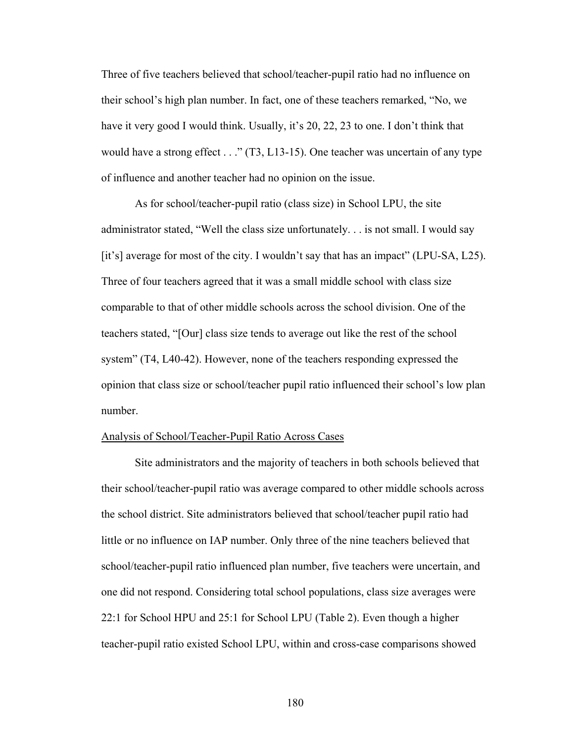Three of five teachers believed that school/teacher-pupil ratio had no influence on their school's high plan number. In fact, one of these teachers remarked, "No, we have it very good I would think. Usually, it's 20, 22, 23 to one. I don't think that would have a strong effect . . ." (T3, L13-15). One teacher was uncertain of any type of influence and another teacher had no opinion on the issue.

As for school/teacher-pupil ratio (class size) in School LPU, the site administrator stated, "Well the class size unfortunately. . . is not small. I would say [it's] average for most of the city. I wouldn't say that has an impact" (LPU-SA, L25). Three of four teachers agreed that it was a small middle school with class size comparable to that of other middle schools across the school division. One of the teachers stated, "[Our] class size tends to average out like the rest of the school system" (T4, L40-42). However, none of the teachers responding expressed the opinion that class size or school/teacher pupil ratio influenced their school's low plan number.

<u>Analysis of School/Teacher-Pupil Ratio Across Cases</u>

Site administrators and the majority of teachers in both schools believed that their school/teacher-pupil ratio was average compared to other middle schools across the school district. Site administrators believed that school/teacher pupil ratio had little or no influence on IAP number. Only three of the nine teachers believed that school/teacher-pupil ratio influenced plan number, five teachers were uncertain, and one did not respond. Considering total school populations, class size averages were 22:1 for School HPU and 25:1 for School LPU (Table 2). Even though a higher teacher-pupil ratio existed School LPU, within and cross-case comparisons showed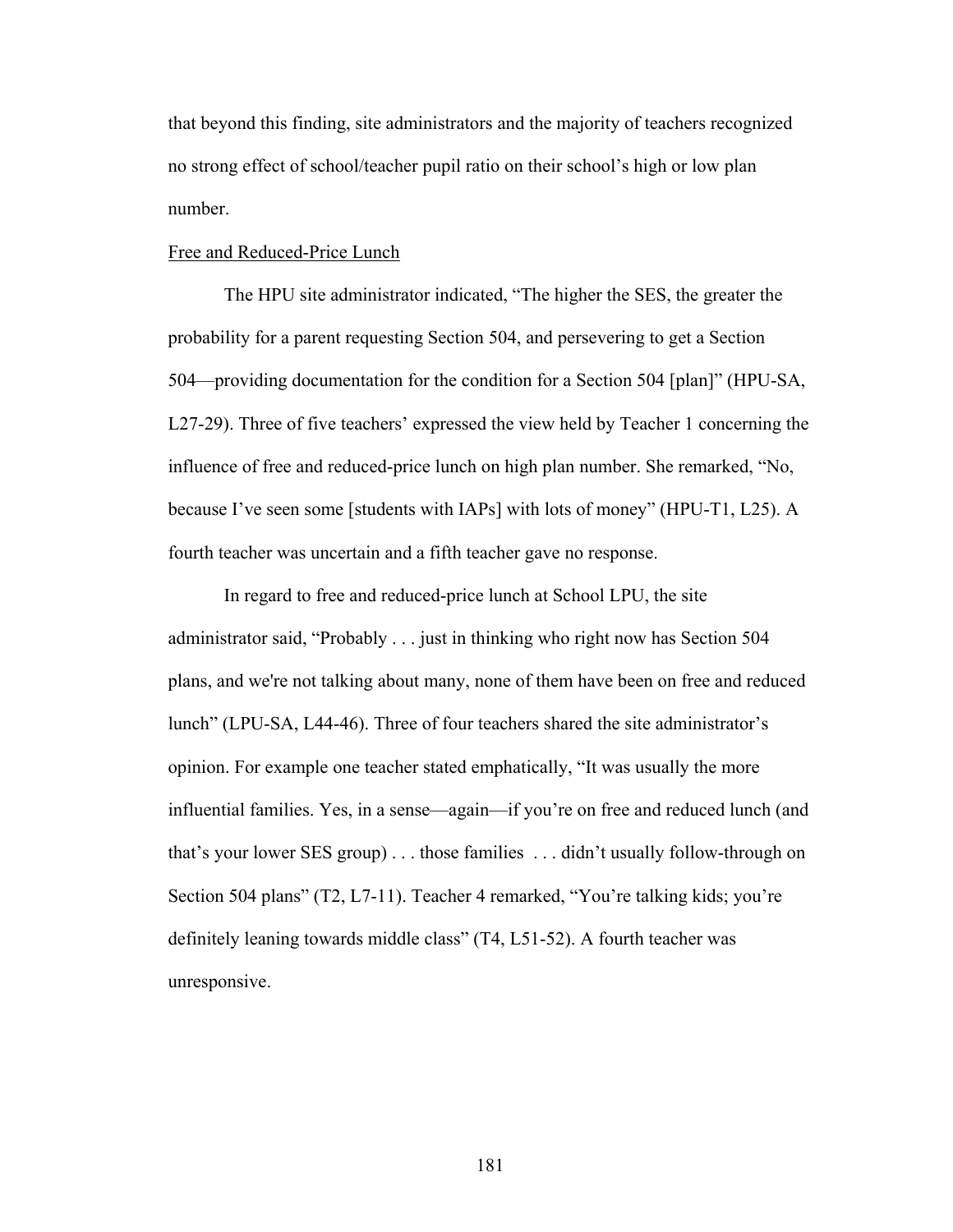that beyond this finding, site administrators and the majority of teachers recognized no strong effect of school/teacher pupil ratio on their school's high or low plan number.

Free and Reduced-Price Lunch

The HPU site administrator indicated, "The higher the SES, the greater the probability for a parent requesting Section 504, and persevering to get a Section 504—providing documentation for the condition for a Section 504 [plan]" (HPU-SA, L27-29). Three of five teachers' expressed the view held by Teacher 1 concerning the influence of free and reduced-price lunch on high plan number. She remarked, "No, because I've seen some [students with IAPs] with lots of money" (HPU-T1, L25). A fourth teacher was uncertain and a fifth teacher gave no response.

In regard to free and reduced-price lunch at School LPU, the site administrator said, "Probably . . . just in thinking who right now has Section 504 plans, and we're not talking about many, none of them have been on free and reduced lunch" (LPU-SA, L44-46). Three of four teachers shared the site administrator's opinion. For example one teacher stated emphatically, "It was usually the more influential families. Yes, in a sense—again—if you're on free and reduced lunch (and that's your lower SES group) . . . those families . . . didn't usually follow-through on Section 504 plans" (T2, L7-11). Teacher 4 remarked, "You're talking kids; you're definitely leaning towards middle class" (T4, L51-52). A fourth teacher was unresponsive.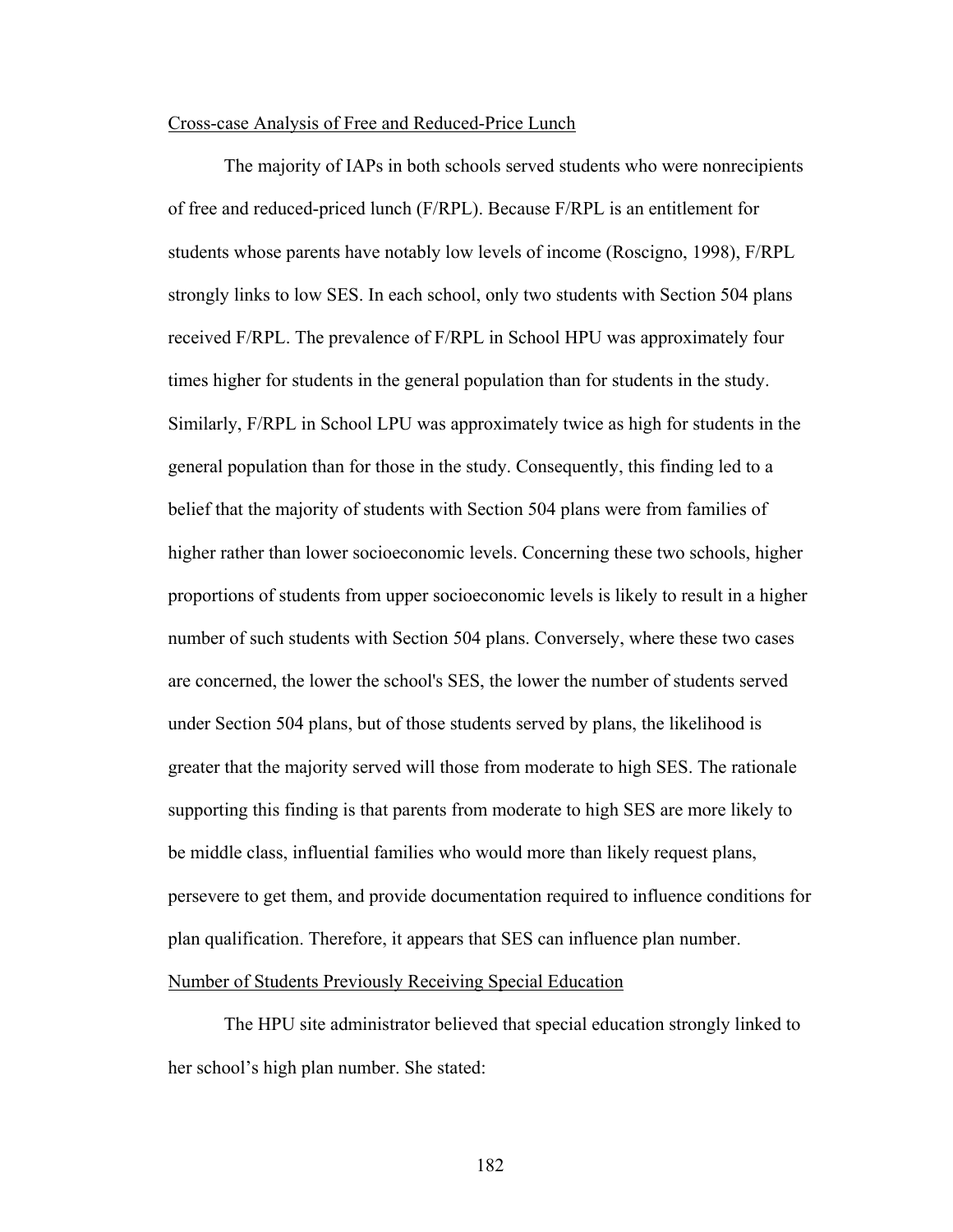Cross-case Analysis of Free and Reduced-Price Lunch

The majority of IAPs in both schools served students who were nonrecipients of free and reduced-priced lunch (F/RPL). Because F/RPL is an entitlement for students whose parents have notably low levels of income (Roscigno, 1998), F/RPL strongly links to low SES. In each school, only two students with Section 504 plans received F/RPL. The prevalence of F/RPL in School HPU was approximately four times higher for students in the general population than for students in the study. Similarly, F/RPL in School LPU was approximately twice as high for students in the general population than for those in the study. Consequently, this finding led to a belief that the majority of students with Section 504 plans were from families of higher rather than lower socioeconomic levels. Concerning these two schools, higher proportions of students from upper socioeconomic levels is likely to result in a higher number of such students with Section 504 plans. Conversely, where these two cases are concerned, the lower the school's SES, the lower the number of students served under Section 504 plans, but of those students served by plans, the likelihood is greater that the majority served will those from moderate to high SES. The rationale supporting this finding is that parents from moderate to high SES are more likely to be middle class, influential families who would more than likely request plans, persevere to get them, and provide documentation required to influence conditions for plan qualification. Therefore, it appears that SES can influence plan number.

Number of Students Previously Receiving Special Education

The HPU site administrator believed that special education strongly linked to her school's high plan number. She stated: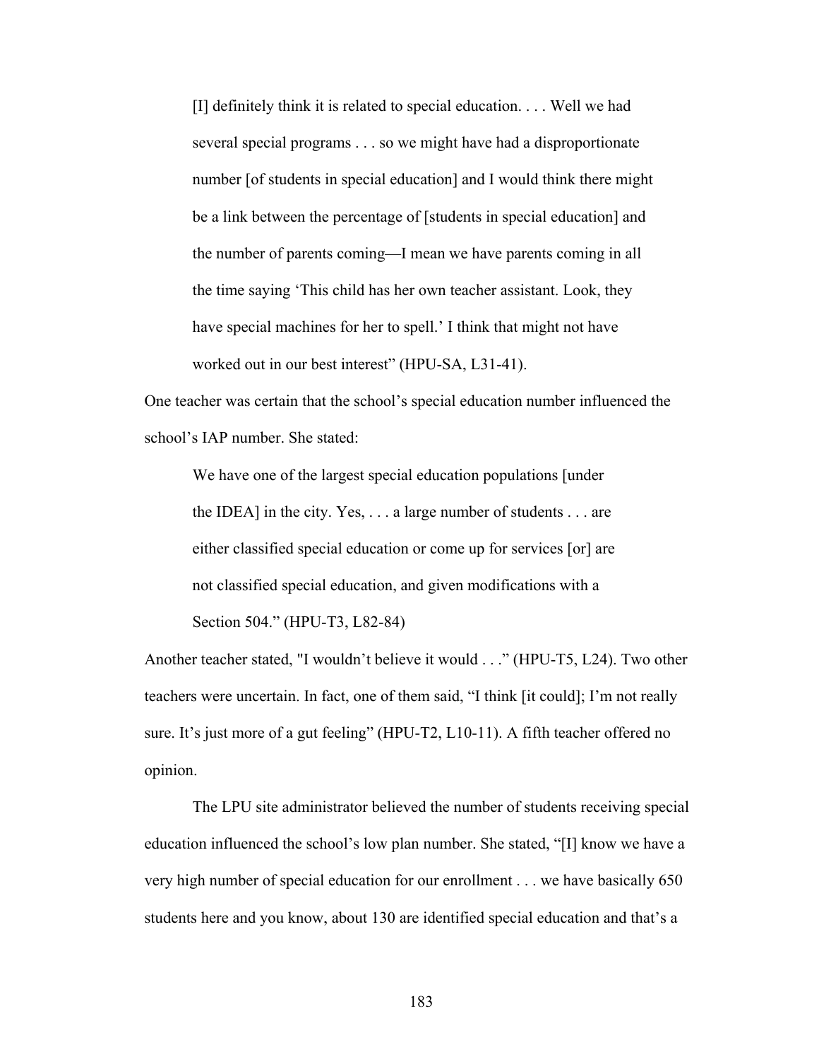> [I] definitely think it is related to special education. . . . Well we had several special programs . . . so we might have had a disproportionate number [of students in special education] and I would think there might be a link between the percentage of [students in special education] and the number of parents coming—I mean we have parents coming in all the time saying 'This child has her own teacher assistant. Look, they have special machines for her to spell.' I think that might not have worked out in our best interest" (HPU-SA, L31-41).

One teacher was certain that the school's special education number influenced the school's IAP number. She stated:

> We have one of the largest special education populations [under the IDEA] in the city. Yes, . . . a large number of students . . . are either classified special education or come up for services [or] are not classified special education, and given modifications with a Section 504." (HPU-T3, L82-84)

Another teacher stated, "I wouldn't believe it would . . ." (HPU-T5, L24). Two other teachers were uncertain. In fact, one of them said, "I think [it could]; I'm not really sure. It's just more of a gut feeling" (HPU-T2, L10-11). A fifth teacher offered no opinion.

The LPU site administrator believed the number of students receiving special education influenced the school's low plan number. She stated, "[I] know we have a very high number of special education for our enrollment . . . we have basically 650 students here and you know, about 130 are identified special education and that's a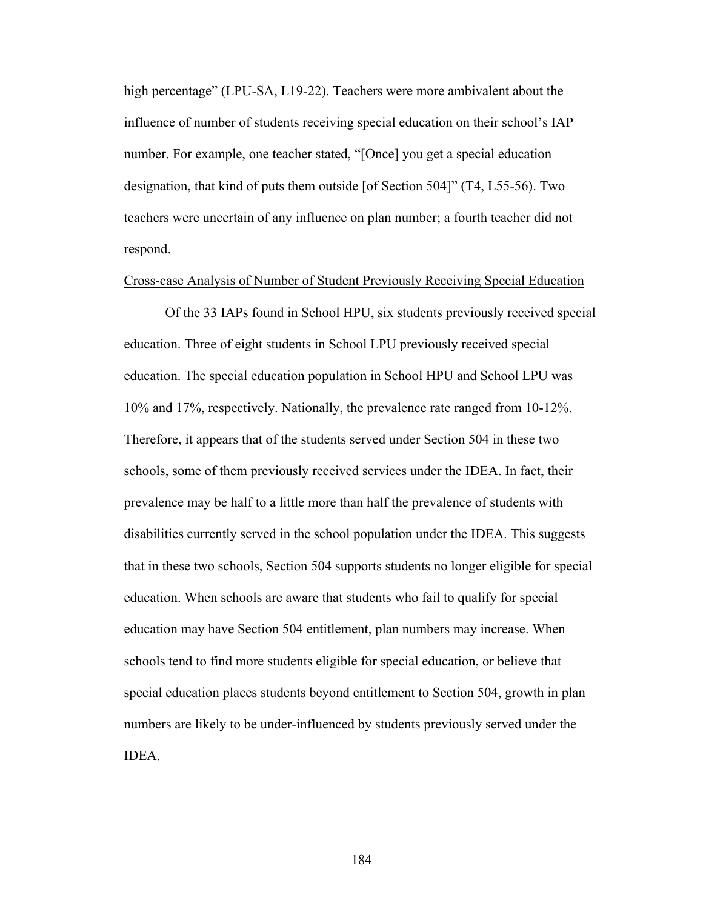high percentage" (LPU-SA, L19-22). Teachers were more ambivalent about the influence of number of students receiving special education on their school's IAP number. For example, one teacher stated, "[Once] you get a special education designation, that kind of puts them outside [of Section 504]" (T4, L55-56). Two teachers were uncertain of any influence on plan number; a fourth teacher did not respond.

<u>Cross-case Analysis of Number of Student Previously Receiving Special Education</u>

Of the 33 IAPs found in School HPU, six students previously received special education. Three of eight students in School LPU previously received special education. The special education population in School HPU and School LPU was 10% and 17%, respectively. Nationally, the prevalence rate ranged from 10-12%. Therefore, it appears that of the students served under Section 504 in these two schools, some of them previously received services under the IDEA. In fact, their prevalence may be half to a little more than half the prevalence of students with disabilities currently served in the school population under the IDEA. This suggests that in these two schools, Section 504 supports students no longer eligible for special education. When schools are aware that students who fail to qualify for special education may have Section 504 entitlement, plan numbers may increase. When schools tend to find more students eligible for special education, or believe that special education places students beyond entitlement to Section 504, growth in plan numbers are likely to be under-influenced by students previously served under the IDEA.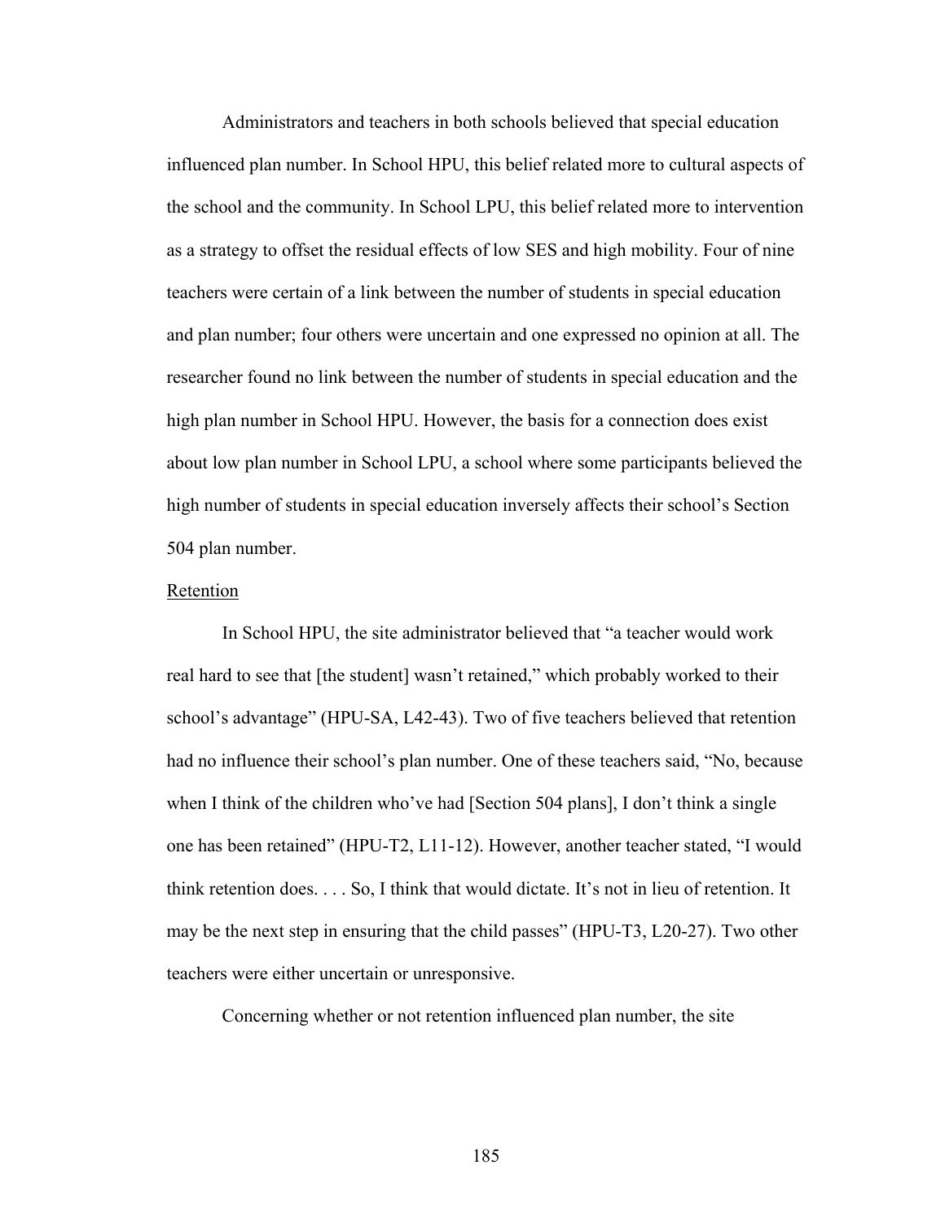Administrators and teachers in both schools believed that special education influenced plan number. In School HPU, this belief related more to cultural aspects of the school and the community. In School LPU, this belief related more to intervention as a strategy to offset the residual effects of low SES and high mobility. Four of nine teachers were certain of a link between the number of students in special education and plan number; four others were uncertain and one expressed no opinion at all. The researcher found no link between the number of students in special education and the high plan number in School HPU. However, the basis for a connection does exist about low plan number in School LPU, a school where some participants believed the high number of students in special education inversely affects their school's Section 504 plan number.

<u>Retention</u>

In School HPU, the site administrator believed that "a teacher would work real hard to see that [the student] wasn't retained," which probably worked to their school's advantage" (HPU-SA, L42-43). Two of five teachers believed that retention had no influence their school's plan number. One of these teachers said, "No, because when I think of the children who've had [Section 504 plans], I don't think a single one has been retained" (HPU-T2, L11-12). However, another teacher stated, "I would think retention does. . . . So, I think that would dictate. It's not in lieu of retention. It may be the next step in ensuring that the child passes" (HPU-T3, L20-27). Two other teachers were either uncertain or unresponsive.

Concerning whether or not retention influenced plan number, the site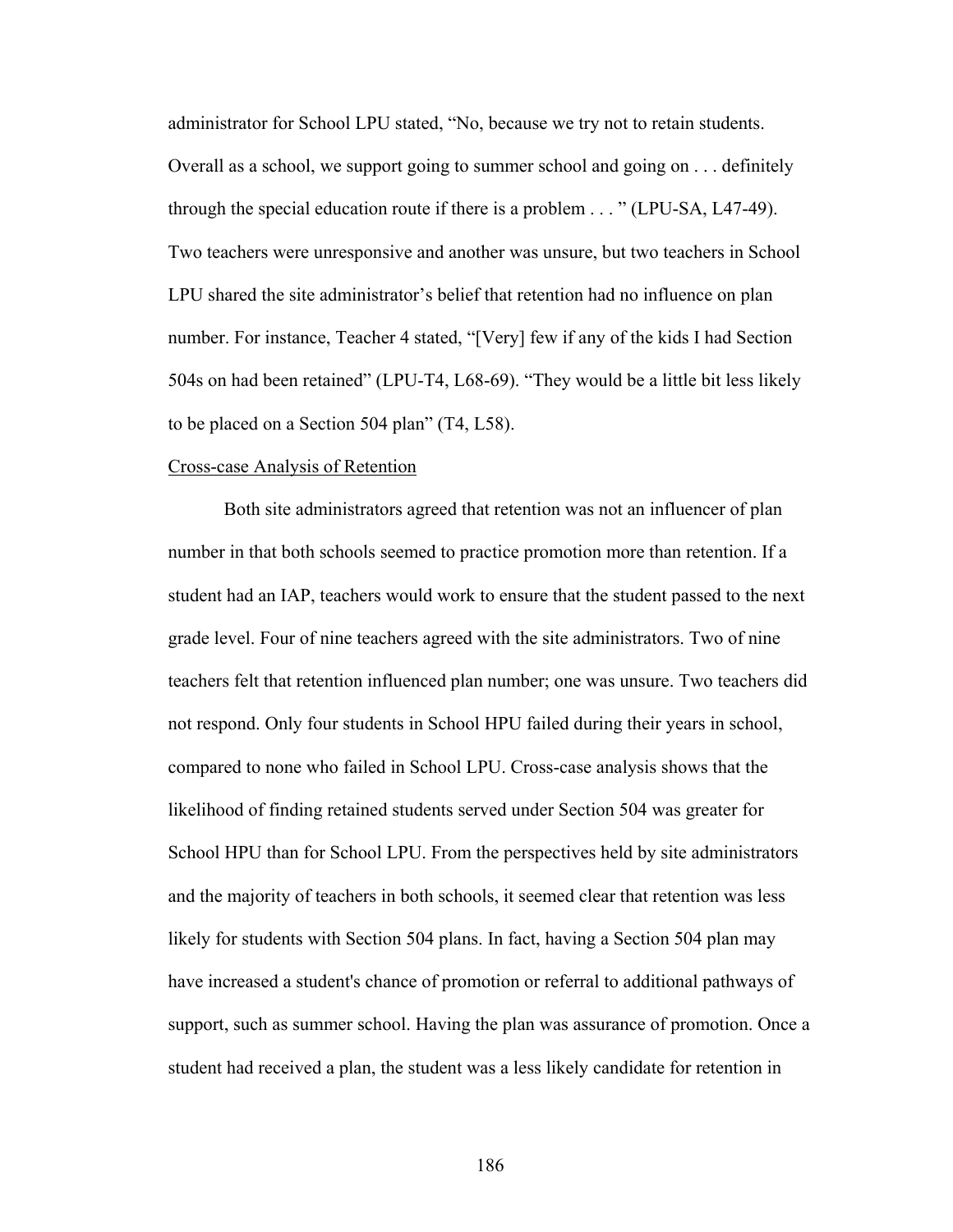administrator for School LPU stated, “No, because we try not to retain students. Overall as a school, we support going to summer school and going on . . . definitely through the special education route if there is a problem . . . ” (LPU-SA, L47-49). Two teachers were unresponsive and another was unsure, but two teachers in School LPU shared the site administrator’s belief that retention had no influence on plan number. For instance, Teacher 4 stated, “[Very] few if any of the kids I had Section 504s on had been retained” (LPU-T4, L68-69). “They would be a little bit less likely to be placed on a Section 504 plan” (T4, L58).

<u>Cross-case Analysis of Retention</u>

Both site administrators agreed that retention was not an influencer of plan number in that both schools seemed to practice promotion more than retention. If a student had an IAP, teachers would work to ensure that the student passed to the next grade level. Four of nine teachers agreed with the site administrators. Two of nine teachers felt that retention influenced plan number; one was unsure. Two teachers did not respond. Only four students in School HPU failed during their years in school, compared to none who failed in School LPU. Cross-case analysis shows that the likelihood of finding retained students served under Section 504 was greater for School HPU than for School LPU. From the perspectives held by site administrators and the majority of teachers in both schools, it seemed clear that retention was less likely for students with Section 504 plans. In fact, having a Section 504 plan may have increased a student's chance of promotion or referral to additional pathways of support, such as summer school. Having the plan was assurance of promotion. Once a student had received a plan, the student was a less likely candidate for retention in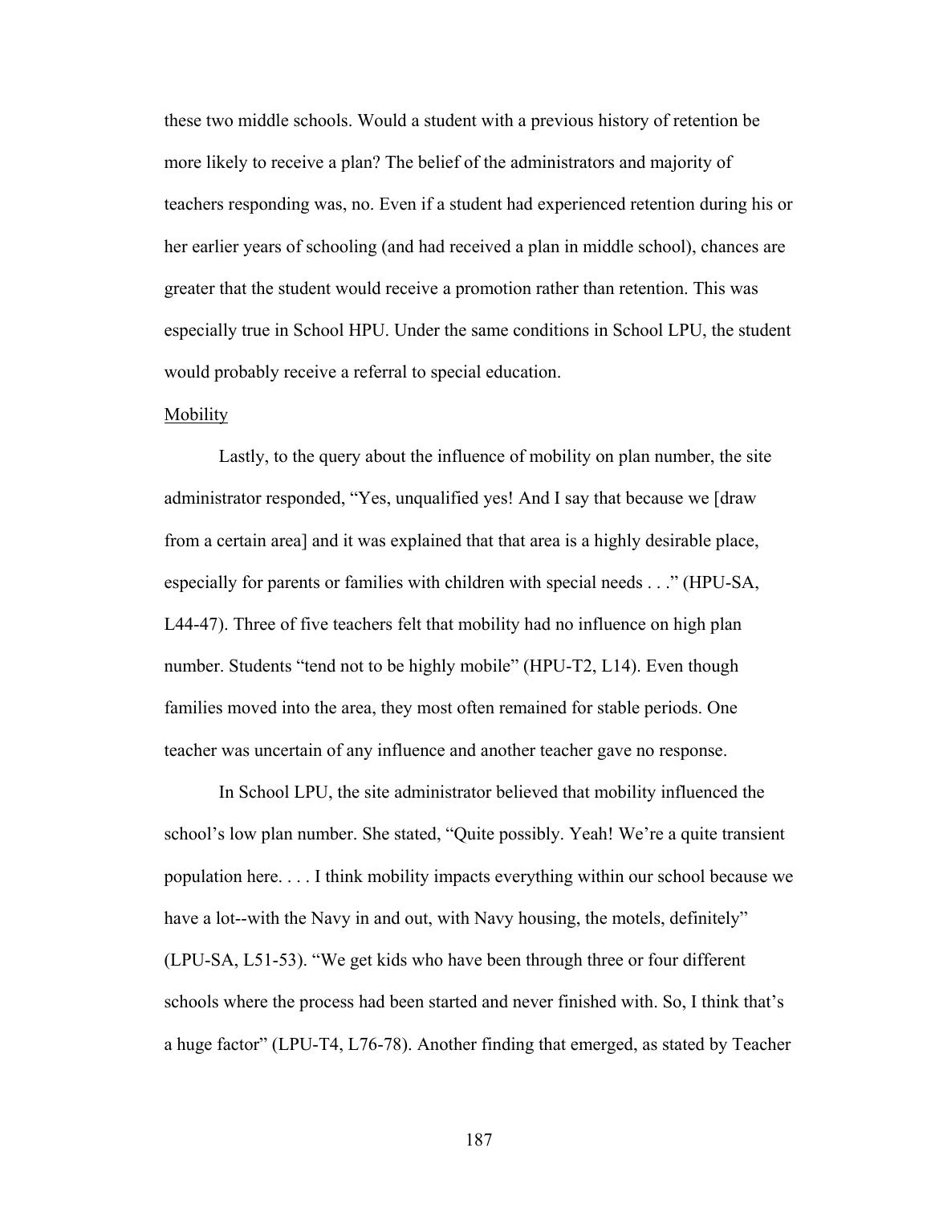these two middle schools. Would a student with a previous history of retention be more likely to receive a plan? The belief of the administrators and majority of teachers responding was, no. Even if a student had experienced retention during his or her earlier years of schooling (and had received a plan in middle school), chances are greater that the student would receive a promotion rather than retention. This was especially true in School HPU. Under the same conditions in School LPU, the student would probably receive a referral to special education.

Mobility

Lastly, to the query about the influence of mobility on plan number, the site administrator responded, "Yes, unqualified yes! And I say that because we [draw from a certain area] and it was explained that that area is a highly desirable place, especially for parents or families with children with special needs . . ." (HPU-SA, L44-47). Three of five teachers felt that mobility had no influence on high plan number. Students "tend not to be highly mobile" (HPU-T2, L14). Even though families moved into the area, they most often remained for stable periods. One teacher was uncertain of any influence and another teacher gave no response.

In School LPU, the site administrator believed that mobility influenced the school's low plan number. She stated, "Quite possibly. Yeah! We're a quite transient population here. . . . I think mobility impacts everything within our school because we have a lot--with the Navy in and out, with Navy housing, the motels, definitely" (LPU-SA, L51-53). "We get kids who have been through three or four different schools where the process had been started and never finished with. So, I think that's a huge factor" (LPU-T4, L76-78). Another finding that emerged, as stated by Teacher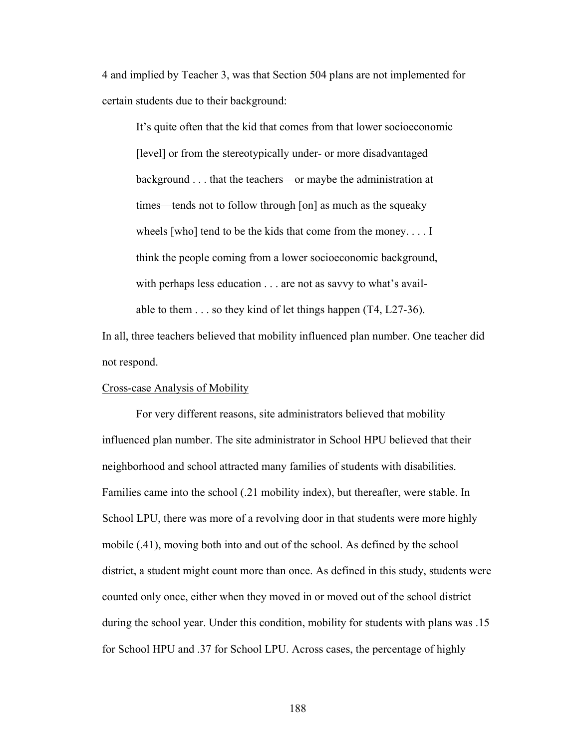4 and implied by Teacher 3, was that Section 504 plans are not implemented for certain students due to their background:

> It's quite often that the kid that comes from that lower socioeconomic [level] or from the stereotypically under- or more disadvantaged background . . . that the teachers—or maybe the administration at times—tends not to follow through [on] as much as the squeaky wheels [who] tend to be the kids that come from the money. . . . I think the people coming from a lower socioeconomic background, with perhaps less education . . . are not as savvy to what's available to them . . . so they kind of let things happen (T4, L27-36).

In all, three teachers believed that mobility influenced plan number. One teacher did not respond.

<u>Cross-case Analysis of Mobility</u>

For very different reasons, site administrators believed that mobility influenced plan number. The site administrator in School HPU believed that their neighborhood and school attracted many families of students with disabilities. Families came into the school (.21 mobility index), but thereafter, were stable. In School LPU, there was more of a revolving door in that students were more highly mobile (.41), moving both into and out of the school. As defined by the school district, a student might count more than once. As defined in this study, students were counted only once, either when they moved in or moved out of the school district during the school year. Under this condition, mobility for students with plans was .15 for School HPU and .37 for School LPU. Across cases, the percentage of highly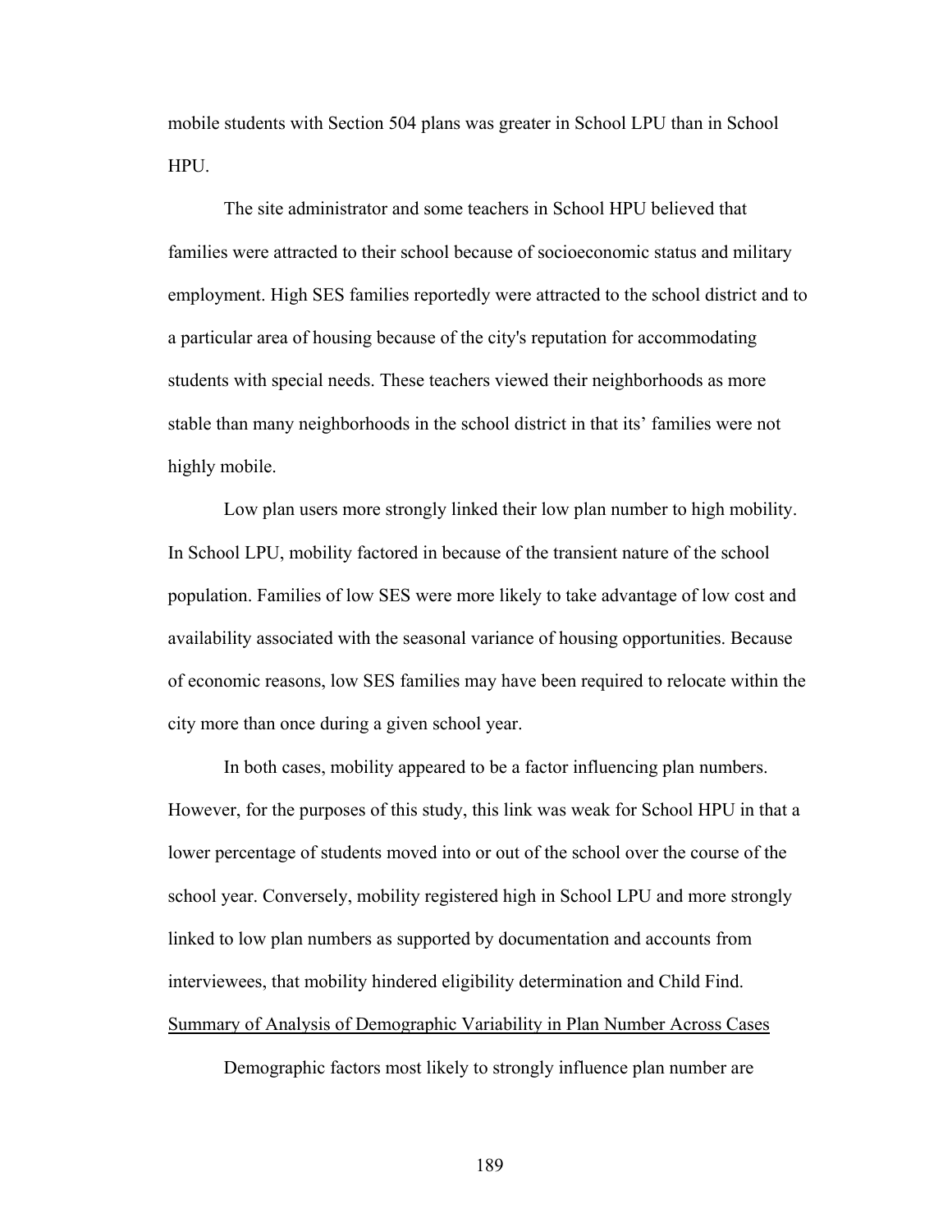mobile students with Section 504 plans was greater in School LPU than in School HPU.

The site administrator and some teachers in School HPU believed that families were attracted to their school because of socioeconomic status and military employment. High SES families reportedly were attracted to the school district and to a particular area of housing because of the city's reputation for accommodating students with special needs. These teachers viewed their neighborhoods as more stable than many neighborhoods in the school district in that its' families were not highly mobile.

Low plan users more strongly linked their low plan number to high mobility. In School LPU, mobility factored in because of the transient nature of the school population. Families of low SES were more likely to take advantage of low cost and availability associated with the seasonal variance of housing opportunities. Because of economic reasons, low SES families may have been required to relocate within the city more than once during a given school year.

In both cases, mobility appeared to be a factor influencing plan numbers. However, for the purposes of this study, this link was weak for School HPU in that a lower percentage of students moved into or out of the school over the course of the school year. Conversely, mobility registered high in School LPU and more strongly linked to low plan numbers as supported by documentation and accounts from interviewees, that mobility hindered eligibility determination and Child Find.

### Summary of Analysis of Demographic Variability in Plan Number Across Cases

Demographic factors most likely to strongly influence plan number are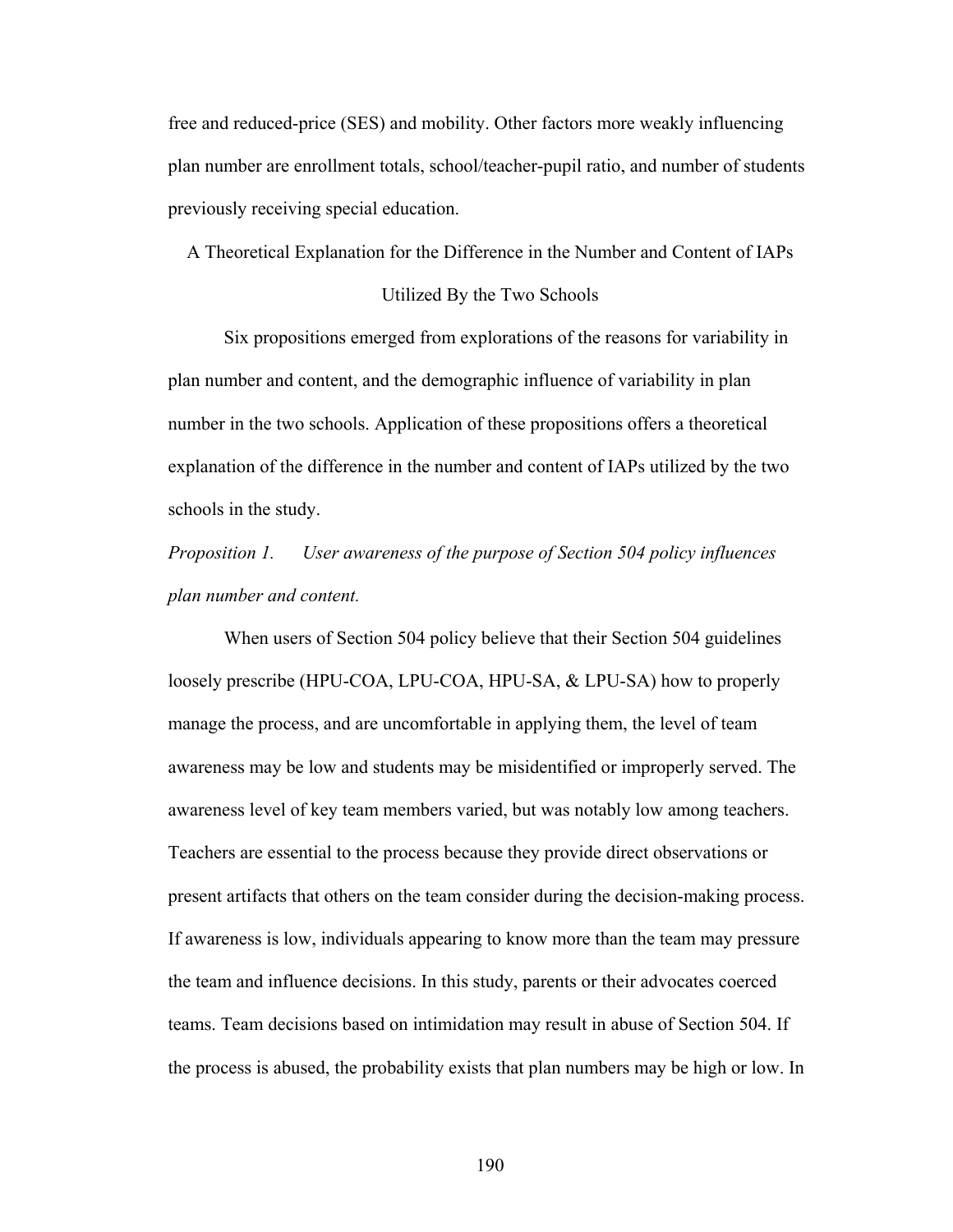free and reduced-price (SES) and mobility. Other factors more weakly influencing plan number are enrollment totals, school/teacher-pupil ratio, and number of students previously receiving special education.

## A Theoretical Explanation for the Difference in the Number and Content of IAPs Utilized By the Two Schools

Six propositions emerged from explorations of the reasons for variability in plan number and content, and the demographic influence of variability in plan number in the two schools. Application of these propositions offers a theoretical explanation of the difference in the number and content of IAPs utilized by the two schools in the study.

*Proposition 1. User awareness of the purpose of Section 504 policy influences plan number and content.*

When users of Section 504 policy believe that their Section 504 guidelines loosely prescribe (HPU-COA, LPU-COA, HPU-SA, & LPU-SA) how to properly manage the process, and are uncomfortable in applying them, the level of team awareness may be low and students may be misidentified or improperly served. The awareness level of key team members varied, but was notably low among teachers. Teachers are essential to the process because they provide direct observations or present artifacts that others on the team consider during the decision-making process. If awareness is low, individuals appearing to know more than the team may pressure the team and influence decisions. In this study, parents or their advocates coerced teams. Team decisions based on intimidation may result in abuse of Section 504. If the process is abused, the probability exists that plan numbers may be high or low. In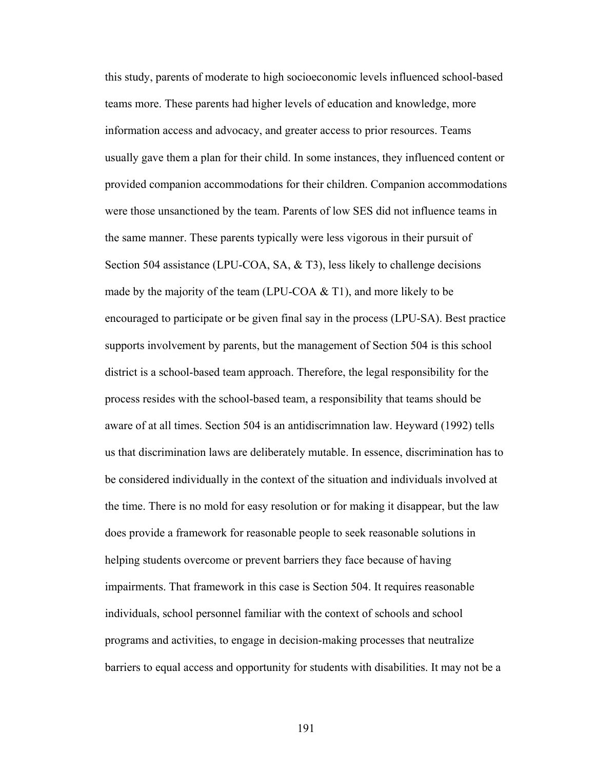this study, parents of moderate to high socioeconomic levels influenced school-based teams more. These parents had higher levels of education and knowledge, more information access and advocacy, and greater access to prior resources. Teams usually gave them a plan for their child. In some instances, they influenced content or provided companion accommodations for their children. Companion accommodations were those unsanctioned by the team. Parents of low SES did not influence teams in the same manner. These parents typically were less vigorous in their pursuit of Section 504 assistance (LPU-COA, SA, & T3), less likely to challenge decisions made by the majority of the team (LPU-COA & T1), and more likely to be encouraged to participate or be given final say in the process (LPU-SA). Best practice supports involvement by parents, but the management of Section 504 is this school district is a school-based team approach. Therefore, the legal responsibility for the process resides with the school-based team, a responsibility that teams should be aware of at all times. Section 504 is an antidiscrimnation law. Heyward (1992) tells us that discrimination laws are deliberately mutable. In essence, discrimination has to be considered individually in the context of the situation and individuals involved at the time. There is no mold for easy resolution or for making it disappear, but the law does provide a framework for reasonable people to seek reasonable solutions in helping students overcome or prevent barriers they face because of having impairments. That framework in this case is Section 504. It requires reasonable individuals, school personnel familiar with the context of schools and school programs and activities, to engage in decision-making processes that neutralize barriers to equal access and opportunity for students with disabilities. It may not be a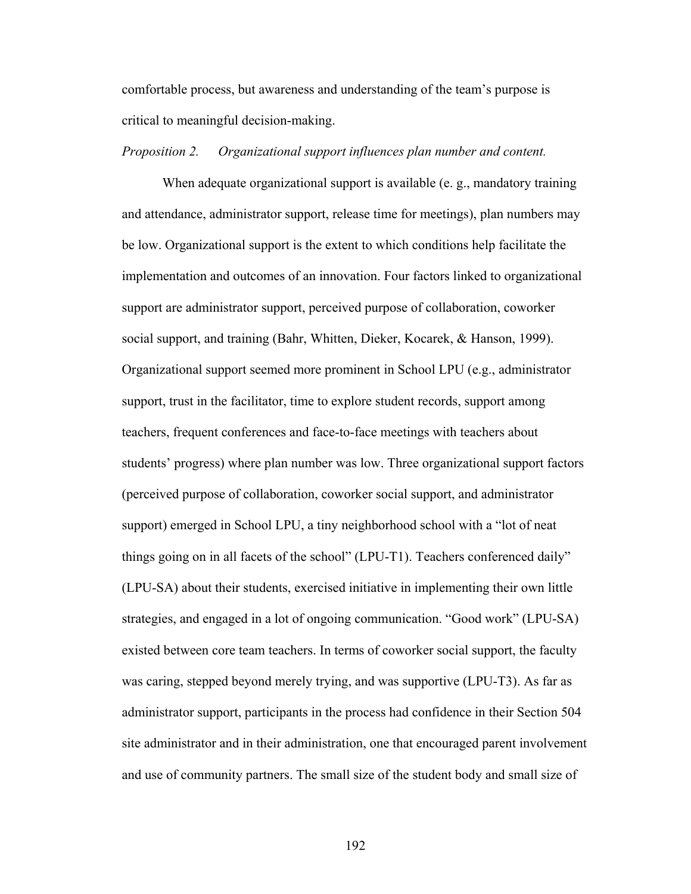comfortable process, but awareness and understanding of the team's purpose is critical to meaningful decision-making.

*Proposition 2. Organizational support influences plan number and content.*

When adequate organizational support is available (e. g., mandatory training and attendance, administrator support, release time for meetings), plan numbers may be low. Organizational support is the extent to which conditions help facilitate the implementation and outcomes of an innovation. Four factors linked to organizational support are administrator support, perceived purpose of collaboration, coworker social support, and training (Bahr, Whitten, Dieker, Kocarek, & Hanson, 1999). Organizational support seemed more prominent in School LPU (e.g., administrator support, trust in the facilitator, time to explore student records, support among teachers, frequent conferences and face-to-face meetings with teachers about students' progress) where plan number was low. Three organizational support factors (perceived purpose of collaboration, coworker social support, and administrator support) emerged in School LPU, a tiny neighborhood school with a "lot of neat things going on in all facets of the school" (LPU-T1). Teachers conferenced daily" (LPU-SA) about their students, exercised initiative in implementing their own little strategies, and engaged in a lot of ongoing communication. "Good work" (LPU-SA) existed between core team teachers. In terms of coworker social support, the faculty was caring, stepped beyond merely trying, and was supportive (LPU-T3). As far as administrator support, participants in the process had confidence in their Section 504 site administrator and in their administration, one that encouraged parent involvement and use of community partners. The small size of the student body and small size of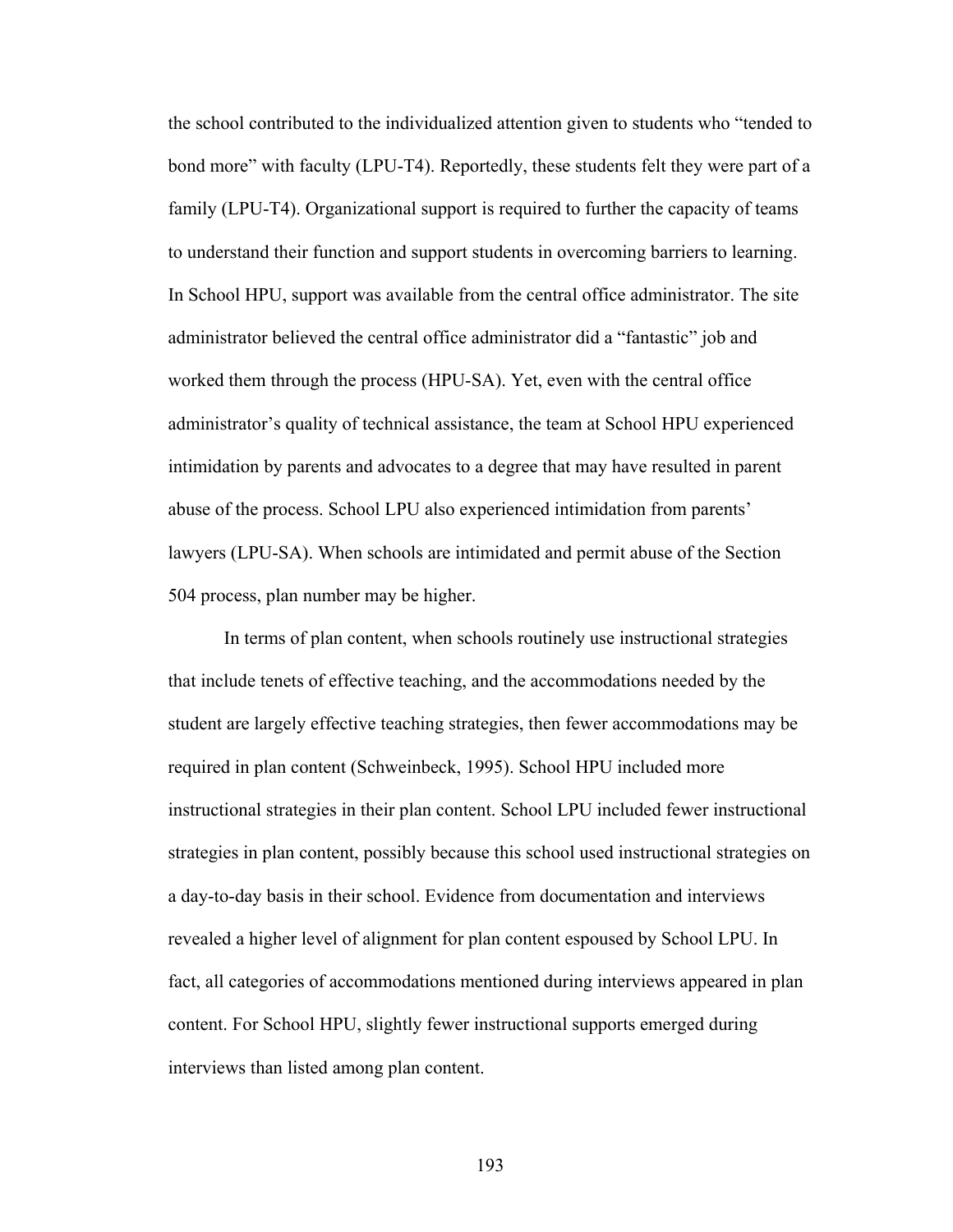the school contributed to the individualized attention given to students who "tended to bond more" with faculty (LPU-T4). Reportedly, these students felt they were part of a family (LPU-T4). Organizational support is required to further the capacity of teams to understand their function and support students in overcoming barriers to learning. In School HPU, support was available from the central office administrator. The site administrator believed the central office administrator did a "fantastic" job and worked them through the process (HPU-SA). Yet, even with the central office administrator's quality of technical assistance, the team at School HPU experienced intimidation by parents and advocates to a degree that may have resulted in parent abuse of the process. School LPU also experienced intimidation from parents' lawyers (LPU-SA). When schools are intimidated and permit abuse of the Section 504 process, plan number may be higher.

In terms of plan content, when schools routinely use instructional strategies that include tenets of effective teaching, and the accommodations needed by the student are largely effective teaching strategies, then fewer accommodations may be required in plan content (Schweinbeck, 1995). School HPU included more instructional strategies in their plan content. School LPU included fewer instructional strategies in plan content, possibly because this school used instructional strategies on a day-to-day basis in their school. Evidence from documentation and interviews revealed a higher level of alignment for plan content espoused by School LPU. In fact, all categories of accommodations mentioned during interviews appeared in plan content. For School HPU, slightly fewer instructional supports emerged during interviews than listed among plan content.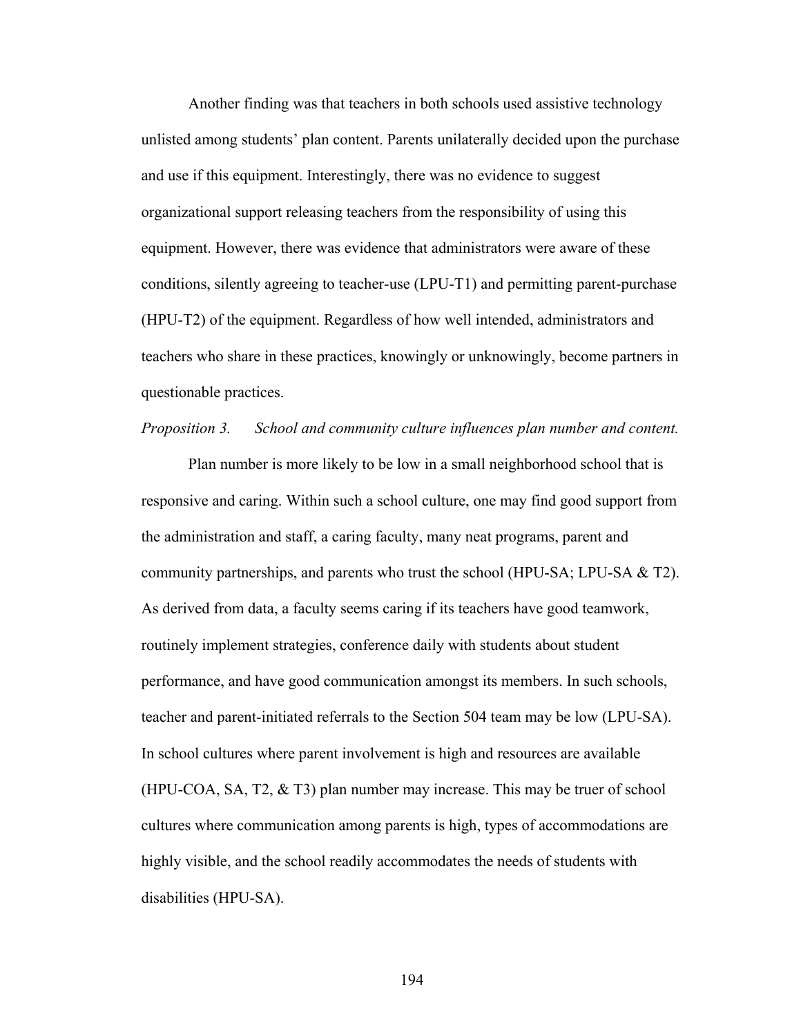Another finding was that teachers in both schools used assistive technology unlisted among students' plan content. Parents unilaterally decided upon the purchase and use if this equipment. Interestingly, there was no evidence to suggest organizational support releasing teachers from the responsibility of using this equipment. However, there was evidence that administrators were aware of these conditions, silently agreeing to teacher-use (LPU-T1) and permitting parent-purchase (HPU-T2) of the equipment. Regardless of how well intended, administrators and teachers who share in these practices, knowingly or unknowingly, become partners in questionable practices.

*Proposition 3. School and community culture influences plan number and content.*

Plan number is more likely to be low in a small neighborhood school that is responsive and caring. Within such a school culture, one may find good support from the administration and staff, a caring faculty, many neat programs, parent and community partnerships, and parents who trust the school (HPU-SA; LPU-SA & T2). As derived from data, a faculty seems caring if its teachers have good teamwork, routinely implement strategies, conference daily with students about student performance, and have good communication amongst its members. In such schools, teacher and parent-initiated referrals to the Section 504 team may be low (LPU-SA). In school cultures where parent involvement is high and resources are available (HPU-COA, SA, T2, & T3) plan number may increase. This may be truer of school cultures where communication among parents is high, types of accommodations are highly visible, and the school readily accommodates the needs of students with disabilities (HPU-SA).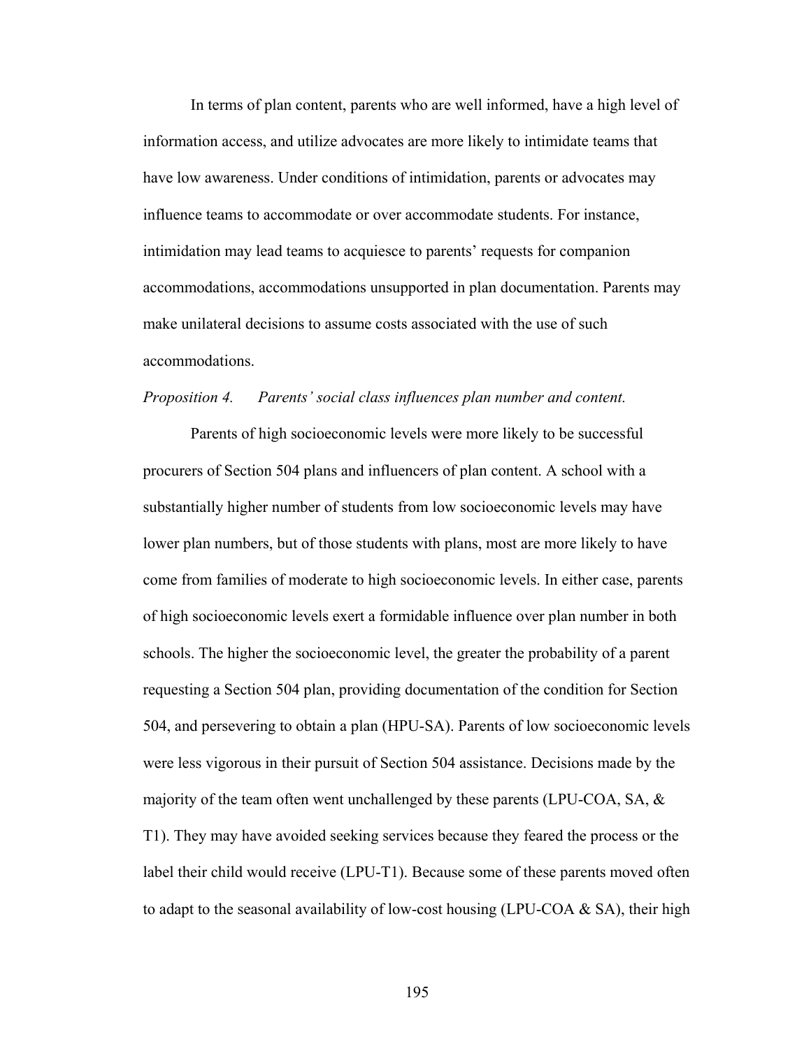In terms of plan content, parents who are well informed, have a high level of information access, and utilize advocates are more likely to intimidate teams that have low awareness. Under conditions of intimidation, parents or advocates may influence teams to accommodate or over accommodate students. For instance, intimidation may lead teams to acquiesce to parents' requests for companion accommodations, accommodations unsupported in plan documentation. Parents may make unilateral decisions to assume costs associated with the use of such accommodations.

*Proposition 4. Parents' social class influences plan number and content.*

Parents of high socioeconomic levels were more likely to be successful procurers of Section 504 plans and influencers of plan content. A school with a substantially higher number of students from low socioeconomic levels may have lower plan numbers, but of those students with plans, most are more likely to have come from families of moderate to high socioeconomic levels. In either case, parents of high socioeconomic levels exert a formidable influence over plan number in both schools. The higher the socioeconomic level, the greater the probability of a parent requesting a Section 504 plan, providing documentation of the condition for Section 504, and persevering to obtain a plan (HPU-SA). Parents of low socioeconomic levels were less vigorous in their pursuit of Section 504 assistance. Decisions made by the majority of the team often went unchallenged by these parents (LPU-COA, SA, & T1). They may have avoided seeking services because they feared the process or the label their child would receive (LPU-T1). Because some of these parents moved often to adapt to the seasonal availability of low-cost housing (LPU-COA & SA), their high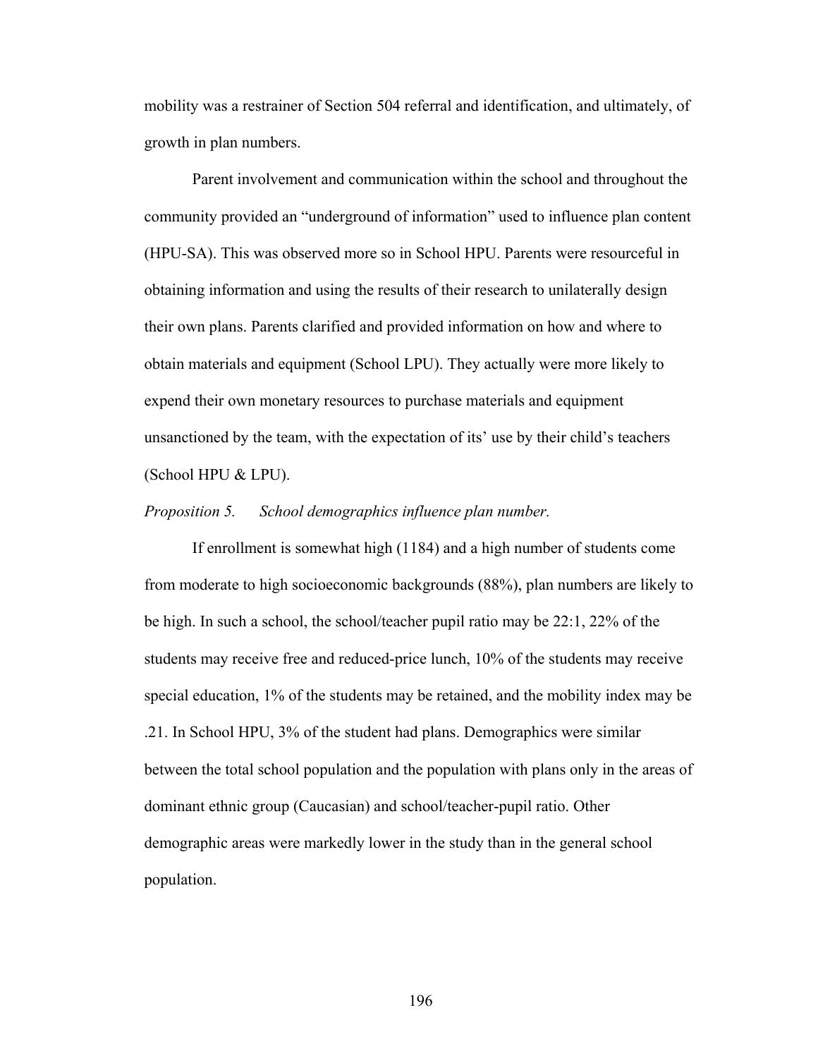mobility was a restrainer of Section 504 referral and identification, and ultimately, of growth in plan numbers.

Parent involvement and communication within the school and throughout the community provided an "underground of information" used to influence plan content (HPU-SA). This was observed more so in School HPU. Parents were resourceful in obtaining information and using the results of their research to unilaterally design their own plans. Parents clarified and provided information on how and where to obtain materials and equipment (School LPU). They actually were more likely to expend their own monetary resources to purchase materials and equipment unsanctioned by the team, with the expectation of its' use by their child's teachers (School HPU & LPU).

*Proposition 5. School demographics influence plan number.*

If enrollment is somewhat high (1184) and a high number of students come from moderate to high socioeconomic backgrounds (88%), plan numbers are likely to be high. In such a school, the school/teacher pupil ratio may be 22:1, 22% of the students may receive free and reduced-price lunch, 10% of the students may receive special education, 1% of the students may be retained, and the mobility index may be .21. In School HPU, 3% of the student had plans. Demographics were similar between the total school population and the population with plans only in the areas of dominant ethnic group (Caucasian) and school/teacher-pupil ratio. Other demographic areas were markedly lower in the study than in the general school population.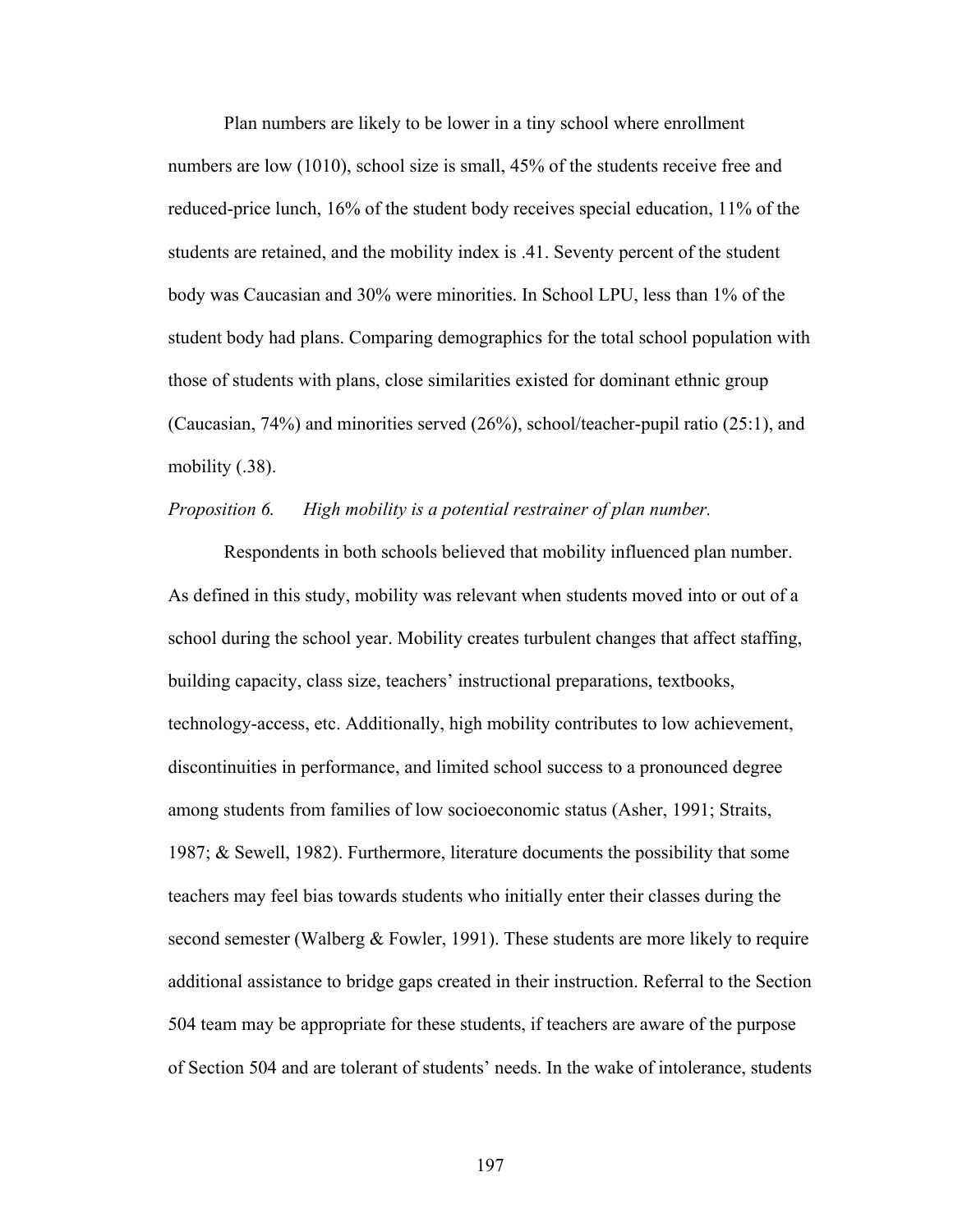Plan numbers are likely to be lower in a tiny school where enrollment numbers are low (1010), school size is small, 45% of the students receive free and reduced-price lunch, 16% of the student body receives special education, 11% of the students are retained, and the mobility index is .41. Seventy percent of the student body was Caucasian and 30% were minorities. In School LPU, less than 1% of the student body had plans. Comparing demographics for the total school population with those of students with plans, close similarities existed for dominant ethnic group (Caucasian, 74%) and minorities served (26%), school/teacher-pupil ratio (25:1), and mobility (.38).

*Proposition 6. High mobility is a potential restrainer of plan number.*

Respondents in both schools believed that mobility influenced plan number. As defined in this study, mobility was relevant when students moved into or out of a school during the school year. Mobility creates turbulent changes that affect staffing, building capacity, class size, teachers' instructional preparations, textbooks, technology-access, etc. Additionally, high mobility contributes to low achievement, discontinuities in performance, and limited school success to a pronounced degree among students from families of low socioeconomic status (Asher, 1991; Straits, 1987; & Sewell, 1982). Furthermore, literature documents the possibility that some teachers may feel bias towards students who initially enter their classes during the second semester (Walberg & Fowler, 1991). These students are more likely to require additional assistance to bridge gaps created in their instruction. Referral to the Section 504 team may be appropriate for these students, if teachers are aware of the purpose of Section 504 and are tolerant of students' needs. In the wake of intolerance, students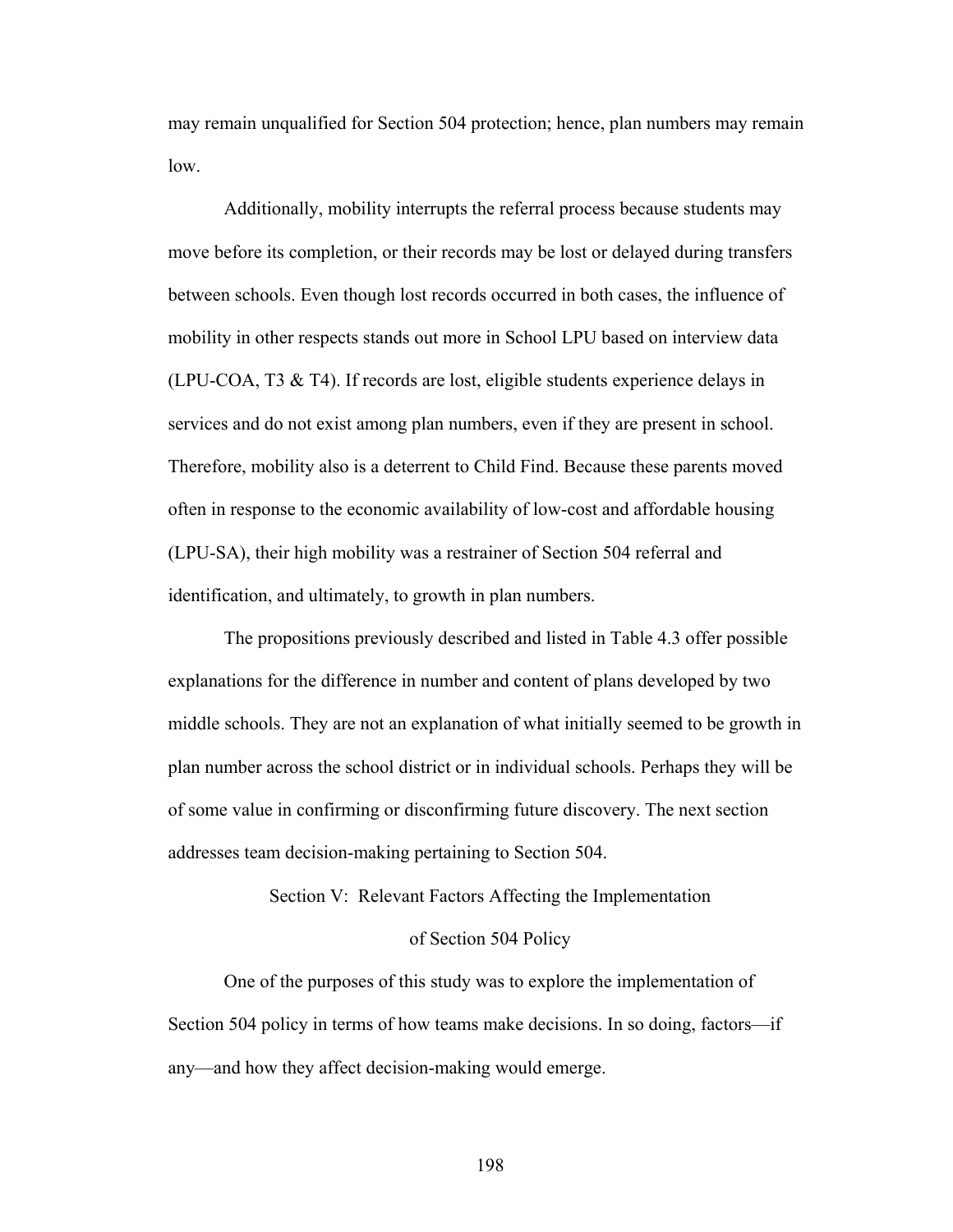may remain unqualified for Section 504 protection; hence, plan numbers may remain low.

Additionally, mobility interrupts the referral process because students may move before its completion, or their records may be lost or delayed during transfers between schools. Even though lost records occurred in both cases, the influence of mobility in other respects stands out more in School LPU based on interview data (LPU-COA, T3 & T4). If records are lost, eligible students experience delays in services and do not exist among plan numbers, even if they are present in school. Therefore, mobility also is a deterrent to Child Find. Because these parents moved often in response to the economic availability of low-cost and affordable housing (LPU-SA), their high mobility was a restrainer of Section 504 referral and identification, and ultimately, to growth in plan numbers.

The propositions previously described and listed in Table 4.3 offer possible explanations for the difference in number and content of plans developed by two middle schools. They are not an explanation of what initially seemed to be growth in plan number across the school district or in individual schools. Perhaps they will be of some value in confirming or disconfirming future discovery. The next section addresses team decision-making pertaining to Section 504.

## Section V: Relevant Factors Affecting the Implementation of Section 504 Policy

One of the purposes of this study was to explore the implementation of Section 504 policy in terms of how teams make decisions. In so doing, factors—if any—and how they affect decision-making would emerge.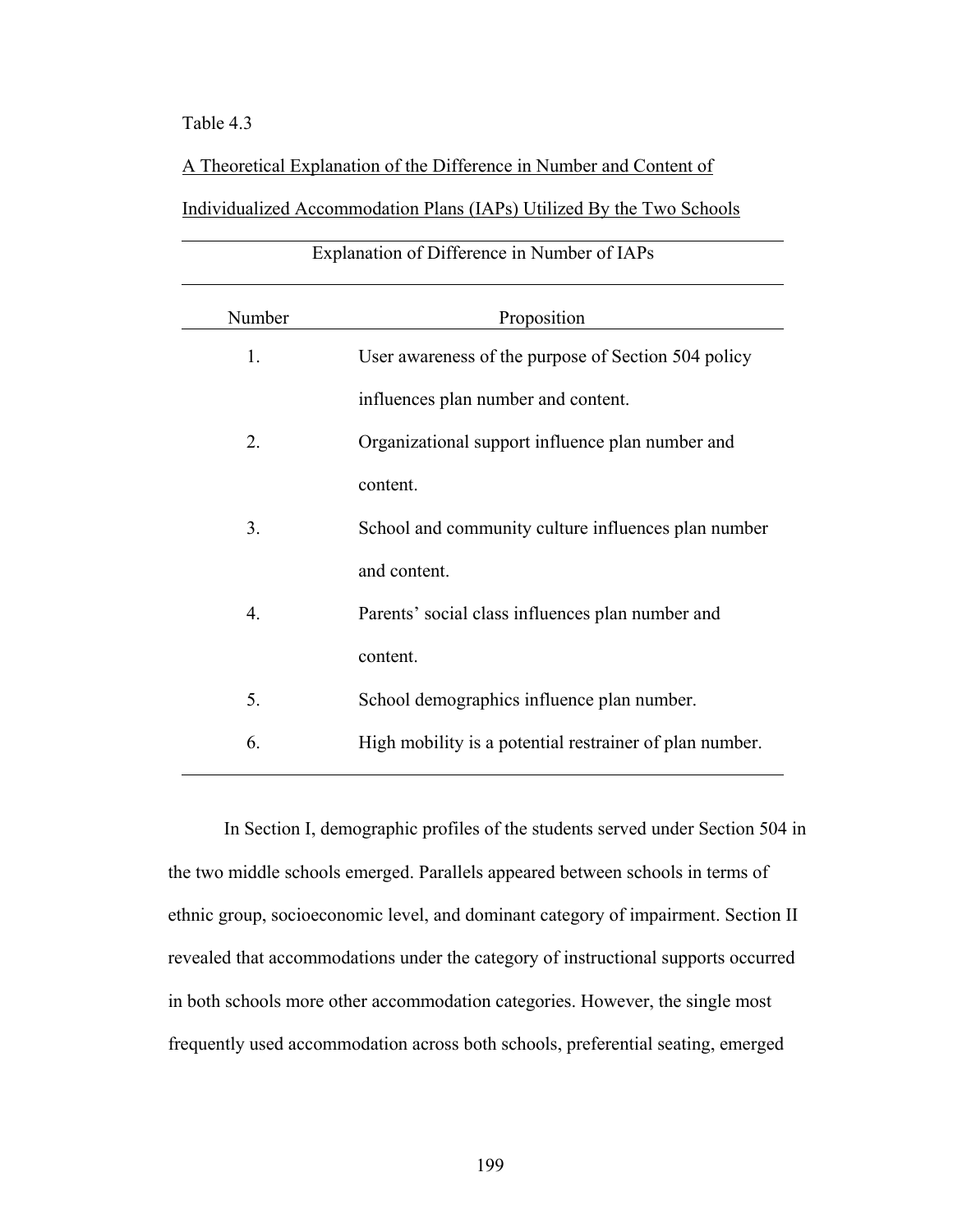Table 4.3

A Theoretical Explanation of the Difference in Number and Content of Individualized Accommodation Plans (IAPs) Utilized By the Two Schools

| Explanation of Difference in Number of IAPs | |
|---|---|
| Number | Proposition |
| 1. | User awareness of the purpose of Section 504 policy influences plan number and content. |
| 2. | Organizational support influence plan number and content. |
| 3. | School and community culture influences plan number and content. |
| 4. | Parents' social class influences plan number and content. |
| 5. | School demographics influence plan number. |
| 6. | High mobility is a potential restrainer of plan number. |

In Section I, demographic profiles of the students served under Section 504 in the two middle schools emerged. Parallels appeared between schools in terms of ethnic group, socioeconomic level, and dominant category of impairment. Section II revealed that accommodations under the category of instructional supports occurred in both schools more other accommodation categories. However, the single most frequently used accommodation across both schools, preferential seating, emerged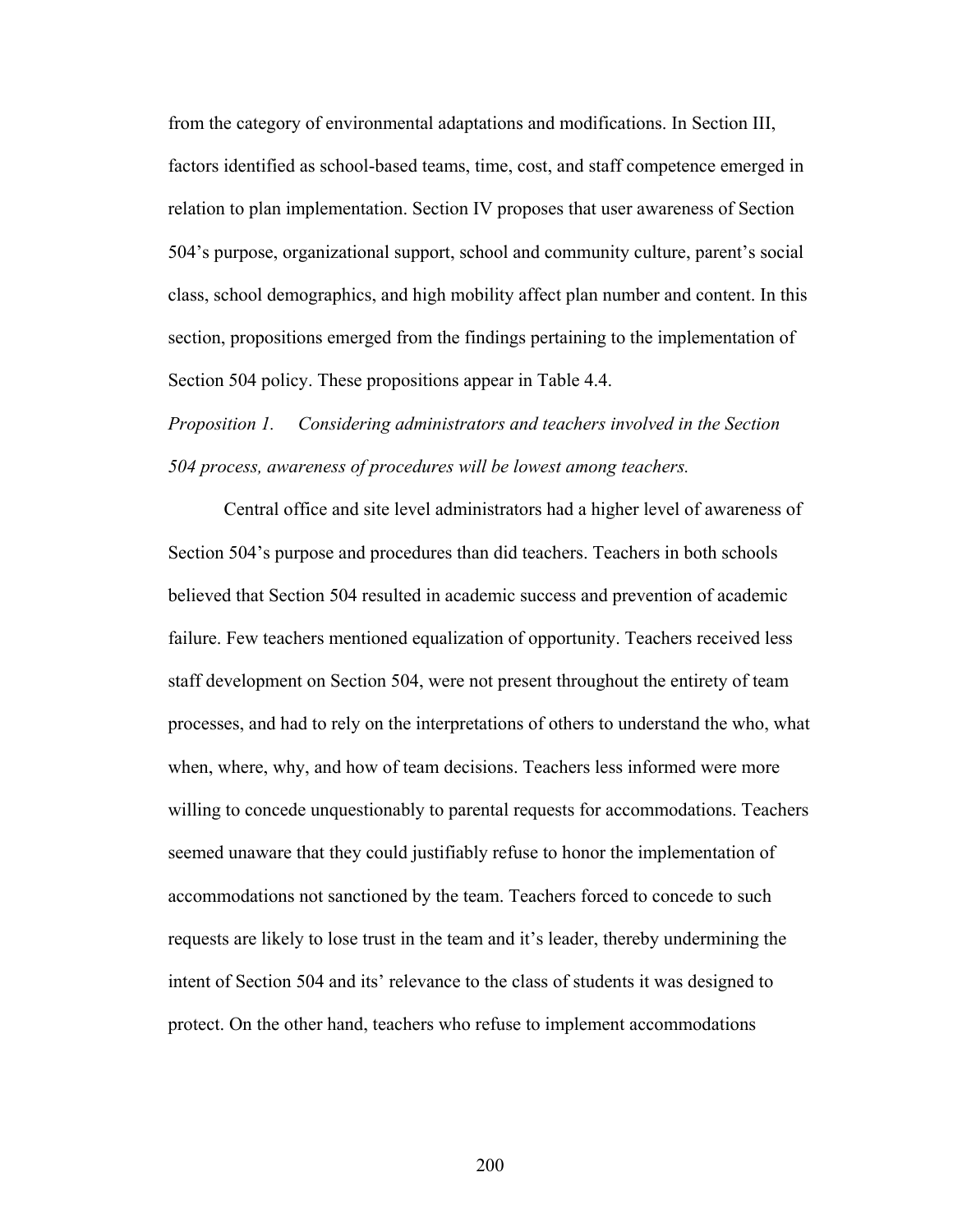from the category of environmental adaptations and modifications. In Section III, factors identified as school-based teams, time, cost, and staff competence emerged in relation to plan implementation. Section IV proposes that user awareness of Section 504's purpose, organizational support, school and community culture, parent's social class, school demographics, and high mobility affect plan number and content. In this section, propositions emerged from the findings pertaining to the implementation of Section 504 policy. These propositions appear in Table 4.4.

*Proposition 1. Considering administrators and teachers involved in the Section 504 process, awareness of procedures will be lowest among teachers.*

Central office and site level administrators had a higher level of awareness of Section 504's purpose and procedures than did teachers. Teachers in both schools believed that Section 504 resulted in academic success and prevention of academic failure. Few teachers mentioned equalization of opportunity. Teachers received less staff development on Section 504, were not present throughout the entirety of team processes, and had to rely on the interpretations of others to understand the who, what when, where, why, and how of team decisions. Teachers less informed were more willing to concede unquestionably to parental requests for accommodations. Teachers seemed unaware that they could justifiably refuse to honor the implementation of accommodations not sanctioned by the team. Teachers forced to concede to such requests are likely to lose trust in the team and it's leader, thereby undermining the intent of Section 504 and its' relevance to the class of students it was designed to protect. On the other hand, teachers who refuse to implement accommodations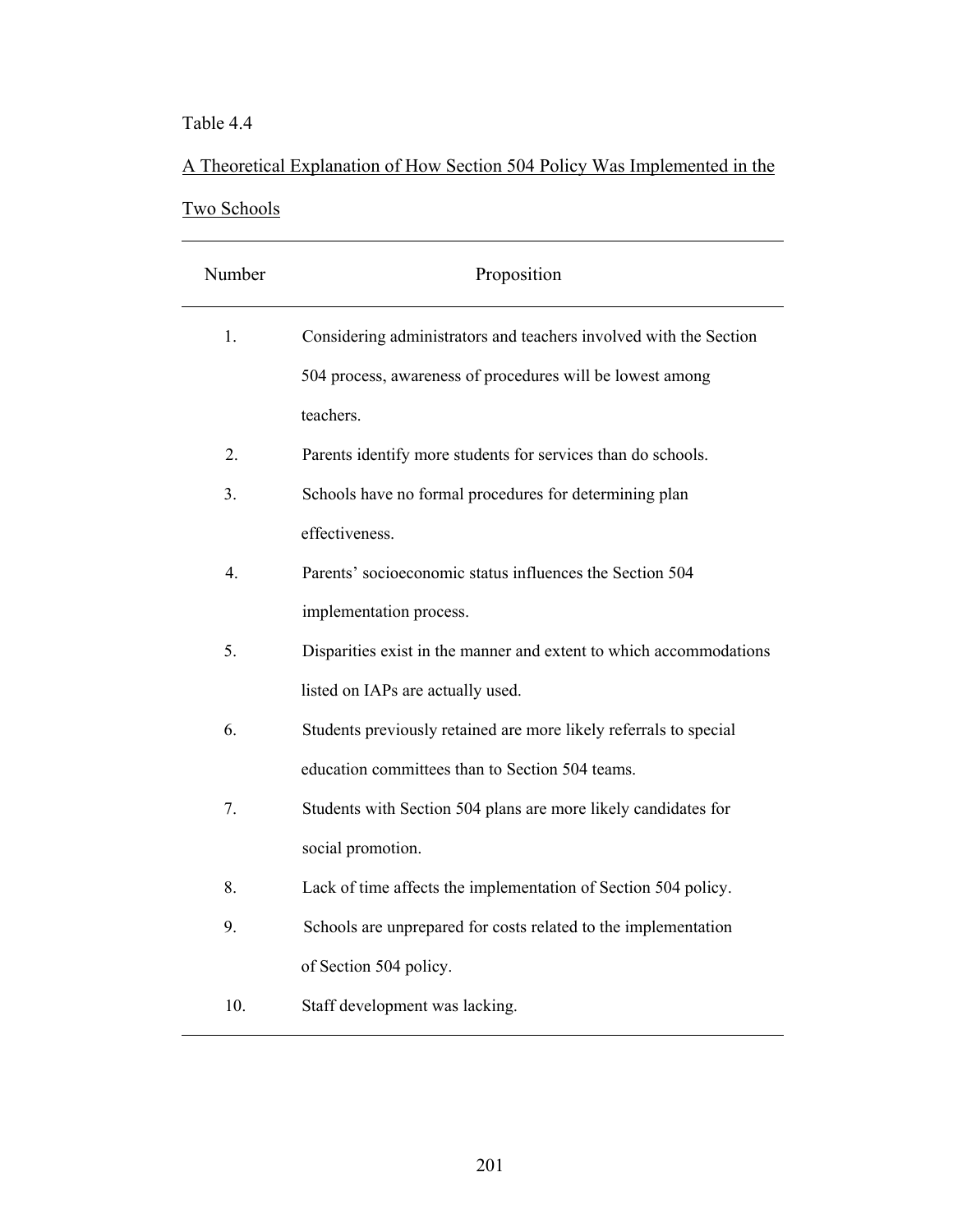Table 4.4

A Theoretical Explanation of How Section 504 Policy Was Implemented in the Two Schools

| Number | Proposition |
| --- | --- |
| 1. | Considering administrators and teachers involved with the Section 504 process, awareness of procedures will be lowest among teachers. |
| 2. | Parents identify more students for services than do schools. |
| 3. | Schools have no formal procedures for determining plan effectiveness. |
| 4. | Parents' socioeconomic status influences the Section 504 implementation process. |
| 5. | Disparities exist in the manner and extent to which accommodations listed on IAPs are actually used. |
| 6. | Students previously retained are more likely referrals to special education committees than to Section 504 teams. |
| 7. | Students with Section 504 plans are more likely candidates for social promotion. |
| 8. | Lack of time affects the implementation of Section 504 policy. |
| 9. | Schools are unprepared for costs related to the implementation of Section 504 policy. |
| 10. | Staff development was lacking. |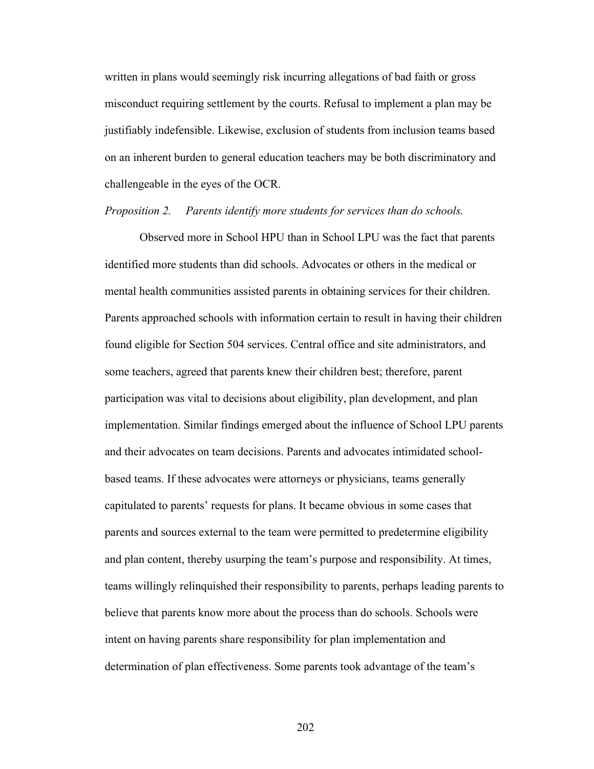written in plans would seemingly risk incurring allegations of bad faith or gross misconduct requiring settlement by the courts. Refusal to implement a plan may be justifiably indefensible. Likewise, exclusion of students from inclusion teams based on an inherent burden to general education teachers may be both discriminatory and challengeable in the eyes of the OCR.

*Proposition 2. Parents identify more students for services than do schools.*

Observed more in School HPU than in School LPU was the fact that parents identified more students than did schools. Advocates or others in the medical or mental health communities assisted parents in obtaining services for their children. Parents approached schools with information certain to result in having their children found eligible for Section 504 services. Central office and site administrators, and some teachers, agreed that parents knew their children best; therefore, parent participation was vital to decisions about eligibility, plan development, and plan implementation. Similar findings emerged about the influence of School LPU parents and their advocates on team decisions. Parents and advocates intimidated school-based teams. If these advocates were attorneys or physicians, teams generally capitulated to parents' requests for plans. It became obvious in some cases that parents and sources external to the team were permitted to predetermine eligibility and plan content, thereby usurping the team's purpose and responsibility. At times, teams willingly relinquished their responsibility to parents, perhaps leading parents to believe that parents know more about the process than do schools. Schools were intent on having parents share responsibility for plan implementation and determination of plan effectiveness. Some parents took advantage of the team's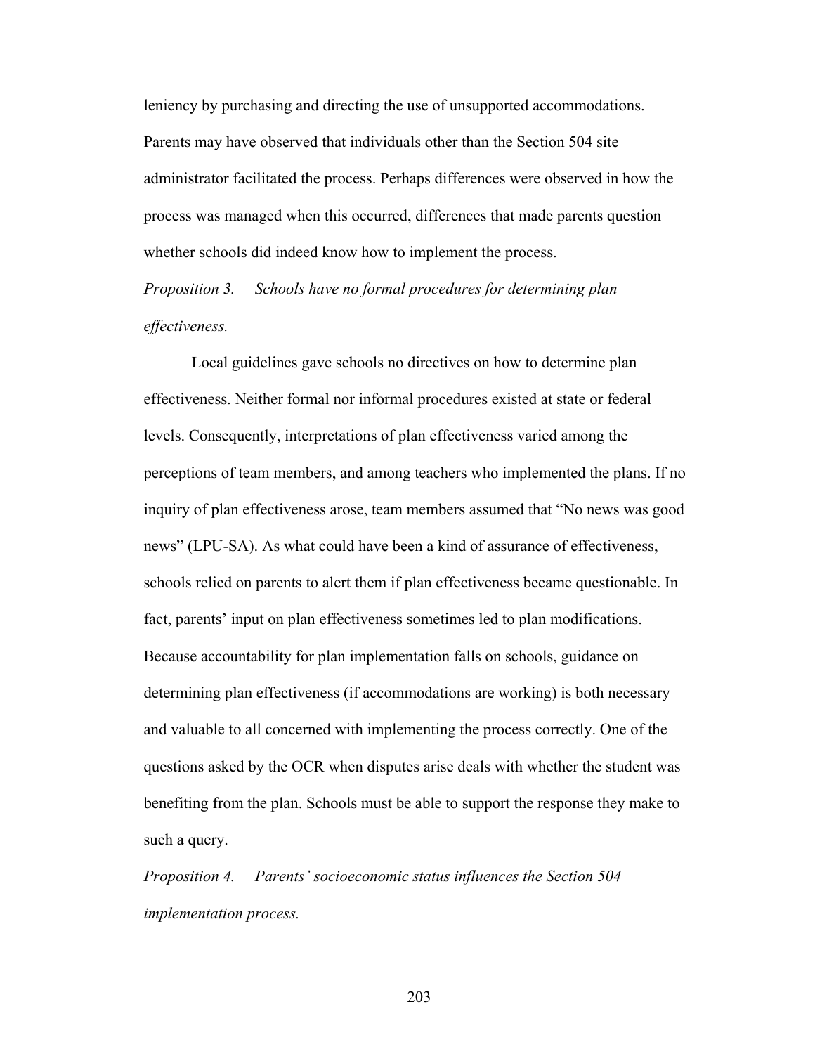leniency by purchasing and directing the use of unsupported accommodations. Parents may have observed that individuals other than the Section 504 site administrator facilitated the process. Perhaps differences were observed in how the process was managed when this occurred, differences that made parents question whether schools did indeed know how to implement the process.

*Proposition 3. Schools have no formal procedures for determining plan effectiveness.*

Local guidelines gave schools no directives on how to determine plan effectiveness. Neither formal nor informal procedures existed at state or federal levels. Consequently, interpretations of plan effectiveness varied among the perceptions of team members, and among teachers who implemented the plans. If no inquiry of plan effectiveness arose, team members assumed that "No news was good news" (LPU-SA). As what could have been a kind of assurance of effectiveness, schools relied on parents to alert them if plan effectiveness became questionable. In fact, parents' input on plan effectiveness sometimes led to plan modifications. Because accountability for plan implementation falls on schools, guidance on determining plan effectiveness (if accommodations are working) is both necessary and valuable to all concerned with implementing the process correctly. One of the questions asked by the OCR when disputes arise deals with whether the student was benefiting from the plan. Schools must be able to support the response they make to such a query.

*Proposition 4. Parents' socioeconomic status influences the Section 504 implementation process.*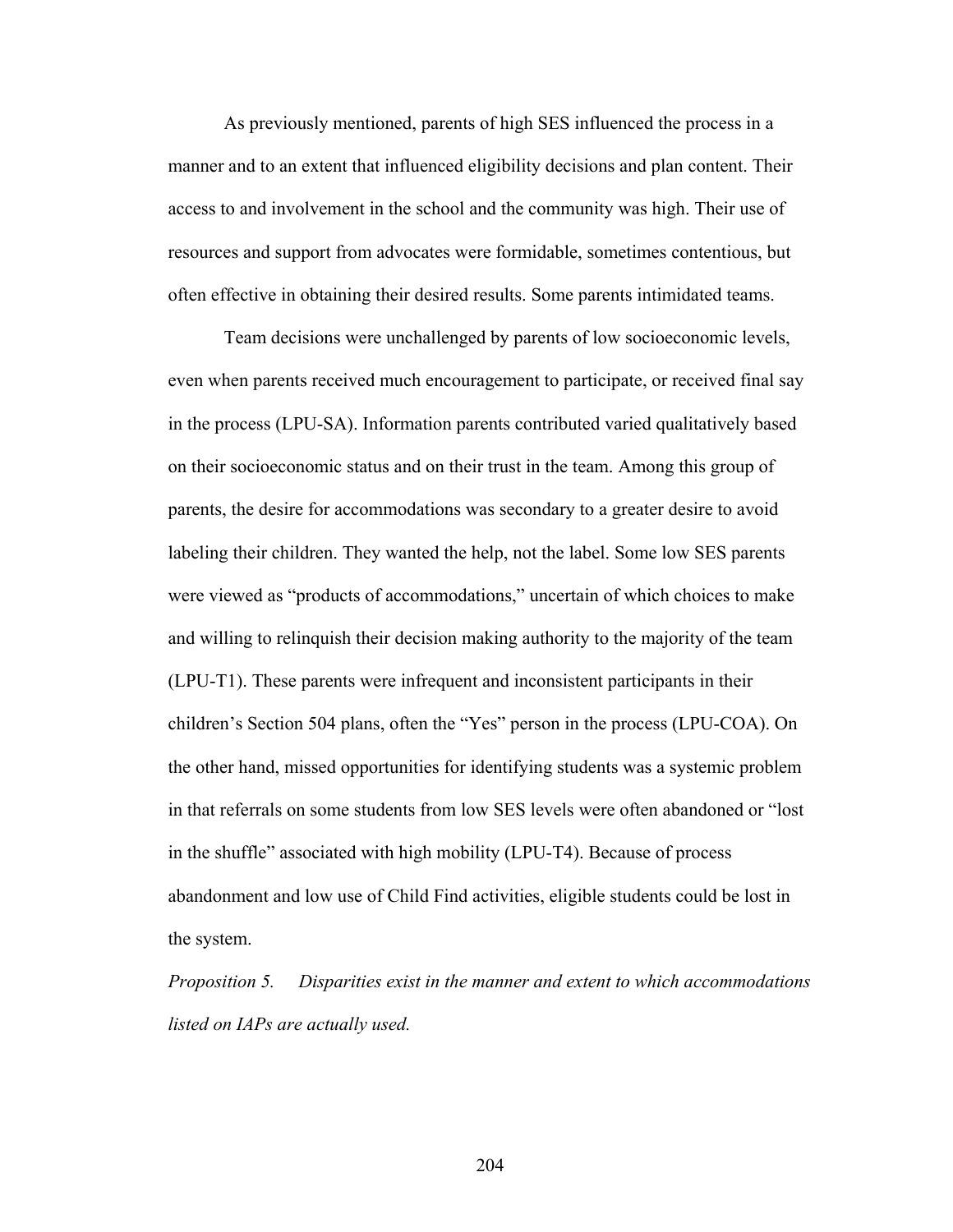As previously mentioned, parents of high SES influenced the process in a manner and to an extent that influenced eligibility decisions and plan content. Their access to and involvement in the school and the community was high. Their use of resources and support from advocates were formidable, sometimes contentious, but often effective in obtaining their desired results. Some parents intimidated teams.

Team decisions were unchallenged by parents of low socioeconomic levels, even when parents received much encouragement to participate, or received final say in the process (LPU-SA). Information parents contributed varied qualitatively based on their socioeconomic status and on their trust in the team. Among this group of parents, the desire for accommodations was secondary to a greater desire to avoid labeling their children. They wanted the help, not the label. Some low SES parents were viewed as "products of accommodations," uncertain of which choices to make and willing to relinquish their decision making authority to the majority of the team (LPU-T1). These parents were infrequent and inconsistent participants in their children's Section 504 plans, often the "Yes" person in the process (LPU-COA). On the other hand, missed opportunities for identifying students was a systemic problem in that referrals on some students from low SES levels were often abandoned or "lost in the shuffle" associated with high mobility (LPU-T4). Because of process abandonment and low use of Child Find activities, eligible students could be lost in the system.

*Proposition 5. Disparities exist in the manner and extent to which accommodations listed on IAPs are actually used.*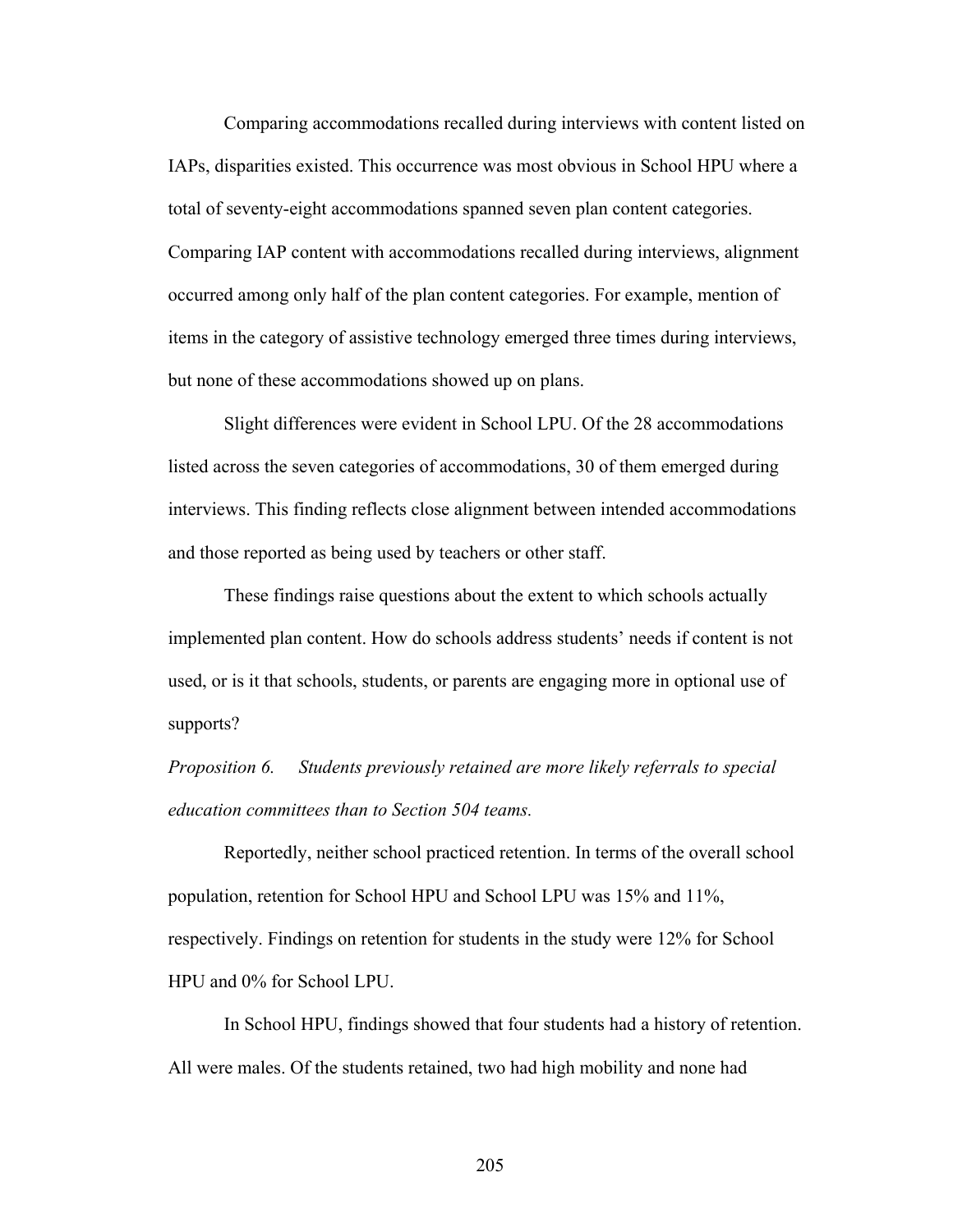Comparing accommodations recalled during interviews with content listed on IAPs, disparities existed. This occurrence was most obvious in School HPU where a total of seventy-eight accommodations spanned seven plan content categories. Comparing IAP content with accommodations recalled during interviews, alignment occurred among only half of the plan content categories. For example, mention of items in the category of assistive technology emerged three times during interviews, but none of these accommodations showed up on plans.

Slight differences were evident in School LPU. Of the 28 accommodations listed across the seven categories of accommodations, 30 of them emerged during interviews. This finding reflects close alignment between intended accommodations and those reported as being used by teachers or other staff.

These findings raise questions about the extent to which schools actually implemented plan content. How do schools address students' needs if content is not used, or is it that schools, students, or parents are engaging more in optional use of supports?

*Proposition 6. Students previously retained are more likely referrals to special education committees than to Section 504 teams.*

Reportedly, neither school practiced retention. In terms of the overall school population, retention for School HPU and School LPU was 15% and 11%, respectively. Findings on retention for students in the study were 12% for School HPU and 0% for School LPU.

In School HPU, findings showed that four students had a history of retention. All were males. Of the students retained, two had high mobility and none had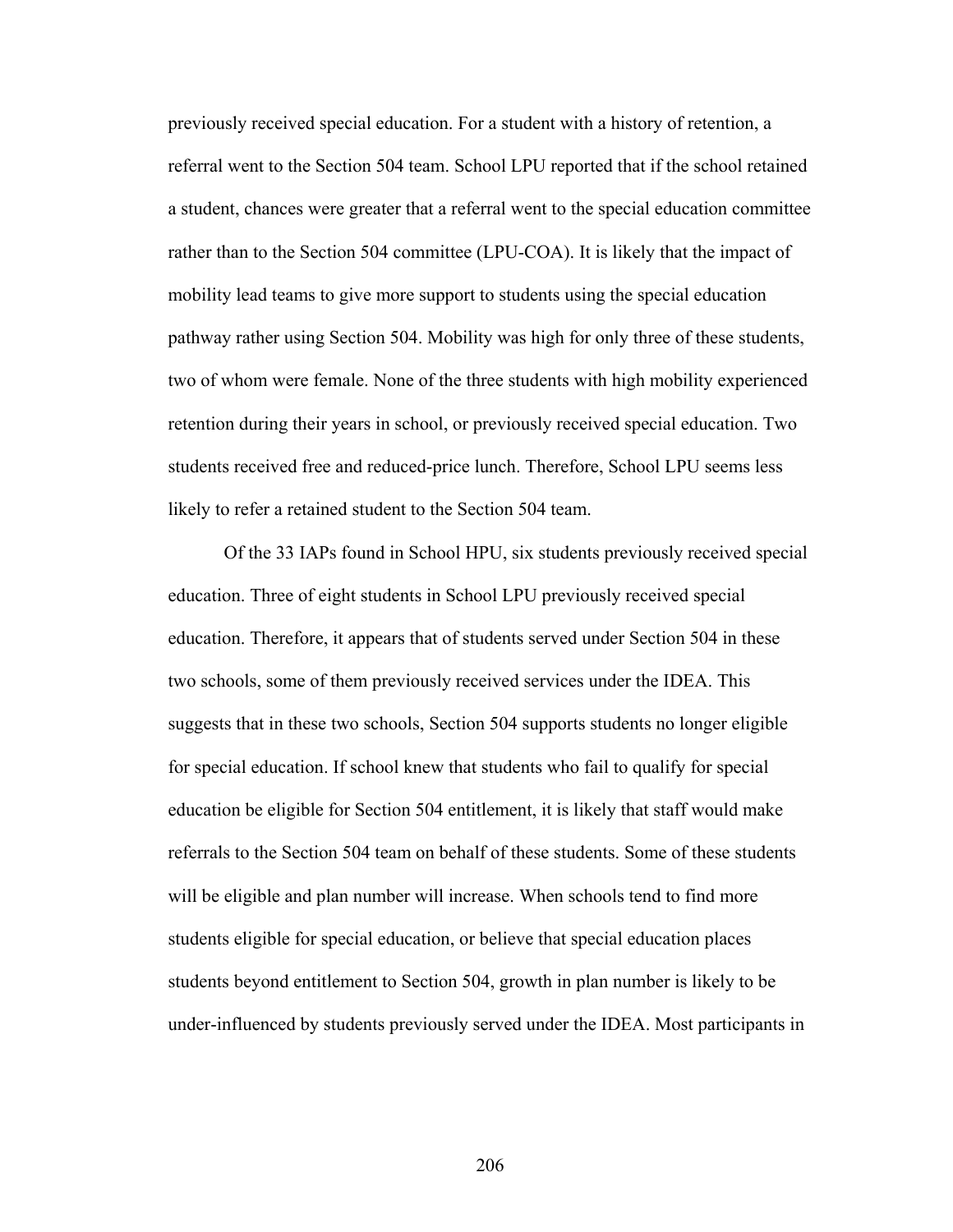previously received special education. For a student with a history of retention, a referral went to the Section 504 team. School LPU reported that if the school retained a student, chances were greater that a referral went to the special education committee rather than to the Section 504 committee (LPU-COA). It is likely that the impact of mobility lead teams to give more support to students using the special education pathway rather using Section 504. Mobility was high for only three of these students, two of whom were female. None of the three students with high mobility experienced retention during their years in school, or previously received special education. Two students received free and reduced-price lunch. Therefore, School LPU seems less likely to refer a retained student to the Section 504 team.

Of the 33 IAPs found in School HPU, six students previously received special education. Three of eight students in School LPU previously received special education. Therefore, it appears that of students served under Section 504 in these two schools, some of them previously received services under the IDEA. This suggests that in these two schools, Section 504 supports students no longer eligible for special education. If school knew that students who fail to qualify for special education be eligible for Section 504 entitlement, it is likely that staff would make referrals to the Section 504 team on behalf of these students. Some of these students will be eligible and plan number will increase. When schools tend to find more students eligible for special education, or believe that special education places students beyond entitlement to Section 504, growth in plan number is likely to be under-influenced by students previously served under the IDEA. Most participants in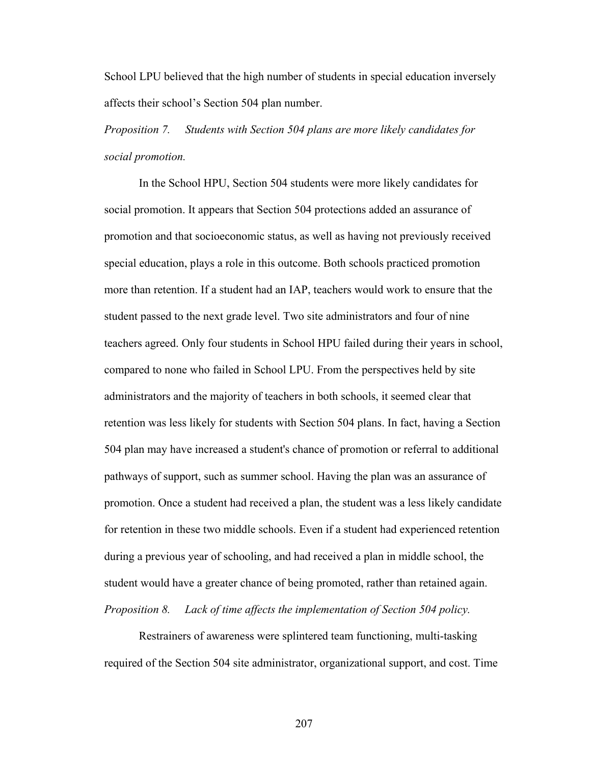School LPU believed that the high number of students in special education inversely affects their school's Section 504 plan number.

*Proposition 7. Students with Section 504 plans are more likely candidates for social promotion.*

In the School HPU, Section 504 students were more likely candidates for social promotion. It appears that Section 504 protections added an assurance of promotion and that socioeconomic status, as well as having not previously received special education, plays a role in this outcome. Both schools practiced promotion more than retention. If a student had an IAP, teachers would work to ensure that the student passed to the next grade level. Two site administrators and four of nine teachers agreed. Only four students in School HPU failed during their years in school, compared to none who failed in School LPU. From the perspectives held by site administrators and the majority of teachers in both schools, it seemed clear that retention was less likely for students with Section 504 plans. In fact, having a Section 504 plan may have increased a student's chance of promotion or referral to additional pathways of support, such as summer school. Having the plan was an assurance of promotion. Once a student had received a plan, the student was a less likely candidate for retention in these two middle schools. Even if a student had experienced retention during a previous year of schooling, and had received a plan in middle school, the student would have a greater chance of being promoted, rather than retained again.

*Proposition 8. Lack of time affects the implementation of Section 504 policy.*

Restrainers of awareness were splintered team functioning, multi-tasking required of the Section 504 site administrator, organizational support, and cost. Time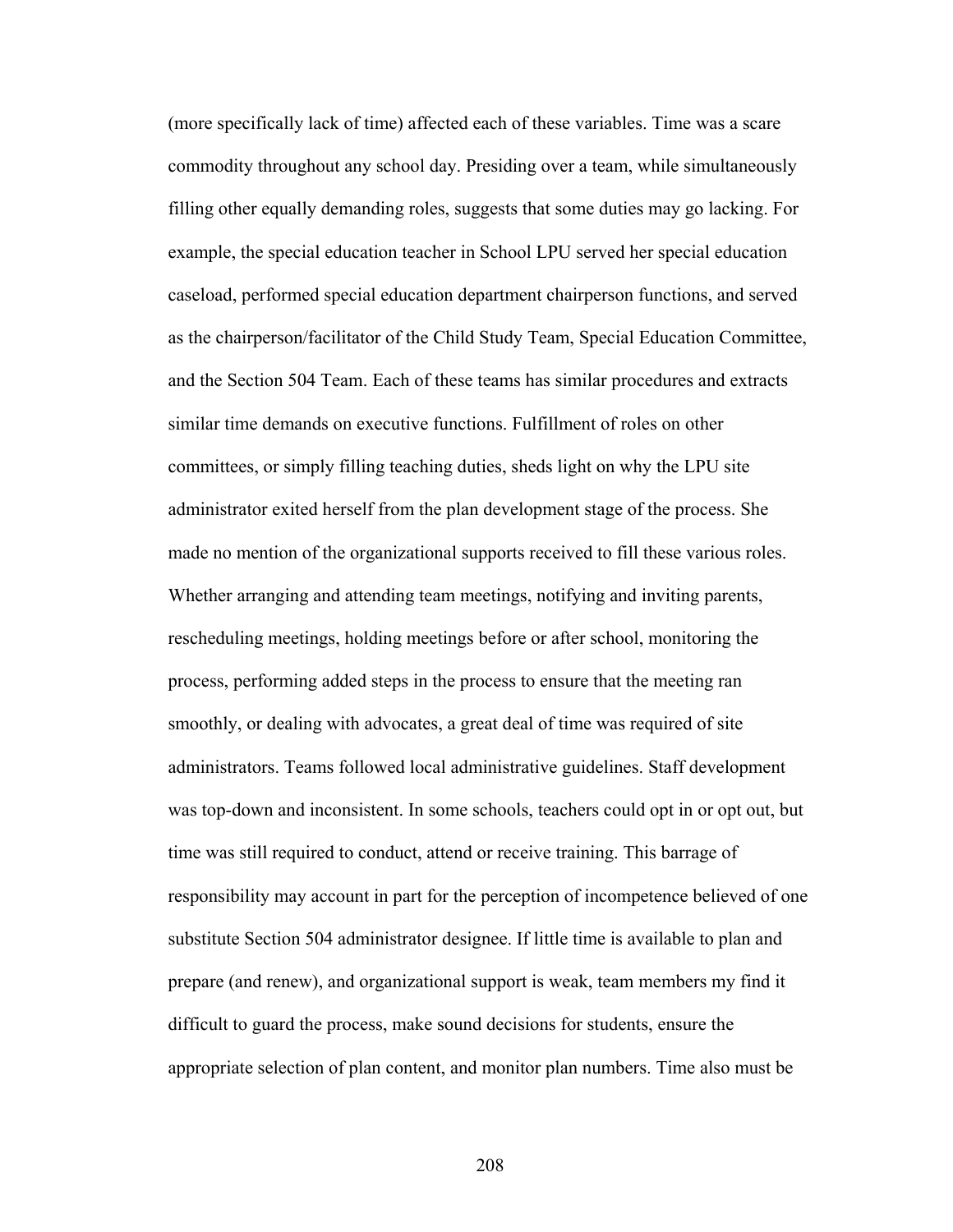(more specifically lack of time) affected each of these variables. Time was a scare commodity throughout any school day. Presiding over a team, while simultaneously filling other equally demanding roles, suggests that some duties may go lacking. For example, the special education teacher in School LPU served her special education caseload, performed special education department chairperson functions, and served as the chairperson/facilitator of the Child Study Team, Special Education Committee, and the Section 504 Team. Each of these teams has similar procedures and extracts similar time demands on executive functions. Fulfillment of roles on other committees, or simply filling teaching duties, sheds light on why the LPU site administrator exited herself from the plan development stage of the process. She made no mention of the organizational supports received to fill these various roles. Whether arranging and attending team meetings, notifying and inviting parents, rescheduling meetings, holding meetings before or after school, monitoring the process, performing added steps in the process to ensure that the meeting ran smoothly, or dealing with advocates, a great deal of time was required of site administrators. Teams followed local administrative guidelines. Staff development was top-down and inconsistent. In some schools, teachers could opt in or opt out, but time was still required to conduct, attend or receive training. This barrage of responsibility may account in part for the perception of incompetence believed of one substitute Section 504 administrator designee. If little time is available to plan and prepare (and renew), and organizational support is weak, team members my find it difficult to guard the process, make sound decisions for students, ensure the appropriate selection of plan content, and monitor plan numbers. Time also must be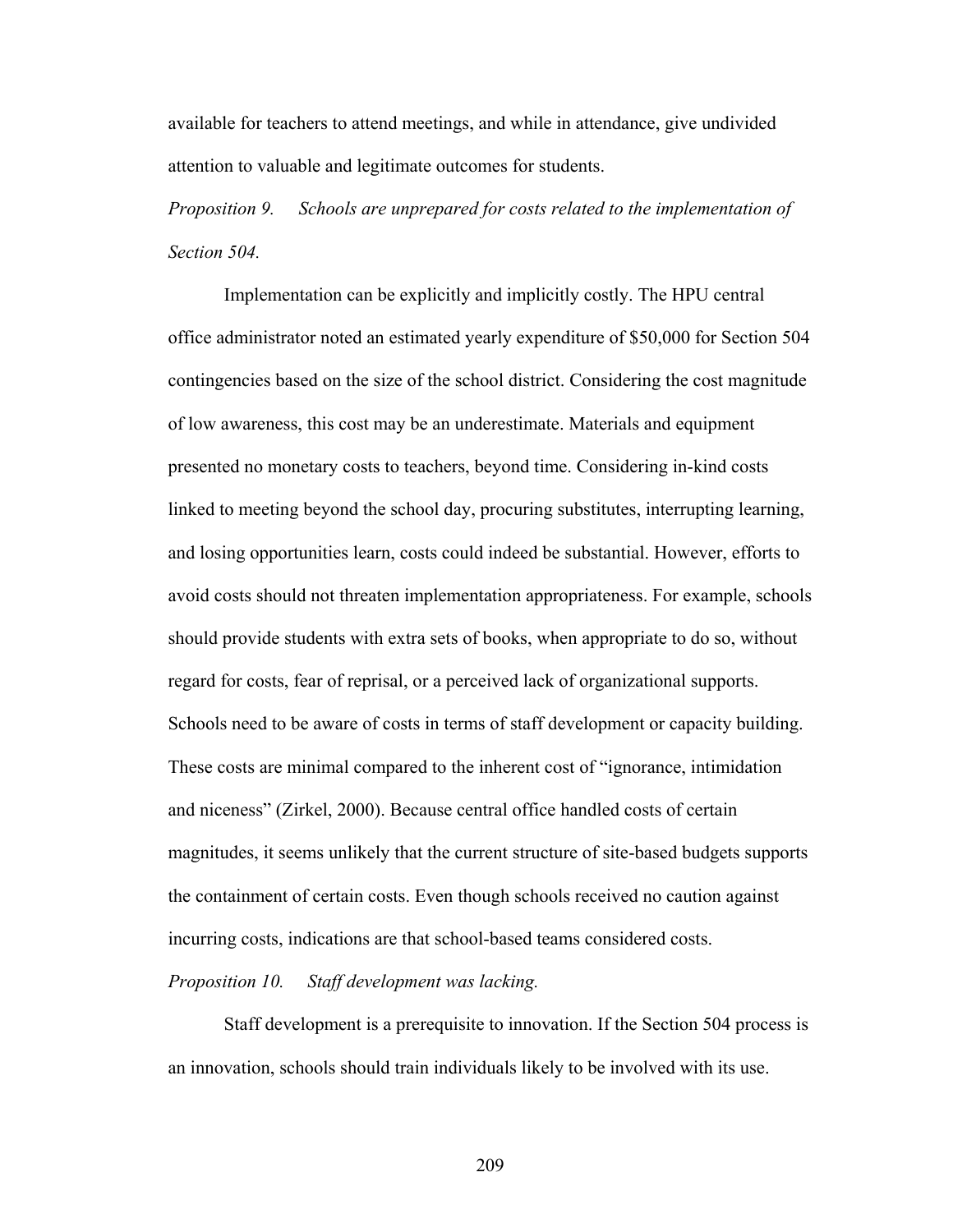available for teachers to attend meetings, and while in attendance, give undivided attention to valuable and legitimate outcomes for students.

*Proposition 9. Schools are unprepared for costs related to the implementation of Section 504.*

Implementation can be explicitly and implicitly costly. The HPU central office administrator noted an estimated yearly expenditure of $50,000 for Section 504 contingencies based on the size of the school district. Considering the cost magnitude of low awareness, this cost may be an underestimate. Materials and equipment presented no monetary costs to teachers, beyond time. Considering in-kind costs linked to meeting beyond the school day, procuring substitutes, interrupting learning, and losing opportunities learn, costs could indeed be substantial. However, efforts to avoid costs should not threaten implementation appropriateness. For example, schools should provide students with extra sets of books, when appropriate to do so, without regard for costs, fear of reprisal, or a perceived lack of organizational supports. Schools need to be aware of costs in terms of staff development or capacity building. These costs are minimal compared to the inherent cost of "ignorance, intimidation and niceness" (Zirkel, 2000). Because central office handled costs of certain magnitudes, it seems unlikely that the current structure of site-based budgets supports the containment of certain costs. Even though schools received no caution against incurring costs, indications are that school-based teams considered costs.

*Proposition 10. Staff development was lacking.*

Staff development is a prerequisite to innovation. If the Section 504 process is an innovation, schools should train individuals likely to be involved with its use.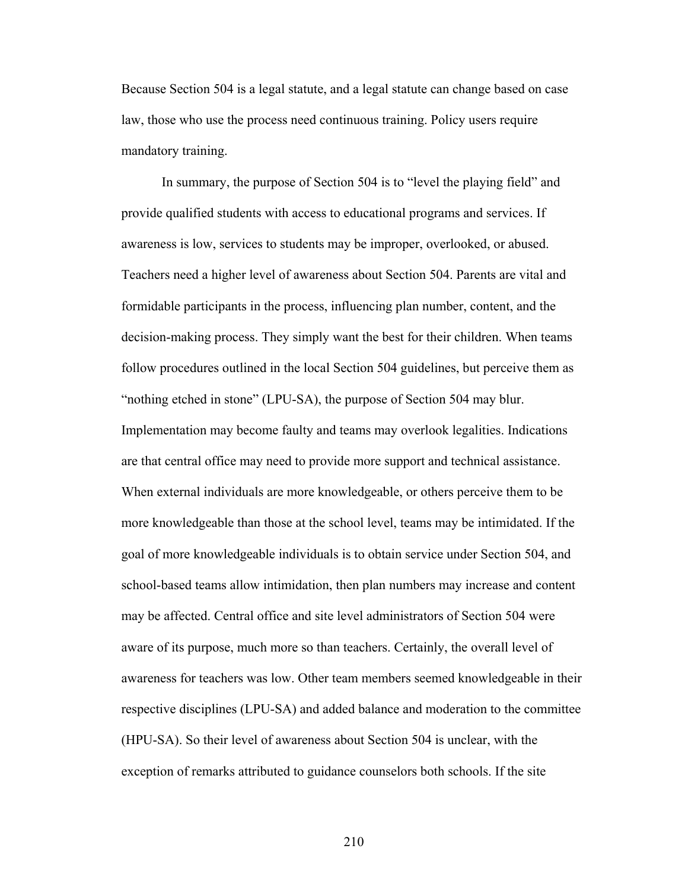Because Section 504 is a legal statute, and a legal statute can change based on case law, those who use the process need continuous training. Policy users require mandatory training.

In summary, the purpose of Section 504 is to "level the playing field" and provide qualified students with access to educational programs and services. If awareness is low, services to students may be improper, overlooked, or abused. Teachers need a higher level of awareness about Section 504. Parents are vital and formidable participants in the process, influencing plan number, content, and the decision-making process. They simply want the best for their children. When teams follow procedures outlined in the local Section 504 guidelines, but perceive them as "nothing etched in stone" (LPU-SA), the purpose of Section 504 may blur. Implementation may become faulty and teams may overlook legalities. Indications are that central office may need to provide more support and technical assistance. When external individuals are more knowledgeable, or others perceive them to be more knowledgeable than those at the school level, teams may be intimidated. If the goal of more knowledgeable individuals is to obtain service under Section 504, and school-based teams allow intimidation, then plan numbers may increase and content may be affected. Central office and site level administrators of Section 504 were aware of its purpose, much more so than teachers. Certainly, the overall level of awareness for teachers was low. Other team members seemed knowledgeable in their respective disciplines (LPU-SA) and added balance and moderation to the committee (HPU-SA). So their level of awareness about Section 504 is unclear, with the exception of remarks attributed to guidance counselors both schools. If the site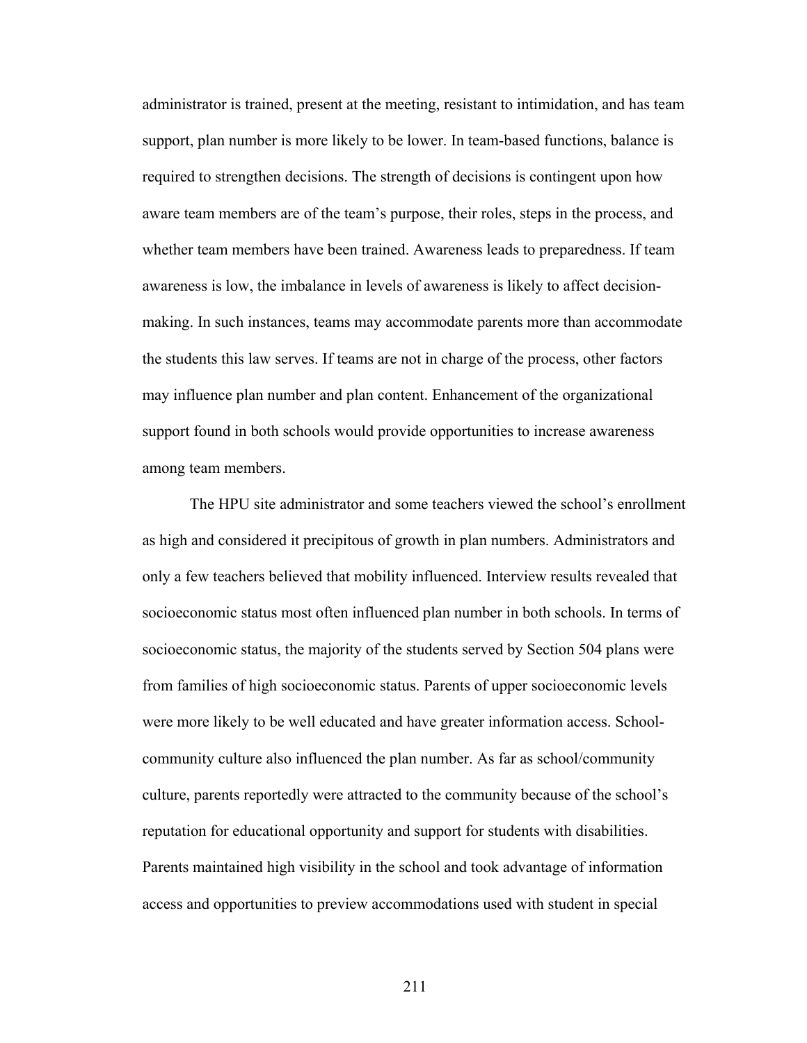administrator is trained, present at the meeting, resistant to intimidation, and has team support, plan number is more likely to be lower. In team-based functions, balance is required to strengthen decisions. The strength of decisions is contingent upon how aware team members are of the team's purpose, their roles, steps in the process, and whether team members have been trained. Awareness leads to preparedness. If team awareness is low, the imbalance in levels of awareness is likely to affect decision-making. In such instances, teams may accommodate parents more than accommodate the students this law serves. If teams are not in charge of the process, other factors may influence plan number and plan content. Enhancement of the organizational support found in both schools would provide opportunities to increase awareness among team members.

The HPU site administrator and some teachers viewed the school's enrollment as high and considered it precipitous of growth in plan numbers. Administrators and only a few teachers believed that mobility influenced. Interview results revealed that socioeconomic status most often influenced plan number in both schools. In terms of socioeconomic status, the majority of the students served by Section 504 plans were from families of high socioeconomic status. Parents of upper socioeconomic levels were more likely to be well educated and have greater information access. School-community culture also influenced the plan number. As far as school/community culture, parents reportedly were attracted to the community because of the school's reputation for educational opportunity and support for students with disabilities. Parents maintained high visibility in the school and took advantage of information access and opportunities to preview accommodations used with student in special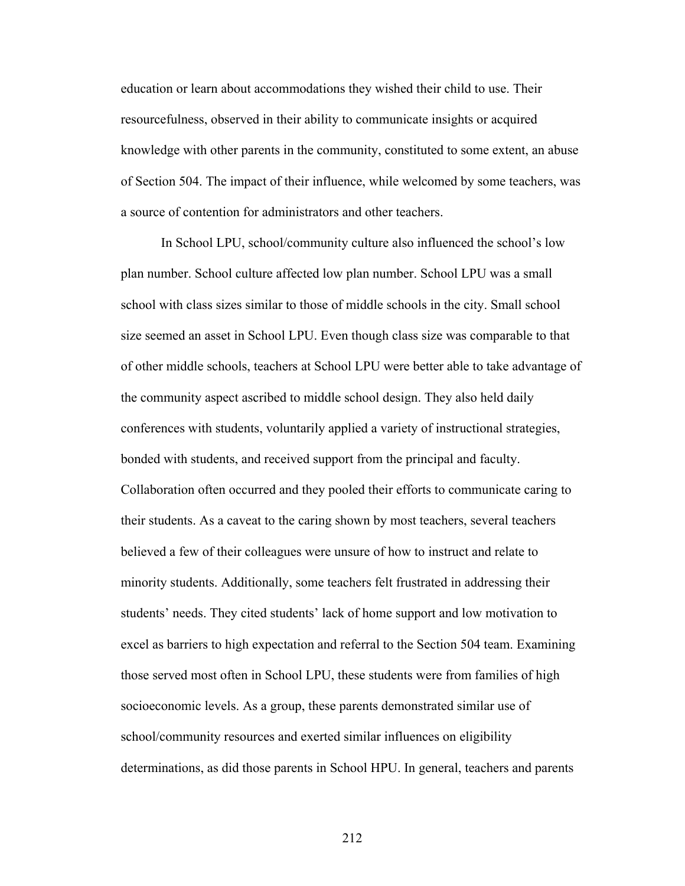education or learn about accommodations they wished their child to use. Their resourcefulness, observed in their ability to communicate insights or acquired knowledge with other parents in the community, constituted to some extent, an abuse of Section 504. The impact of their influence, while welcomed by some teachers, was a source of contention for administrators and other teachers.

In School LPU, school/community culture also influenced the school's low plan number. School culture affected low plan number. School LPU was a small school with class sizes similar to those of middle schools in the city. Small school size seemed an asset in School LPU. Even though class size was comparable to that of other middle schools, teachers at School LPU were better able to take advantage of the community aspect ascribed to middle school design. They also held daily conferences with students, voluntarily applied a variety of instructional strategies, bonded with students, and received support from the principal and faculty. Collaboration often occurred and they pooled their efforts to communicate caring to their students. As a caveat to the caring shown by most teachers, several teachers believed a few of their colleagues were unsure of how to instruct and relate to minority students. Additionally, some teachers felt frustrated in addressing their students' needs. They cited students' lack of home support and low motivation to excel as barriers to high expectation and referral to the Section 504 team. Examining those served most often in School LPU, these students were from families of high socioeconomic levels. As a group, these parents demonstrated similar use of school/community resources and exerted similar influences on eligibility determinations, as did those parents in School HPU. In general, teachers and parents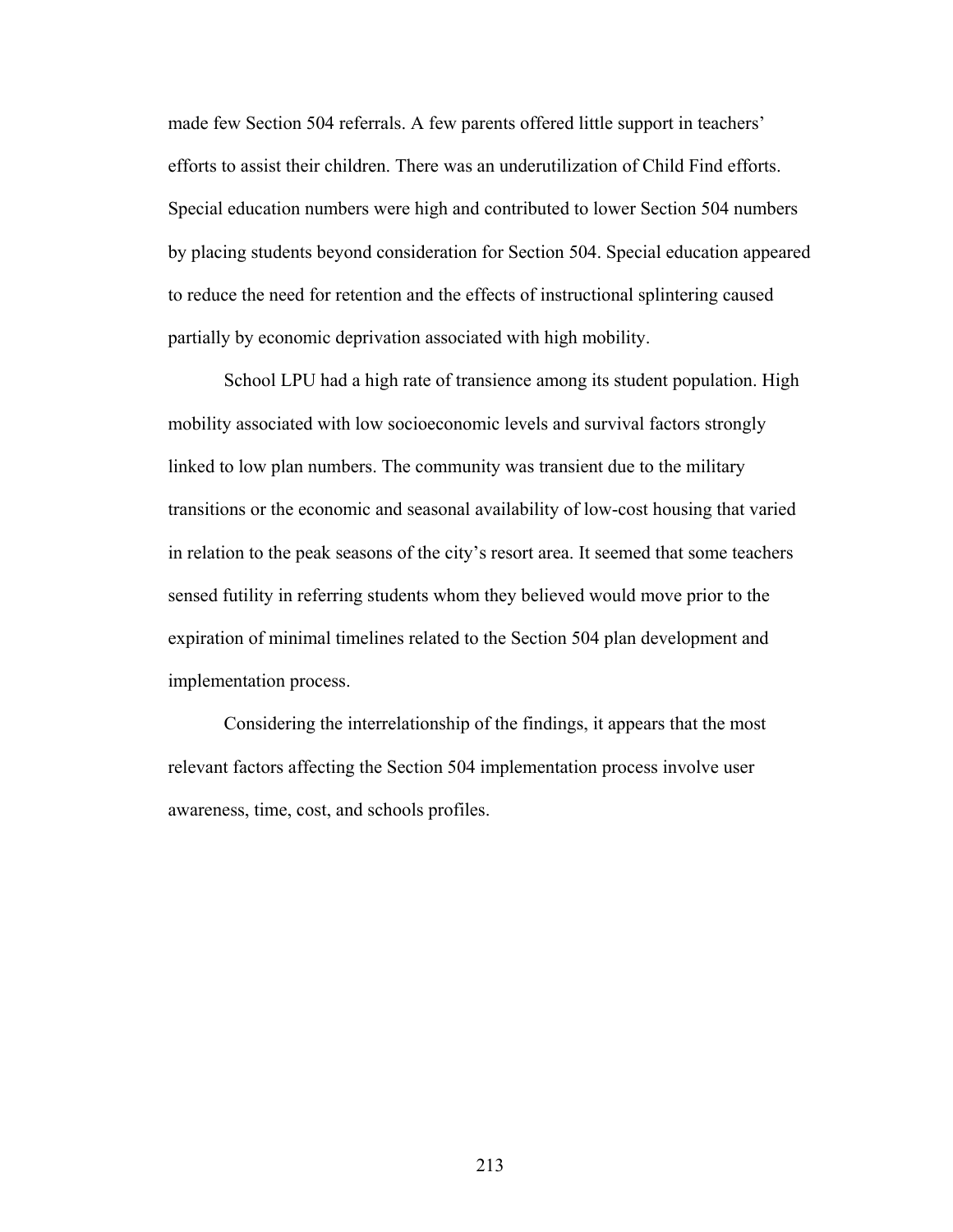made few Section 504 referrals. A few parents offered little support in teachers' efforts to assist their children. There was an underutilization of Child Find efforts. Special education numbers were high and contributed to lower Section 504 numbers by placing students beyond consideration for Section 504. Special education appeared to reduce the need for retention and the effects of instructional splintering caused partially by economic deprivation associated with high mobility.

School LPU had a high rate of transience among its student population. High mobility associated with low socioeconomic levels and survival factors strongly linked to low plan numbers. The community was transient due to the military transitions or the economic and seasonal availability of low-cost housing that varied in relation to the peak seasons of the city's resort area. It seemed that some teachers sensed futility in referring students whom they believed would move prior to the expiration of minimal timelines related to the Section 504 plan development and implementation process.

Considering the interrelationship of the findings, it appears that the most relevant factors affecting the Section 504 implementation process involve user awareness, time, cost, and schools profiles.